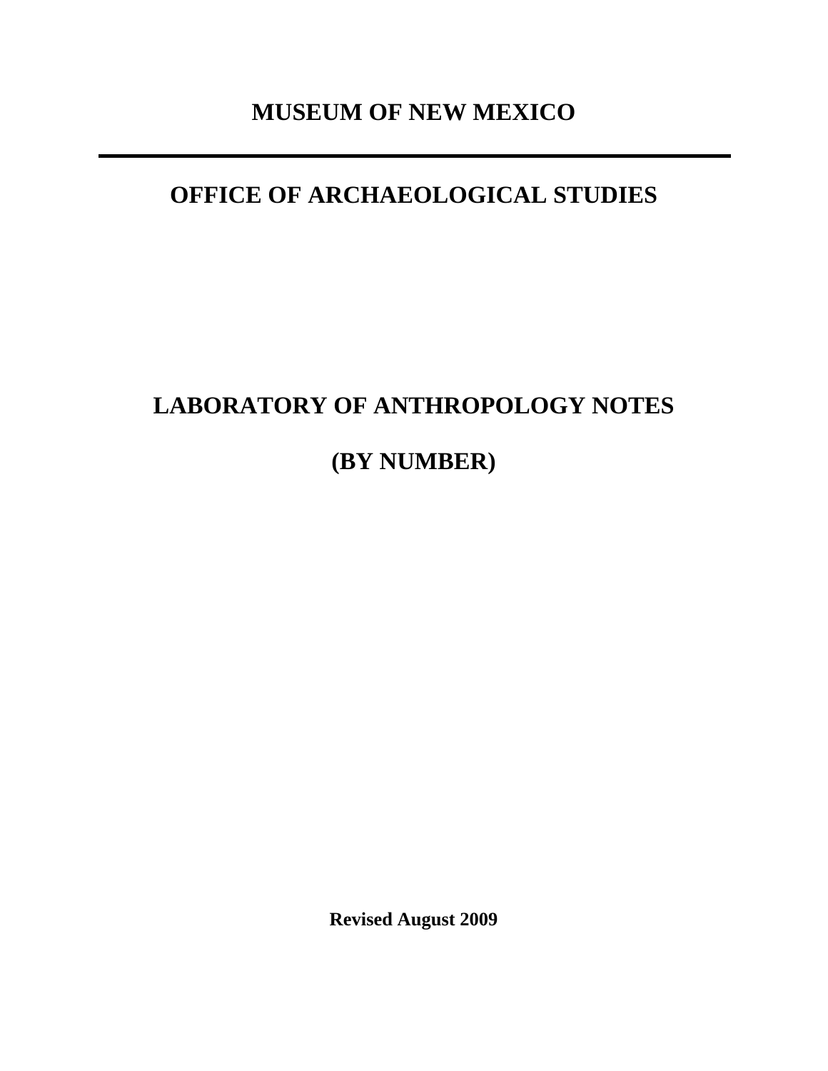# MUSEUM OF NEW MEXICO

---

## OFFICE OF ARCHAEOLOGICAL STUDIES

# LABORATORY OF ANTHROPOLOGY NOTES

# (BY NUMBER)

**Revised August 2009**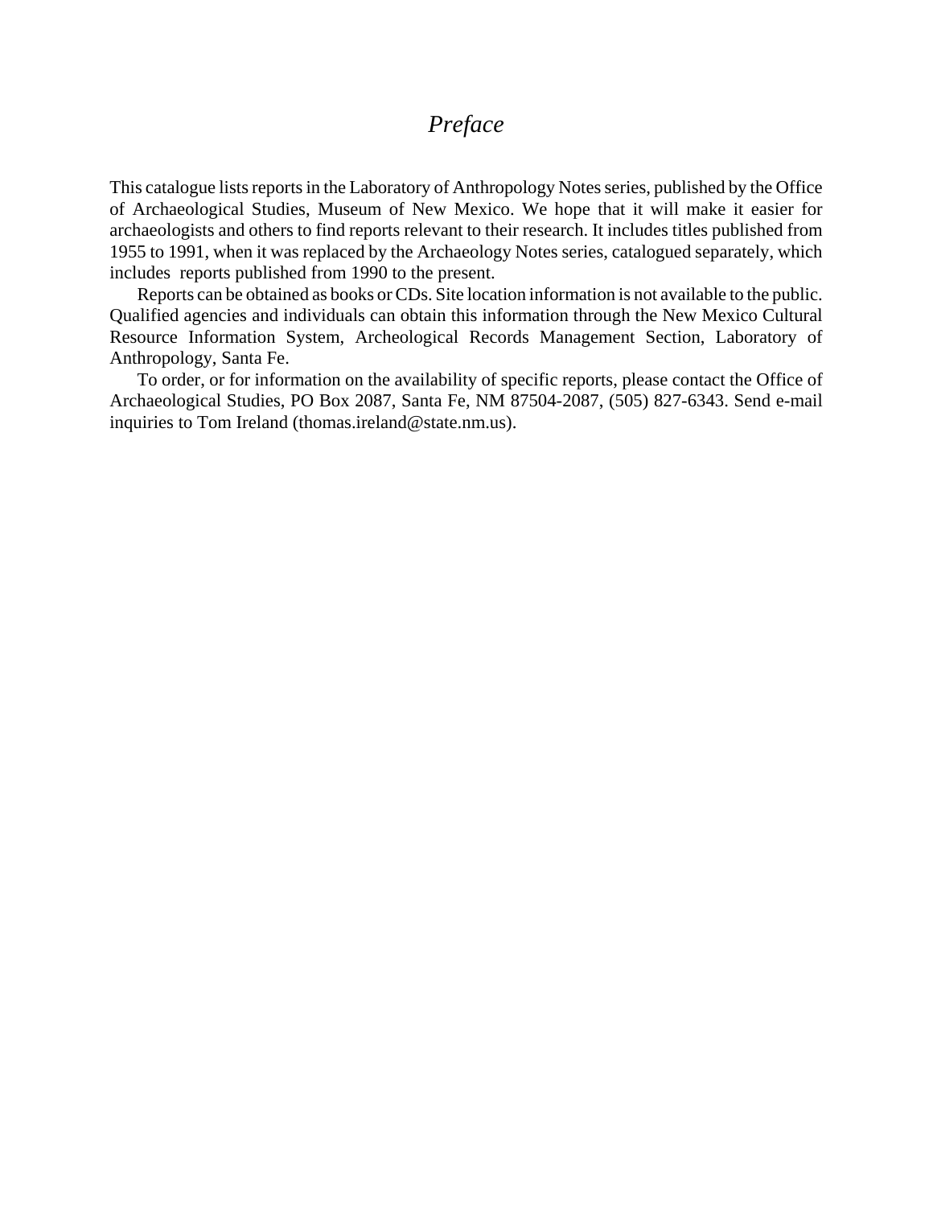# *Preface*

This catalogue lists reports in the Laboratory of Anthropology Notes series, published by the Office of Archaeological Studies, Museum of New Mexico. We hope that it will make it easier for archaeologists and others to find reports relevant to their research. It includes titles published from 1955 to 1991, when it was replaced by the Archaeology Notes series, catalogued separately, which includes reports published from 1990 to the present.

Reports can be obtained as books or CDs. Site location information is not available to the public. Qualified agencies and individuals can obtain this information through the New Mexico Cultural Resource Information System, Archeological Records Management Section, Laboratory of Anthropology, Santa Fe.

To order, or for information on the availability of specific reports, please contact the Office of Archaeological Studies, PO Box 2087, Santa Fe, NM 87504-2087, (505) 827-6343. Send e-mail inquiries to Tom Ireland (thomas.ireland@state.nm.us).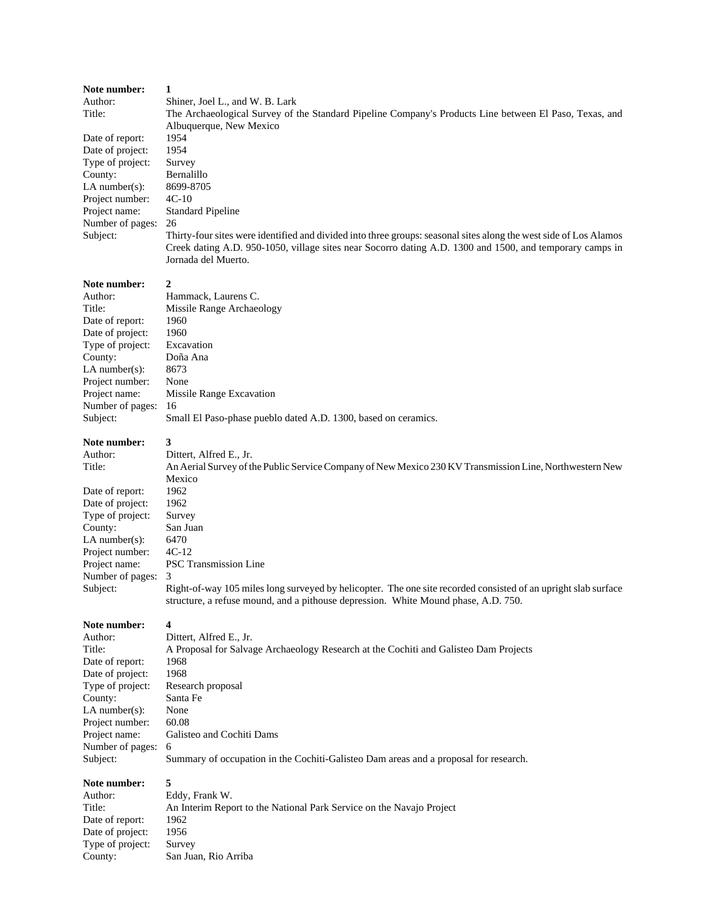**Note number:** 1
Author: Shiner, Joel L., and W. B. Lark
Title: The Archaeological Survey of the Standard Pipeline Company's Products Line between El Paso, Texas, and Albuquerque, New Mexico
Date of report: 1954
Date of project: 1954
Type of project: Survey
County: Bernalillo
LA number(s): 8699-8705
Project number: 4C-10
Project name: Standard Pipeline
Number of pages: 26
Subject: Thirty-four sites were identified and divided into three groups: seasonal sites along the west side of Los Alamos Creek dating A.D. 950-1050, village sites near Socorro dating A.D. 1300 and 1500, and temporary camps in Jornada del Muerto.

**Note number:** 2
Author: Hammack, Laurens C.
Title: Missile Range Archaeology
Date of report: 1960
Date of project: 1960
Type of project: Excavation
County: Doña Ana
LA number(s): 8673
Project number: None
Project name: Missile Range Excavation
Number of pages: 16
Subject: Small El Paso-phase pueblo dated A.D. 1300, based on ceramics.

**Note number:** 3
Author: Dittert, Alfred E., Jr.
Title: An Aerial Survey of the Public Service Company of New Mexico 230 KV Transmission Line, Northwestern New Mexico
Date of report: 1962
Date of project: 1962
Type of project: Survey
County: San Juan
LA number(s): 6470
Project number: 4C-12
Project name: PSC Transmission Line
Number of pages: 3
Subject: Right-of-way 105 miles long surveyed by helicopter. The one site recorded consisted of an upright slab surface structure, a refuse mound, and a pithouse depression. White Mound phase, A.D. 750.

**Note number:** 4
Author: Dittert, Alfred E., Jr.
Title: A Proposal for Salvage Archaeology Research at the Cochiti and Galisteo Dam Projects
Date of report: 1968
Date of project: 1968
Type of project: Research proposal
County: Santa Fe
LA number(s): None
Project number: 60.08
Project name: Galisteo and Cochiti Dams
Number of pages: 6
Subject: Summary of occupation in the Cochiti-Galisteo Dam areas and a proposal for research.

**Note number:** 5
Author: Eddy, Frank W.
Title: An Interim Report to the National Park Service on the Navajo Project
Date of report: 1962
Date of project: 1956
Type of project: Survey
County: San Juan, Rio Arriba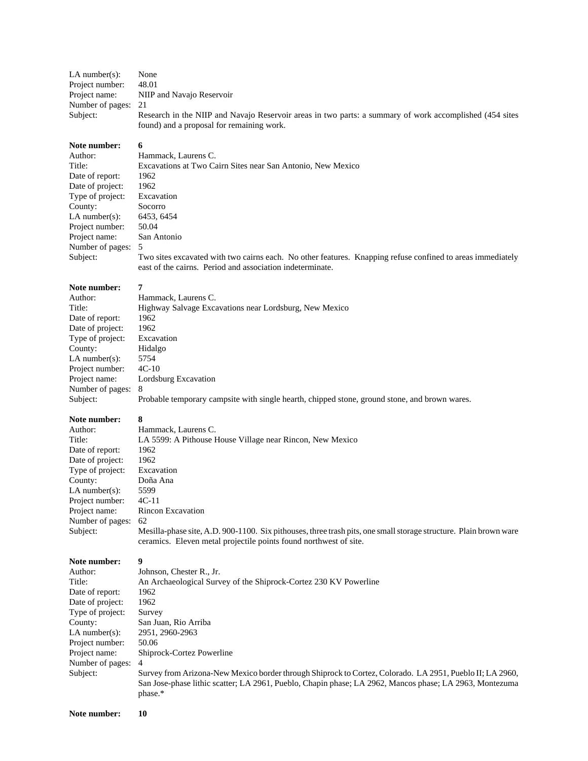LA number(s): None
Project number: 48.01
Project name: NIIP and Navajo Reservoir
Number of pages: 21
Subject: Research in the NIIP and Navajo Reservoir areas in two parts: a summary of work accomplished (454 sites found) and a proposal for remaining work.

**Note number:** **6**
Author: Hammack, Laurens C.
Title: Excavations at Two Cairn Sites near San Antonio, New Mexico
Date of report: 1962
Date of project: 1962
Type of project: Excavation
County: Socorro
LA number(s): 6453, 6454
Project number: 50.04
Project name: San Antonio
Number of pages: 5
Subject: Two sites excavated with two cairns each. No other features. Knapping refuse confined to areas immediately east of the cairns. Period and association indeterminate.

**Note number:** **7**
Author: Hammack, Laurens C.
Title: Highway Salvage Excavations near Lordsburg, New Mexico
Date of report: 1962
Date of project: 1962
Type of project: Excavation
County: Hidalgo
LA number(s): 5754
Project number: 4C-10
Project name: Lordsburg Excavation
Number of pages: 8
Subject: Probable temporary campsite with single hearth, chipped stone, ground stone, and brown wares.

**Note number:** **8**
Author: Hammack, Laurens C.
Title: LA 5599: A Pithouse House Village near Rincon, New Mexico
Date of report: 1962
Date of project: 1962
Type of project: Excavation
County: Doña Ana
LA number(s): 5599
Project number: 4C-11
Project name: Rincon Excavation
Number of pages: 62
Subject: Mesilla-phase site, A.D. 900-1100. Six pithouses, three trash pits, one small storage structure. Plain brown ware ceramics. Eleven metal projectile points found northwest of site.

**Note number:** **9**
Author: Johnson, Chester R., Jr.
Title: An Archaeological Survey of the Shiprock-Cortez 230 KV Powerline
Date of report: 1962
Date of project: 1962
Type of project: Survey
County: San Juan, Rio Arriba
LA number(s): 2951, 2960-2963
Project number: 50.06
Project name: Shiprock-Cortez Powerline
Number of pages: 4
Subject: Survey from Arizona-New Mexico border through Shiprock to Cortez, Colorado. LA 2951, Pueblo II; LA 2960, San Jose-phase lithic scatter; LA 2961, Pueblo, Chapin phase; LA 2962, Mancos phase; LA 2963, Montezuma phase.*

**Note number:** **10**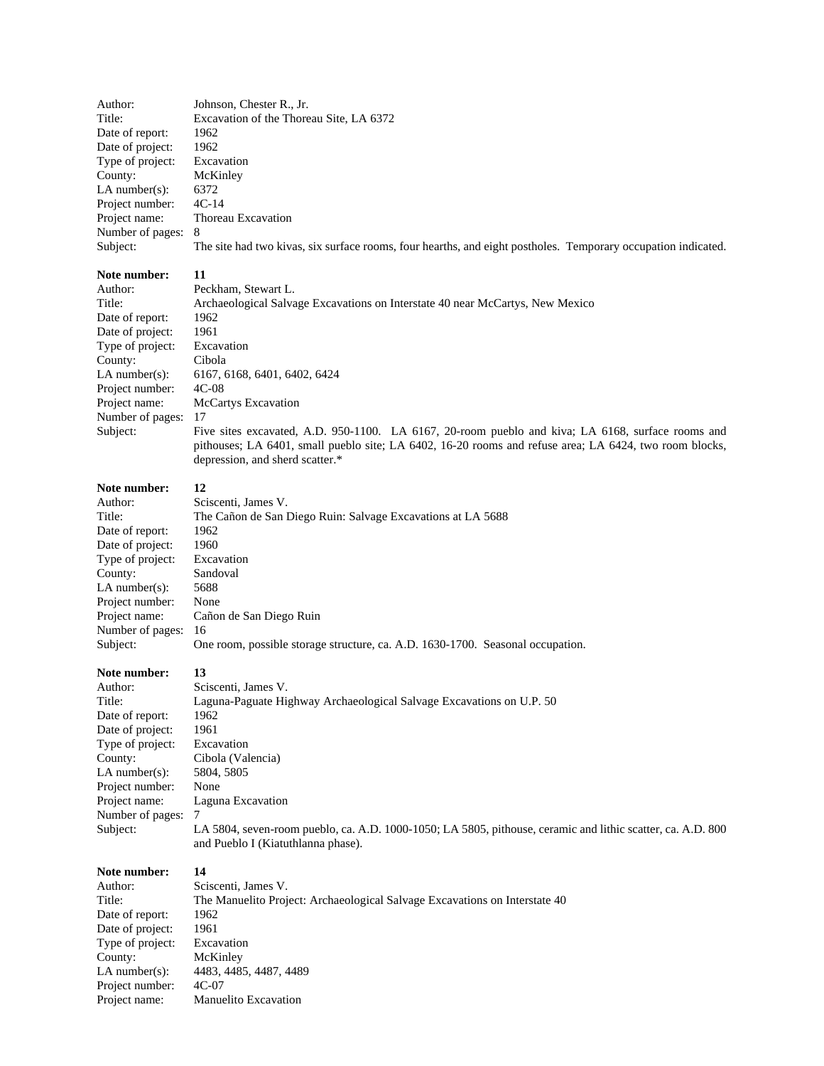Author: Johnson, Chester R., Jr.
Title: Excavation of the Thoreau Site, LA 6372
Date of report: 1962
Date of project: 1962
Type of project: Excavation
County: McKinley
LA number(s): 6372
Project number: 4C-14
Project name: Thoreau Excavation
Number of pages: 8
Subject: The site had two kivas, six surface rooms, four hearths, and eight postholes. Temporary occupation indicated.

**Note number:** **11**
Author: Peckham, Stewart L.
Title: Archaeological Salvage Excavations on Interstate 40 near McCartys, New Mexico
Date of report: 1962
Date of project: 1961
Type of project: Excavation
County: Cibola
LA number(s): 6167, 6168, 6401, 6402, 6424
Project number: 4C-08
Project name: McCartys Excavation
Number of pages: 17
Subject: Five sites excavated, A.D. 950-1100. LA 6167, 20-room pueblo and kiva; LA 6168, surface rooms and pithouses; LA 6401, small pueblo site; LA 6402, 16-20 rooms and refuse area; LA 6424, two room blocks, depression, and sherd scatter.*

**Note number:** **12**
Author: Sciscenti, James V.
Title: The Cañon de San Diego Ruin: Salvage Excavations at LA 5688
Date of report: 1962
Date of project: 1960
Type of project: Excavation
County: Sandoval
LA number(s): 5688
Project number: None
Project name: Cañon de San Diego Ruin
Number of pages: 16
Subject: One room, possible storage structure, ca. A.D. 1630-1700. Seasonal occupation.

**Note number:** **13**
Author: Sciscenti, James V.
Title: Laguna-Paguate Highway Archaeological Salvage Excavations on U.P. 50
Date of report: 1962
Date of project: 1961
Type of project: Excavation
County: Cibola (Valencia)
LA number(s): 5804, 5805
Project number: None
Project name: Laguna Excavation
Number of pages: 7
Subject: LA 5804, seven-room pueblo, ca. A.D. 1000-1050; LA 5805, pithouse, ceramic and lithic scatter, ca. A.D. 800 and Pueblo I (Kiatuthlanna phase).

**Note number:** **14**
Author: Sciscenti, James V.
Title: The Manuelito Project: Archaeological Salvage Excavations on Interstate 40
Date of report: 1962
Date of project: 1961
Type of project: Excavation
County: McKinley
LA number(s): 4483, 4485, 4487, 4489
Project number: 4C-07
Project name: Manuelito Excavation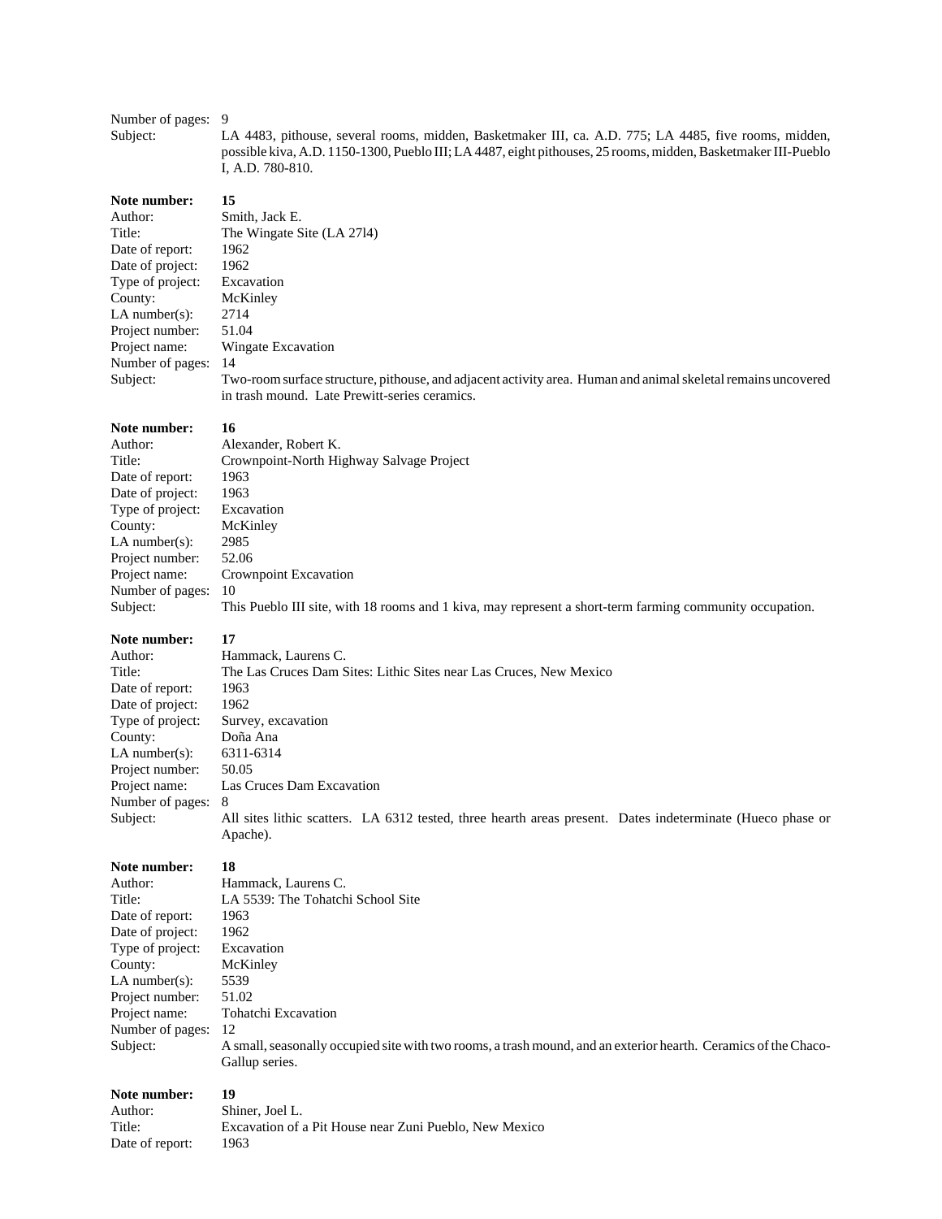Number of pages: 9
Subject: LA 4483, pithouse, several rooms, midden, Basketmaker III, ca. A.D. 775; LA 4485, five rooms, midden, possible kiva, A.D. 1150-1300, Pueblo III; LA 4487, eight pithouses, 25 rooms, midden, Basketmaker III-Pueblo I, A.D. 780-810.

**Note number: 15**
Author: Smith, Jack E.
Title: The Wingate Site (LA 27l4)
Date of report: 1962
Date of project: 1962
Type of project: Excavation
County: McKinley
LA number(s): 2714
Project number: 51.04
Project name: Wingate Excavation
Number of pages: 14
Subject: Two-room surface structure, pithouse, and adjacent activity area. Human and animal skeletal remains uncovered in trash mound. Late Prewitt-series ceramics.

**Note number: 16**
Author: Alexander, Robert K.
Title: Crownpoint-North Highway Salvage Project
Date of report: 1963
Date of project: 1963
Type of project: Excavation
County: McKinley
LA number(s): 2985
Project number: 52.06
Project name: Crownpoint Excavation
Number of pages: 10
Subject: This Pueblo III site, with 18 rooms and 1 kiva, may represent a short-term farming community occupation.

**Note number: 17**
Author: Hammack, Laurens C.
Title: The Las Cruces Dam Sites: Lithic Sites near Las Cruces, New Mexico
Date of report: 1963
Date of project: 1962
Type of project: Survey, excavation
County: Doña Ana
LA number(s): 6311-6314
Project number: 50.05
Project name: Las Cruces Dam Excavation
Number of pages: 8
Subject: All sites lithic scatters. LA 6312 tested, three hearth areas present. Dates indeterminate (Hueco phase or Apache).

**Note number: 18**
Author: Hammack, Laurens C.
Title: LA 5539: The Tohatchi School Site
Date of report: 1963
Date of project: 1962
Type of project: Excavation
County: McKinley
LA number(s): 5539
Project number: 51.02
Project name: Tohatchi Excavation
Number of pages: 12
Subject: A small, seasonally occupied site with two rooms, a trash mound, and an exterior hearth. Ceramics of the Chaco-Gallup series.

**Note number: 19**
Author: Shiner, Joel L.
Title: Excavation of a Pit House near Zuni Pueblo, New Mexico
Date of report: 1963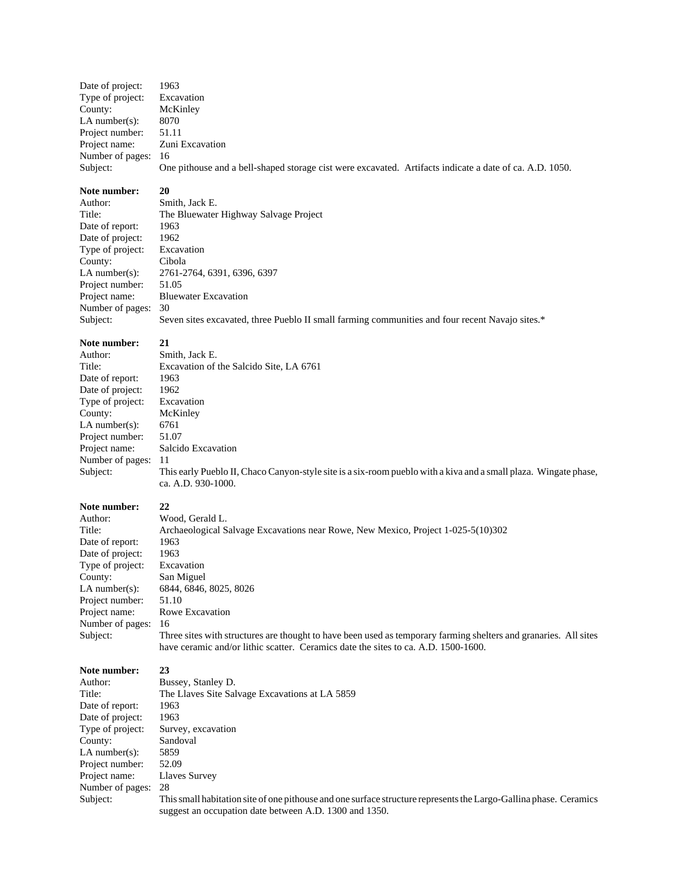Date of project: 1963
Type of project: Excavation
County: McKinley
LA number(s): 8070
Project number: 51.11
Project name: Zuni Excavation
Number of pages: 16
Subject: One pithouse and a bell-shaped storage cist were excavated. Artifacts indicate a date of ca. A.D. 1050.

**Note number: 20**
Author: Smith, Jack E.
Title: The Bluewater Highway Salvage Project
Date of report: 1963
Date of project: 1962
Type of project: Excavation
County: Cibola
LA number(s): 2761-2764, 6391, 6396, 6397
Project number: 51.05
Project name: Bluewater Excavation
Number of pages: 30
Subject: Seven sites excavated, three Pueblo II small farming communities and four recent Navajo sites.*

**Note number: 21**
Author: Smith, Jack E.
Title: Excavation of the Salcido Site, LA 6761
Date of report: 1963
Date of project: 1962
Type of project: Excavation
County: McKinley
LA number(s): 6761
Project number: 51.07
Project name: Salcido Excavation
Number of pages: 11
Subject: This early Pueblo II, Chaco Canyon-style site is a six-room pueblo with a kiva and a small plaza. Wingate phase, ca. A.D. 930-1000.

**Note number: 22**
Author: Wood, Gerald L.
Title: Archaeological Salvage Excavations near Rowe, New Mexico, Project 1-025-5(10)302
Date of report: 1963
Date of project: 1963
Type of project: Excavation
County: San Miguel
LA number(s): 6844, 6846, 8025, 8026
Project number: 51.10
Project name: Rowe Excavation
Number of pages: 16
Subject: Three sites with structures are thought to have been used as temporary farming shelters and granaries. All sites have ceramic and/or lithic scatter. Ceramics date the sites to ca. A.D. 1500-1600.

**Note number: 23**
Author: Bussey, Stanley D.
Title: The Llaves Site Salvage Excavations at LA 5859
Date of report: 1963
Date of project: 1963
Type of project: Survey, excavation
County: Sandoval
LA number(s): 5859
Project number: 52.09
Project name: Llaves Survey
Number of pages: 28
Subject: This small habitation site of one pithouse and one surface structure represents the Largo-Gallina phase. Ceramics suggest an occupation date between A.D. 1300 and 1350.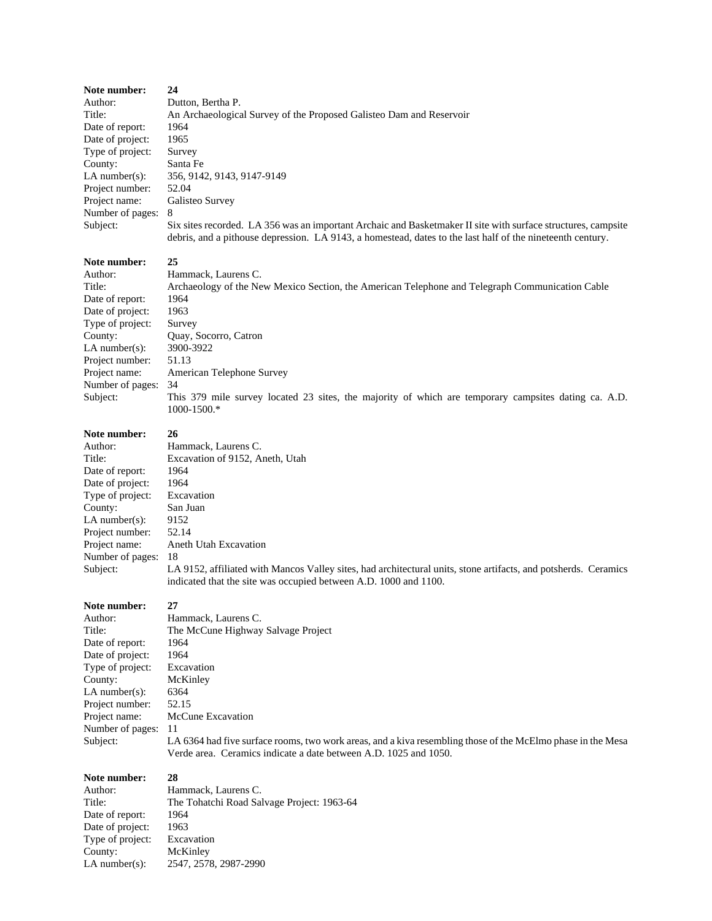**Note number:** **24**
Author: Dutton, Bertha P.
Title: An Archaeological Survey of the Proposed Galisteo Dam and Reservoir
Date of report: 1964
Date of project: 1965
Type of project: Survey
County: Santa Fe
LA number(s): 356, 9142, 9143, 9147-9149
Project number: 52.04
Project name: Galisteo Survey
Number of pages: 8
Subject: Six sites recorded. LA 356 was an important Archaic and Basketmaker II site with surface structures, campsite debris, and a pithouse depression. LA 9143, a homestead, dates to the last half of the nineteenth century.

**Note number:** **25**
Author: Hammack, Laurens C.
Title: Archaeology of the New Mexico Section, the American Telephone and Telegraph Communication Cable
Date of report: 1964
Date of project: 1963
Type of project: Survey
County: Quay, Socorro, Catron
LA number(s): 3900-3922
Project number: 51.13
Project name: American Telephone Survey
Number of pages: 34
Subject: This 379 mile survey located 23 sites, the majority of which are temporary campsites dating ca. A.D. 1000-1500.*

**Note number:** **26**
Author: Hammack, Laurens C.
Title: Excavation of 9152, Aneth, Utah
Date of report: 1964
Date of project: 1964
Type of project: Excavation
County: San Juan
LA number(s): 9152
Project number: 52.14
Project name: Aneth Utah Excavation
Number of pages: 18
Subject: LA 9152, affiliated with Mancos Valley sites, had architectural units, stone artifacts, and potsherds. Ceramics indicated that the site was occupied between A.D. 1000 and 1100.

**Note number:** **27**
Author: Hammack, Laurens C.
Title: The McCune Highway Salvage Project
Date of report: 1964
Date of project: 1964
Type of project: Excavation
County: McKinley
LA number(s): 6364
Project number: 52.15
Project name: McCune Excavation
Number of pages: 11
Subject: LA 6364 had five surface rooms, two work areas, and a kiva resembling those of the McElmo phase in the Mesa Verde area. Ceramics indicate a date between A.D. 1025 and 1050.

**Note number:** **28**
Author: Hammack, Laurens C.
Title: The Tohatchi Road Salvage Project: 1963-64
Date of report: 1964
Date of project: 1963
Type of project: Excavation
County: McKinley
LA number(s): 2547, 2578, 2987-2990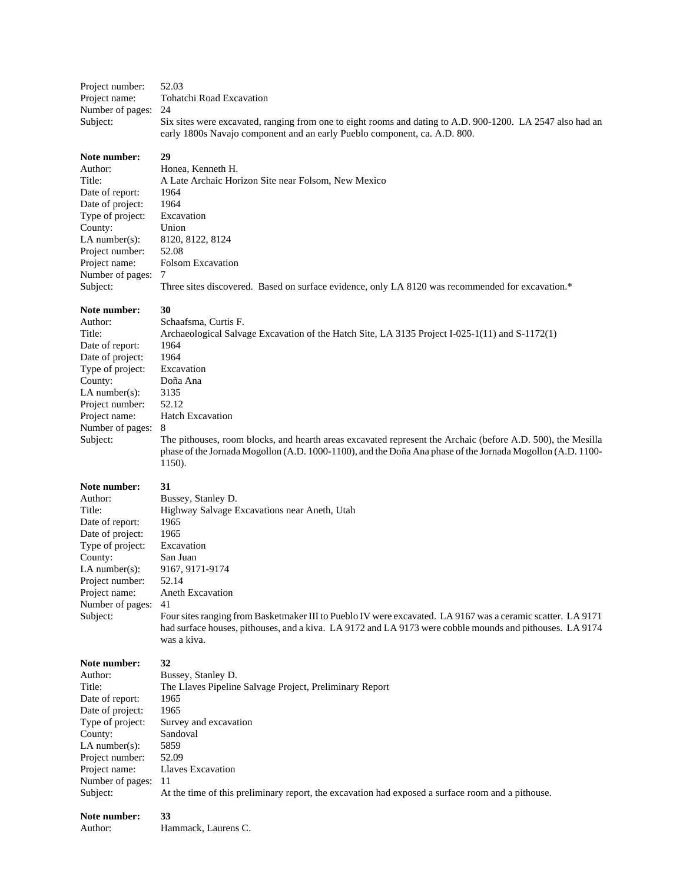Project number: 52.03
Project name: Tohatchi Road Excavation
Number of pages: 24
Subject: Six sites were excavated, ranging from one to eight rooms and dating to A.D. 900-1200. LA 2547 also had an early 1800s Navajo component and an early Pueblo component, ca. A.D. 800.

**Note number:** **29**
Author: Honea, Kenneth H.
Title: A Late Archaic Horizon Site near Folsom, New Mexico
Date of report: 1964
Date of project: 1964
Type of project: Excavation
County: Union
LA number(s): 8120, 8122, 8124
Project number: 52.08
Project name: Folsom Excavation
Number of pages: 7
Subject: Three sites discovered. Based on surface evidence, only LA 8120 was recommended for excavation.*

**Note number:** **30**
Author: Schaafsma, Curtis F.
Title: Archaeological Salvage Excavation of the Hatch Site, LA 3135 Project I-025-1(11) and S-1172(1)
Date of report: 1964
Date of project: 1964
Type of project: Excavation
County: Doña Ana
LA number(s): 3135
Project number: 52.12
Project name: Hatch Excavation
Number of pages: 8
Subject: The pithouses, room blocks, and hearth areas excavated represent the Archaic (before A.D. 500), the Mesilla phase of the Jornada Mogollon (A.D. 1000-1100), and the Doña Ana phase of the Jornada Mogollon (A.D. 1100-1150).

**Note number:** **31**
Author: Bussey, Stanley D.
Title: Highway Salvage Excavations near Aneth, Utah
Date of report: 1965
Date of project: 1965
Type of project: Excavation
County: San Juan
LA number(s): 9167, 9171-9174
Project number: 52.14
Project name: Aneth Excavation
Number of pages: 41
Subject: Four sites ranging from Basketmaker III to Pueblo IV were excavated. LA 9167 was a ceramic scatter. LA 9171 had surface houses, pithouses, and a kiva. LA 9172 and LA 9173 were cobble mounds and pithouses. LA 9174 was a kiva.

**Note number:** **32**
Author: Bussey, Stanley D.
Title: The Llaves Pipeline Salvage Project, Preliminary Report
Date of report: 1965
Date of project: 1965
Type of project: Survey and excavation
County: Sandoval
LA number(s): 5859
Project number: 52.09
Project name: Llaves Excavation
Number of pages: 11
Subject: At the time of this preliminary report, the excavation had exposed a surface room and a pithouse.

**Note number:** **33**
Author: Hammack, Laurens C.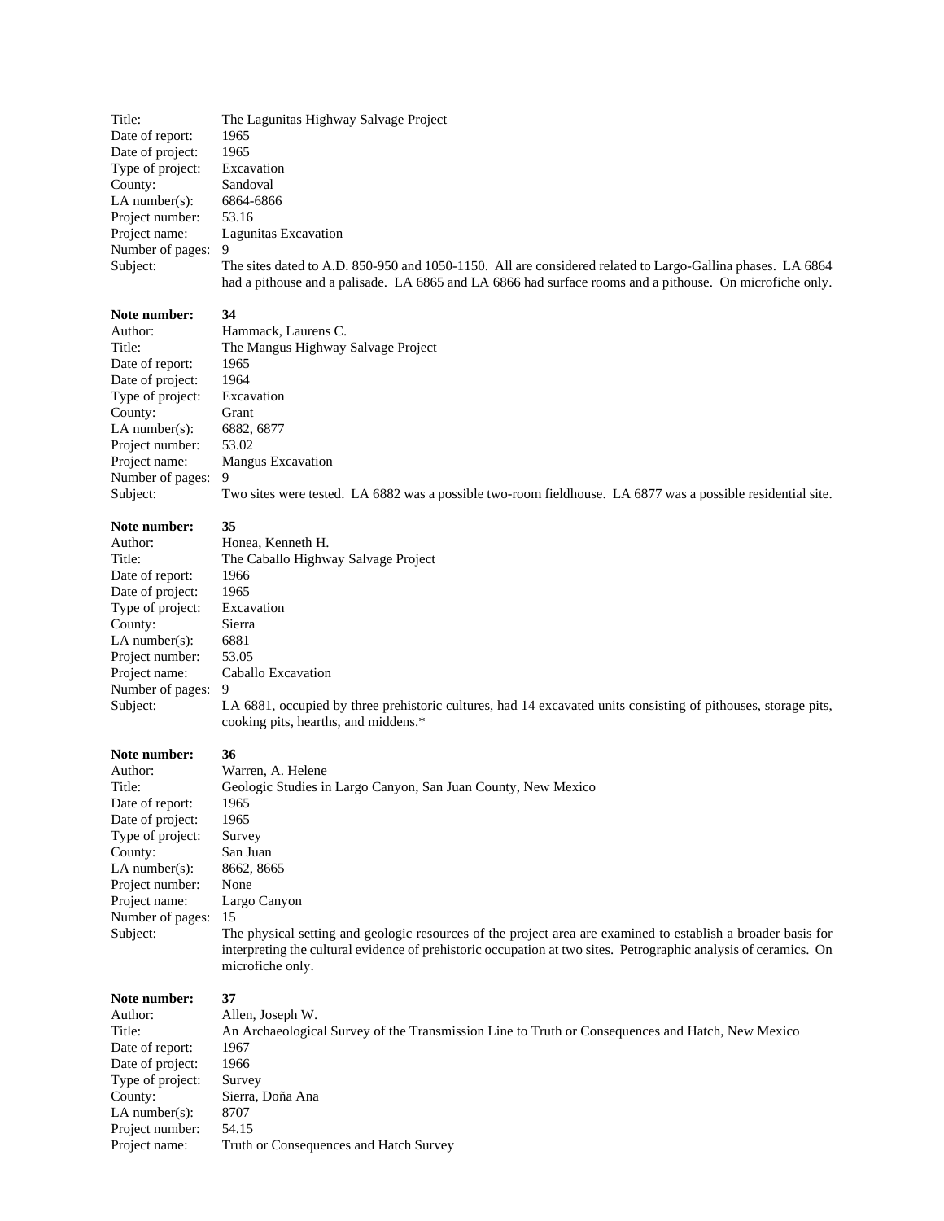Title: The Lagunitas Highway Salvage Project
Date of report: 1965
Date of project: 1965
Type of project: Excavation
County: Sandoval
LA number(s): 6864-6866
Project number: 53.16
Project name: Lagunitas Excavation
Number of pages: 9
Subject: The sites dated to A.D. 850-950 and 1050-1150. All are considered related to Largo-Gallina phases. LA 6864 had a pithouse and a palisade. LA 6865 and LA 6866 had surface rooms and a pithouse. On microfiche only.

**Note number: 34**
Author: Hammack, Laurens C.
Title: The Mangus Highway Salvage Project
Date of report: 1965
Date of project: 1964
Type of project: Excavation
County: Grant
LA number(s): 6882, 6877
Project number: 53.02
Project name: Mangus Excavation
Number of pages: 9
Subject: Two sites were tested. LA 6882 was a possible two-room fieldhouse. LA 6877 was a possible residential site.

**Note number: 35**
Author: Honea, Kenneth H.
Title: The Caballo Highway Salvage Project
Date of report: 1966
Date of project: 1965
Type of project: Excavation
County: Sierra
LA number(s): 6881
Project number: 53.05
Project name: Caballo Excavation
Number of pages: 9
Subject: LA 6881, occupied by three prehistoric cultures, had 14 excavated units consisting of pithouses, storage pits, cooking pits, hearths, and middens.*

**Note number: 36**
Author: Warren, A. Helene
Title: Geologic Studies in Largo Canyon, San Juan County, New Mexico
Date of report: 1965
Date of project: 1965
Type of project: Survey
County: San Juan
LA number(s): 8662, 8665
Project number: None
Project name: Largo Canyon
Number of pages: 15
Subject: The physical setting and geologic resources of the project area are examined to establish a broader basis for interpreting the cultural evidence of prehistoric occupation at two sites. Petrographic analysis of ceramics. On microfiche only.

**Note number: 37**
Author: Allen, Joseph W.
Title: An Archaeological Survey of the Transmission Line to Truth or Consequences and Hatch, New Mexico
Date of report: 1967
Date of project: 1966
Type of project: Survey
County: Sierra, Doña Ana
LA number(s): 8707
Project number: 54.15
Project name: Truth or Consequences and Hatch Survey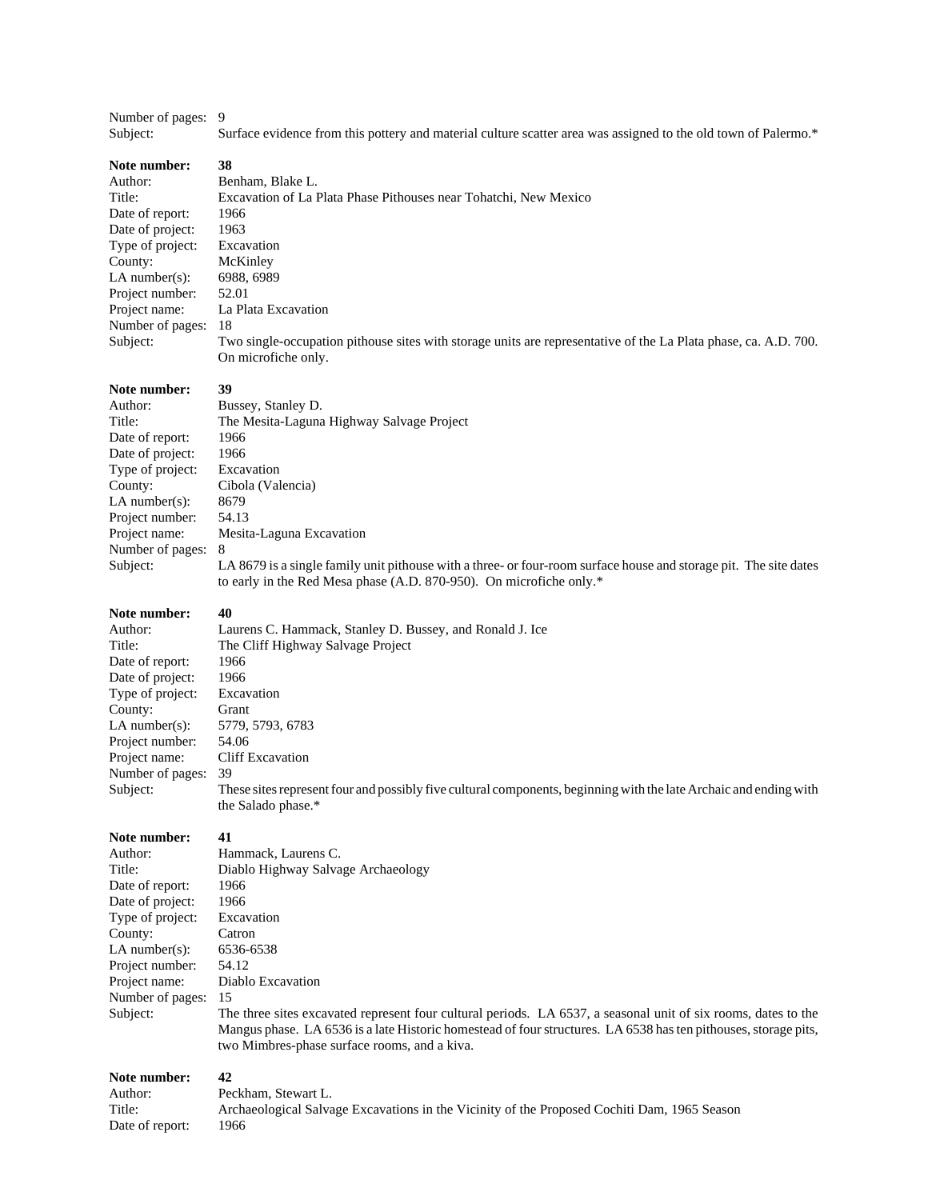Number of pages: 9
Subject: Surface evidence from this pottery and material culture scatter area was assigned to the old town of Palermo.*

**Note number:** **38**
Author: Benham, Blake L.
Title: Excavation of La Plata Phase Pithouses near Tohatchi, New Mexico
Date of report: 1966
Date of project: 1963
Type of project: Excavation
County: McKinley
LA number(s): 6988, 6989
Project number: 52.01
Project name: La Plata Excavation
Number of pages: 18
Subject: Two single-occupation pithouse sites with storage units are representative of the La Plata phase, ca. A.D. 700. On microfiche only.

**Note number:** **39**
Author: Bussey, Stanley D.
Title: The Mesita-Laguna Highway Salvage Project
Date of report: 1966
Date of project: 1966
Type of project: Excavation
County: Cibola (Valencia)
LA number(s): 8679
Project number: 54.13
Project name: Mesita-Laguna Excavation
Number of pages: 8
Subject: LA 8679 is a single family unit pithouse with a three- or four-room surface house and storage pit. The site dates to early in the Red Mesa phase (A.D. 870-950). On microfiche only.*

**Note number:** **40**
Author: Laurens C. Hammack, Stanley D. Bussey, and Ronald J. Ice
Title: The Cliff Highway Salvage Project
Date of report: 1966
Date of project: 1966
Type of project: Excavation
County: Grant
LA number(s): 5779, 5793, 6783
Project number: 54.06
Project name: Cliff Excavation
Number of pages: 39
Subject: These sites represent four and possibly five cultural components, beginning with the late Archaic and ending with the Salado phase.*

**Note number:** **41**
Author: Hammack, Laurens C.
Title: Diablo Highway Salvage Archaeology
Date of report: 1966
Date of project: 1966
Type of project: Excavation
County: Catron
LA number(s): 6536-6538
Project number: 54.12
Project name: Diablo Excavation
Number of pages: 15
Subject: The three sites excavated represent four cultural periods. LA 6537, a seasonal unit of six rooms, dates to the Mangus phase. LA 6536 is a late Historic homestead of four structures. LA 6538 has ten pithouses, storage pits, two Mimbres-phase surface rooms, and a kiva.

**Note number:** **42**
Author: Peckham, Stewart L.
Title: Archaeological Salvage Excavations in the Vicinity of the Proposed Cochiti Dam, 1965 Season
Date of report: 1966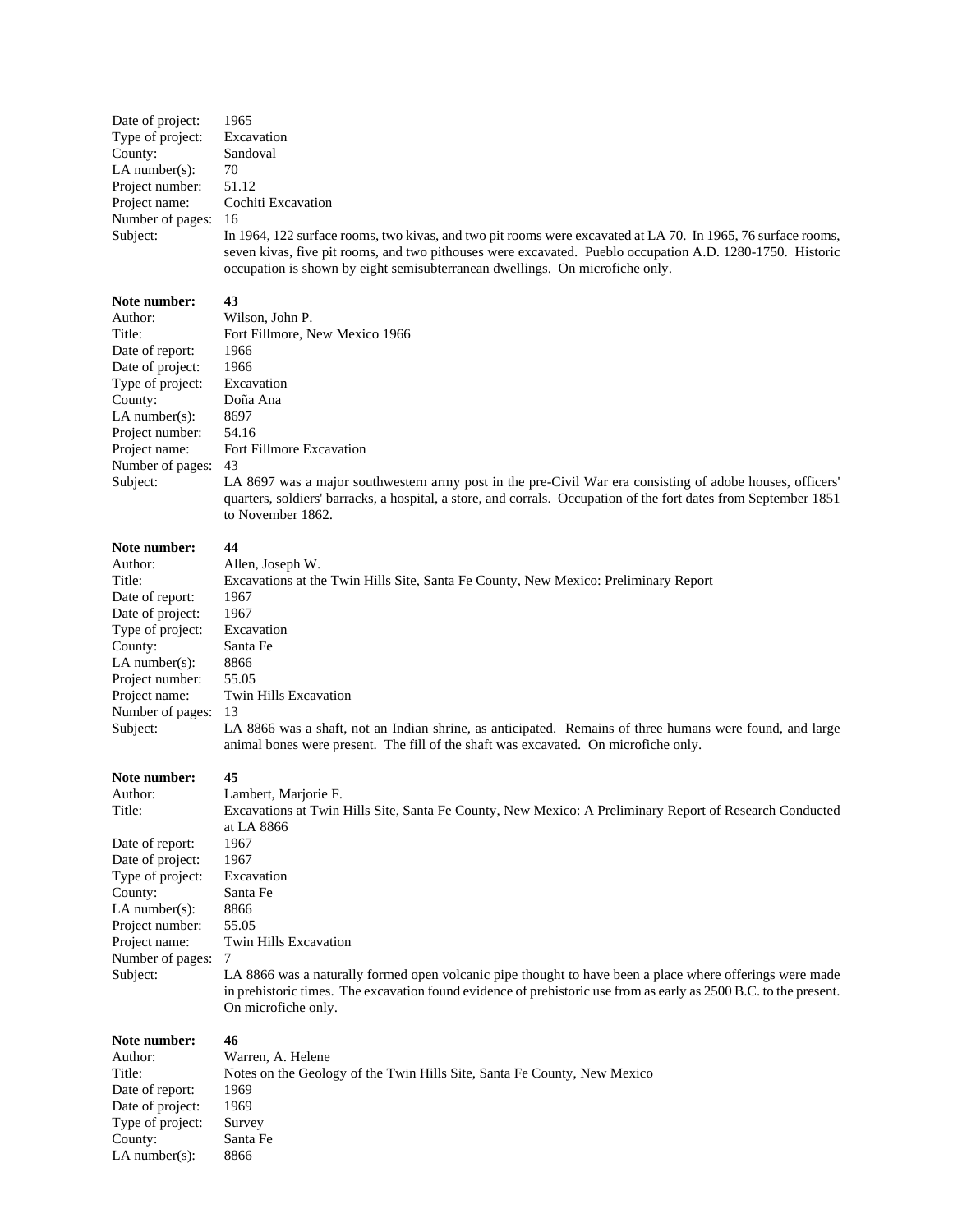Date of project: 1965
Type of project: Excavation
County: Sandoval
LA number(s): 70
Project number: 51.12
Project name: Cochiti Excavation
Number of pages: 16
Subject: In 1964, 122 surface rooms, two kivas, and two pit rooms were excavated at LA 70. In 1965, 76 surface rooms, seven kivas, five pit rooms, and two pithouses were excavated. Pueblo occupation A.D. 1280-1750. Historic occupation is shown by eight semisubterranean dwellings. On microfiche only.

**Note number:** **43**
Author: Wilson, John P.
Title: Fort Fillmore, New Mexico 1966
Date of report: 1966
Date of project: 1966
Type of project: Excavation
County: Doña Ana
LA number(s): 8697
Project number: 54.16
Project name: Fort Fillmore Excavation
Number of pages: 43
Subject: LA 8697 was a major southwestern army post in the pre-Civil War era consisting of adobe houses, officers' quarters, soldiers' barracks, a hospital, a store, and corrals. Occupation of the fort dates from September 1851 to November 1862.

**Note number:** **44**
Author: Allen, Joseph W.
Title: Excavations at the Twin Hills Site, Santa Fe County, New Mexico: Preliminary Report
Date of report: 1967
Date of project: 1967
Type of project: Excavation
County: Santa Fe
LA number(s): 8866
Project number: 55.05
Project name: Twin Hills Excavation
Number of pages: 13
Subject: LA 8866 was a shaft, not an Indian shrine, as anticipated. Remains of three humans were found, and large animal bones were present. The fill of the shaft was excavated. On microfiche only.

**Note number:** **45**
Author: Lambert, Marjorie F.
Title: Excavations at Twin Hills Site, Santa Fe County, New Mexico: A Preliminary Report of Research Conducted at LA 8866
Date of report: 1967
Date of project: 1967
Type of project: Excavation
County: Santa Fe
LA number(s): 8866
Project number: 55.05
Project name: Twin Hills Excavation
Number of pages: 7
Subject: LA 8866 was a naturally formed open volcanic pipe thought to have been a place where offerings were made in prehistoric times. The excavation found evidence of prehistoric use from as early as 2500 B.C. to the present. On microfiche only.

**Note number:** **46**
Author: Warren, A. Helene
Title: Notes on the Geology of the Twin Hills Site, Santa Fe County, New Mexico
Date of report: 1969
Date of project: 1969
Type of project: Survey
County: Santa Fe
LA number(s): 8866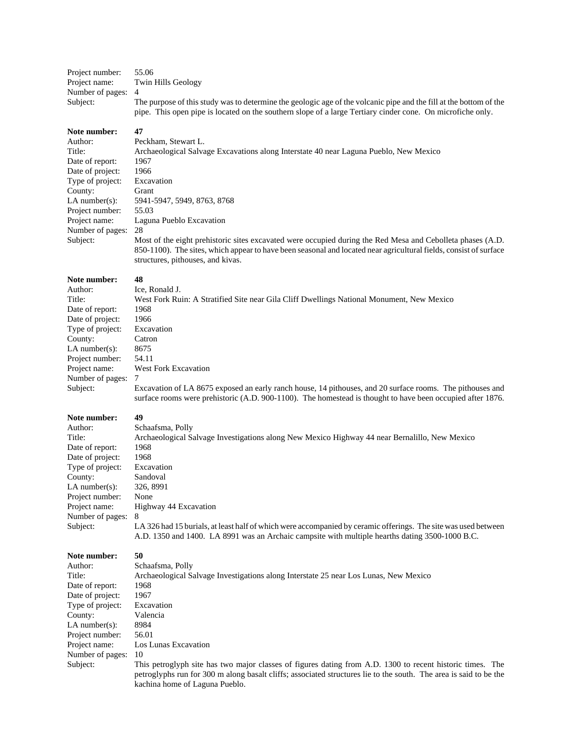Project number: 55.06
Project name: Twin Hills Geology
Number of pages: 4
Subject: The purpose of this study was to determine the geologic age of the volcanic pipe and the fill at the bottom of the pipe. This open pipe is located on the southern slope of a large Tertiary cinder cone. On microfiche only.

**Note number: 47**
Author: Peckham, Stewart L.
Title: Archaeological Salvage Excavations along Interstate 40 near Laguna Pueblo, New Mexico
Date of report: 1967
Date of project: 1966
Type of project: Excavation
County: Grant
LA number(s): 5941-5947, 5949, 8763, 8768
Project number: 55.03
Project name: Laguna Pueblo Excavation
Number of pages: 28
Subject: Most of the eight prehistoric sites excavated were occupied during the Red Mesa and Cebolleta phases (A.D. 850-1100). The sites, which appear to have been seasonal and located near agricultural fields, consist of surface structures, pithouses, and kivas.

**Note number: 48**
Author: Ice, Ronald J.
Title: West Fork Ruin: A Stratified Site near Gila Cliff Dwellings National Monument, New Mexico
Date of report: 1968
Date of project: 1966
Type of project: Excavation
County: Catron
LA number(s): 8675
Project number: 54.11
Project name: West Fork Excavation
Number of pages: 7
Subject: Excavation of LA 8675 exposed an early ranch house, 14 pithouses, and 20 surface rooms. The pithouses and surface rooms were prehistoric (A.D. 900-1100). The homestead is thought to have been occupied after 1876.

**Note number: 49**
Author: Schaafsma, Polly
Title: Archaeological Salvage Investigations along New Mexico Highway 44 near Bernalillo, New Mexico
Date of report: 1968
Date of project: 1968
Type of project: Excavation
County: Sandoval
LA number(s): 326, 8991
Project number: None
Project name: Highway 44 Excavation
Number of pages: 8
Subject: LA 326 had 15 burials, at least half of which were accompanied by ceramic offerings. The site was used between A.D. 1350 and 1400. LA 8991 was an Archaic campsite with multiple hearths dating 3500-1000 B.C.

**Note number: 50**
Author: Schaafsma, Polly
Title: Archaeological Salvage Investigations along Interstate 25 near Los Lunas, New Mexico
Date of report: 1968
Date of project: 1967
Type of project: Excavation
County: Valencia
LA number(s): 8984
Project number: 56.01
Project name: Los Lunas Excavation
Number of pages: 10
Subject: This petroglyph site has two major classes of figures dating from A.D. 1300 to recent historic times. The petroglyphs run for 300 m along basalt cliffs; associated structures lie to the south. The area is said to be the kachina home of Laguna Pueblo.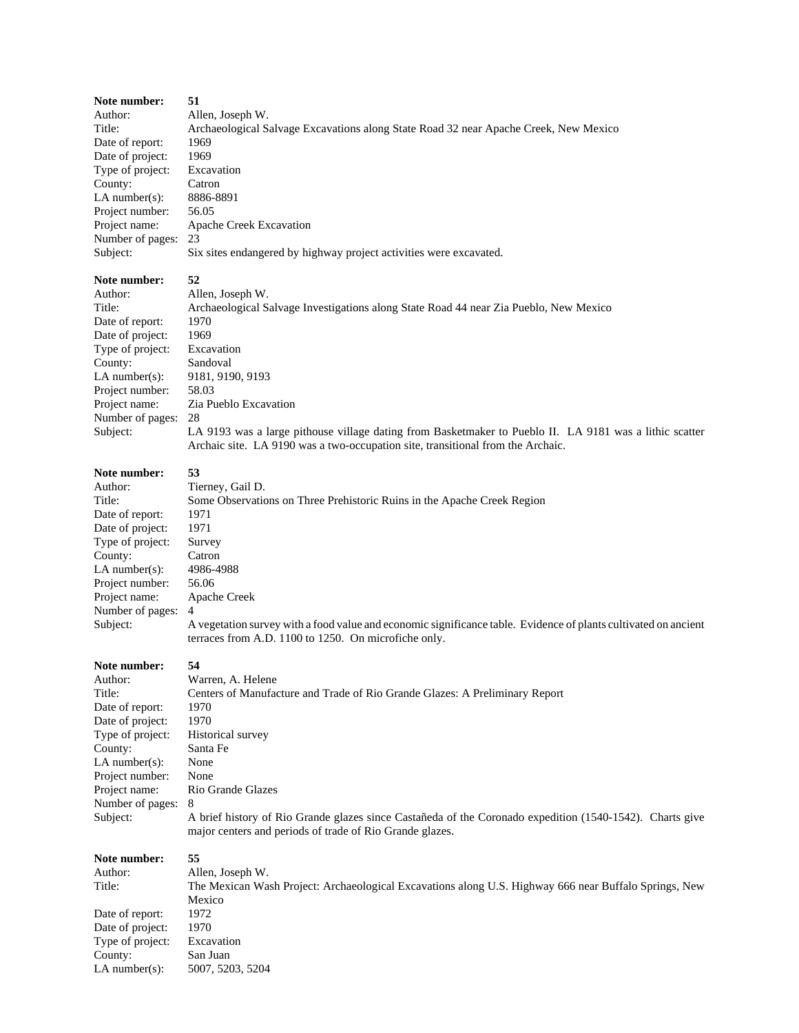**Note number:** **51**
Author: Allen, Joseph W.
Title: Archaeological Salvage Excavations along State Road 32 near Apache Creek, New Mexico
Date of report: 1969
Date of project: 1969
Type of project: Excavation
County: Catron
LA number(s): 8886-8891
Project number: 56.05
Project name: Apache Creek Excavation
Number of pages: 23
Subject: Six sites endangered by highway project activities were excavated.

**Note number:** **52**
Author: Allen, Joseph W.
Title: Archaeological Salvage Investigations along State Road 44 near Zia Pueblo, New Mexico
Date of report: 1970
Date of project: 1969
Type of project: Excavation
County: Sandoval
LA number(s): 9181, 9190, 9193
Project number: 58.03
Project name: Zia Pueblo Excavation
Number of pages: 28
Subject: LA 9193 was a large pithouse village dating from Basketmaker to Pueblo II. LA 9181 was a lithic scatter Archaic site. LA 9190 was a two-occupation site, transitional from the Archaic.

**Note number:** **53**
Author: Tierney, Gail D.
Title: Some Observations on Three Prehistoric Ruins in the Apache Creek Region
Date of report: 1971
Date of project: 1971
Type of project: Survey
County: Catron
LA number(s): 4986-4988
Project number: 56.06
Project name: Apache Creek
Number of pages: 4
Subject: A vegetation survey with a food value and economic significance table. Evidence of plants cultivated on ancient terraces from A.D. 1100 to 1250. On microfiche only.

**Note number:** **54**
Author: Warren, A. Helene
Title: Centers of Manufacture and Trade of Rio Grande Glazes: A Preliminary Report
Date of report: 1970
Date of project: 1970
Type of project: Historical survey
County: Santa Fe
LA number(s): None
Project number: None
Project name: Rio Grande Glazes
Number of pages: 8
Subject: A brief history of Rio Grande glazes since Castañeda of the Coronado expedition (1540-1542). Charts give major centers and periods of trade of Rio Grande glazes.

**Note number:** **55**
Author: Allen, Joseph W.
Title: The Mexican Wash Project: Archaeological Excavations along U.S. Highway 666 near Buffalo Springs, New Mexico
Date of report: 1972
Date of project: 1970
Type of project: Excavation
County: San Juan
LA number(s): 5007, 5203, 5204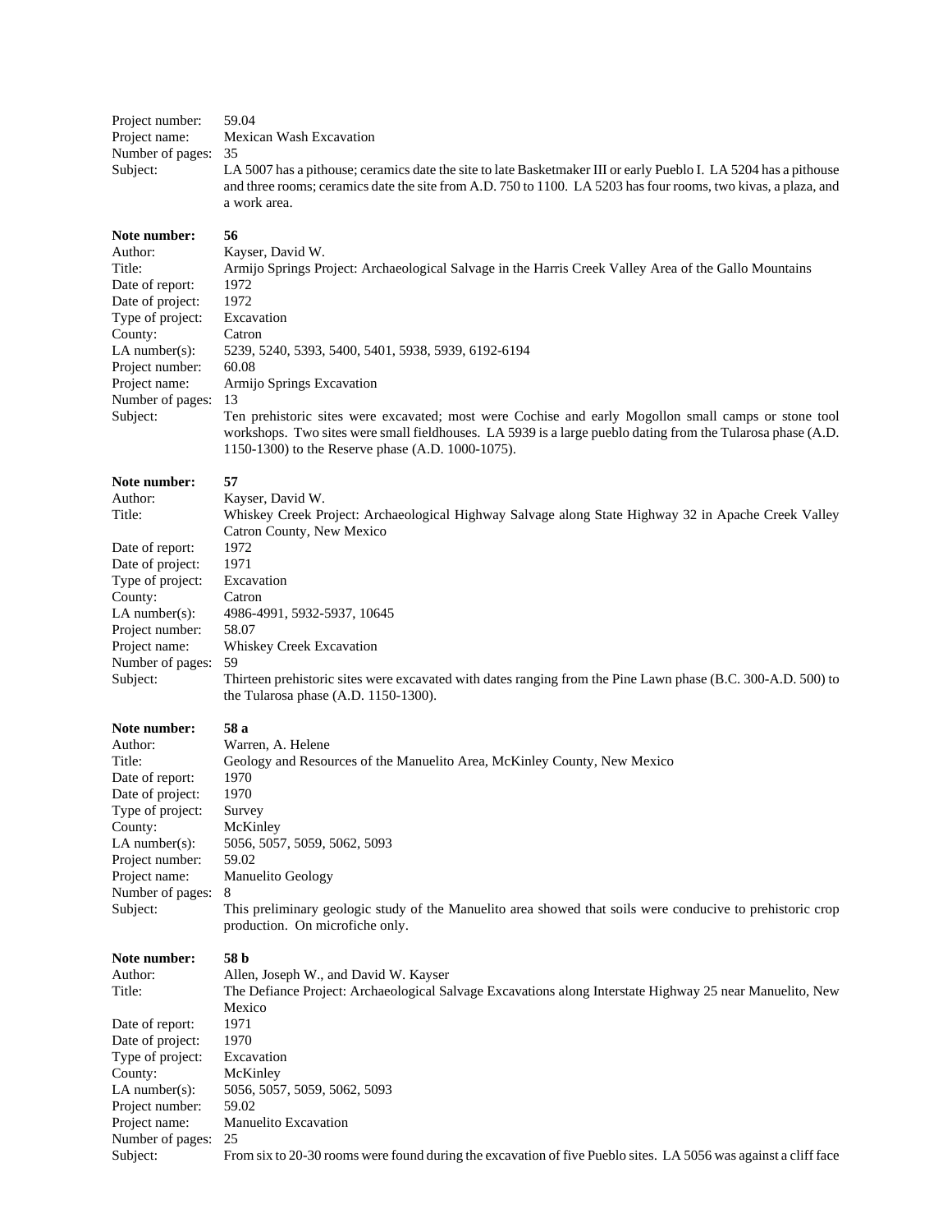Project number: 59.04
Project name: Mexican Wash Excavation
Number of pages: 35
Subject: LA 5007 has a pithouse; ceramics date the site to late Basketmaker III or early Pueblo I. LA 5204 has a pithouse and three rooms; ceramics date the site from A.D. 750 to 1100. LA 5203 has four rooms, two kivas, a plaza, and a work area.

**Note number: 56**
Author: Kayser, David W.
Title: Armijo Springs Project: Archaeological Salvage in the Harris Creek Valley Area of the Gallo Mountains
Date of report: 1972
Date of project: 1972
Type of project: Excavation
County: Catron
LA number(s): 5239, 5240, 5393, 5400, 5401, 5938, 5939, 6192-6194
Project number: 60.08
Project name: Armijo Springs Excavation
Number of pages: 13
Subject: Ten prehistoric sites were excavated; most were Cochise and early Mogollon small camps or stone tool workshops. Two sites were small fieldhouses. LA 5939 is a large pueblo dating from the Tularosa phase (A.D. 1150-1300) to the Reserve phase (A.D. 1000-1075).

**Note number: 57**
Author: Kayser, David W.
Title: Whiskey Creek Project: Archaeological Highway Salvage along State Highway 32 in Apache Creek Valley Catron County, New Mexico
Date of report: 1972
Date of project: 1971
Type of project: Excavation
County: Catron
LA number(s): 4986-4991, 5932-5937, 10645
Project number: 58.07
Project name: Whiskey Creek Excavation
Number of pages: 59
Subject: Thirteen prehistoric sites were excavated with dates ranging from the Pine Lawn phase (B.C. 300-A.D. 500) to the Tularosa phase (A.D. 1150-1300).

**Note number: 58 a**
Author: Warren, A. Helene
Title: Geology and Resources of the Manuelito Area, McKinley County, New Mexico
Date of report: 1970
Date of project: 1970
Type of project: Survey
County: McKinley
LA number(s): 5056, 5057, 5059, 5062, 5093
Project number: 59.02
Project name: Manuelito Geology
Number of pages: 8
Subject: This preliminary geologic study of the Manuelito area showed that soils were conducive to prehistoric crop production. On microfiche only.

**Note number: 58 b**
Author: Allen, Joseph W., and David W. Kayser
Title: The Defiance Project: Archaeological Salvage Excavations along Interstate Highway 25 near Manuelito, New Mexico
Date of report: 1971
Date of project: 1970
Type of project: Excavation
County: McKinley
LA number(s): 5056, 5057, 5059, 5062, 5093
Project number: 59.02
Project name: Manuelito Excavation
Number of pages: 25
Subject: From six to 20-30 rooms were found during the excavation of five Pueblo sites. LA 5056 was against a cliff face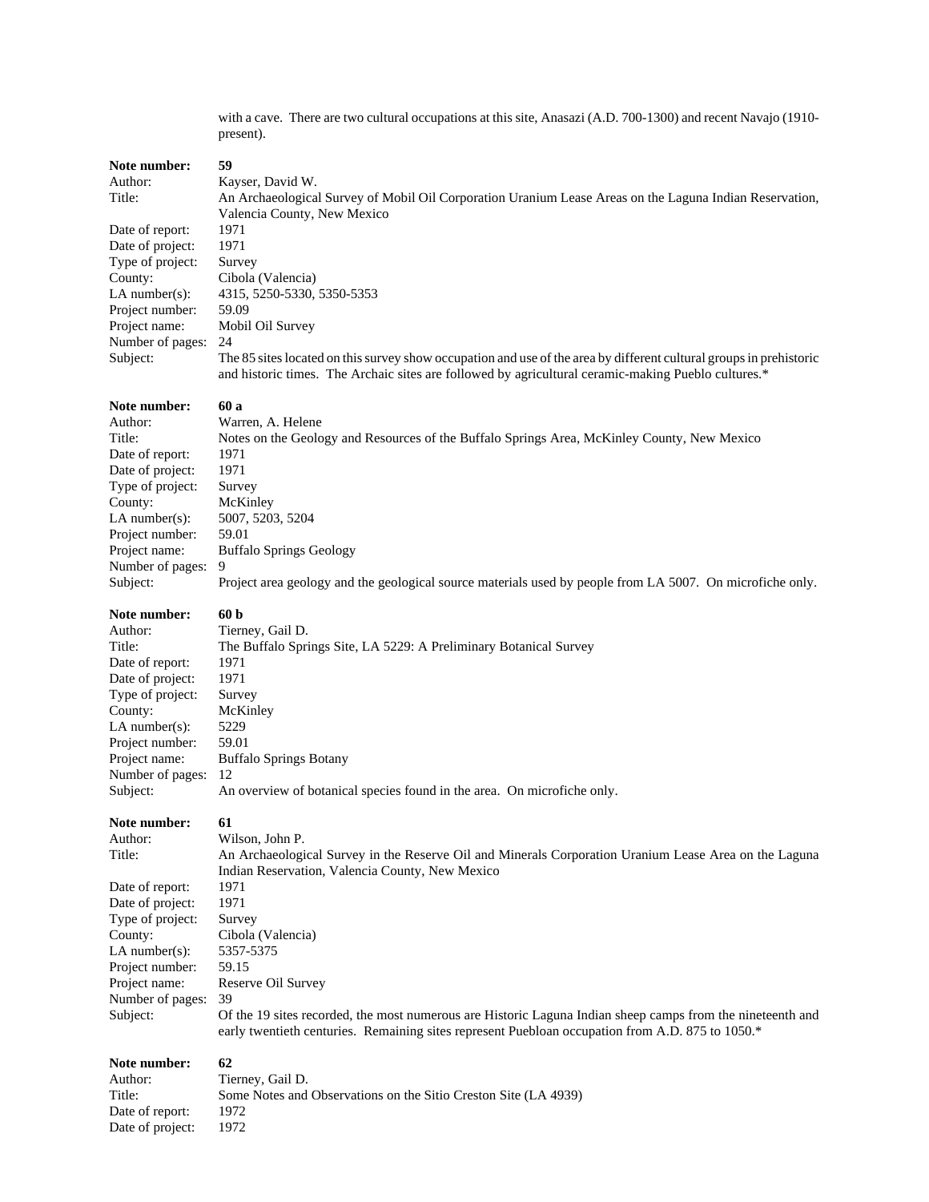with a cave. There are two cultural occupations at this site, Anasazi (A.D. 700-1300) and recent Navajo (1910-present).

**Note number:** **59**
Author: Kayser, David W.
Title: An Archaeological Survey of Mobil Oil Corporation Uranium Lease Areas on the Laguna Indian Reservation, Valencia County, New Mexico
Date of report: 1971
Date of project: 1971
Type of project: Survey
County: Cibola (Valencia)
LA number(s): 4315, 5250-5330, 5350-5353
Project number: 59.09
Project name: Mobil Oil Survey
Number of pages: 24
Subject: The 85 sites located on this survey show occupation and use of the area by different cultural groups in prehistoric and historic times. The Archaic sites are followed by agricultural ceramic-making Pueblo cultures.*

**Note number:** **60 a**
Author: Warren, A. Helene
Title: Notes on the Geology and Resources of the Buffalo Springs Area, McKinley County, New Mexico
Date of report: 1971
Date of project: 1971
Type of project: Survey
County: McKinley
LA number(s): 5007, 5203, 5204
Project number: 59.01
Project name: Buffalo Springs Geology
Number of pages: 9
Subject: Project area geology and the geological source materials used by people from LA 5007. On microfiche only.

**Note number:** **60 b**
Author: Tierney, Gail D.
Title: The Buffalo Springs Site, LA 5229: A Preliminary Botanical Survey
Date of report: 1971
Date of project: 1971
Type of project: Survey
County: McKinley
LA number(s): 5229
Project number: 59.01
Project name: Buffalo Springs Botany
Number of pages: 12
Subject: An overview of botanical species found in the area. On microfiche only.

**Note number:** **61**
Author: Wilson, John P.
Title: An Archaeological Survey in the Reserve Oil and Minerals Corporation Uranium Lease Area on the Laguna Indian Reservation, Valencia County, New Mexico
Date of report: 1971
Date of project: 1971
Type of project: Survey
County: Cibola (Valencia)
LA number(s): 5357-5375
Project number: 59.15
Project name: Reserve Oil Survey
Number of pages: 39
Subject: Of the 19 sites recorded, the most numerous are Historic Laguna Indian sheep camps from the nineteenth and early twentieth centuries. Remaining sites represent Puebloan occupation from A.D. 875 to 1050.*

**Note number:** **62**
Author: Tierney, Gail D.
Title: Some Notes and Observations on the Sitio Creston Site (LA 4939)
Date of report: 1972
Date of project: 1972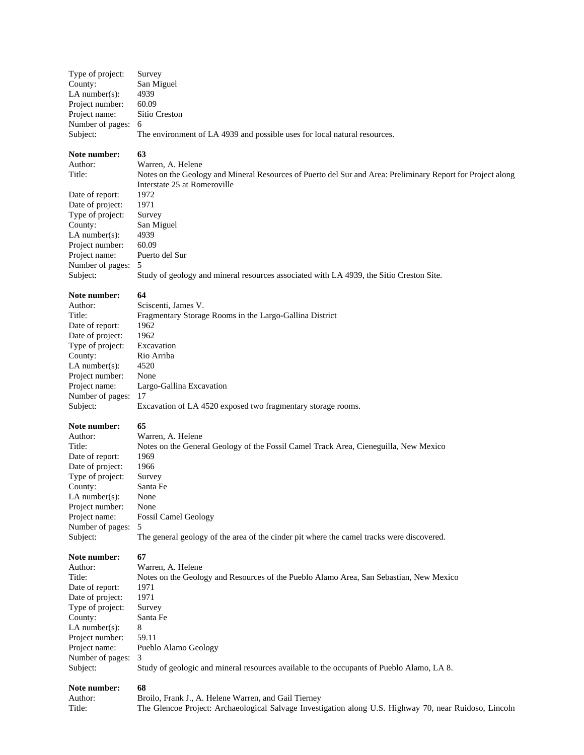Type of project: Survey
County: San Miguel
LA number(s): 4939
Project number: 60.09
Project name: Sitio Creston
Number of pages: 6
Subject: The environment of LA 4939 and possible uses for local natural resources.

**Note number: 63**
Author: Warren, A. Helene
Title: Notes on the Geology and Mineral Resources of Puerto del Sur and Area: Preliminary Report for Project along Interstate 25 at Romeroville
Date of report: 1972
Date of project: 1971
Type of project: Survey
County: San Miguel
LA number(s): 4939
Project number: 60.09
Project name: Puerto del Sur
Number of pages: 5
Subject: Study of geology and mineral resources associated with LA 4939, the Sitio Creston Site.

**Note number: 64**
Author: Sciscenti, James V.
Title: Fragmentary Storage Rooms in the Largo-Gallina District
Date of report: 1962
Date of project: 1962
Type of project: Excavation
County: Rio Arriba
LA number(s): 4520
Project number: None
Project name: Largo-Gallina Excavation
Number of pages: 17
Subject: Excavation of LA 4520 exposed two fragmentary storage rooms.

**Note number: 65**
Author: Warren, A. Helene
Title: Notes on the General Geology of the Fossil Camel Track Area, Cieneguilla, New Mexico
Date of report: 1969
Date of project: 1966
Type of project: Survey
County: Santa Fe
LA number(s): None
Project number: None
Project name: Fossil Camel Geology
Number of pages: 5
Subject: The general geology of the area of the cinder pit where the camel tracks were discovered.

**Note number: 67**
Author: Warren, A. Helene
Title: Notes on the Geology and Resources of the Pueblo Alamo Area, San Sebastian, New Mexico
Date of report: 1971
Date of project: 1971
Type of project: Survey
County: Santa Fe
LA number(s): 8
Project number: 59.11
Project name: Pueblo Alamo Geology
Number of pages: 3
Subject: Study of geologic and mineral resources available to the occupants of Pueblo Alamo, LA 8.

**Note number: 68**
Author: Broilo, Frank J., A. Helene Warren, and Gail Tierney
Title: The Glencoe Project: Archaeological Salvage Investigation along U.S. Highway 70, near Ruidoso, Lincoln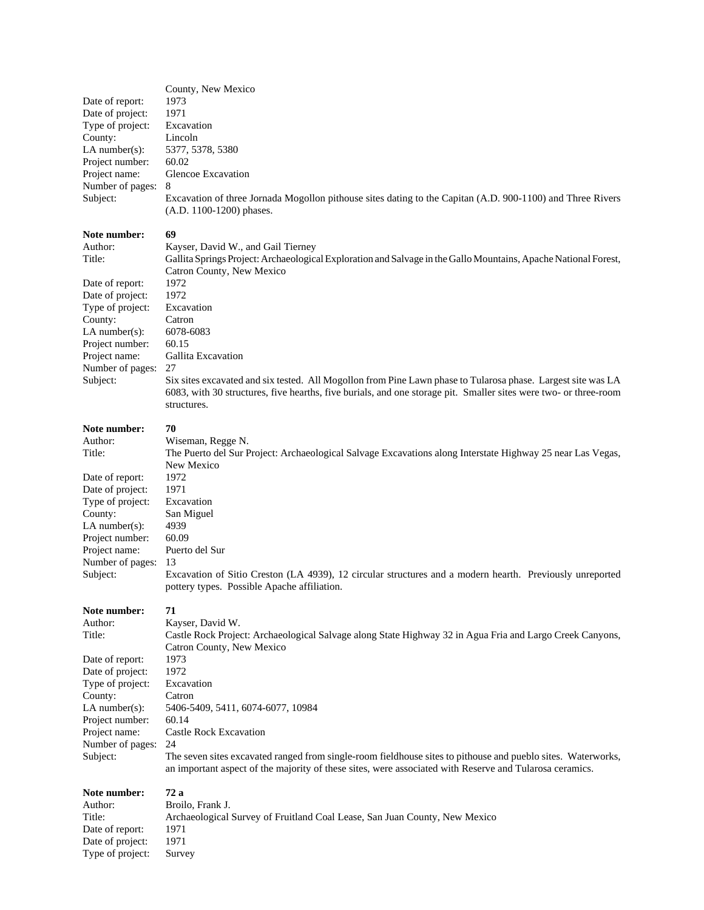County, New Mexico

Date of report: 1973
Date of project: 1971
Type of project: Excavation
County: Lincoln
LA number(s): 5377, 5378, 5380
Project number: 60.02
Project name: Glencoe Excavation
Number of pages: 8
Subject: Excavation of three Jornada Mogollon pithouse sites dating to the Capitan (A.D. 900-1100) and Three Rivers (A.D. 1100-1200) phases.

**Note number:** **69**
Author: Kayser, David W., and Gail Tierney
Title: Gallita Springs Project: Archaeological Exploration and Salvage in the Gallo Mountains, Apache National Forest, Catron County, New Mexico
Date of report: 1972
Date of project: 1972
Type of project: Excavation
County: Catron
LA number(s): 6078-6083
Project number: 60.15
Project name: Gallita Excavation
Number of pages: 27
Subject: Six sites excavated and six tested. All Mogollon from Pine Lawn phase to Tularosa phase. Largest site was LA 6083, with 30 structures, five hearths, five burials, and one storage pit. Smaller sites were two- or three-room structures.

**Note number:** **70**
Author: Wiseman, Regge N.
Title: The Puerto del Sur Project: Archaeological Salvage Excavations along Interstate Highway 25 near Las Vegas, New Mexico
Date of report: 1972
Date of project: 1971
Type of project: Excavation
County: San Miguel
LA number(s): 4939
Project number: 60.09
Project name: Puerto del Sur
Number of pages: 13
Subject: Excavation of Sitio Creston (LA 4939), 12 circular structures and a modern hearth. Previously unreported pottery types. Possible Apache affiliation.

**Note number:** **71**
Author: Kayser, David W.
Title: Castle Rock Project: Archaeological Salvage along State Highway 32 in Agua Fria and Largo Creek Canyons, Catron County, New Mexico
Date of report: 1973
Date of project: 1972
Type of project: Excavation
County: Catron
LA number(s): 5406-5409, 5411, 6074-6077, 10984
Project number: 60.14
Project name: Castle Rock Excavation
Number of pages: 24
Subject: The seven sites excavated ranged from single-room fieldhouse sites to pithouse and pueblo sites. Waterworks, an important aspect of the majority of these sites, were associated with Reserve and Tularosa ceramics.

**Note number:** **72 a**
Author: Broilo, Frank J.
Title: Archaeological Survey of Fruitland Coal Lease, San Juan County, New Mexico
Date of report: 1971
Date of project: 1971
Type of project: Survey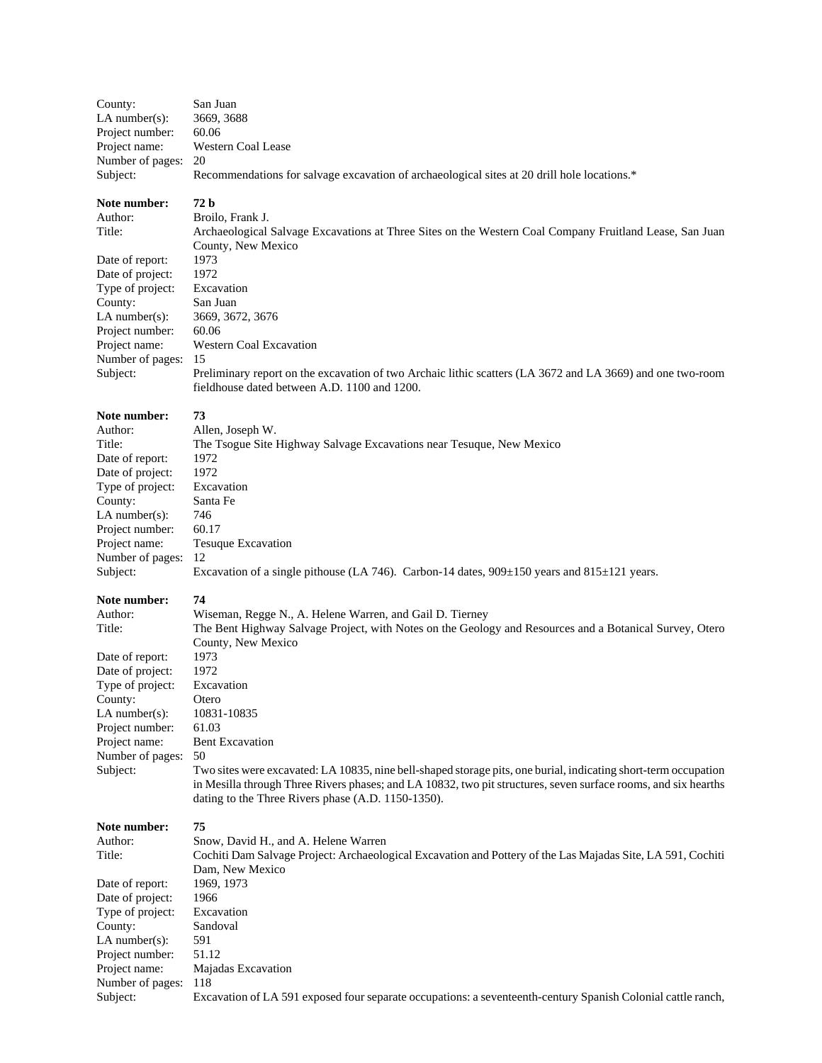County: San Juan
LA number(s): 3669, 3688
Project number: 60.06
Project name: Western Coal Lease
Number of pages: 20
Subject: Recommendations for salvage excavation of archaeological sites at 20 drill hole locations.*

**Note number: 72 b**
Author: Broilo, Frank J.
Title: Archaeological Salvage Excavations at Three Sites on the Western Coal Company Fruitland Lease, San Juan County, New Mexico
Date of report: 1973
Date of project: 1972
Type of project: Excavation
County: San Juan
LA number(s): 3669, 3672, 3676
Project number: 60.06
Project name: Western Coal Excavation
Number of pages: 15
Subject: Preliminary report on the excavation of two Archaic lithic scatters (LA 3672 and LA 3669) and one two-room fieldhouse dated between A.D. 1100 and 1200.

**Note number: 73**
Author: Allen, Joseph W.
Title: The Tsogue Site Highway Salvage Excavations near Tesuque, New Mexico
Date of report: 1972
Date of project: 1972
Type of project: Excavation
County: Santa Fe
LA number(s): 746
Project number: 60.17
Project name: Tesuque Excavation
Number of pages: 12
Subject: Excavation of a single pithouse (LA 746). Carbon-14 dates, 909±150 years and 815±121 years.

**Note number: 74**
Author: Wiseman, Regge N., A. Helene Warren, and Gail D. Tierney
Title: The Bent Highway Salvage Project, with Notes on the Geology and Resources and a Botanical Survey, Otero County, New Mexico
Date of report: 1973
Date of project: 1972
Type of project: Excavation
County: Otero
LA number(s): 10831-10835
Project number: 61.03
Project name: Bent Excavation
Number of pages: 50
Subject: Two sites were excavated: LA 10835, nine bell-shaped storage pits, one burial, indicating short-term occupation in Mesilla through Three Rivers phases; and LA 10832, two pit structures, seven surface rooms, and six hearths dating to the Three Rivers phase (A.D. 1150-1350).

**Note number: 75**
Author: Snow, David H., and A. Helene Warren
Title: Cochiti Dam Salvage Project: Archaeological Excavation and Pottery of the Las Majadas Site, LA 591, Cochiti Dam, New Mexico
Date of report: 1969, 1973
Date of project: 1966
Type of project: Excavation
County: Sandoval
LA number(s): 591
Project number: 51.12
Project name: Majadas Excavation
Number of pages: 118
Subject: Excavation of LA 591 exposed four separate occupations: a seventeenth-century Spanish Colonial cattle ranch,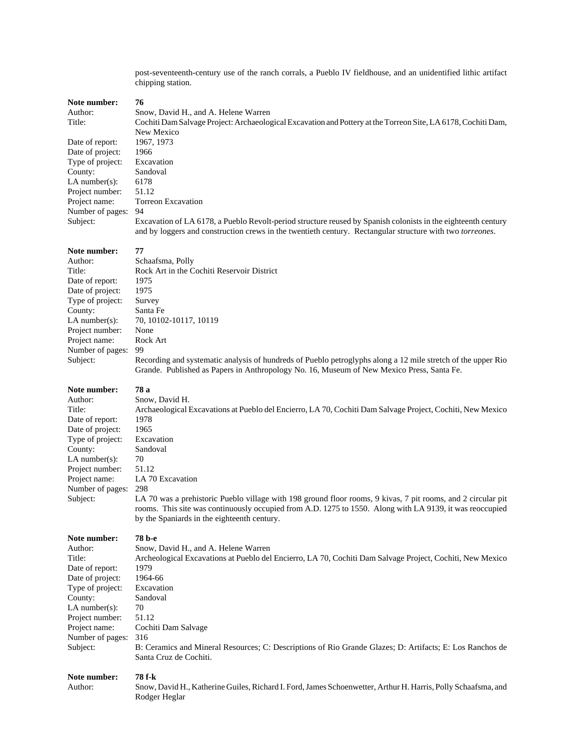post-seventeenth-century use of the ranch corrals, a Pueblo IV fieldhouse, and an unidentified lithic artifact chipping station.

**Note number:** **76**
Author: Snow, David H., and A. Helene Warren
Title: Cochiti Dam Salvage Project: Archaeological Excavation and Pottery at the Torreon Site, LA 6178, Cochiti Dam, New Mexico
Date of report: 1967, 1973
Date of project: 1966
Type of project: Excavation
County: Sandoval
LA number(s): 6178
Project number: 51.12
Project name: Torreon Excavation
Number of pages: 94
Subject: Excavation of LA 6178, a Pueblo Revolt-period structure reused by Spanish colonists in the eighteenth century and by loggers and construction crews in the twentieth century. Rectangular structure with two *torreones*.

**Note number:** **77**
Author: Schaafsma, Polly
Title: Rock Art in the Cochiti Reservoir District
Date of report: 1975
Date of project: 1975
Type of project: Survey
County: Santa Fe
LA number(s): 70, 10102-10117, 10119
Project number: None
Project name: Rock Art
Number of pages: 99
Subject: Recording and systematic analysis of hundreds of Pueblo petroglyphs along a 12 mile stretch of the upper Rio Grande. Published as Papers in Anthropology No. 16, Museum of New Mexico Press, Santa Fe.

**Note number:** **78 a**
Author: Snow, David H.
Title: Archaeological Excavations at Pueblo del Encierro, LA 70, Cochiti Dam Salvage Project, Cochiti, New Mexico
Date of report: 1978
Date of project: 1965
Type of project: Excavation
County: Sandoval
LA number(s): 70
Project number: 51.12
Project name: LA 70 Excavation
Number of pages: 298
Subject: LA 70 was a prehistoric Pueblo village with 198 ground floor rooms, 9 kivas, 7 pit rooms, and 2 circular pit rooms. This site was continuously occupied from A.D. 1275 to 1550. Along with LA 9139, it was reoccupied by the Spaniards in the eighteenth century.

**Note number:** **78 b-e**
Author: Snow, David H., and A. Helene Warren
Title: Archeological Excavations at Pueblo del Encierro, LA 70, Cochiti Dam Salvage Project, Cochiti, New Mexico
Date of report: 1979
Date of project: 1964-66
Type of project: Excavation
County: Sandoval
LA number(s): 70
Project number: 51.12
Project name: Cochiti Dam Salvage
Number of pages: 316
Subject: B: Ceramics and Mineral Resources; C: Descriptions of Rio Grande Glazes; D: Artifacts; E: Los Ranchos de Santa Cruz de Cochiti.

**Note number:** **78 f-k**
Author: Snow, David H., Katherine Guiles, Richard I. Ford, James Schoenwetter, Arthur H. Harris, Polly Schaafsma, and Rodger Heglar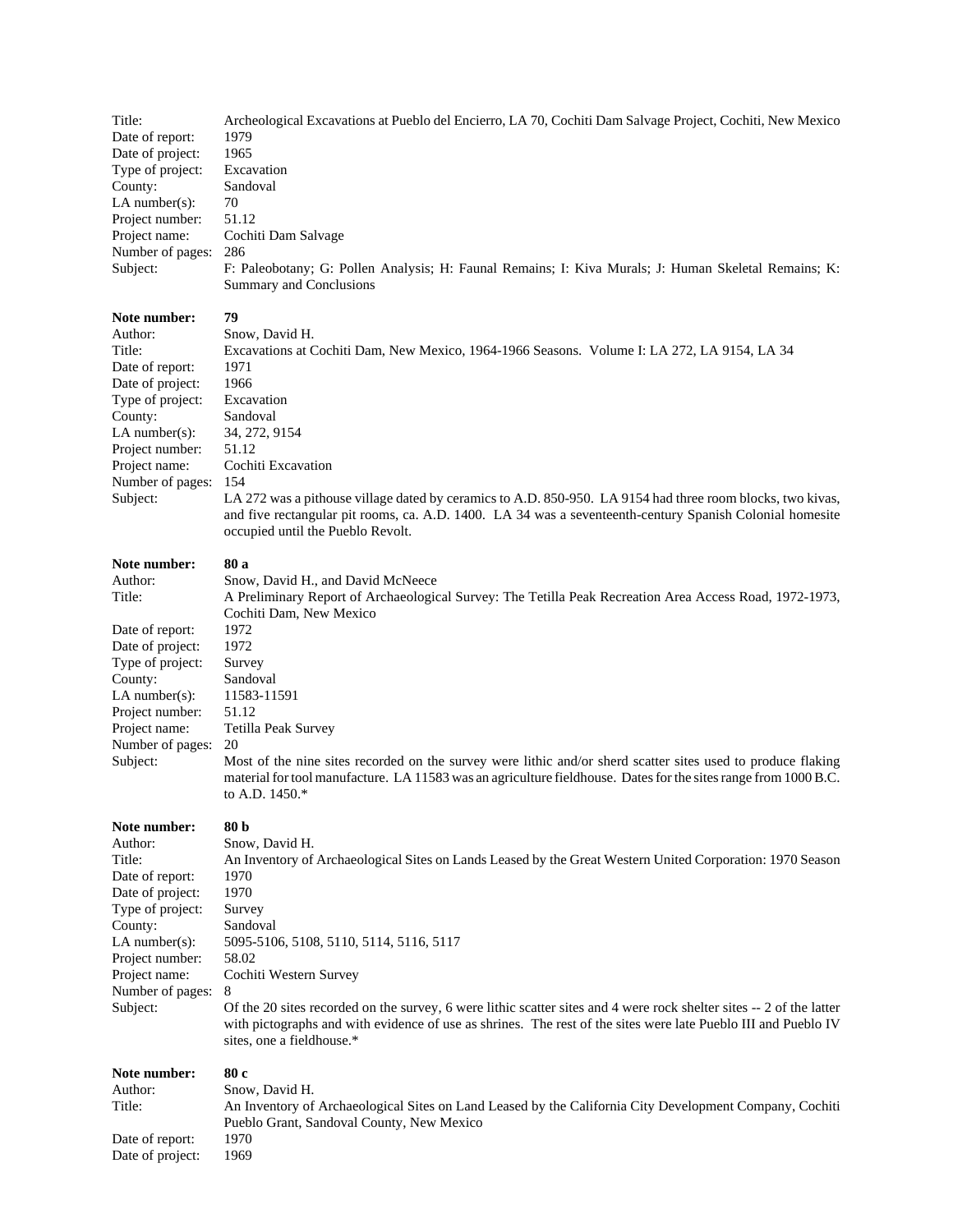Title: Archeological Excavations at Pueblo del Encierro, LA 70, Cochiti Dam Salvage Project, Cochiti, New Mexico
Date of report: 1979
Date of project: 1965
Type of project: Excavation
County: Sandoval
LA number(s): 70
Project number: 51.12
Project name: Cochiti Dam Salvage
Number of pages: 286
Subject: F: Paleobotany; G: Pollen Analysis; H: Faunal Remains; I: Kiva Murals; J: Human Skeletal Remains; K: Summary and Conclusions

**Note number: 79**
Author: Snow, David H.
Title: Excavations at Cochiti Dam, New Mexico, 1964-1966 Seasons. Volume I: LA 272, LA 9154, LA 34
Date of report: 1971
Date of project: 1966
Type of project: Excavation
County: Sandoval
LA number(s): 34, 272, 9154
Project number: 51.12
Project name: Cochiti Excavation
Number of pages: 154
Subject: LA 272 was a pithouse village dated by ceramics to A.D. 850-950. LA 9154 had three room blocks, two kivas, and five rectangular pit rooms, ca. A.D. 1400. LA 34 was a seventeenth-century Spanish Colonial homesite occupied until the Pueblo Revolt.

**Note number: 80 a**
Author: Snow, David H., and David McNeece
Title: A Preliminary Report of Archaeological Survey: The Tetilla Peak Recreation Area Access Road, 1972-1973, Cochiti Dam, New Mexico
Date of report: 1972
Date of project: 1972
Type of project: Survey
County: Sandoval
LA number(s): 11583-11591
Project number: 51.12
Project name: Tetilla Peak Survey
Number of pages: 20
Subject: Most of the nine sites recorded on the survey were lithic and/or sherd scatter sites used to produce flaking material for tool manufacture. LA 11583 was an agriculture fieldhouse. Dates for the sites range from 1000 B.C. to A.D. 1450.*

**Note number: 80 b**
Author: Snow, David H.
Title: An Inventory of Archaeological Sites on Lands Leased by the Great Western United Corporation: 1970 Season
Date of report: 1970
Date of project: 1970
Type of project: Survey
County: Sandoval
LA number(s): 5095-5106, 5108, 5110, 5114, 5116, 5117
Project number: 58.02
Project name: Cochiti Western Survey
Number of pages: 8
Subject: Of the 20 sites recorded on the survey, 6 were lithic scatter sites and 4 were rock shelter sites -- 2 of the latter with pictographs and with evidence of use as shrines. The rest of the sites were late Pueblo III and Pueblo IV sites, one a fieldhouse.*

**Note number: 80 c**
Author: Snow, David H.
Title: An Inventory of Archaeological Sites on Land Leased by the California City Development Company, Cochiti Pueblo Grant, Sandoval County, New Mexico
Date of report: 1970
Date of project: 1969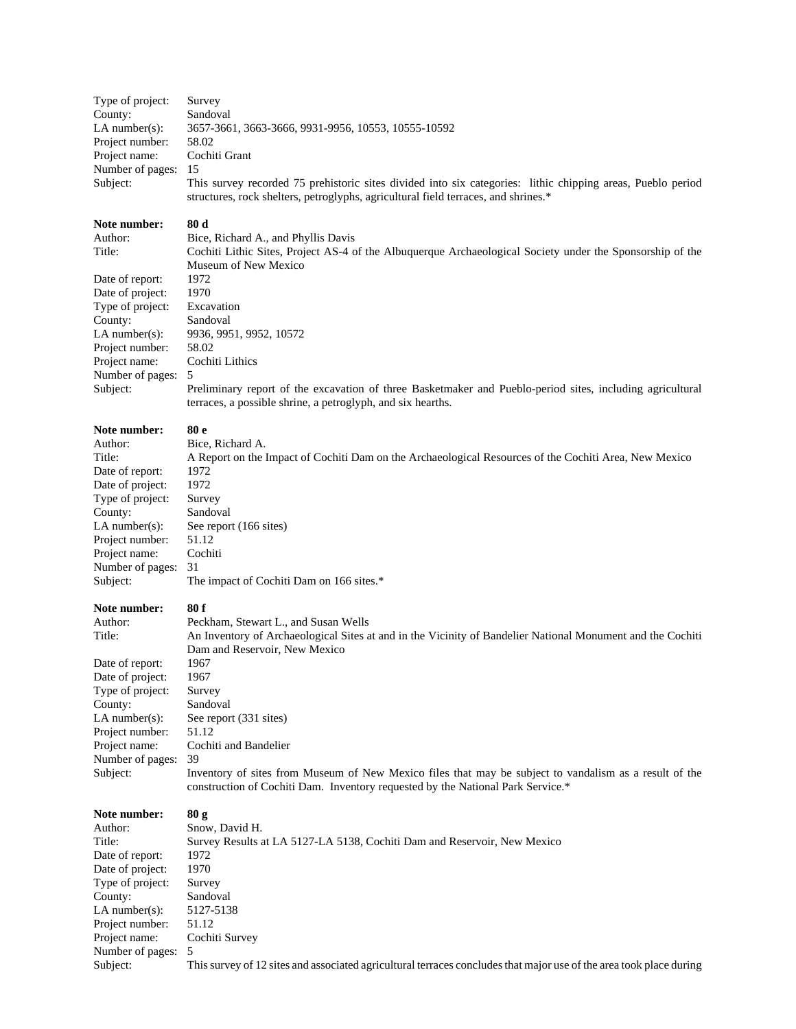Type of project: Survey
County: Sandoval
LA number(s): 3657-3661, 3663-3666, 9931-9956, 10553, 10555-10592
Project number: 58.02
Project name: Cochiti Grant
Number of pages: 15
Subject: This survey recorded 75 prehistoric sites divided into six categories: lithic chipping areas, Pueblo period structures, rock shelters, petroglyphs, agricultural field terraces, and shrines.*

**Note number: 80 d**
Author: Bice, Richard A., and Phyllis Davis
Title: Cochiti Lithic Sites, Project AS-4 of the Albuquerque Archaeological Society under the Sponsorship of the Museum of New Mexico
Date of report: 1972
Date of project: 1970
Type of project: Excavation
County: Sandoval
LA number(s): 9936, 9951, 9952, 10572
Project number: 58.02
Project name: Cochiti Lithics
Number of pages: 5
Subject: Preliminary report of the excavation of three Basketmaker and Pueblo-period sites, including agricultural terraces, a possible shrine, a petroglyph, and six hearths.

**Note number: 80 e**
Author: Bice, Richard A.
Title: A Report on the Impact of Cochiti Dam on the Archaeological Resources of the Cochiti Area, New Mexico
Date of report: 1972
Date of project: 1972
Type of project: Survey
County: Sandoval
LA number(s): See report (166 sites)
Project number: 51.12
Project name: Cochiti
Number of pages: 31
Subject: The impact of Cochiti Dam on 166 sites.*

**Note number: 80 f**
Author: Peckham, Stewart L., and Susan Wells
Title: An Inventory of Archaeological Sites at and in the Vicinity of Bandelier National Monument and the Cochiti Dam and Reservoir, New Mexico
Date of report: 1967
Date of project: 1967
Type of project: Survey
County: Sandoval
LA number(s): See report (331 sites)
Project number: 51.12
Project name: Cochiti and Bandelier
Number of pages: 39
Subject: Inventory of sites from Museum of New Mexico files that may be subject to vandalism as a result of the construction of Cochiti Dam. Inventory requested by the National Park Service.*

**Note number: 80 g**
Author: Snow, David H.
Title: Survey Results at LA 5127-LA 5138, Cochiti Dam and Reservoir, New Mexico
Date of report: 1972
Date of project: 1970
Type of project: Survey
County: Sandoval
LA number(s): 5127-5138
Project number: 51.12
Project name: Cochiti Survey
Number of pages: 5
Subject: This survey of 12 sites and associated agricultural terraces concludes that major use of the area took place during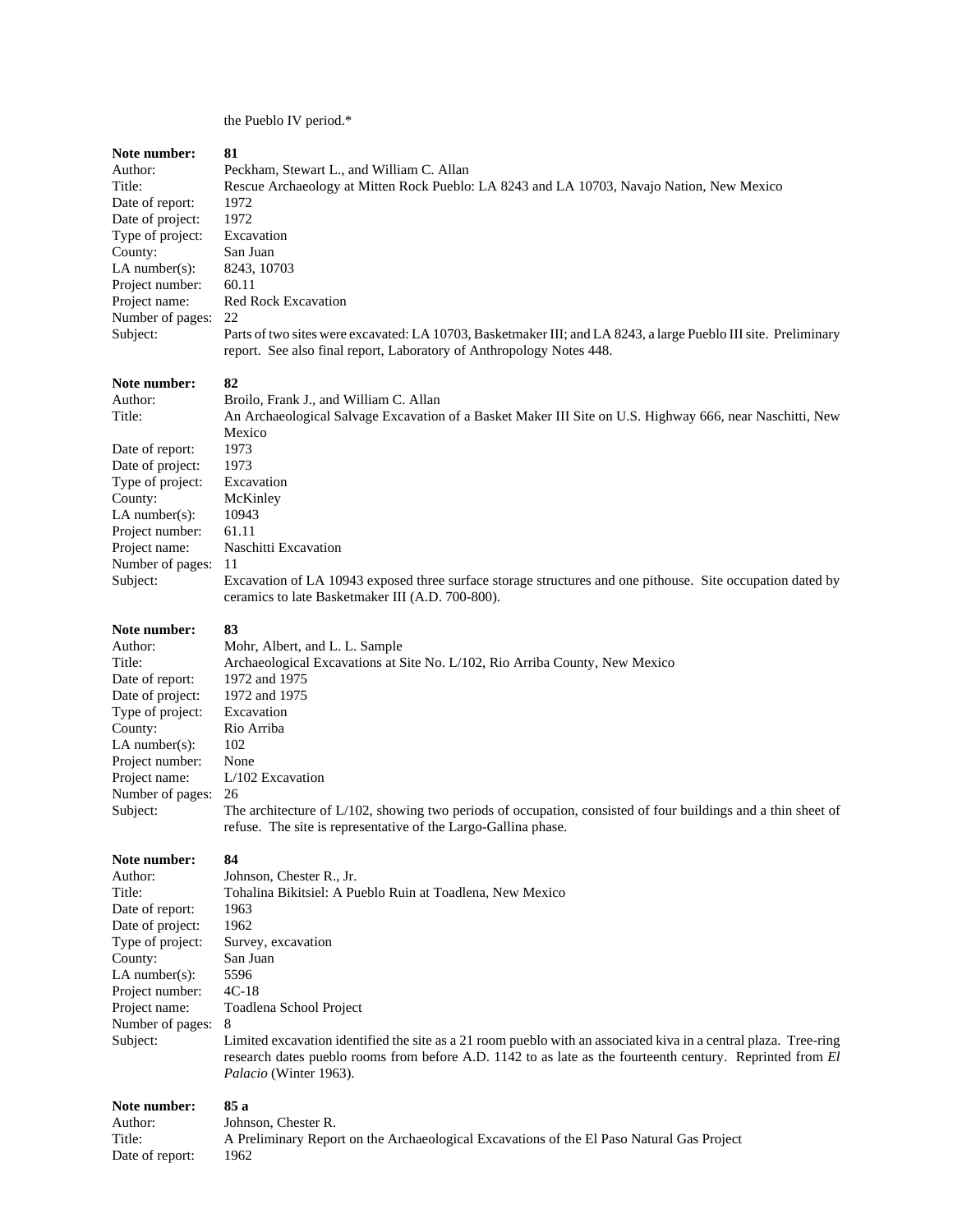the Pueblo IV period.*

**Note number:** **81**
Author: Peckham, Stewart L., and William C. Allan
Title: Rescue Archaeology at Mitten Rock Pueblo: LA 8243 and LA 10703, Navajo Nation, New Mexico
Date of report: 1972
Date of project: 1972
Type of project: Excavation
County: San Juan
LA number(s): 8243, 10703
Project number: 60.11
Project name: Red Rock Excavation
Number of pages: 22
Subject: Parts of two sites were excavated: LA 10703, Basketmaker III; and LA 8243, a large Pueblo III site. Preliminary report. See also final report, Laboratory of Anthropology Notes 448.

**Note number:** **82**
Author: Broilo, Frank J., and William C. Allan
Title: An Archaeological Salvage Excavation of a Basket Maker III Site on U.S. Highway 666, near Naschitti, New Mexico
Date of report: 1973
Date of project: 1973
Type of project: Excavation
County: McKinley
LA number(s): 10943
Project number: 61.11
Project name: Naschitti Excavation
Number of pages: 11
Subject: Excavation of LA 10943 exposed three surface storage structures and one pithouse. Site occupation dated by ceramics to late Basketmaker III (A.D. 700-800).

**Note number:** **83**
Author: Mohr, Albert, and L. L. Sample
Title: Archaeological Excavations at Site No. L/102, Rio Arriba County, New Mexico
Date of report: 1972 and 1975
Date of project: 1972 and 1975
Type of project: Excavation
County: Rio Arriba
LA number(s): 102
Project number: None
Project name: L/102 Excavation
Number of pages: 26
Subject: The architecture of L/102, showing two periods of occupation, consisted of four buildings and a thin sheet of refuse. The site is representative of the Largo-Gallina phase.

**Note number:** **84**
Author: Johnson, Chester R., Jr.
Title: Tohalina Bikitsiel: A Pueblo Ruin at Toadlena, New Mexico
Date of report: 1963
Date of project: 1962
Type of project: Survey, excavation
County: San Juan
LA number(s): 5596
Project number: 4C-18
Project name: Toadlena School Project
Number of pages: 8
Subject: Limited excavation identified the site as a 21 room pueblo with an associated kiva in a central plaza. Tree-ring research dates pueblo rooms from before A.D. 1142 to as late as the fourteenth century. Reprinted from *El Palacio* (Winter 1963).

**Note number:** **85 a**
Author: Johnson, Chester R.
Title: A Preliminary Report on the Archaeological Excavations of the El Paso Natural Gas Project
Date of report: 1962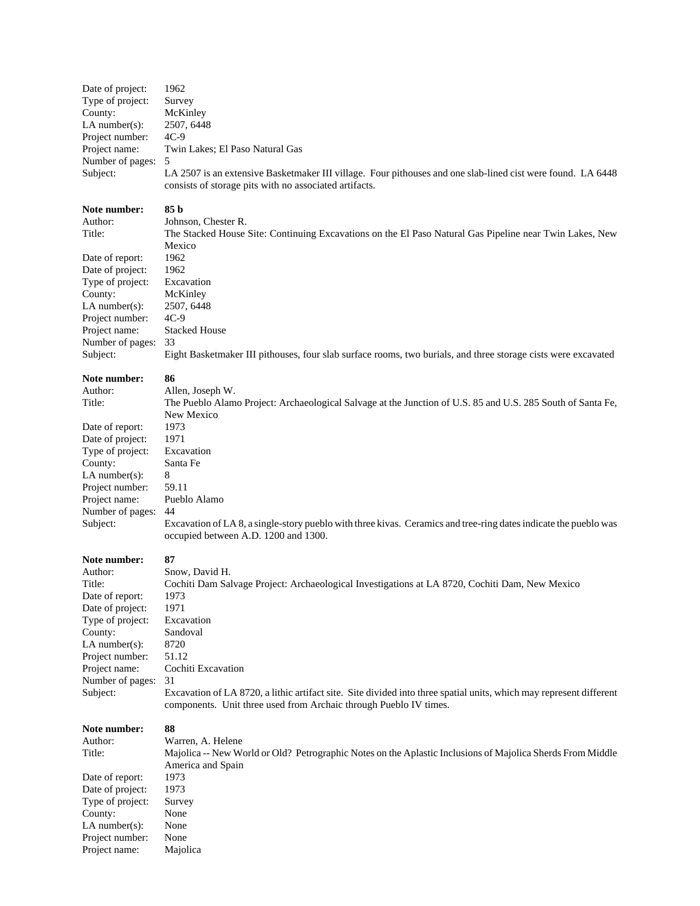Date of project: 1962
Type of project: Survey
County: McKinley
LA number(s): 2507, 6448
Project number: 4C-9
Project name: Twin Lakes; El Paso Natural Gas
Number of pages: 5
Subject: LA 2507 is an extensive Basketmaker III village. Four pithouses and one slab-lined cist were found. LA 6448 consists of storage pits with no associated artifacts.

**Note number: 85 b**
Author: Johnson, Chester R.
Title: The Stacked House Site: Continuing Excavations on the El Paso Natural Gas Pipeline near Twin Lakes, New Mexico
Date of report: 1962
Date of project: 1962
Type of project: Excavation
County: McKinley
LA number(s): 2507, 6448
Project number: 4C-9
Project name: Stacked House
Number of pages: 33
Subject: Eight Basketmaker III pithouses, four slab surface rooms, two burials, and three storage cists were excavated

**Note number: 86**
Author: Allen, Joseph W.
Title: The Pueblo Alamo Project: Archaeological Salvage at the Junction of U.S. 85 and U.S. 285 South of Santa Fe, New Mexico
Date of report: 1973
Date of project: 1971
Type of project: Excavation
County: Santa Fe
LA number(s): 8
Project number: 59.11
Project name: Pueblo Alamo
Number of pages: 44
Subject: Excavation of LA 8, a single-story pueblo with three kivas. Ceramics and tree-ring dates indicate the pueblo was occupied between A.D. 1200 and 1300.

**Note number: 87**
Author: Snow, David H.
Title: Cochiti Dam Salvage Project: Archaeological Investigations at LA 8720, Cochiti Dam, New Mexico
Date of report: 1973
Date of project: 1971
Type of project: Excavation
County: Sandoval
LA number(s): 8720
Project number: 51.12
Project name: Cochiti Excavation
Number of pages: 31
Subject: Excavation of LA 8720, a lithic artifact site. Site divided into three spatial units, which may represent different components. Unit three used from Archaic through Pueblo IV times.

**Note number: 88**
Author: Warren, A. Helene
Title: Majolica -- New World or Old? Petrographic Notes on the Aplastic Inclusions of Majolica Sherds From Middle America and Spain
Date of report: 1973
Date of project: 1973
Type of project: Survey
County: None
LA number(s): None
Project number: None
Project name: Majolica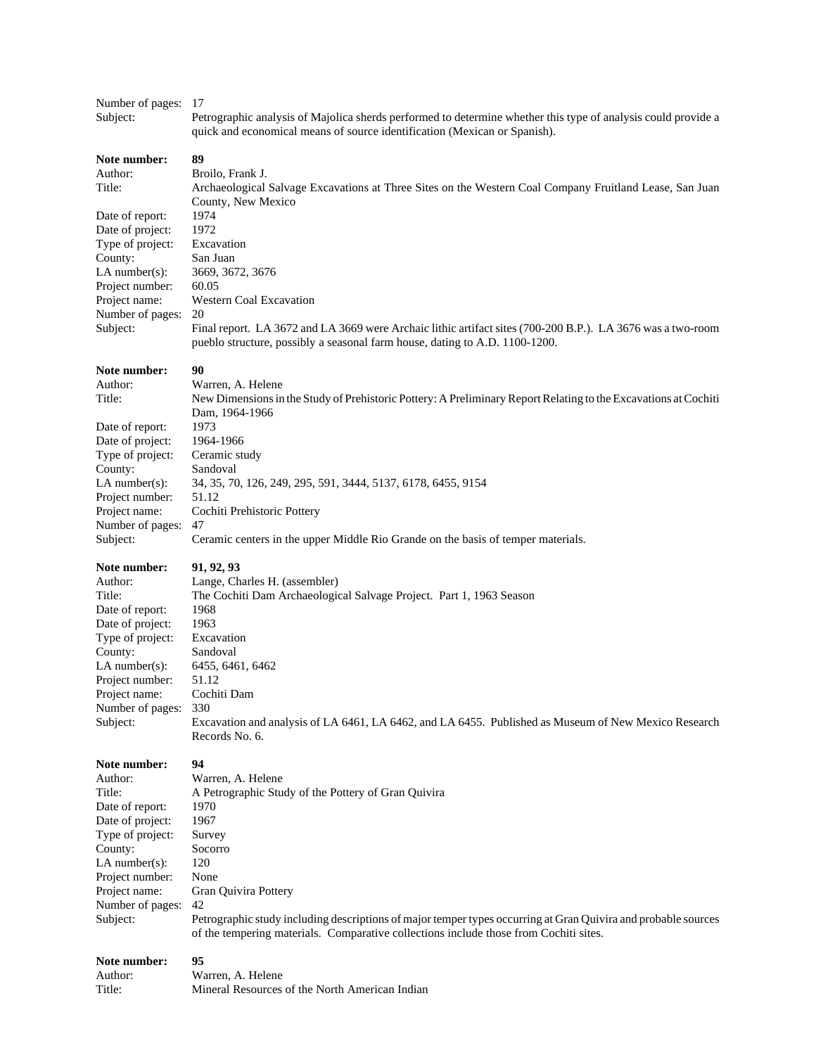Number of pages: 17
Subject: Petrographic analysis of Majolica sherds performed to determine whether this type of analysis could provide a quick and economical means of source identification (Mexican or Spanish).

**Note number:** **89**
Author: Broilo, Frank J.
Title: Archaeological Salvage Excavations at Three Sites on the Western Coal Company Fruitland Lease, San Juan County, New Mexico
Date of report: 1974
Date of project: 1972
Type of project: Excavation
County: San Juan
LA number(s): 3669, 3672, 3676
Project number: 60.05
Project name: Western Coal Excavation
Number of pages: 20
Subject: Final report. LA 3672 and LA 3669 were Archaic lithic artifact sites (700-200 B.P.). LA 3676 was a two-room pueblo structure, possibly a seasonal farm house, dating to A.D. 1100-1200.

**Note number:** **90**
Author: Warren, A. Helene
Title: New Dimensions in the Study of Prehistoric Pottery: A Preliminary Report Relating to the Excavations at Cochiti Dam, 1964-1966
Date of report: 1973
Date of project: 1964-1966
Type of project: Ceramic study
County: Sandoval
LA number(s): 34, 35, 70, 126, 249, 295, 591, 3444, 5137, 6178, 6455, 9154
Project number: 51.12
Project name: Cochiti Prehistoric Pottery
Number of pages: 47
Subject: Ceramic centers in the upper Middle Rio Grande on the basis of temper materials.

**Note number:** **91, 92, 93**
Author: Lange, Charles H. (assembler)
Title: The Cochiti Dam Archaeological Salvage Project. Part 1, 1963 Season
Date of report: 1968
Date of project: 1963
Type of project: Excavation
County: Sandoval
LA number(s): 6455, 6461, 6462
Project number: 51.12
Project name: Cochiti Dam
Number of pages: 330
Subject: Excavation and analysis of LA 6461, LA 6462, and LA 6455. Published as Museum of New Mexico Research Records No. 6.

**Note number:** **94**
Author: Warren, A. Helene
Title: A Petrographic Study of the Pottery of Gran Quivira
Date of report: 1970
Date of project: 1967
Type of project: Survey
County: Socorro
LA number(s): 120
Project number: None
Project name: Gran Quivira Pottery
Number of pages: 42
Subject: Petrographic study including descriptions of major temper types occurring at Gran Quivira and probable sources of the tempering materials. Comparative collections include those from Cochiti sites.

**Note number:** **95**
Author: Warren, A. Helene
Title: Mineral Resources of the North American Indian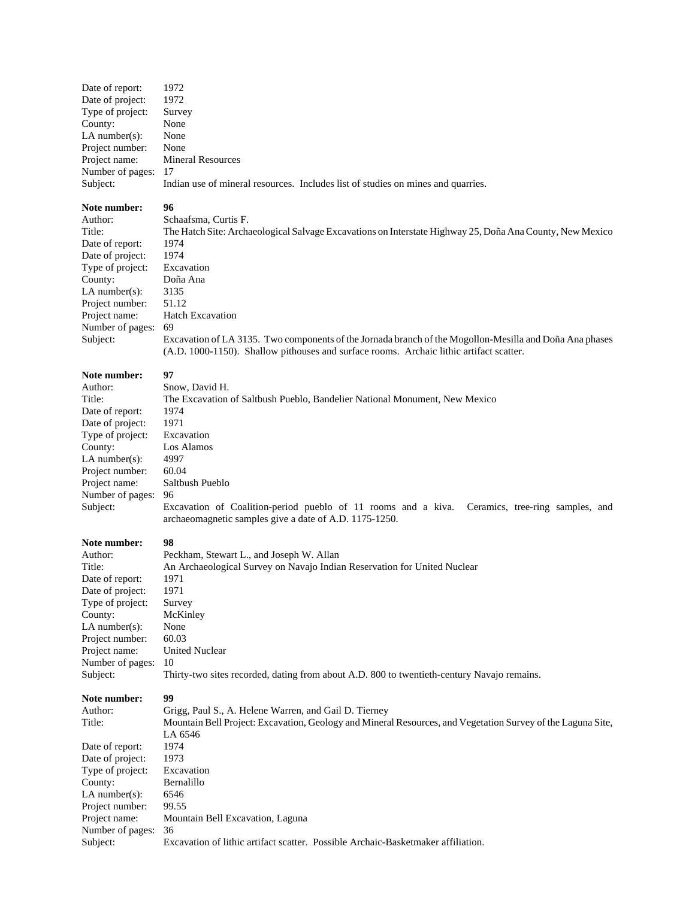Date of report: 1972
Date of project: 1972
Type of project: Survey
County: None
LA number(s): None
Project number: None
Project name: Mineral Resources
Number of pages: 17
Subject: Indian use of mineral resources. Includes list of studies on mines and quarries.

**Note number: 96**
Author: Schaafsma, Curtis F.
Title: The Hatch Site: Archaeological Salvage Excavations on Interstate Highway 25, Doña Ana County, New Mexico
Date of report: 1974
Date of project: 1974
Type of project: Excavation
County: Doña Ana
LA number(s): 3135
Project number: 51.12
Project name: Hatch Excavation
Number of pages: 69
Subject: Excavation of LA 3135. Two components of the Jornada branch of the Mogollon-Mesilla and Doña Ana phases (A.D. 1000-1150). Shallow pithouses and surface rooms. Archaic lithic artifact scatter.

**Note number: 97**
Author: Snow, David H.
Title: The Excavation of Saltbush Pueblo, Bandelier National Monument, New Mexico
Date of report: 1974
Date of project: 1971
Type of project: Excavation
County: Los Alamos
LA number(s): 4997
Project number: 60.04
Project name: Saltbush Pueblo
Number of pages: 96
Subject: Excavation of Coalition-period pueblo of 11 rooms and a kiva. Ceramics, tree-ring samples, and archaeomagnetic samples give a date of A.D. 1175-1250.

**Note number: 98**
Author: Peckham, Stewart L., and Joseph W. Allan
Title: An Archaeological Survey on Navajo Indian Reservation for United Nuclear
Date of report: 1971
Date of project: 1971
Type of project: Survey
County: McKinley
LA number(s): None
Project number: 60.03
Project name: United Nuclear
Number of pages: 10
Subject: Thirty-two sites recorded, dating from about A.D. 800 to twentieth-century Navajo remains.

**Note number: 99**
Author: Grigg, Paul S., A. Helene Warren, and Gail D. Tierney
Title: Mountain Bell Project: Excavation, Geology and Mineral Resources, and Vegetation Survey of the Laguna Site, LA 6546
Date of report: 1974
Date of project: 1973
Type of project: Excavation
County: Bernalillo
LA number(s): 6546
Project number: 99.55
Project name: Mountain Bell Excavation, Laguna
Number of pages: 36
Subject: Excavation of lithic artifact scatter. Possible Archaic-Basketmaker affiliation.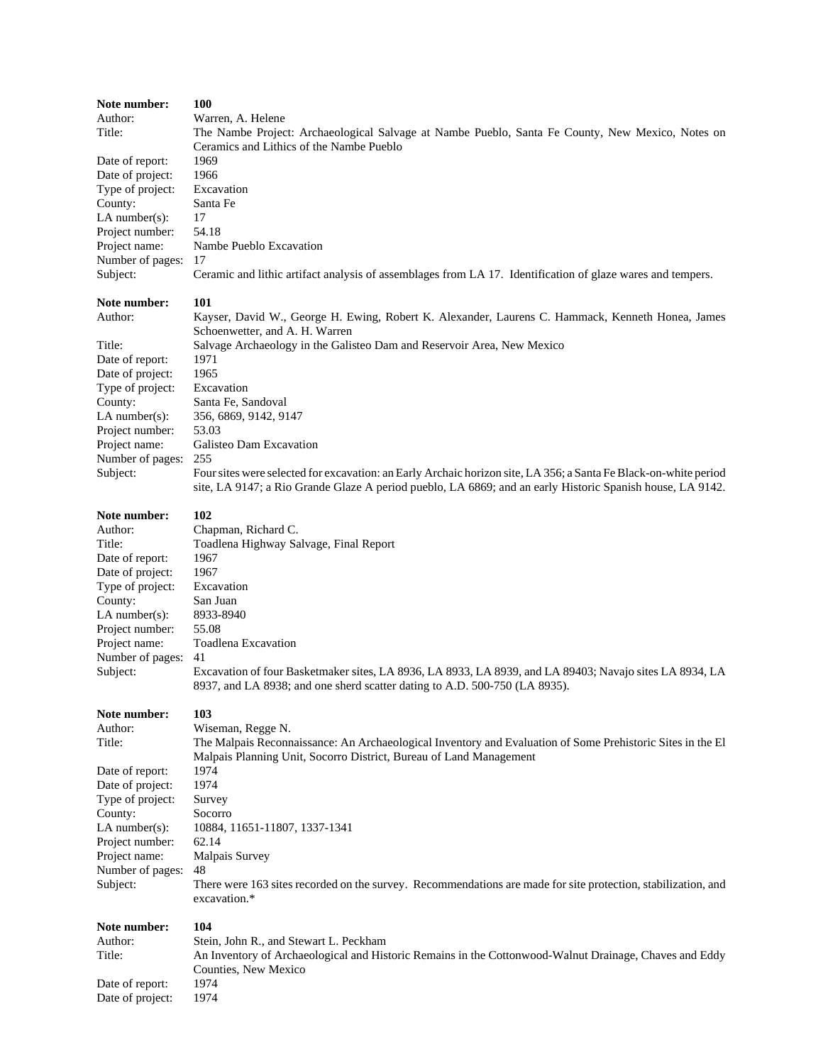**Note number:** **100**
Author: Warren, A. Helene
Title: The Nambe Project: Archaeological Salvage at Nambe Pueblo, Santa Fe County, New Mexico, Notes on Ceramics and Lithics of the Nambe Pueblo
Date of report: 1969
Date of project: 1966
Type of project: Excavation
County: Santa Fe
LA number(s): 17
Project number: 54.18
Project name: Nambe Pueblo Excavation
Number of pages: 17
Subject: Ceramic and lithic artifact analysis of assemblages from LA 17. Identification of glaze wares and tempers.

**Note number:** **101**
Author: Kayser, David W., George H. Ewing, Robert K. Alexander, Laurens C. Hammack, Kenneth Honea, James Schoenwetter, and A. H. Warren
Title: Salvage Archaeology in the Galisteo Dam and Reservoir Area, New Mexico
Date of report: 1971
Date of project: 1965
Type of project: Excavation
County: Santa Fe, Sandoval
LA number(s): 356, 6869, 9142, 9147
Project number: 53.03
Project name: Galisteo Dam Excavation
Number of pages: 255
Subject: Four sites were selected for excavation: an Early Archaic horizon site, LA 356; a Santa Fe Black-on-white period site, LA 9147; a Rio Grande Glaze A period pueblo, LA 6869; and an early Historic Spanish house, LA 9142.

**Note number:** **102**
Author: Chapman, Richard C.
Title: Toadlena Highway Salvage, Final Report
Date of report: 1967
Date of project: 1967
Type of project: Excavation
County: San Juan
LA number(s): 8933-8940
Project number: 55.08
Project name: Toadlena Excavation
Number of pages: 41
Subject: Excavation of four Basketmaker sites, LA 8936, LA 8933, LA 8939, and LA 89403; Navajo sites LA 8934, LA 8937, and LA 8938; and one sherd scatter dating to A.D. 500-750 (LA 8935).

**Note number:** **103**
Author: Wiseman, Regge N.
Title: The Malpais Reconnaissance: An Archaeological Inventory and Evaluation of Some Prehistoric Sites in the El Malpais Planning Unit, Socorro District, Bureau of Land Management
Date of report: 1974
Date of project: 1974
Type of project: Survey
County: Socorro
LA number(s): 10884, 11651-11807, 1337-1341
Project number: 62.14
Project name: Malpais Survey
Number of pages: 48
Subject: There were 163 sites recorded on the survey. Recommendations are made for site protection, stabilization, and excavation.*

**Note number:** **104**
Author: Stein, John R., and Stewart L. Peckham
Title: An Inventory of Archaeological and Historic Remains in the Cottonwood-Walnut Drainage, Chaves and Eddy Counties, New Mexico
Date of report: 1974
Date of project: 1974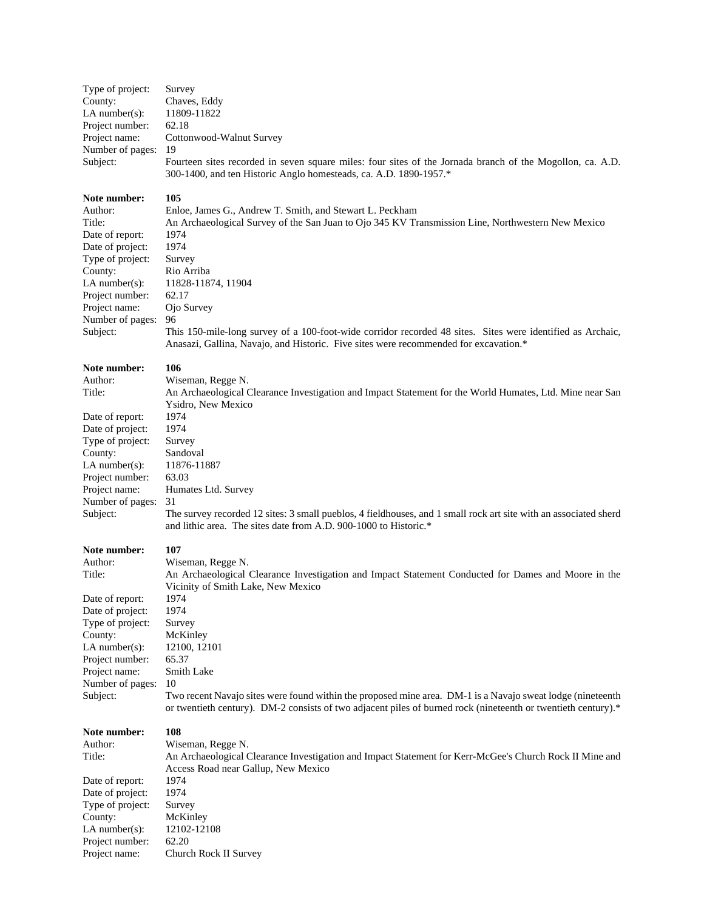Type of project: Survey
County: Chaves, Eddy
LA number(s): 11809-11822
Project number: 62.18
Project name: Cottonwood-Walnut Survey
Number of pages: 19
Subject: Fourteen sites recorded in seven square miles: four sites of the Jornada branch of the Mogollon, ca. A.D. 300-1400, and ten Historic Anglo homesteads, ca. A.D. 1890-1957.*

**Note number: 105**
Author: Enloe, James G., Andrew T. Smith, and Stewart L. Peckham
Title: An Archaeological Survey of the San Juan to Ojo 345 KV Transmission Line, Northwestern New Mexico
Date of report: 1974
Date of project: 1974
Type of project: Survey
County: Rio Arriba
LA number(s): 11828-11874, 11904
Project number: 62.17
Project name: Ojo Survey
Number of pages: 96
Subject: This 150-mile-long survey of a 100-foot-wide corridor recorded 48 sites. Sites were identified as Archaic, Anasazi, Gallina, Navajo, and Historic. Five sites were recommended for excavation.*

**Note number: 106**
Author: Wiseman, Regge N.
Title: An Archaeological Clearance Investigation and Impact Statement for the World Humates, Ltd. Mine near San Ysidro, New Mexico
Date of report: 1974
Date of project: 1974
Type of project: Survey
County: Sandoval
LA number(s): 11876-11887
Project number: 63.03
Project name: Humates Ltd. Survey
Number of pages: 31
Subject: The survey recorded 12 sites: 3 small pueblos, 4 fieldhouses, and 1 small rock art site with an associated sherd and lithic area. The sites date from A.D. 900-1000 to Historic.*

**Note number: 107**
Author: Wiseman, Regge N.
Title: An Archaeological Clearance Investigation and Impact Statement Conducted for Dames and Moore in the Vicinity of Smith Lake, New Mexico
Date of report: 1974
Date of project: 1974
Type of project: Survey
County: McKinley
LA number(s): 12100, 12101
Project number: 65.37
Project name: Smith Lake
Number of pages: 10
Subject: Two recent Navajo sites were found within the proposed mine area. DM-1 is a Navajo sweat lodge (nineteenth or twentieth century). DM-2 consists of two adjacent piles of burned rock (nineteenth or twentieth century).*

**Note number: 108**
Author: Wiseman, Regge N.
Title: An Archaeological Clearance Investigation and Impact Statement for Kerr-McGee's Church Rock II Mine and Access Road near Gallup, New Mexico
Date of report: 1974
Date of project: 1974
Type of project: Survey
County: McKinley
LA number(s): 12102-12108
Project number: 62.20
Project name: Church Rock II Survey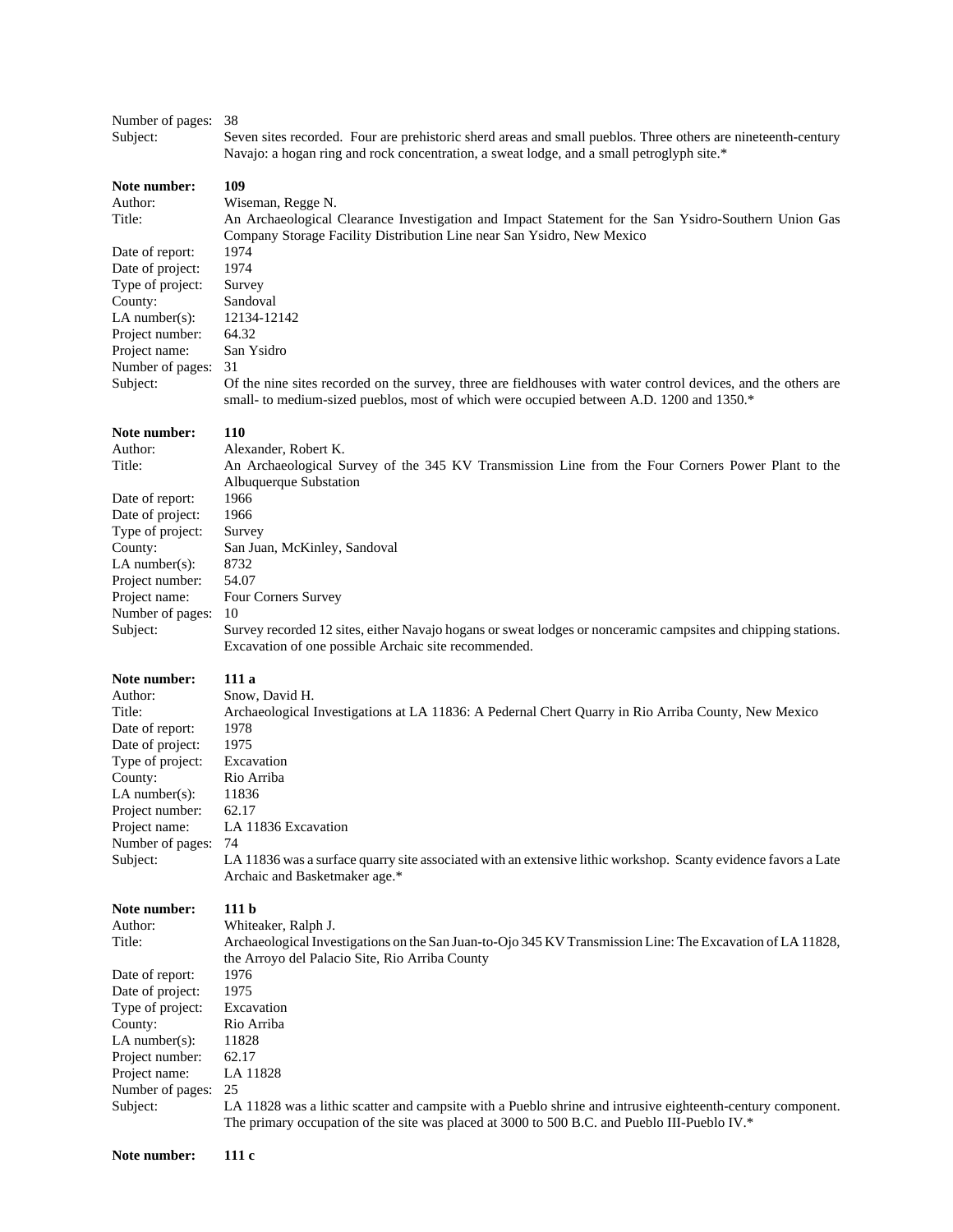Number of pages: 38
Subject: Seven sites recorded. Four are prehistoric sherd areas and small pueblos. Three others are nineteenth-century Navajo: a hogan ring and rock concentration, a sweat lodge, and a small petroglyph site.*

**Note number:** **109**
Author: Wiseman, Regge N.
Title: An Archaeological Clearance Investigation and Impact Statement for the San Ysidro-Southern Union Gas Company Storage Facility Distribution Line near San Ysidro, New Mexico
Date of report: 1974
Date of project: 1974
Type of project: Survey
County: Sandoval
LA number(s): 12134-12142
Project number: 64.32
Project name: San Ysidro
Number of pages: 31
Subject: Of the nine sites recorded on the survey, three are fieldhouses with water control devices, and the others are small- to medium-sized pueblos, most of which were occupied between A.D. 1200 and 1350.*

**Note number:** **110**
Author: Alexander, Robert K.
Title: An Archaeological Survey of the 345 KV Transmission Line from the Four Corners Power Plant to the Albuquerque Substation
Date of report: 1966
Date of project: 1966
Type of project: Survey
County: San Juan, McKinley, Sandoval
LA number(s): 8732
Project number: 54.07
Project name: Four Corners Survey
Number of pages: 10
Subject: Survey recorded 12 sites, either Navajo hogans or sweat lodges or nonceramic campsites and chipping stations. Excavation of one possible Archaic site recommended.

**Note number:** **111 a**
Author: Snow, David H.
Title: Archaeological Investigations at LA 11836: A Pedernal Chert Quarry in Rio Arriba County, New Mexico
Date of report: 1978
Date of project: 1975
Type of project: Excavation
County: Rio Arriba
LA number(s): 11836
Project number: 62.17
Project name: LA 11836 Excavation
Number of pages: 74
Subject: LA 11836 was a surface quarry site associated with an extensive lithic workshop. Scanty evidence favors a Late Archaic and Basketmaker age.*

**Note number:** **111 b**
Author: Whiteaker, Ralph J.
Title: Archaeological Investigations on the San Juan-to-Ojo 345 KV Transmission Line: The Excavation of LA 11828, the Arroyo del Palacio Site, Rio Arriba County
Date of report: 1976
Date of project: 1975
Type of project: Excavation
County: Rio Arriba
LA number(s): 11828
Project number: 62.17
Project name: LA 11828
Number of pages: 25
Subject: LA 11828 was a lithic scatter and campsite with a Pueblo shrine and intrusive eighteenth-century component. The primary occupation of the site was placed at 3000 to 500 B.C. and Pueblo III-Pueblo IV.*

**Note number:** **111 c**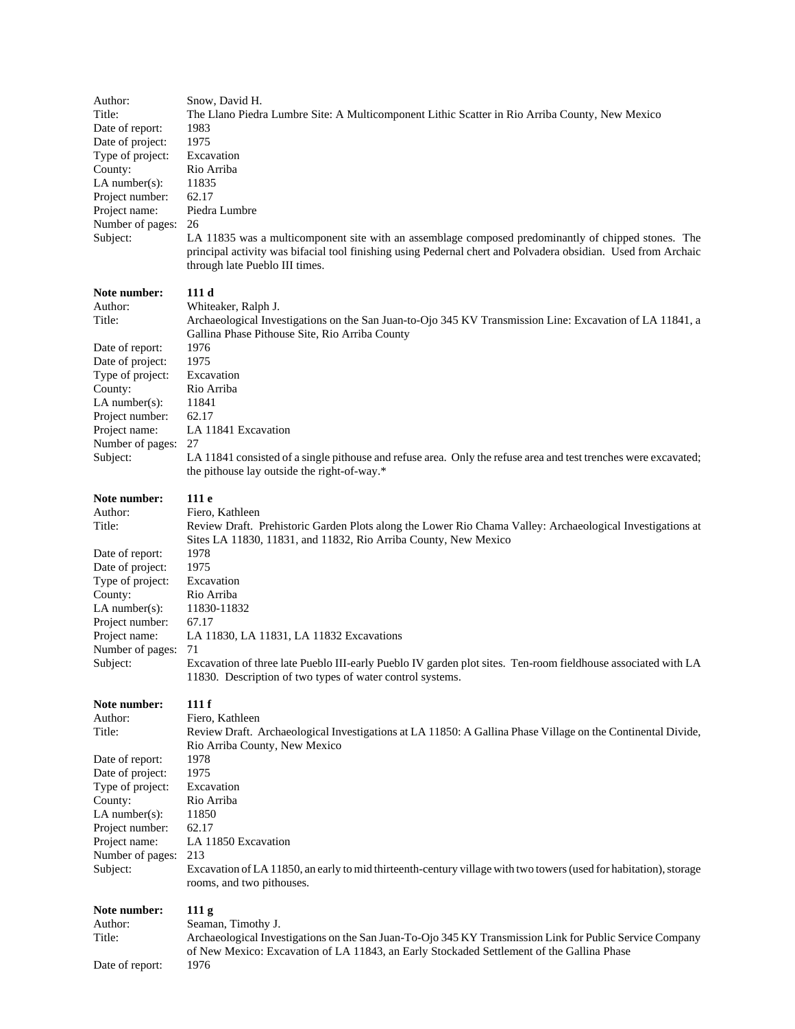Author: Snow, David H.
Title: The Llano Piedra Lumbre Site: A Multicomponent Lithic Scatter in Rio Arriba County, New Mexico
Date of report: 1983
Date of project: 1975
Type of project: Excavation
County: Rio Arriba
LA number(s): 11835
Project number: 62.17
Project name: Piedra Lumbre
Number of pages: 26
Subject: LA 11835 was a multicomponent site with an assemblage composed predominantly of chipped stones. The principal activity was bifacial tool finishing using Pedernal chert and Polvadera obsidian. Used from Archaic through late Pueblo III times.

**Note number: 111 d**
Author: Whiteaker, Ralph J.
Title: Archaeological Investigations on the San Juan-to-Ojo 345 KV Transmission Line: Excavation of LA 11841, a Gallina Phase Pithouse Site, Rio Arriba County
Date of report: 1976
Date of project: 1975
Type of project: Excavation
County: Rio Arriba
LA number(s): 11841
Project number: 62.17
Project name: LA 11841 Excavation
Number of pages: 27
Subject: LA 11841 consisted of a single pithouse and refuse area. Only the refuse area and test trenches were excavated; the pithouse lay outside the right-of-way.*

**Note number: 111 e**
Author: Fiero, Kathleen
Title: Review Draft. Prehistoric Garden Plots along the Lower Rio Chama Valley: Archaeological Investigations at Sites LA 11830, 11831, and 11832, Rio Arriba County, New Mexico
Date of report: 1978
Date of project: 1975
Type of project: Excavation
County: Rio Arriba
LA number(s): 11830-11832
Project number: 67.17
Project name: LA 11830, LA 11831, LA 11832 Excavations
Number of pages: 71
Subject: Excavation of three late Pueblo III-early Pueblo IV garden plot sites. Ten-room fieldhouse associated with LA 11830. Description of two types of water control systems.

**Note number: 111 f**
Author: Fiero, Kathleen
Title: Review Draft. Archaeological Investigations at LA 11850: A Gallina Phase Village on the Continental Divide, Rio Arriba County, New Mexico
Date of report: 1978
Date of project: 1975
Type of project: Excavation
County: Rio Arriba
LA number(s): 11850
Project number: 62.17
Project name: LA 11850 Excavation
Number of pages: 213
Subject: Excavation of LA 11850, an early to mid thirteenth-century village with two towers (used for habitation), storage rooms, and two pithouses.

**Note number: 111 g**
Author: Seaman, Timothy J.
Title: Archaeological Investigations on the San Juan-To-Ojo 345 KY Transmission Link for Public Service Company of New Mexico: Excavation of LA 11843, an Early Stockaded Settlement of the Gallina Phase
Date of report: 1976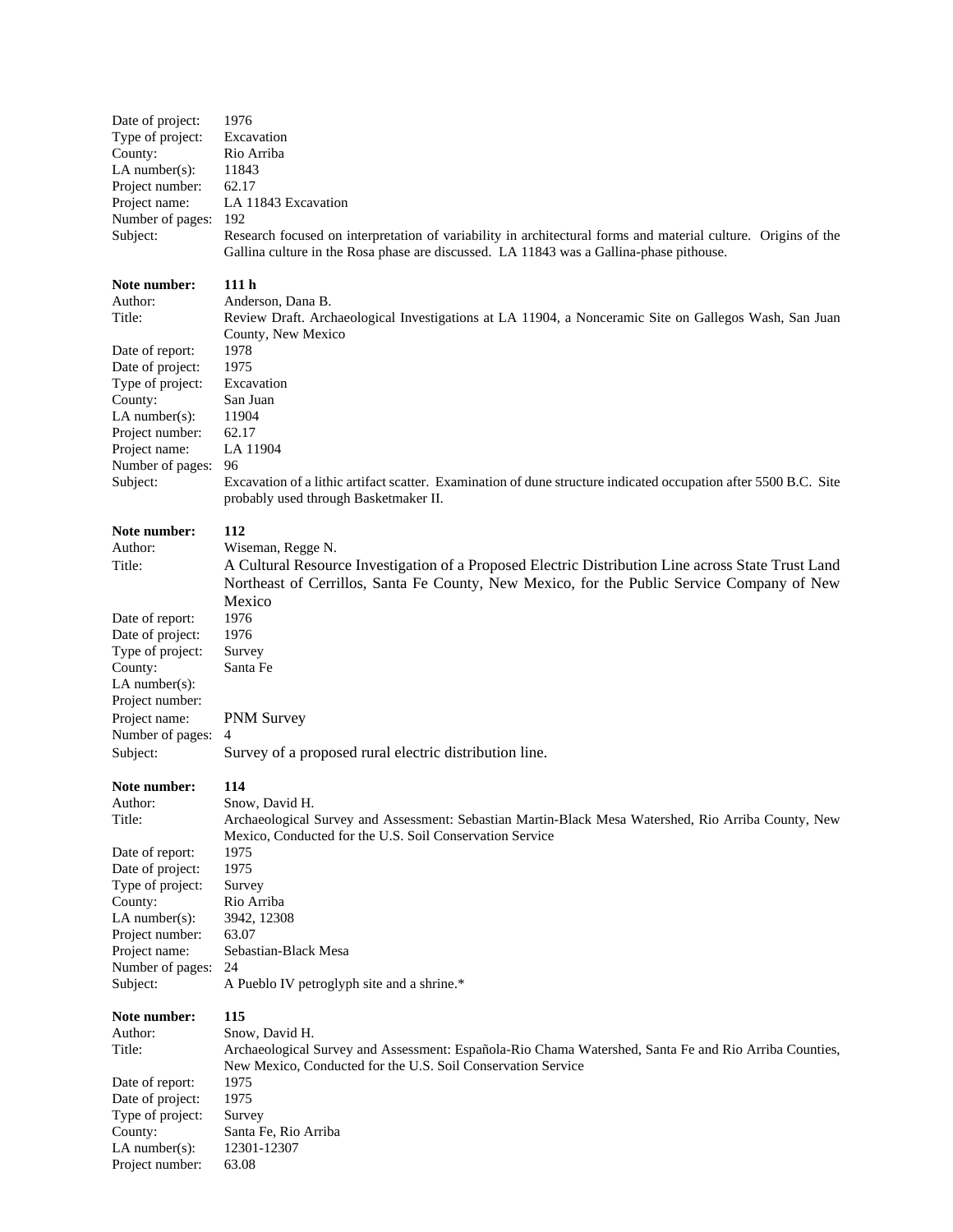Date of project: 1976
Type of project: Excavation
County: Rio Arriba
LA number(s): 11843
Project number: 62.17
Project name: LA 11843 Excavation
Number of pages: 192
Subject: Research focused on interpretation of variability in architectural forms and material culture. Origins of the Gallina culture in the Rosa phase are discussed. LA 11843 was a Gallina-phase pithouse.

**Note number: 111 h**
Author: Anderson, Dana B.
Title: Review Draft. Archaeological Investigations at LA 11904, a Nonceramic Site on Gallegos Wash, San Juan County, New Mexico
Date of report: 1978
Date of project: 1975
Type of project: Excavation
County: San Juan
LA number(s): 11904
Project number: 62.17
Project name: LA 11904
Number of pages: 96
Subject: Excavation of a lithic artifact scatter. Examination of dune structure indicated occupation after 5500 B.C. Site probably used through Basketmaker II.

**Note number: 112**
Author: Wiseman, Regge N.
Title: A Cultural Resource Investigation of a Proposed Electric Distribution Line across State Trust Land Northeast of Cerrillos, Santa Fe County, New Mexico, for the Public Service Company of New Mexico
Date of report: 1976
Date of project: 1976
Type of project: Survey
County: Santa Fe
LA number(s):
Project number:
Project name: PNM Survey
Number of pages: 4
Subject: Survey of a proposed rural electric distribution line.

**Note number: 114**
Author: Snow, David H.
Title: Archaeological Survey and Assessment: Sebastian Martin-Black Mesa Watershed, Rio Arriba County, New Mexico, Conducted for the U.S. Soil Conservation Service
Date of report: 1975
Date of project: 1975
Type of project: Survey
County: Rio Arriba
LA number(s): 3942, 12308
Project number: 63.07
Project name: Sebastian-Black Mesa
Number of pages: 24
Subject: A Pueblo IV petroglyph site and a shrine.*

**Note number: 115**
Author: Snow, David H.
Title: Archaeological Survey and Assessment: Española-Rio Chama Watershed, Santa Fe and Rio Arriba Counties, New Mexico, Conducted for the U.S. Soil Conservation Service
Date of report: 1975
Date of project: 1975
Type of project: Survey
County: Santa Fe, Rio Arriba
LA number(s): 12301-12307
Project number: 63.08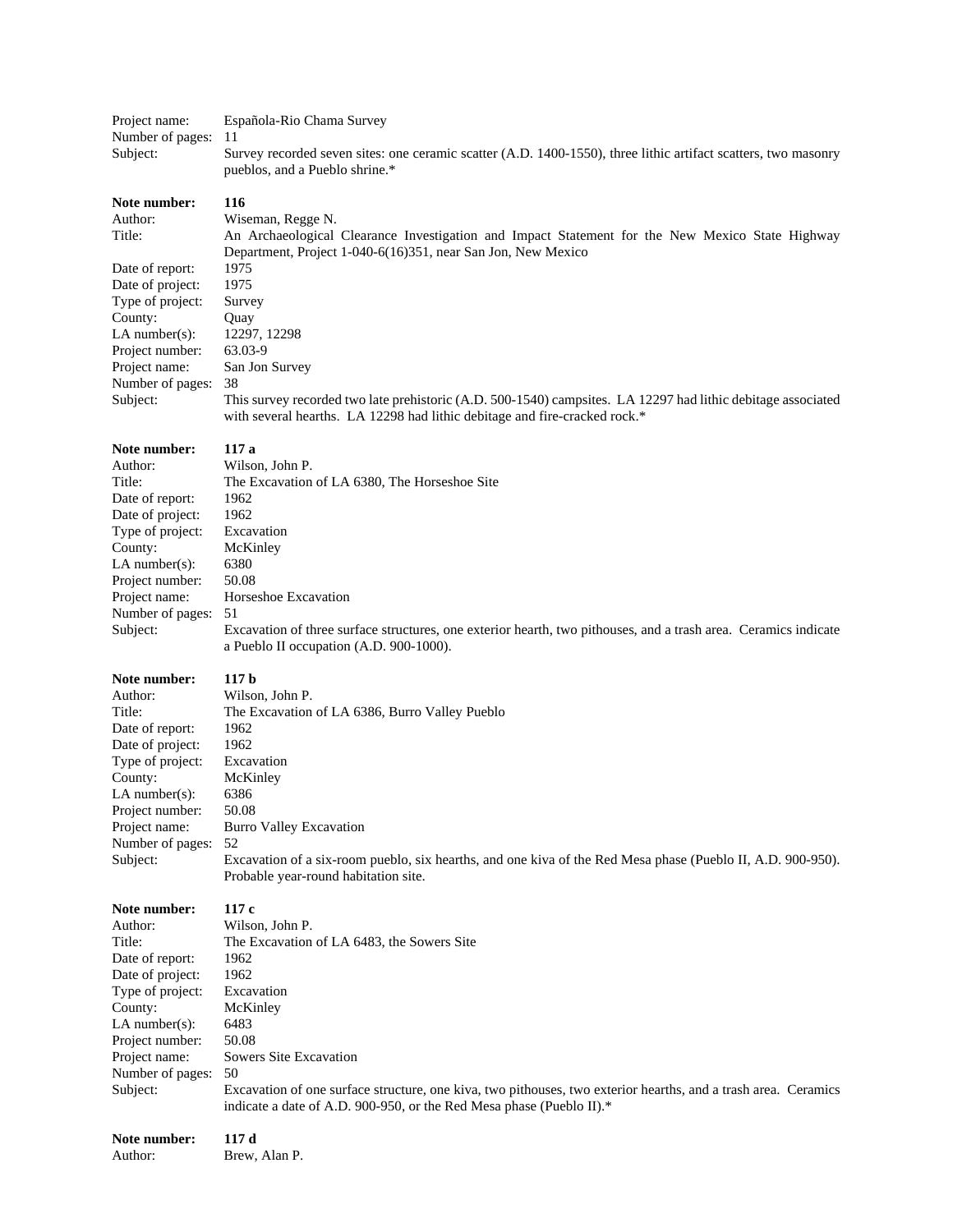Project name: Española-Rio Chama Survey
Number of pages: 11
Subject: Survey recorded seven sites: one ceramic scatter (A.D. 1400-1550), three lithic artifact scatters, two masonry pueblos, and a Pueblo shrine.*

**Note number:** **116**
Author: Wiseman, Regge N.
Title: An Archaeological Clearance Investigation and Impact Statement for the New Mexico State Highway Department, Project 1-040-6(16)351, near San Jon, New Mexico
Date of report: 1975
Date of project: 1975
Type of project: Survey
County: Quay
LA number(s): 12297, 12298
Project number: 63.03-9
Project name: San Jon Survey
Number of pages: 38
Subject: This survey recorded two late prehistoric (A.D. 500-1540) campsites. LA 12297 had lithic debitage associated with several hearths. LA 12298 had lithic debitage and fire-cracked rock.*

**Note number:** **117 a**
Author: Wilson, John P.
Title: The Excavation of LA 6380, The Horseshoe Site
Date of report: 1962
Date of project: 1962
Type of project: Excavation
County: McKinley
LA number(s): 6380
Project number: 50.08
Project name: Horseshoe Excavation
Number of pages: 51
Subject: Excavation of three surface structures, one exterior hearth, two pithouses, and a trash area. Ceramics indicate a Pueblo II occupation (A.D. 900-1000).

**Note number:** **117 b**
Author: Wilson, John P.
Title: The Excavation of LA 6386, Burro Valley Pueblo
Date of report: 1962
Date of project: 1962
Type of project: Excavation
County: McKinley
LA number(s): 6386
Project number: 50.08
Project name: Burro Valley Excavation
Number of pages: 52
Subject: Excavation of a six-room pueblo, six hearths, and one kiva of the Red Mesa phase (Pueblo II, A.D. 900-950). Probable year-round habitation site.

**Note number:** **117 c**
Author: Wilson, John P.
Title: The Excavation of LA 6483, the Sowers Site
Date of report: 1962
Date of project: 1962
Type of project: Excavation
County: McKinley
LA number(s): 6483
Project number: 50.08
Project name: Sowers Site Excavation
Number of pages: 50
Subject: Excavation of one surface structure, one kiva, two pithouses, two exterior hearths, and a trash area. Ceramics indicate a date of A.D. 900-950, or the Red Mesa phase (Pueblo II).*

**Note number:** **117 d**
Author: Brew, Alan P.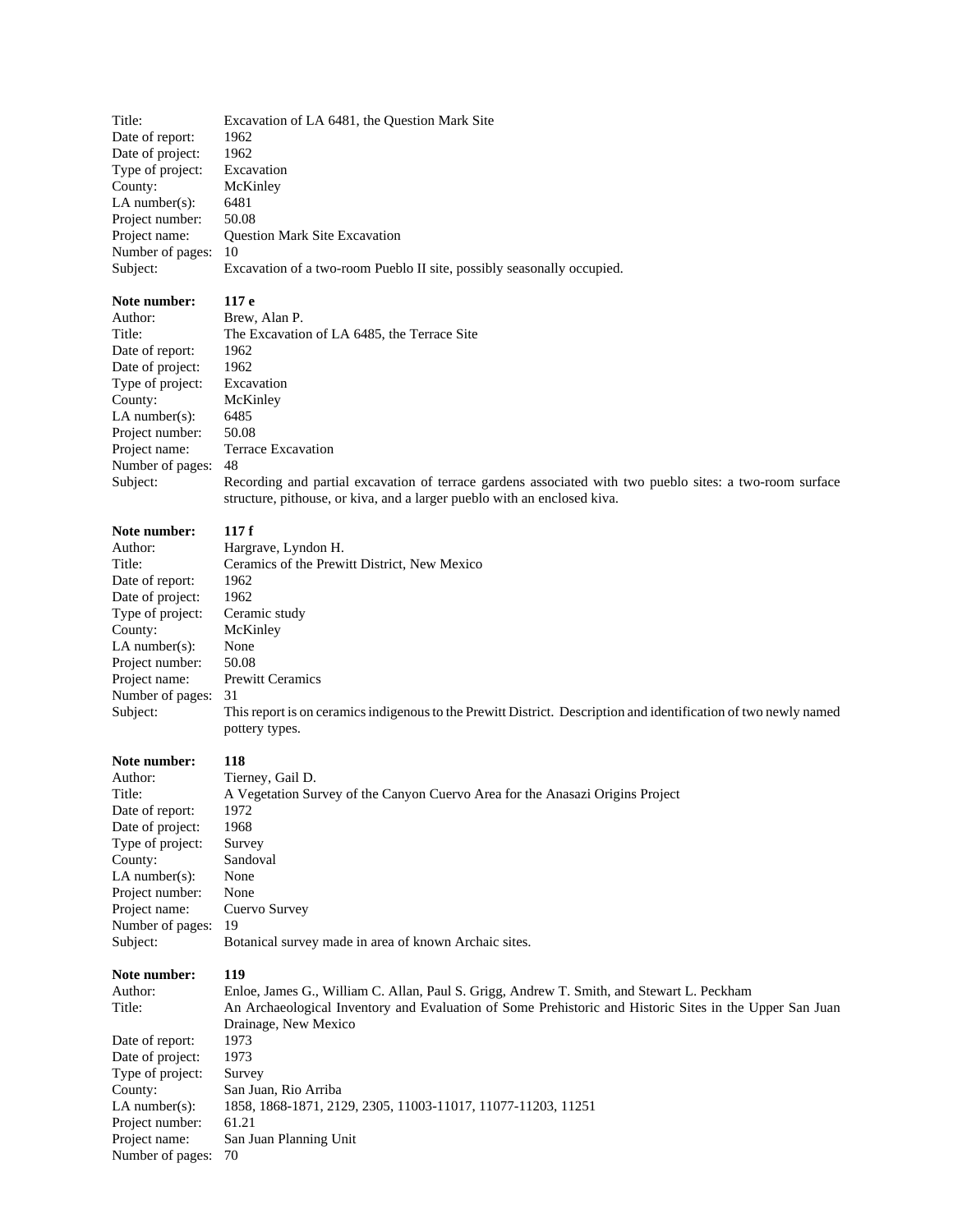Title: Excavation of LA 6481, the Question Mark Site
Date of report: 1962
Date of project: 1962
Type of project: Excavation
County: McKinley
LA number(s): 6481
Project number: 50.08
Project name: Question Mark Site Excavation
Number of pages: 10
Subject: Excavation of a two-room Pueblo II site, possibly seasonally occupied.

**Note number: 117 e**
Author: Brew, Alan P.
Title: The Excavation of LA 6485, the Terrace Site
Date of report: 1962
Date of project: 1962
Type of project: Excavation
County: McKinley
LA number(s): 6485
Project number: 50.08
Project name: Terrace Excavation
Number of pages: 48
Subject: Recording and partial excavation of terrace gardens associated with two pueblo sites: a two-room surface structure, pithouse, or kiva, and a larger pueblo with an enclosed kiva.

**Note number: 117 f**
Author: Hargrave, Lyndon H.
Title: Ceramics of the Prewitt District, New Mexico
Date of report: 1962
Date of project: 1962
Type of project: Ceramic study
County: McKinley
LA number(s): None
Project number: 50.08
Project name: Prewitt Ceramics
Number of pages: 31
Subject: This report is on ceramics indigenous to the Prewitt District. Description and identification of two newly named pottery types.

**Note number: 118**
Author: Tierney, Gail D.
Title: A Vegetation Survey of the Canyon Cuervo Area for the Anasazi Origins Project
Date of report: 1972
Date of project: 1968
Type of project: Survey
County: Sandoval
LA number(s): None
Project number: None
Project name: Cuervo Survey
Number of pages: 19
Subject: Botanical survey made in area of known Archaic sites.

**Note number: 119**
Author: Enloe, James G., William C. Allan, Paul S. Grigg, Andrew T. Smith, and Stewart L. Peckham
Title: An Archaeological Inventory and Evaluation of Some Prehistoric and Historic Sites in the Upper San Juan Drainage, New Mexico
Date of report: 1973
Date of project: 1973
Type of project: Survey
County: San Juan, Rio Arriba
LA number(s): 1858, 1868-1871, 2129, 2305, 11003-11017, 11077-11203, 11251
Project number: 61.21
Project name: San Juan Planning Unit
Number of pages: 70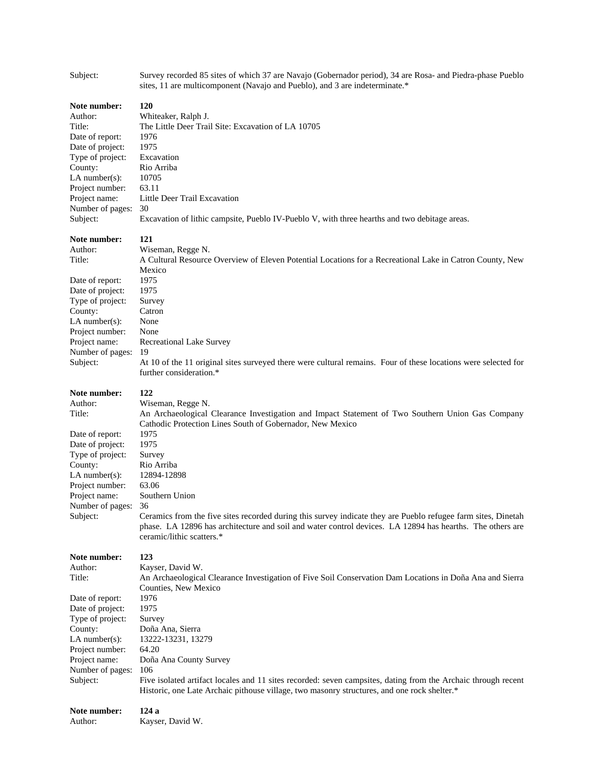Subject: Survey recorded 85 sites of which 37 are Navajo (Gobernador period), 34 are Rosa- and Piedra-phase Pueblo sites, 11 are multicomponent (Navajo and Pueblo), and 3 are indeterminate.*

**Note number:** **120**
Author: Whiteaker, Ralph J.
Title: The Little Deer Trail Site: Excavation of LA 10705
Date of report: 1976
Date of project: 1975
Type of project: Excavation
County: Rio Arriba
LA number(s): 10705
Project number: 63.11
Project name: Little Deer Trail Excavation
Number of pages: 30
Subject: Excavation of lithic campsite, Pueblo IV-Pueblo V, with three hearths and two debitage areas.

**Note number:** **121**
Author: Wiseman, Regge N.
Title: A Cultural Resource Overview of Eleven Potential Locations for a Recreational Lake in Catron County, New Mexico
Date of report: 1975
Date of project: 1975
Type of project: Survey
County: Catron
LA number(s): None
Project number: None
Project name: Recreational Lake Survey
Number of pages: 19
Subject: At 10 of the 11 original sites surveyed there were cultural remains. Four of these locations were selected for further consideration.*

**Note number:** **122**
Author: Wiseman, Regge N.
Title: An Archaeological Clearance Investigation and Impact Statement of Two Southern Union Gas Company Cathodic Protection Lines South of Gobernador, New Mexico
Date of report: 1975
Date of project: 1975
Type of project: Survey
County: Rio Arriba
LA number(s): 12894-12898
Project number: 63.06
Project name: Southern Union
Number of pages: 36
Subject: Ceramics from the five sites recorded during this survey indicate they are Pueblo refugee farm sites, Dinetah phase. LA 12896 has architecture and soil and water control devices. LA 12894 has hearths. The others are ceramic/lithic scatters.*

**Note number:** **123**
Author: Kayser, David W.
Title: An Archaeological Clearance Investigation of Five Soil Conservation Dam Locations in Doña Ana and Sierra Counties, New Mexico
Date of report: 1976
Date of project: 1975
Type of project: Survey
County: Doña Ana, Sierra
LA number(s): 13222-13231, 13279
Project number: 64.20
Project name: Doña Ana County Survey
Number of pages: 106
Subject: Five isolated artifact locales and 11 sites recorded: seven campsites, dating from the Archaic through recent Historic, one Late Archaic pithouse village, two masonry structures, and one rock shelter.*

**Note number:** **124 a**
Author: Kayser, David W.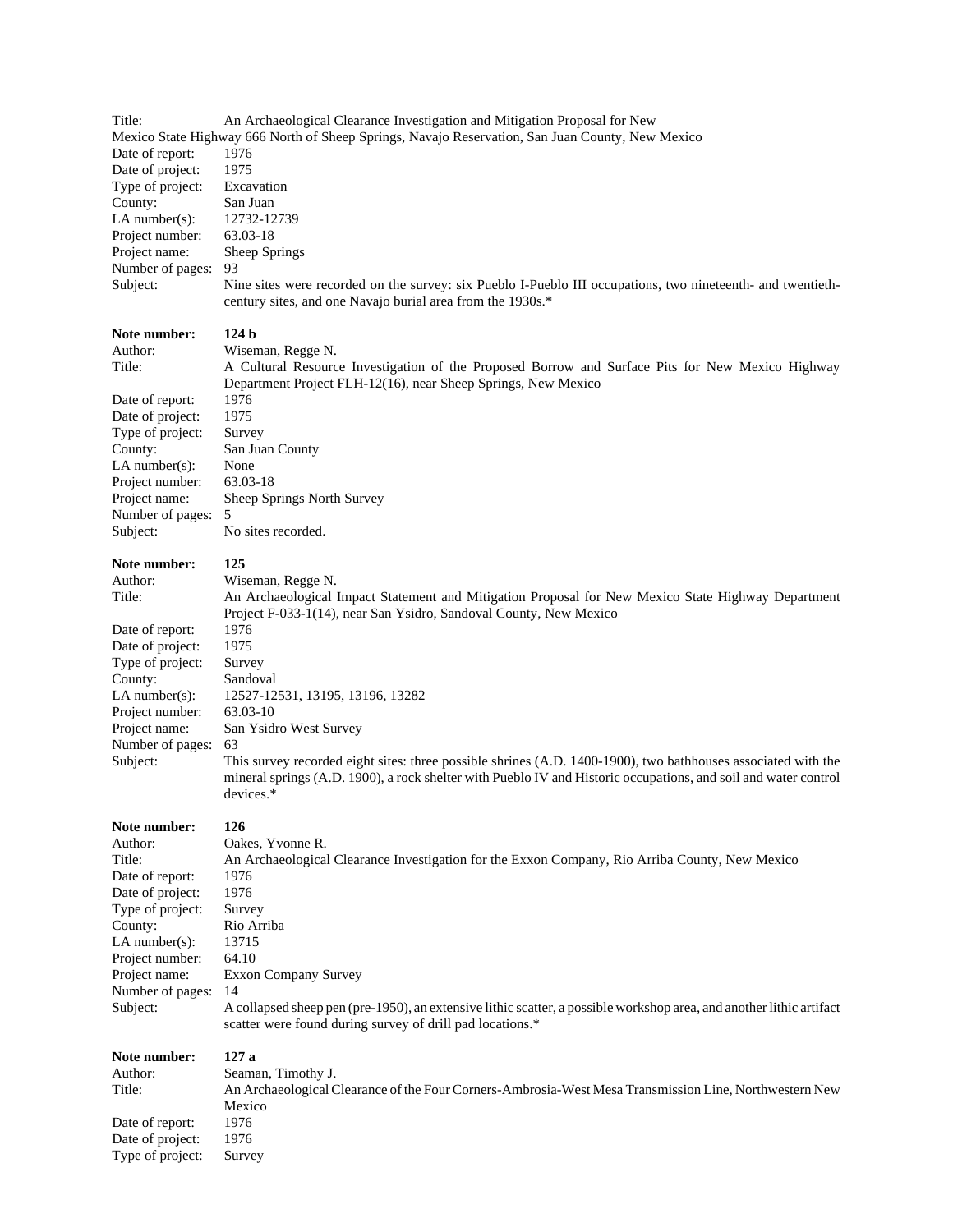Title: An Archaeological Clearance Investigation and Mitigation Proposal for New Mexico State Highway 666 North of Sheep Springs, Navajo Reservation, San Juan County, New Mexico
Date of report: 1976
Date of project: 1975
Type of project: Excavation
County: San Juan
LA number(s): 12732-12739
Project number: 63.03-18
Project name: Sheep Springs
Number of pages: 93
Subject: Nine sites were recorded on the survey: six Pueblo I-Pueblo III occupations, two nineteenth- and twentieth-century sites, and one Navajo burial area from the 1930s.*

**Note number: 124 b**
Author: Wiseman, Regge N.
Title: A Cultural Resource Investigation of the Proposed Borrow and Surface Pits for New Mexico Highway Department Project FLH-12(16), near Sheep Springs, New Mexico
Date of report: 1976
Date of project: 1975
Type of project: Survey
County: San Juan County
LA number(s): None
Project number: 63.03-18
Project name: Sheep Springs North Survey
Number of pages: 5
Subject: No sites recorded.

**Note number: 125**
Author: Wiseman, Regge N.
Title: An Archaeological Impact Statement and Mitigation Proposal for New Mexico State Highway Department Project F-033-1(14), near San Ysidro, Sandoval County, New Mexico
Date of report: 1976
Date of project: 1975
Type of project: Survey
County: Sandoval
LA number(s): 12527-12531, 13195, 13196, 13282
Project number: 63.03-10
Project name: San Ysidro West Survey
Number of pages: 63
Subject: This survey recorded eight sites: three possible shrines (A.D. 1400-1900), two bathhouses associated with the mineral springs (A.D. 1900), a rock shelter with Pueblo IV and Historic occupations, and soil and water control devices.*

**Note number: 126**
Author: Oakes, Yvonne R.
Title: An Archaeological Clearance Investigation for the Exxon Company, Rio Arriba County, New Mexico
Date of report: 1976
Date of project: 1976
Type of project: Survey
County: Rio Arriba
LA number(s): 13715
Project number: 64.10
Project name: Exxon Company Survey
Number of pages: 14
Subject: A collapsed sheep pen (pre-1950), an extensive lithic scatter, a possible workshop area, and another lithic artifact scatter were found during survey of drill pad locations.*

**Note number: 127 a**
Author: Seaman, Timothy J.
Title: An Archaeological Clearance of the Four Corners-Ambrosia-West Mesa Transmission Line, Northwestern New Mexico
Date of report: 1976
Date of project: 1976
Type of project: Survey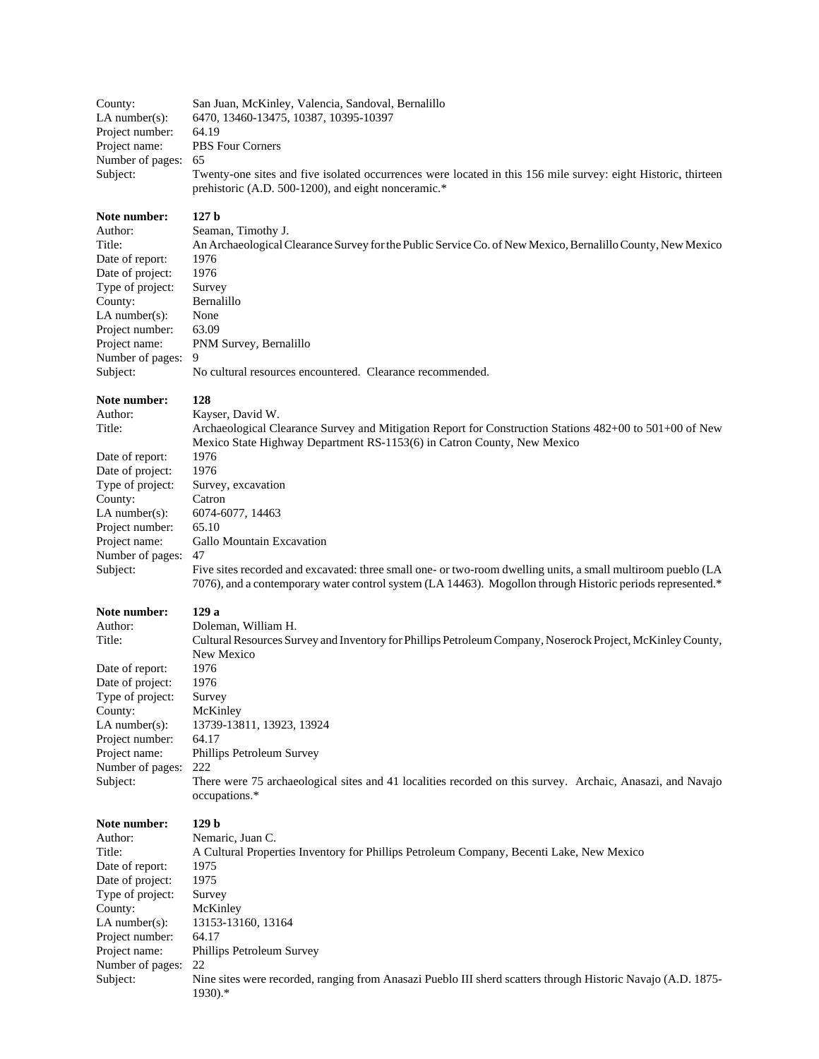County: San Juan, McKinley, Valencia, Sandoval, Bernalillo
LA number(s): 6470, 13460-13475, 10387, 10395-10397
Project number: 64.19
Project name: PBS Four Corners
Number of pages: 65
Subject: Twenty-one sites and five isolated occurrences were located in this 156 mile survey: eight Historic, thirteen prehistoric (A.D. 500-1200), and eight nonceramic.*

**Note number: 127 b**
Author: Seaman, Timothy J.
Title: An Archaeological Clearance Survey for the Public Service Co. of New Mexico, Bernalillo County, New Mexico
Date of report: 1976
Date of project: 1976
Type of project: Survey
County: Bernalillo
LA number(s): None
Project number: 63.09
Project name: PNM Survey, Bernalillo
Number of pages: 9
Subject: No cultural resources encountered. Clearance recommended.

**Note number: 128**
Author: Kayser, David W.
Title: Archaeological Clearance Survey and Mitigation Report for Construction Stations 482+00 to 501+00 of New Mexico State Highway Department RS-1153(6) in Catron County, New Mexico
Date of report: 1976
Date of project: 1976
Type of project: Survey, excavation
County: Catron
LA number(s): 6074-6077, 14463
Project number: 65.10
Project name: Gallo Mountain Excavation
Number of pages: 47
Subject: Five sites recorded and excavated: three small one- or two-room dwelling units, a small multiroom pueblo (LA 7076), and a contemporary water control system (LA 14463). Mogollon through Historic periods represented.*

**Note number: 129 a**
Author: Doleman, William H.
Title: Cultural Resources Survey and Inventory for Phillips Petroleum Company, Noserock Project, McKinley County, New Mexico
Date of report: 1976
Date of project: 1976
Type of project: Survey
County: McKinley
LA number(s): 13739-13811, 13923, 13924
Project number: 64.17
Project name: Phillips Petroleum Survey
Number of pages: 222
Subject: There were 75 archaeological sites and 41 localities recorded on this survey. Archaic, Anasazi, and Navajo occupations.*

**Note number: 129 b**
Author: Nemaric, Juan C.
Title: A Cultural Properties Inventory for Phillips Petroleum Company, Becenti Lake, New Mexico
Date of report: 1975
Date of project: 1975
Type of project: Survey
County: McKinley
LA number(s): 13153-13160, 13164
Project number: 64.17
Project name: Phillips Petroleum Survey
Number of pages: 22
Subject: Nine sites were recorded, ranging from Anasazi Pueblo III sherd scatters through Historic Navajo (A.D. 1875-1930).*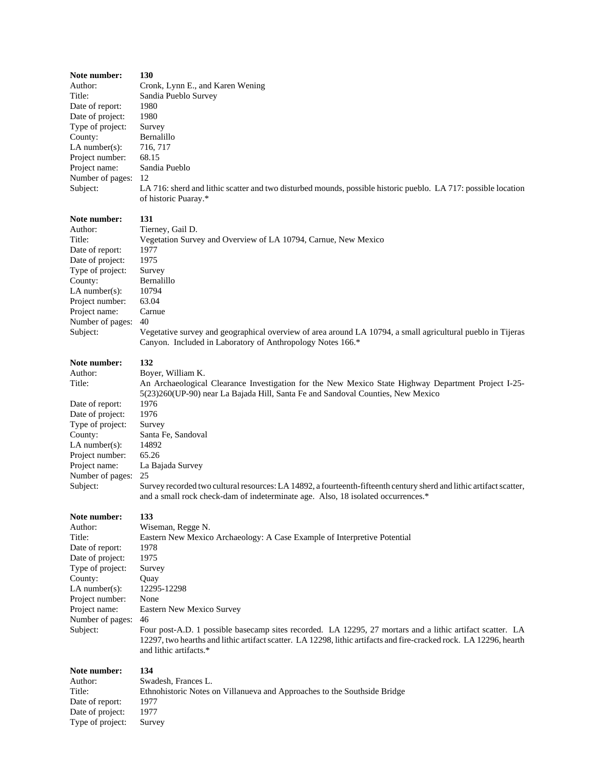**Note number:** **130**
Author: Cronk, Lynn E., and Karen Wening
Title: Sandia Pueblo Survey
Date of report: 1980
Date of project: 1980
Type of project: Survey
County: Bernalillo
LA number(s): 716, 717
Project number: 68.15
Project name: Sandia Pueblo
Number of pages: 12
Subject: LA 716: sherd and lithic scatter and two disturbed mounds, possible historic pueblo. LA 717: possible location of historic Puaray.*

**Note number:** **131**
Author: Tierney, Gail D.
Title: Vegetation Survey and Overview of LA 10794, Carnue, New Mexico
Date of report: 1977
Date of project: 1975
Type of project: Survey
County: Bernalillo
LA number(s): 10794
Project number: 63.04
Project name: Carnue
Number of pages: 40
Subject: Vegetative survey and geographical overview of area around LA 10794, a small agricultural pueblo in Tijeras Canyon. Included in Laboratory of Anthropology Notes 166.*

**Note number:** **132**
Author: Boyer, William K.
Title: An Archaeological Clearance Investigation for the New Mexico State Highway Department Project I-25-5(23)260(UP-90) near La Bajada Hill, Santa Fe and Sandoval Counties, New Mexico
Date of report: 1976
Date of project: 1976
Type of project: Survey
County: Santa Fe, Sandoval
LA number(s): 14892
Project number: 65.26
Project name: La Bajada Survey
Number of pages: 25
Subject: Survey recorded two cultural resources: LA 14892, a fourteenth-fifteenth century sherd and lithic artifact scatter, and a small rock check-dam of indeterminate age. Also, 18 isolated occurrences.*

**Note number:** **133**
Author: Wiseman, Regge N.
Title: Eastern New Mexico Archaeology: A Case Example of Interpretive Potential
Date of report: 1978
Date of project: 1975
Type of project: Survey
County: Quay
LA number(s): 12295-12298
Project number: None
Project name: Eastern New Mexico Survey
Number of pages: 46
Subject: Four post-A.D. 1 possible basecamp sites recorded. LA 12295, 27 mortars and a lithic artifact scatter. LA 12297, two hearths and lithic artifact scatter. LA 12298, lithic artifacts and fire-cracked rock. LA 12296, hearth and lithic artifacts.*

**Note number:** **134**
Author: Swadesh, Frances L.
Title: Ethnohistoric Notes on Villanueva and Approaches to the Southside Bridge
Date of report: 1977
Date of project: 1977
Type of project: Survey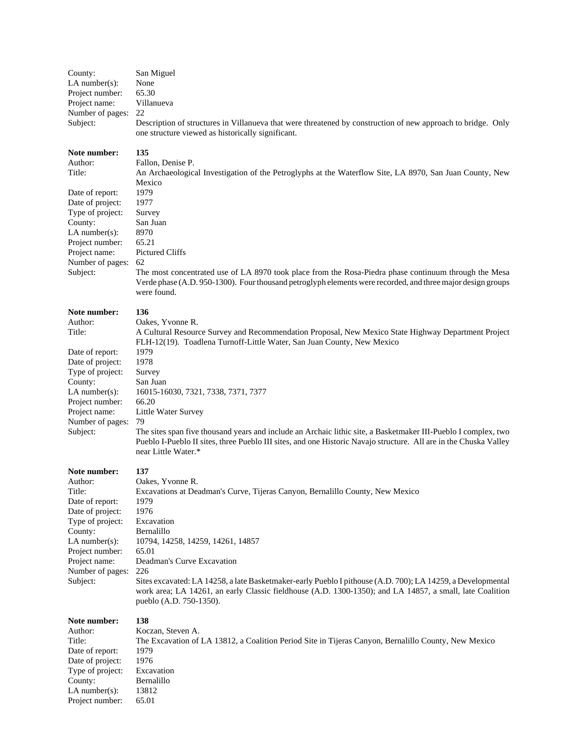County: San Miguel
LA number(s): None
Project number: 65.30
Project name: Villanueva
Number of pages: 22
Subject: Description of structures in Villanueva that were threatened by construction of new approach to bridge. Only one structure viewed as historically significant.

**Note number:** **135**
Author: Fallon, Denise P.
Title: An Archaeological Investigation of the Petroglyphs at the Waterflow Site, LA 8970, San Juan County, New Mexico
Date of report: 1979
Date of project: 1977
Type of project: Survey
County: San Juan
LA number(s): 8970
Project number: 65.21
Project name: Pictured Cliffs
Number of pages: 62
Subject: The most concentrated use of LA 8970 took place from the Rosa-Piedra phase continuum through the Mesa Verde phase (A.D. 950-1300). Four thousand petroglyph elements were recorded, and three major design groups were found.

**Note number:** **136**
Author: Oakes, Yvonne R.
Title: A Cultural Resource Survey and Recommendation Proposal, New Mexico State Highway Department Project FLH-12(19). Toadlena Turnoff-Little Water, San Juan County, New Mexico
Date of report: 1979
Date of project: 1978
Type of project: Survey
County: San Juan
LA number(s): 16015-16030, 7321, 7338, 7371, 7377
Project number: 66.20
Project name: Little Water Survey
Number of pages: 79
Subject: The sites span five thousand years and include an Archaic lithic site, a Basketmaker III-Pueblo I complex, two Pueblo I-Pueblo II sites, three Pueblo III sites, and one Historic Navajo structure. All are in the Chuska Valley near Little Water.*

**Note number:** **137**
Author: Oakes, Yvonne R.
Title: Excavations at Deadman's Curve, Tijeras Canyon, Bernalillo County, New Mexico
Date of report: 1979
Date of project: 1976
Type of project: Excavation
County: Bernalillo
LA number(s): 10794, 14258, 14259, 14261, 14857
Project number: 65.01
Project name: Deadman's Curve Excavation
Number of pages: 226
Subject: Sites excavated: LA 14258, a late Basketmaker-early Pueblo I pithouse (A.D. 700); LA 14259, a Developmental work area; LA 14261, an early Classic fieldhouse (A.D. 1300-1350); and LA 14857, a small, late Coalition pueblo (A.D. 750-1350).

**Note number:** **138**
Author: Koczan, Steven A.
Title: The Excavation of LA 13812, a Coalition Period Site in Tijeras Canyon, Bernalillo County, New Mexico
Date of report: 1979
Date of project: 1976
Type of project: Excavation
County: Bernalillo
LA number(s): 13812
Project number: 65.01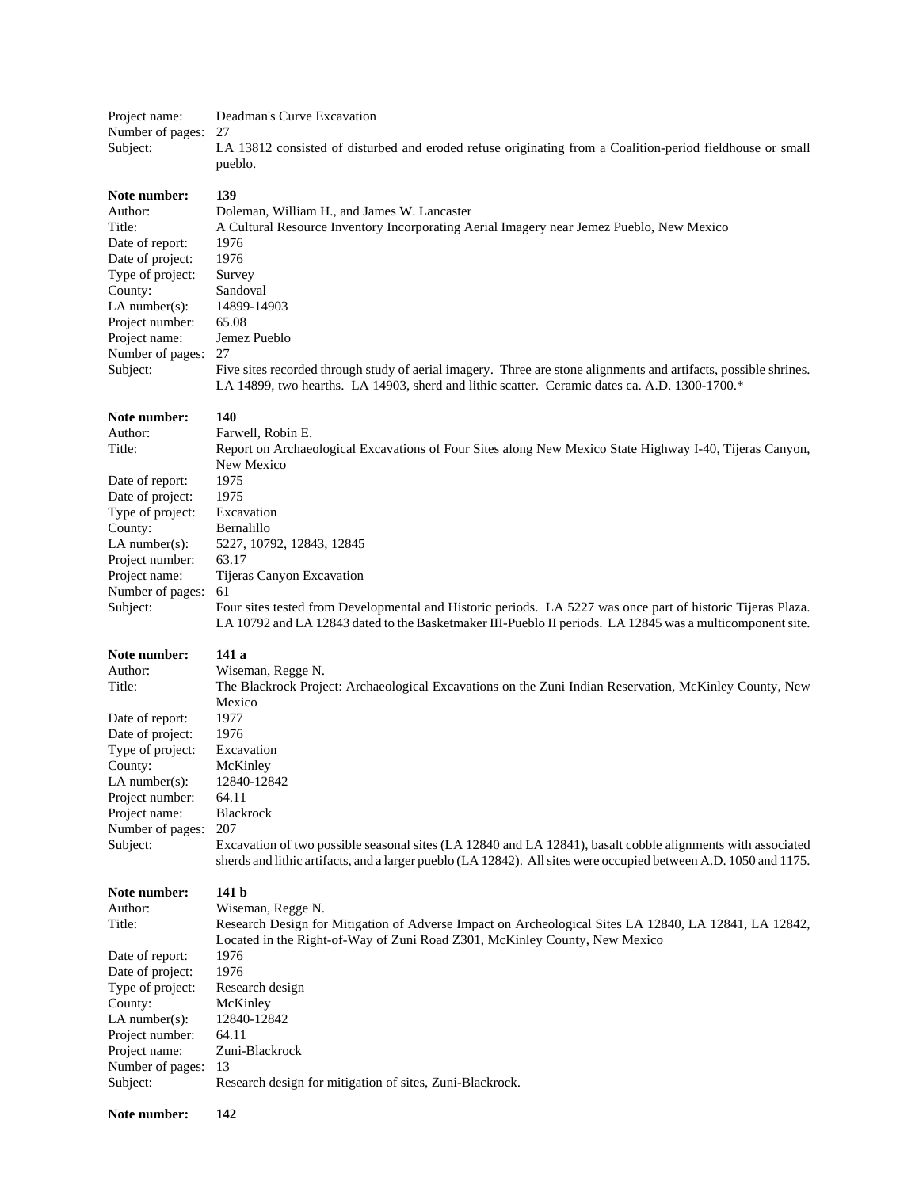Project name: Deadman's Curve Excavation
Number of pages: 27
Subject: LA 13812 consisted of disturbed and eroded refuse originating from a Coalition-period fieldhouse or small pueblo.

**Note number: 139**
Author: Doleman, William H., and James W. Lancaster
Title: A Cultural Resource Inventory Incorporating Aerial Imagery near Jemez Pueblo, New Mexico
Date of report: 1976
Date of project: 1976
Type of project: Survey
County: Sandoval
LA number(s): 14899-14903
Project number: 65.08
Project name: Jemez Pueblo
Number of pages: 27
Subject: Five sites recorded through study of aerial imagery. Three are stone alignments and artifacts, possible shrines. LA 14899, two hearths. LA 14903, sherd and lithic scatter. Ceramic dates ca. A.D. 1300-1700.*

**Note number: 140**
Author: Farwell, Robin E.
Title: Report on Archaeological Excavations of Four Sites along New Mexico State Highway I-40, Tijeras Canyon, New Mexico
Date of report: 1975
Date of project: 1975
Type of project: Excavation
County: Bernalillo
LA number(s): 5227, 10792, 12843, 12845
Project number: 63.17
Project name: Tijeras Canyon Excavation
Number of pages: 61
Subject: Four sites tested from Developmental and Historic periods. LA 5227 was once part of historic Tijeras Plaza. LA 10792 and LA 12843 dated to the Basketmaker III-Pueblo II periods. LA 12845 was a multicomponent site.

**Note number: 141 a**
Author: Wiseman, Regge N.
Title: The Blackrock Project: Archaeological Excavations on the Zuni Indian Reservation, McKinley County, New Mexico
Date of report: 1977
Date of project: 1976
Type of project: Excavation
County: McKinley
LA number(s): 12840-12842
Project number: 64.11
Project name: Blackrock
Number of pages: 207
Subject: Excavation of two possible seasonal sites (LA 12840 and LA 12841), basalt cobble alignments with associated sherds and lithic artifacts, and a larger pueblo (LA 12842). All sites were occupied between A.D. 1050 and 1175.

**Note number: 141 b**
Author: Wiseman, Regge N.
Title: Research Design for Mitigation of Adverse Impact on Archeological Sites LA 12840, LA 12841, LA 12842, Located in the Right-of-Way of Zuni Road Z301, McKinley County, New Mexico
Date of report: 1976
Date of project: 1976
Type of project: Research design
County: McKinley
LA number(s): 12840-12842
Project number: 64.11
Project name: Zuni-Blackrock
Number of pages: 13
Subject: Research design for mitigation of sites, Zuni-Blackrock.

**Note number: 142**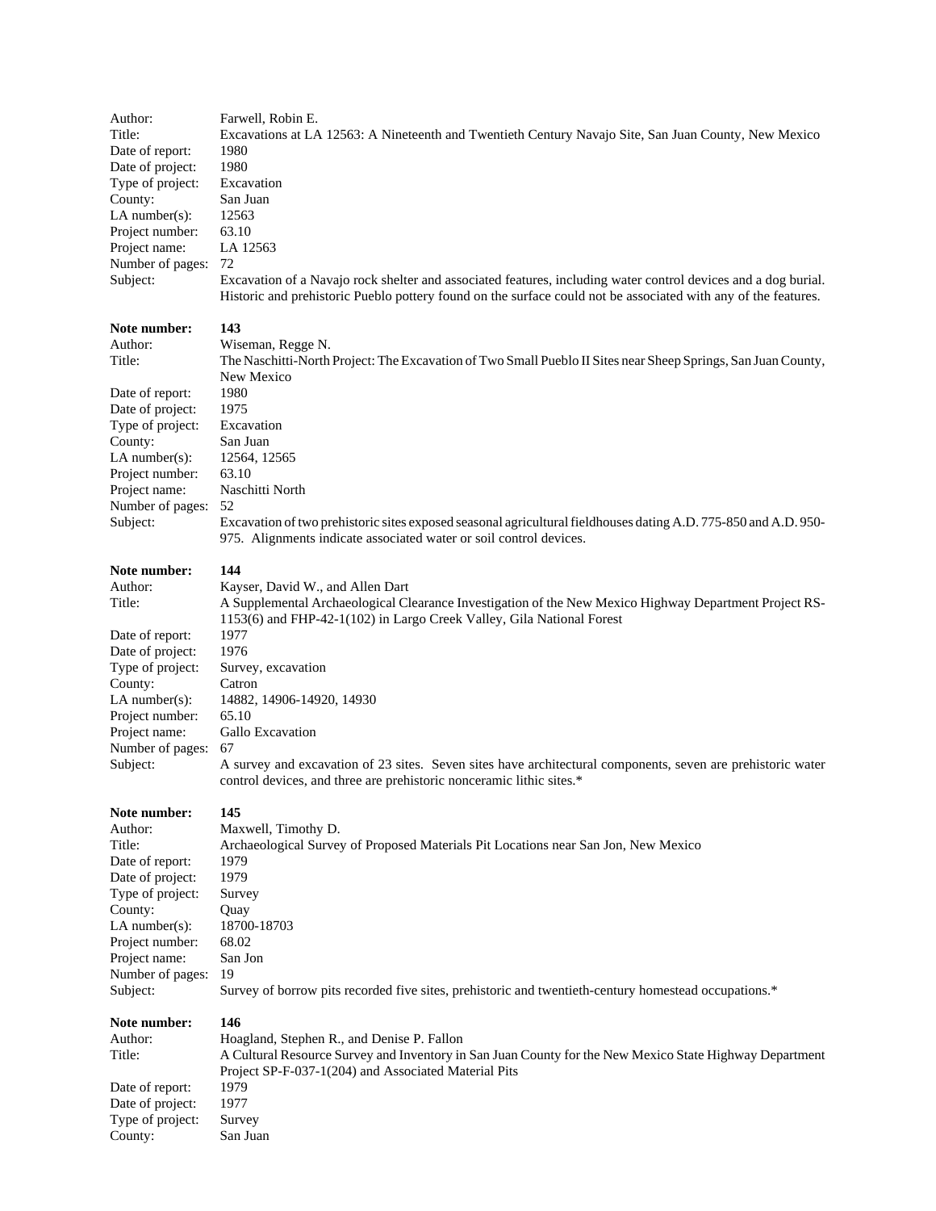Author: Farwell, Robin E.
Title: Excavations at LA 12563: A Nineteenth and Twentieth Century Navajo Site, San Juan County, New Mexico
Date of report: 1980
Date of project: 1980
Type of project: Excavation
County: San Juan
LA number(s): 12563
Project number: 63.10
Project name: LA 12563
Number of pages: 72
Subject: Excavation of a Navajo rock shelter and associated features, including water control devices and a dog burial. Historic and prehistoric Pueblo pottery found on the surface could not be associated with any of the features.

**Note number: 143**
Author: Wiseman, Regge N.
Title: The Naschitti-North Project: The Excavation of Two Small Pueblo II Sites near Sheep Springs, San Juan County, New Mexico
Date of report: 1980
Date of project: 1975
Type of project: Excavation
County: San Juan
LA number(s): 12564, 12565
Project number: 63.10
Project name: Naschitti North
Number of pages: 52
Subject: Excavation of two prehistoric sites exposed seasonal agricultural fieldhouses dating A.D. 775-850 and A.D. 950-975. Alignments indicate associated water or soil control devices.

**Note number: 144**
Author: Kayser, David W., and Allen Dart
Title: A Supplemental Archaeological Clearance Investigation of the New Mexico Highway Department Project RS-1153(6) and FHP-42-1(102) in Largo Creek Valley, Gila National Forest
Date of report: 1977
Date of project: 1976
Type of project: Survey, excavation
County: Catron
LA number(s): 14882, 14906-14920, 14930
Project number: 65.10
Project name: Gallo Excavation
Number of pages: 67
Subject: A survey and excavation of 23 sites. Seven sites have architectural components, seven are prehistoric water control devices, and three are prehistoric nonceramic lithic sites.*

**Note number: 145**
Author: Maxwell, Timothy D.
Title: Archaeological Survey of Proposed Materials Pit Locations near San Jon, New Mexico
Date of report: 1979
Date of project: 1979
Type of project: Survey
County: Quay
LA number(s): 18700-18703
Project number: 68.02
Project name: San Jon
Number of pages: 19
Subject: Survey of borrow pits recorded five sites, prehistoric and twentieth-century homestead occupations.*

**Note number: 146**
Author: Hoagland, Stephen R., and Denise P. Fallon
Title: A Cultural Resource Survey and Inventory in San Juan County for the New Mexico State Highway Department Project SP-F-037-1(204) and Associated Material Pits
Date of report: 1979
Date of project: 1977
Type of project: Survey
County: San Juan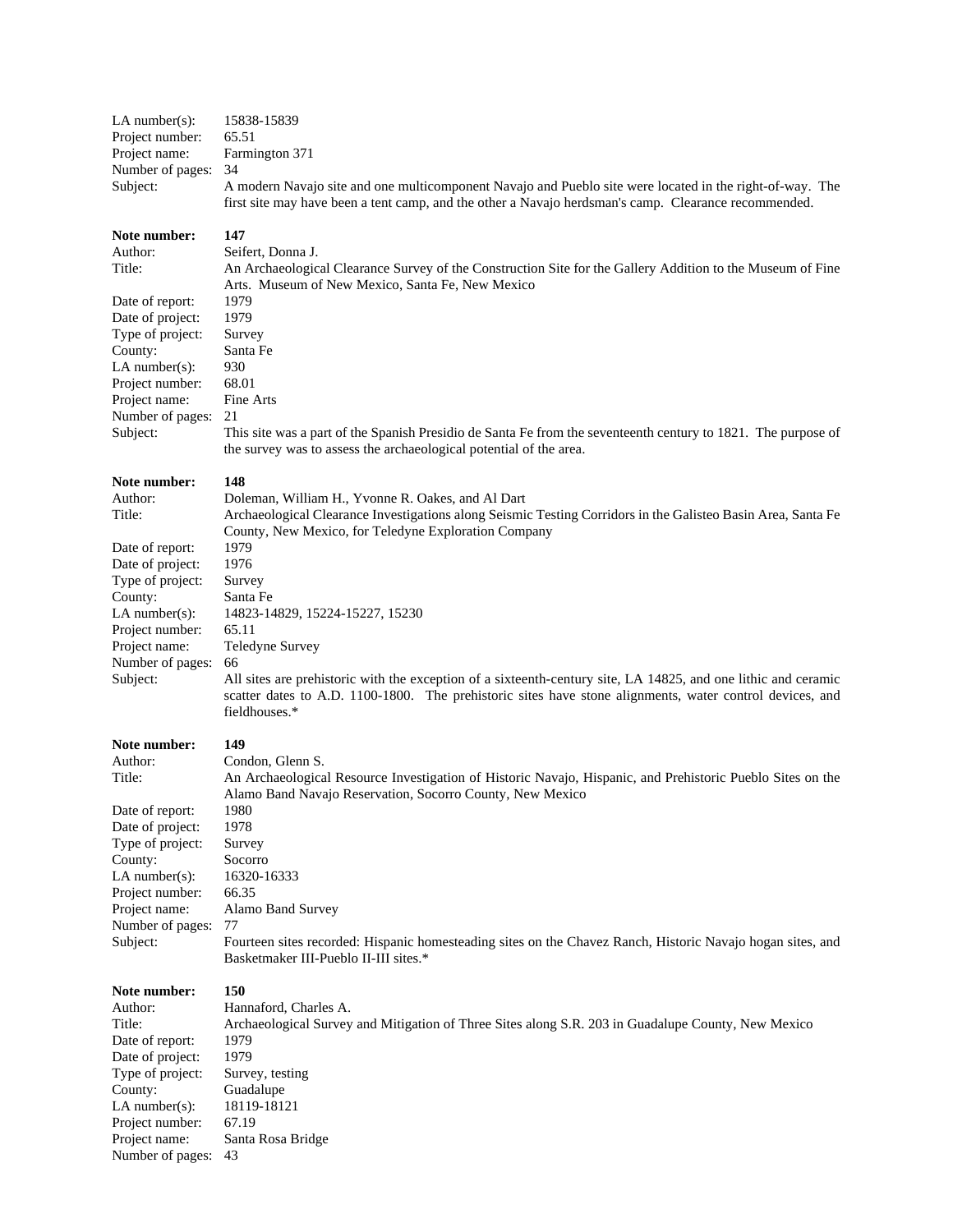LA number(s): 15838-15839
Project number: 65.51
Project name: Farmington 371
Number of pages: 34
Subject: A modern Navajo site and one multicomponent Navajo and Pueblo site were located in the right-of-way. The first site may have been a tent camp, and the other a Navajo herdsman's camp. Clearance recommended.

**Note number: 147**
Author: Seifert, Donna J.
Title: An Archaeological Clearance Survey of the Construction Site for the Gallery Addition to the Museum of Fine Arts. Museum of New Mexico, Santa Fe, New Mexico
Date of report: 1979
Date of project: 1979
Type of project: Survey
County: Santa Fe
LA number(s): 930
Project number: 68.01
Project name: Fine Arts
Number of pages: 21
Subject: This site was a part of the Spanish Presidio de Santa Fe from the seventeenth century to 1821. The purpose of the survey was to assess the archaeological potential of the area.

**Note number: 148**
Author: Doleman, William H., Yvonne R. Oakes, and Al Dart
Title: Archaeological Clearance Investigations along Seismic Testing Corridors in the Galisteo Basin Area, Santa Fe County, New Mexico, for Teledyne Exploration Company
Date of report: 1979
Date of project: 1976
Type of project: Survey
County: Santa Fe
LA number(s): 14823-14829, 15224-15227, 15230
Project number: 65.11
Project name: Teledyne Survey
Number of pages: 66
Subject: All sites are prehistoric with the exception of a sixteenth-century site, LA 14825, and one lithic and ceramic scatter dates to A.D. 1100-1800. The prehistoric sites have stone alignments, water control devices, and fieldhouses.*

**Note number: 149**
Author: Condon, Glenn S.
Title: An Archaeological Resource Investigation of Historic Navajo, Hispanic, and Prehistoric Pueblo Sites on the Alamo Band Navajo Reservation, Socorro County, New Mexico
Date of report: 1980
Date of project: 1978
Type of project: Survey
County: Socorro
LA number(s): 16320-16333
Project number: 66.35
Project name: Alamo Band Survey
Number of pages: 77
Subject: Fourteen sites recorded: Hispanic homesteading sites on the Chavez Ranch, Historic Navajo hogan sites, and Basketmaker III-Pueblo II-III sites.*

**Note number: 150**
Author: Hannaford, Charles A.
Title: Archaeological Survey and Mitigation of Three Sites along S.R. 203 in Guadalupe County, New Mexico
Date of report: 1979
Date of project: 1979
Type of project: Survey, testing
County: Guadalupe
LA number(s): 18119-18121
Project number: 67.19
Project name: Santa Rosa Bridge
Number of pages: 43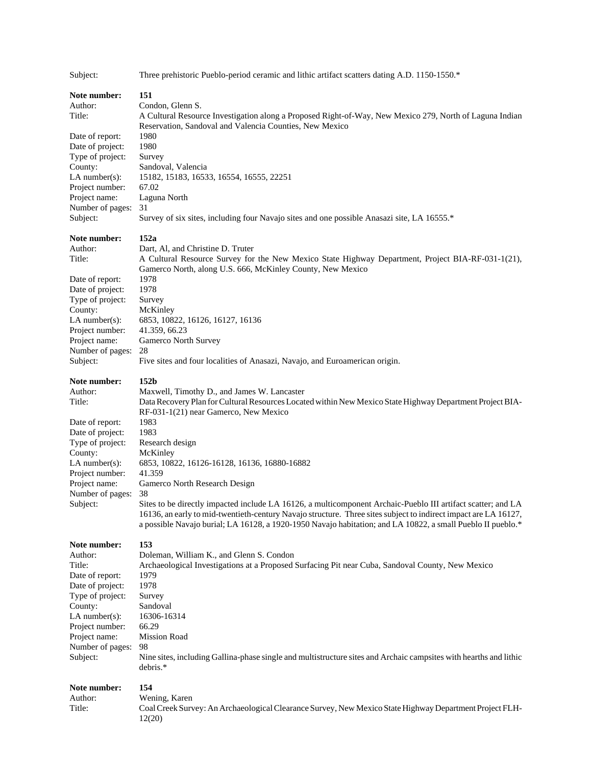Subject: Three prehistoric Pueblo-period ceramic and lithic artifact scatters dating A.D. 1150-1550.*

**Note number:** **151**
Author: Condon, Glenn S.
Title: A Cultural Resource Investigation along a Proposed Right-of-Way, New Mexico 279, North of Laguna Indian Reservation, Sandoval and Valencia Counties, New Mexico
Date of report: 1980
Date of project: 1980
Type of project: Survey
County: Sandoval, Valencia
LA number(s): 15182, 15183, 16533, 16554, 16555, 22251
Project number: 67.02
Project name: Laguna North
Number of pages: 31
Subject: Survey of six sites, including four Navajo sites and one possible Anasazi site, LA 16555.*

**Note number:** **152a**
Author: Dart, Al, and Christine D. Truter
Title: A Cultural Resource Survey for the New Mexico State Highway Department, Project BIA-RF-031-1(21), Gamerco North, along U.S. 666, McKinley County, New Mexico
Date of report: 1978
Date of project: 1978
Type of project: Survey
County: McKinley
LA number(s): 6853, 10822, 16126, 16127, 16136
Project number: 41.359, 66.23
Project name: Gamerco North Survey
Number of pages: 28
Subject: Five sites and four localities of Anasazi, Navajo, and Euroamerican origin.

**Note number:** **152b**
Author: Maxwell, Timothy D., and James W. Lancaster
Title: Data Recovery Plan for Cultural Resources Located within New Mexico State Highway Department Project BIA-RF-031-1(21) near Gamerco, New Mexico
Date of report: 1983
Date of project: 1983
Type of project: Research design
County: McKinley
LA number(s): 6853, 10822, 16126-16128, 16136, 16880-16882
Project number: 41.359
Project name: Gamerco North Research Design
Number of pages: 38
Subject: Sites to be directly impacted include LA 16126, a multicomponent Archaic-Pueblo III artifact scatter; and LA 16136, an early to mid-twentieth-century Navajo structure. Three sites subject to indirect impact are LA 16127, a possible Navajo burial; LA 16128, a 1920-1950 Navajo habitation; and LA 10822, a small Pueblo II pueblo.*

**Note number:** **153**
Author: Doleman, William K., and Glenn S. Condon
Title: Archaeological Investigations at a Proposed Surfacing Pit near Cuba, Sandoval County, New Mexico
Date of report: 1979
Date of project: 1978
Type of project: Survey
County: Sandoval
LA number(s): 16306-16314
Project number: 66.29
Project name: Mission Road
Number of pages: 98
Subject: Nine sites, including Gallina-phase single and multistructure sites and Archaic campsites with hearths and lithic debris.*

**Note number:** **154**
Author: Wening, Karen
Title: Coal Creek Survey: An Archaeological Clearance Survey, New Mexico State Highway Department Project FLH-12(20)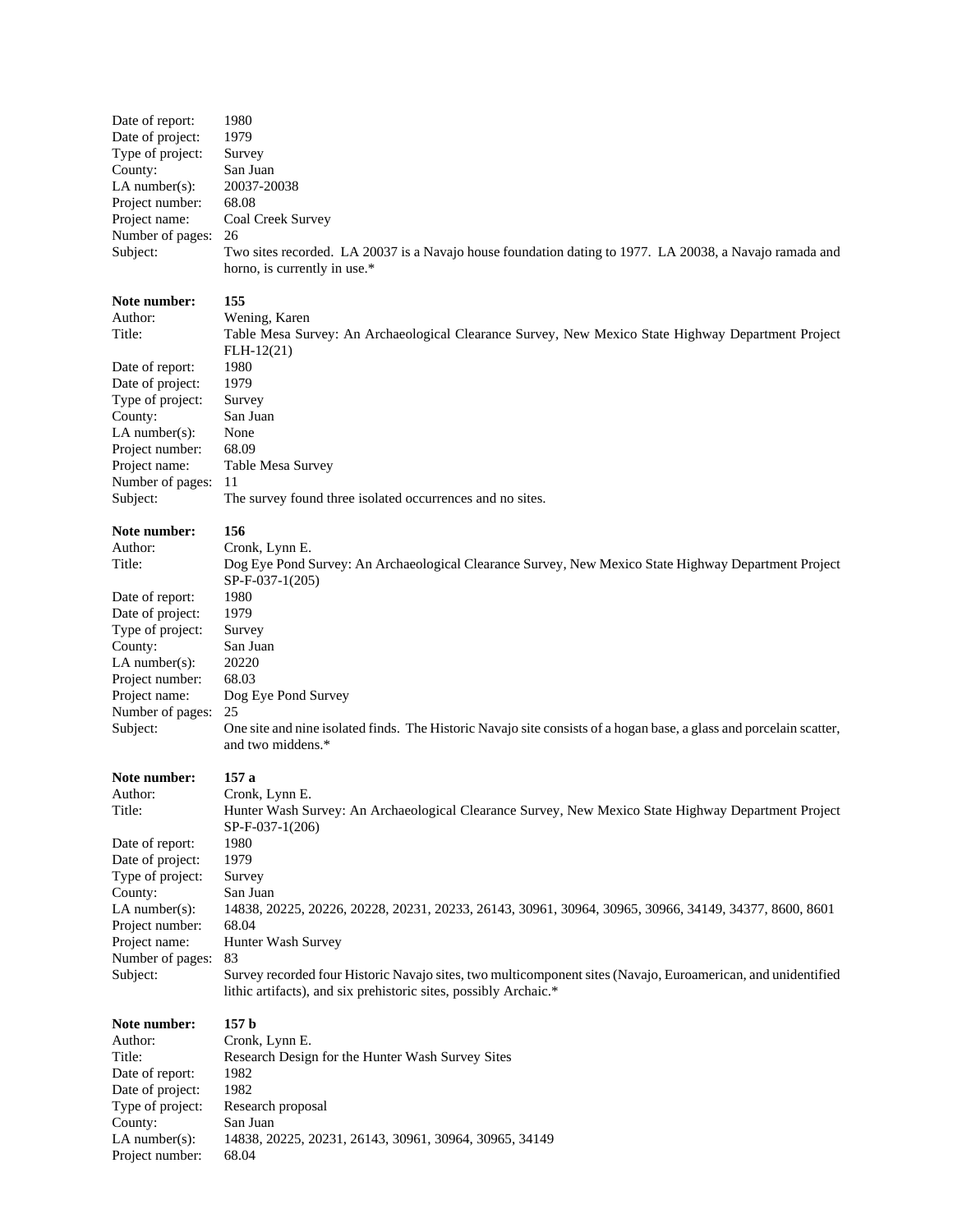Date of report: 1980
Date of project: 1979
Type of project: Survey
County: San Juan
LA number(s): 20037-20038
Project number: 68.08
Project name: Coal Creek Survey
Number of pages: 26
Subject: Two sites recorded. LA 20037 is a Navajo house foundation dating to 1977. LA 20038, a Navajo ramada and horno, is currently in use.*

**Note number: 155**
Author: Wening, Karen
Title: Table Mesa Survey: An Archaeological Clearance Survey, New Mexico State Highway Department Project FLH-12(21)
Date of report: 1980
Date of project: 1979
Type of project: Survey
County: San Juan
LA number(s): None
Project number: 68.09
Project name: Table Mesa Survey
Number of pages: 11
Subject: The survey found three isolated occurrences and no sites.

**Note number: 156**
Author: Cronk, Lynn E.
Title: Dog Eye Pond Survey: An Archaeological Clearance Survey, New Mexico State Highway Department Project SP-F-037-1(205)
Date of report: 1980
Date of project: 1979
Type of project: Survey
County: San Juan
LA number(s): 20220
Project number: 68.03
Project name: Dog Eye Pond Survey
Number of pages: 25
Subject: One site and nine isolated finds. The Historic Navajo site consists of a hogan base, a glass and porcelain scatter, and two middens.*

**Note number: 157 a**
Author: Cronk, Lynn E.
Title: Hunter Wash Survey: An Archaeological Clearance Survey, New Mexico State Highway Department Project SP-F-037-1(206)
Date of report: 1980
Date of project: 1979
Type of project: Survey
County: San Juan
LA number(s): 14838, 20225, 20226, 20228, 20231, 20233, 26143, 30961, 30964, 30965, 30966, 34149, 34377, 8600, 8601
Project number: 68.04
Project name: Hunter Wash Survey
Number of pages: 83
Subject: Survey recorded four Historic Navajo sites, two multicomponent sites (Navajo, Euroamerican, and unidentified lithic artifacts), and six prehistoric sites, possibly Archaic.*

**Note number: 157 b**
Author: Cronk, Lynn E.
Title: Research Design for the Hunter Wash Survey Sites
Date of report: 1982
Date of project: 1982
Type of project: Research proposal
County: San Juan
LA number(s): 14838, 20225, 20231, 26143, 30961, 30964, 30965, 34149
Project number: 68.04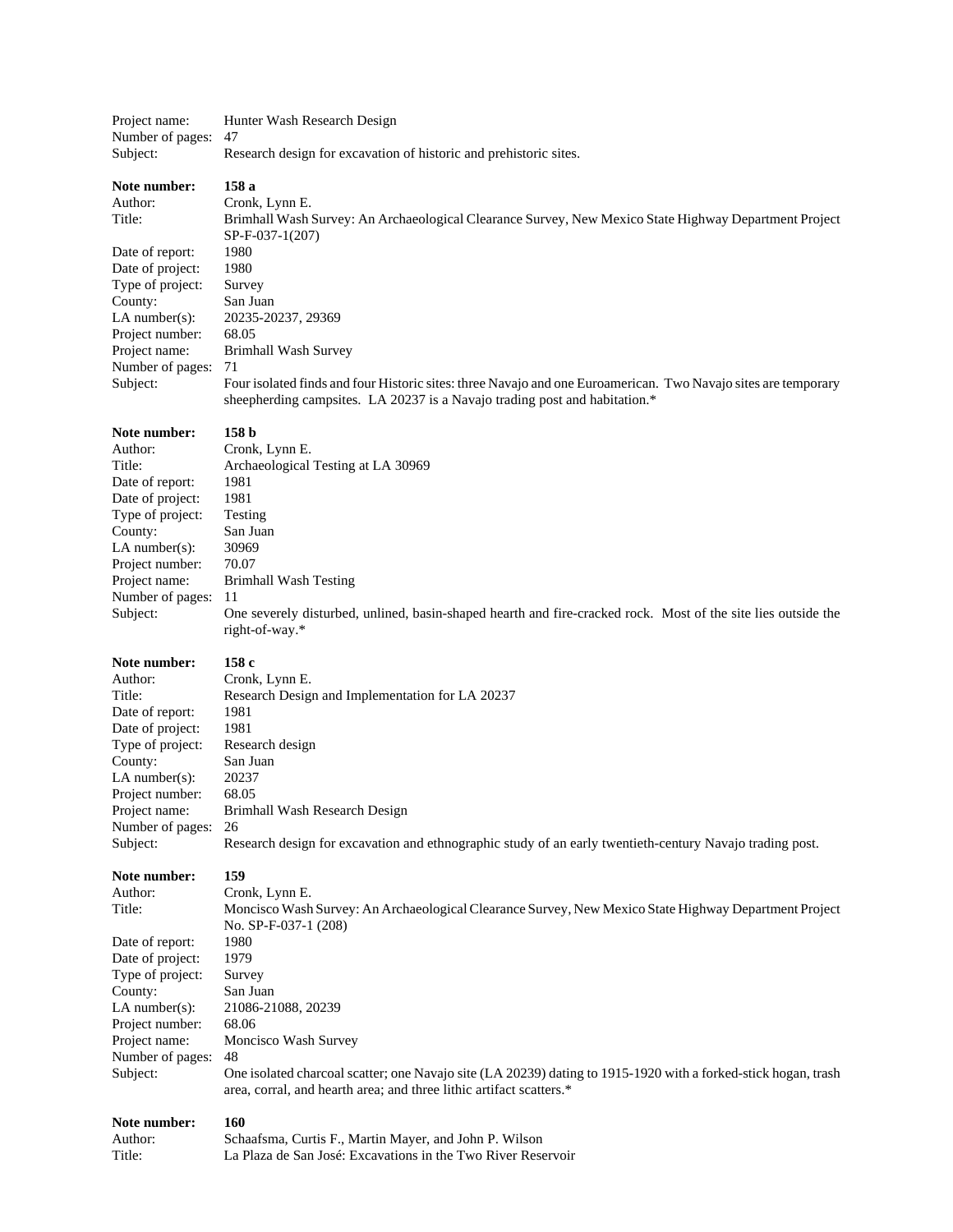Project name: Hunter Wash Research Design
Number of pages: 47
Subject: Research design for excavation of historic and prehistoric sites.

**Note number:** **158 a**
Author: Cronk, Lynn E.
Title: Brimhall Wash Survey: An Archaeological Clearance Survey, New Mexico State Highway Department Project SP-F-037-1(207)
Date of report: 1980
Date of project: 1980
Type of project: Survey
County: San Juan
LA number(s): 20235-20237, 29369
Project number: 68.05
Project name: Brimhall Wash Survey
Number of pages: 71
Subject: Four isolated finds and four Historic sites: three Navajo and one Euroamerican. Two Navajo sites are temporary sheepherding campsites. LA 20237 is a Navajo trading post and habitation.*

**Note number:** **158 b**
Author: Cronk, Lynn E.
Title: Archaeological Testing at LA 30969
Date of report: 1981
Date of project: 1981
Type of project: Testing
County: San Juan
LA number(s): 30969
Project number: 70.07
Project name: Brimhall Wash Testing
Number of pages: 11
Subject: One severely disturbed, unlined, basin-shaped hearth and fire-cracked rock. Most of the site lies outside the right-of-way.*

**Note number:** **158 c**
Author: Cronk, Lynn E.
Title: Research Design and Implementation for LA 20237
Date of report: 1981
Date of project: 1981
Type of project: Research design
County: San Juan
LA number(s): 20237
Project number: 68.05
Project name: Brimhall Wash Research Design
Number of pages: 26
Subject: Research design for excavation and ethnographic study of an early twentieth-century Navajo trading post.

**Note number:** **159**
Author: Cronk, Lynn E.
Title: Moncisco Wash Survey: An Archaeological Clearance Survey, New Mexico State Highway Department Project No. SP-F-037-1 (208)
Date of report: 1980
Date of project: 1979
Type of project: Survey
County: San Juan
LA number(s): 21086-21088, 20239
Project number: 68.06
Project name: Moncisco Wash Survey
Number of pages: 48
Subject: One isolated charcoal scatter; one Navajo site (LA 20239) dating to 1915-1920 with a forked-stick hogan, trash area, corral, and hearth area; and three lithic artifact scatters.*

**Note number:** **160**
Author: Schaafsma, Curtis F., Martin Mayer, and John P. Wilson
Title: La Plaza de San José: Excavations in the Two River Reservoir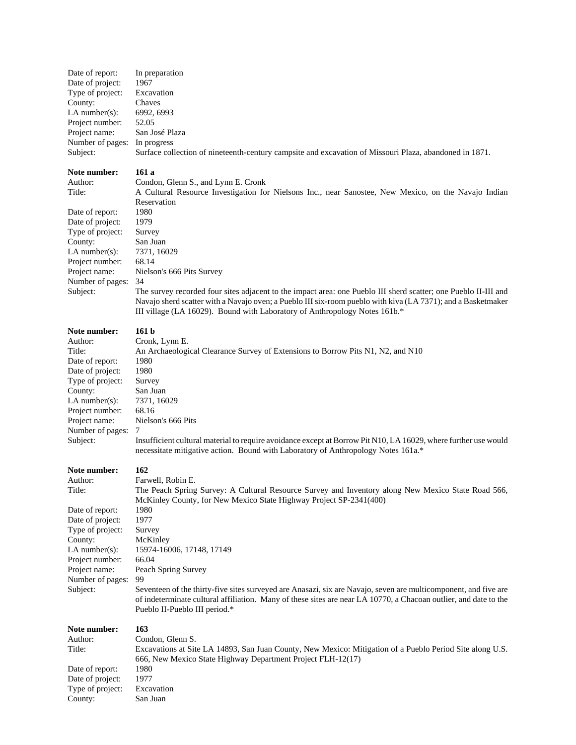Date of report: In preparation
Date of project: 1967
Type of project: Excavation
County: Chaves
LA number(s): 6992, 6993
Project number: 52.05
Project name: San José Plaza
Number of pages: In progress
Subject: Surface collection of nineteenth-century campsite and excavation of Missouri Plaza, abandoned in 1871.

**Note number: 161 a**
Author: Condon, Glenn S., and Lynn E. Cronk
Title: A Cultural Resource Investigation for Nielsons Inc., near Sanostee, New Mexico, on the Navajo Indian Reservation
Date of report: 1980
Date of project: 1979
Type of project: Survey
County: San Juan
LA number(s): 7371, 16029
Project number: 68.14
Project name: Nielson's 666 Pits Survey
Number of pages: 34
Subject: The survey recorded four sites adjacent to the impact area: one Pueblo III sherd scatter; one Pueblo II-III and Navajo sherd scatter with a Navajo oven; a Pueblo III six-room pueblo with kiva (LA 7371); and a Basketmaker III village (LA 16029). Bound with Laboratory of Anthropology Notes 161b.*

**Note number: 161 b**
Author: Cronk, Lynn E.
Title: An Archaeological Clearance Survey of Extensions to Borrow Pits N1, N2, and N10
Date of report: 1980
Date of project: 1980
Type of project: Survey
County: San Juan
LA number(s): 7371, 16029
Project number: 68.16
Project name: Nielson's 666 Pits
Number of pages: 7
Subject: Insufficient cultural material to require avoidance except at Borrow Pit N10, LA 16029, where further use would necessitate mitigative action. Bound with Laboratory of Anthropology Notes 161a.*

**Note number: 162**
Author: Farwell, Robin E.
Title: The Peach Spring Survey: A Cultural Resource Survey and Inventory along New Mexico State Road 566, McKinley County, for New Mexico State Highway Project SP-2341(400)
Date of report: 1980
Date of project: 1977
Type of project: Survey
County: McKinley
LA number(s): 15974-16006, 17148, 17149
Project number: 66.04
Project name: Peach Spring Survey
Number of pages: 99
Subject: Seventeen of the thirty-five sites surveyed are Anasazi, six are Navajo, seven are multicomponent, and five are of indeterminate cultural affiliation. Many of these sites are near LA 10770, a Chacoan outlier, and date to the Pueblo II-Pueblo III period.*

**Note number: 163**
Author: Condon, Glenn S.
Title: Excavations at Site LA 14893, San Juan County, New Mexico: Mitigation of a Pueblo Period Site along U.S. 666, New Mexico State Highway Department Project FLH-12(17)
Date of report: 1980
Date of project: 1977
Type of project: Excavation
County: San Juan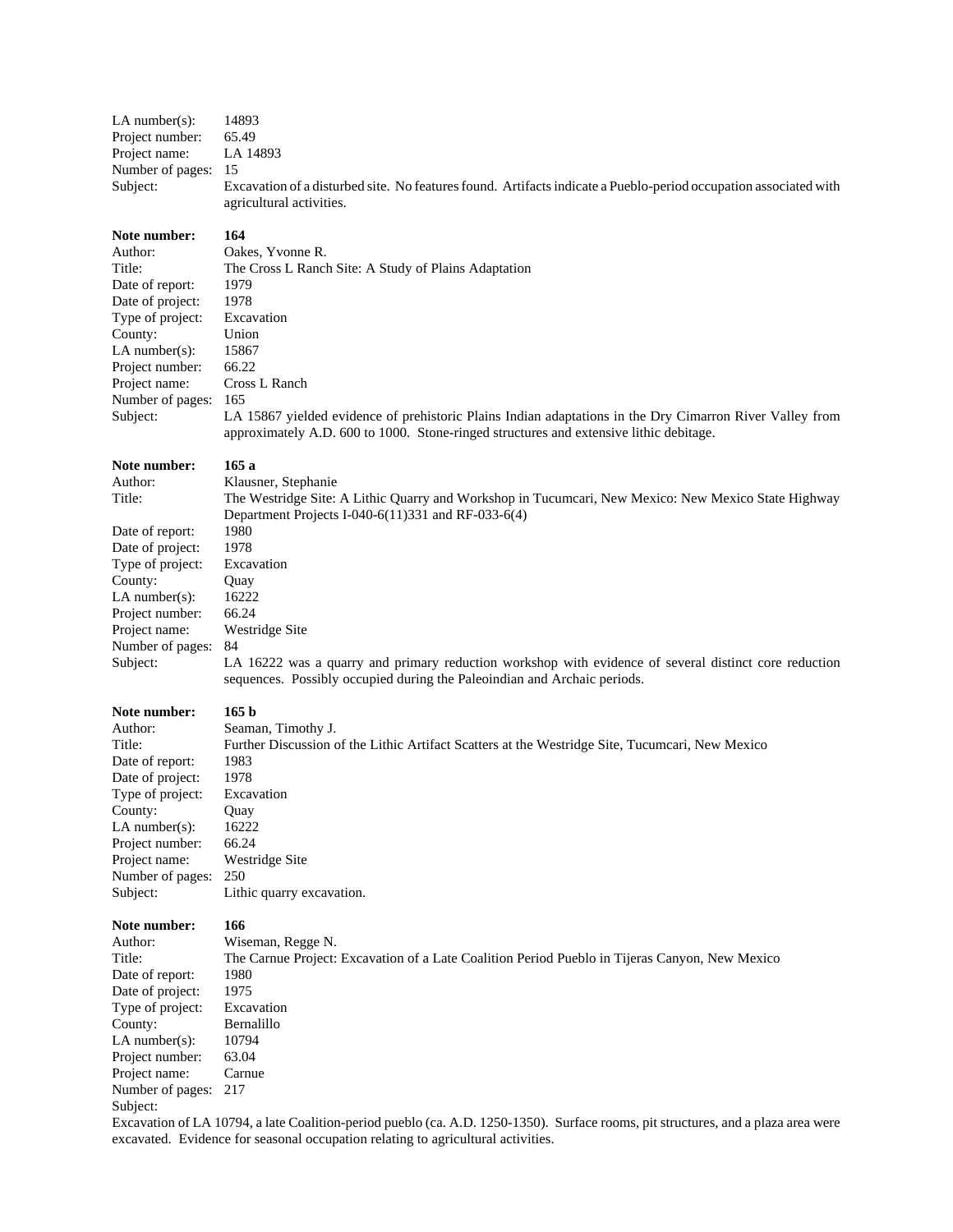LA number(s): 14893
Project number: 65.49
Project name: LA 14893
Number of pages: 15
Subject: Excavation of a disturbed site. No features found. Artifacts indicate a Pueblo-period occupation associated with agricultural activities.

**Note number: 164**
Author: Oakes, Yvonne R.
Title: The Cross L Ranch Site: A Study of Plains Adaptation
Date of report: 1979
Date of project: 1978
Type of project: Excavation
County: Union
LA number(s): 15867
Project number: 66.22
Project name: Cross L Ranch
Number of pages: 165
Subject: LA 15867 yielded evidence of prehistoric Plains Indian adaptations in the Dry Cimarron River Valley from approximately A.D. 600 to 1000. Stone-ringed structures and extensive lithic debitage.

**Note number: 165 a**
Author: Klausner, Stephanie
Title: The Westridge Site: A Lithic Quarry and Workshop in Tucumcari, New Mexico: New Mexico State Highway Department Projects I-040-6(11)331 and RF-033-6(4)
Date of report: 1980
Date of project: 1978
Type of project: Excavation
County: Quay
LA number(s): 16222
Project number: 66.24
Project name: Westridge Site
Number of pages: 84
Subject: LA 16222 was a quarry and primary reduction workshop with evidence of several distinct core reduction sequences. Possibly occupied during the Paleoindian and Archaic periods.

**Note number: 165 b**
Author: Seaman, Timothy J.
Title: Further Discussion of the Lithic Artifact Scatters at the Westridge Site, Tucumcari, New Mexico
Date of report: 1983
Date of project: 1978
Type of project: Excavation
County: Quay
LA number(s): 16222
Project number: 66.24
Project name: Westridge Site
Number of pages: 250
Subject: Lithic quarry excavation.

**Note number: 166**
Author: Wiseman, Regge N.
Title: The Carnue Project: Excavation of a Late Coalition Period Pueblo in Tijeras Canyon, New Mexico
Date of report: 1980
Date of project: 1975
Type of project: Excavation
County: Bernalillo
LA number(s): 10794
Project number: 63.04
Project name: Carnue
Number of pages: 217
Subject:
Excavation of LA 10794, a late Coalition-period pueblo (ca. A.D. 1250-1350). Surface rooms, pit structures, and a plaza area were excavated. Evidence for seasonal occupation relating to agricultural activities.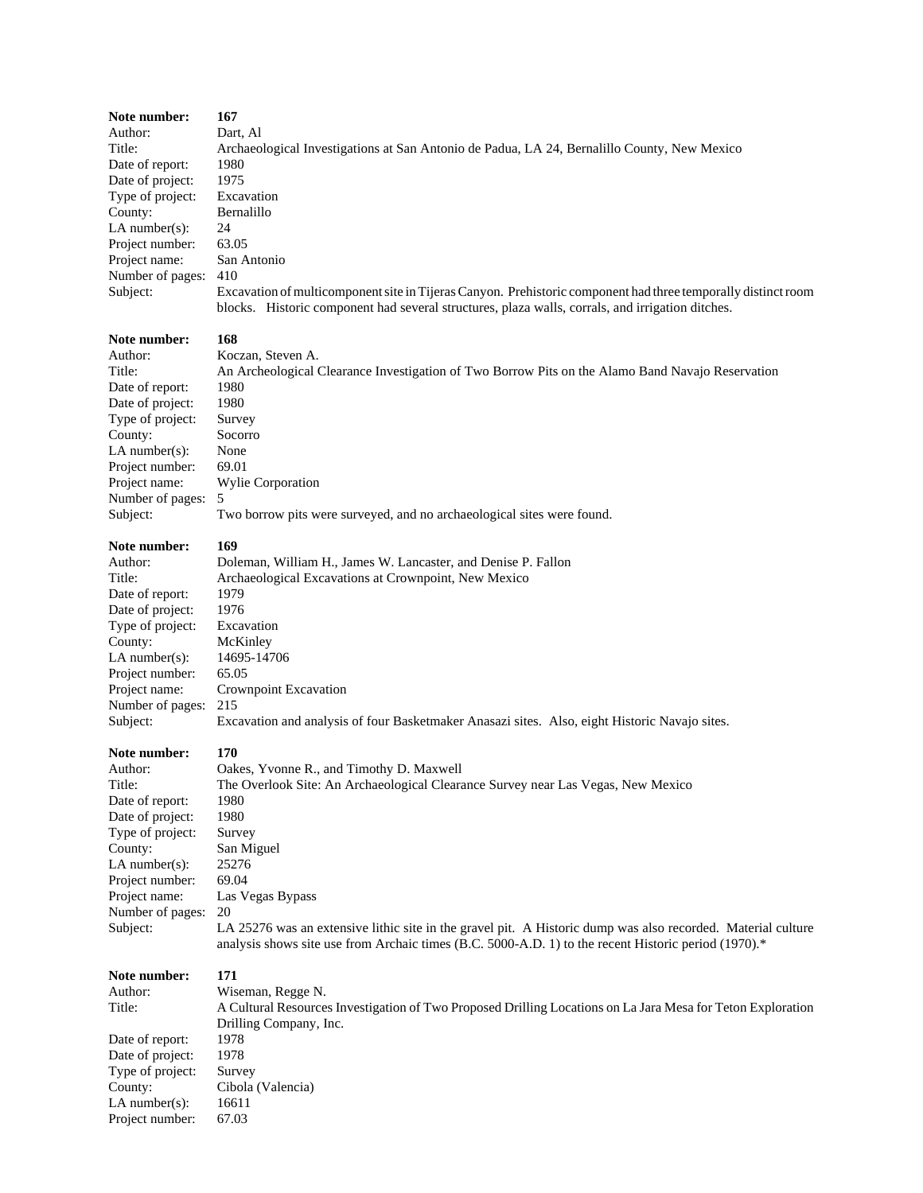**Note number:** **167**
Author: Dart, Al
Title: Archaeological Investigations at San Antonio de Padua, LA 24, Bernalillo County, New Mexico
Date of report: 1980
Date of project: 1975
Type of project: Excavation
County: Bernalillo
LA number(s): 24
Project number: 63.05
Project name: San Antonio
Number of pages: 410
Subject: Excavation of multicomponent site in Tijeras Canyon. Prehistoric component had three temporally distinct room blocks. Historic component had several structures, plaza walls, corrals, and irrigation ditches.

**Note number:** **168**
Author: Koczan, Steven A.
Title: An Archeological Clearance Investigation of Two Borrow Pits on the Alamo Band Navajo Reservation
Date of report: 1980
Date of project: 1980
Type of project: Survey
County: Socorro
LA number(s): None
Project number: 69.01
Project name: Wylie Corporation
Number of pages: 5
Subject: Two borrow pits were surveyed, and no archaeological sites were found.

**Note number:** **169**
Author: Doleman, William H., James W. Lancaster, and Denise P. Fallon
Title: Archaeological Excavations at Crownpoint, New Mexico
Date of report: 1979
Date of project: 1976
Type of project: Excavation
County: McKinley
LA number(s): 14695-14706
Project number: 65.05
Project name: Crownpoint Excavation
Number of pages: 215
Subject: Excavation and analysis of four Basketmaker Anasazi sites. Also, eight Historic Navajo sites.

**Note number:** **170**
Author: Oakes, Yvonne R., and Timothy D. Maxwell
Title: The Overlook Site: An Archaeological Clearance Survey near Las Vegas, New Mexico
Date of report: 1980
Date of project: 1980
Type of project: Survey
County: San Miguel
LA number(s): 25276
Project number: 69.04
Project name: Las Vegas Bypass
Number of pages: 20
Subject: LA 25276 was an extensive lithic site in the gravel pit. A Historic dump was also recorded. Material culture analysis shows site use from Archaic times (B.C. 5000-A.D. 1) to the recent Historic period (1970).*

**Note number:** **171**
Author: Wiseman, Regge N.
Title: A Cultural Resources Investigation of Two Proposed Drilling Locations on La Jara Mesa for Teton Exploration Drilling Company, Inc.
Date of report: 1978
Date of project: 1978
Type of project: Survey
County: Cibola (Valencia)
LA number(s): 16611
Project number: 67.03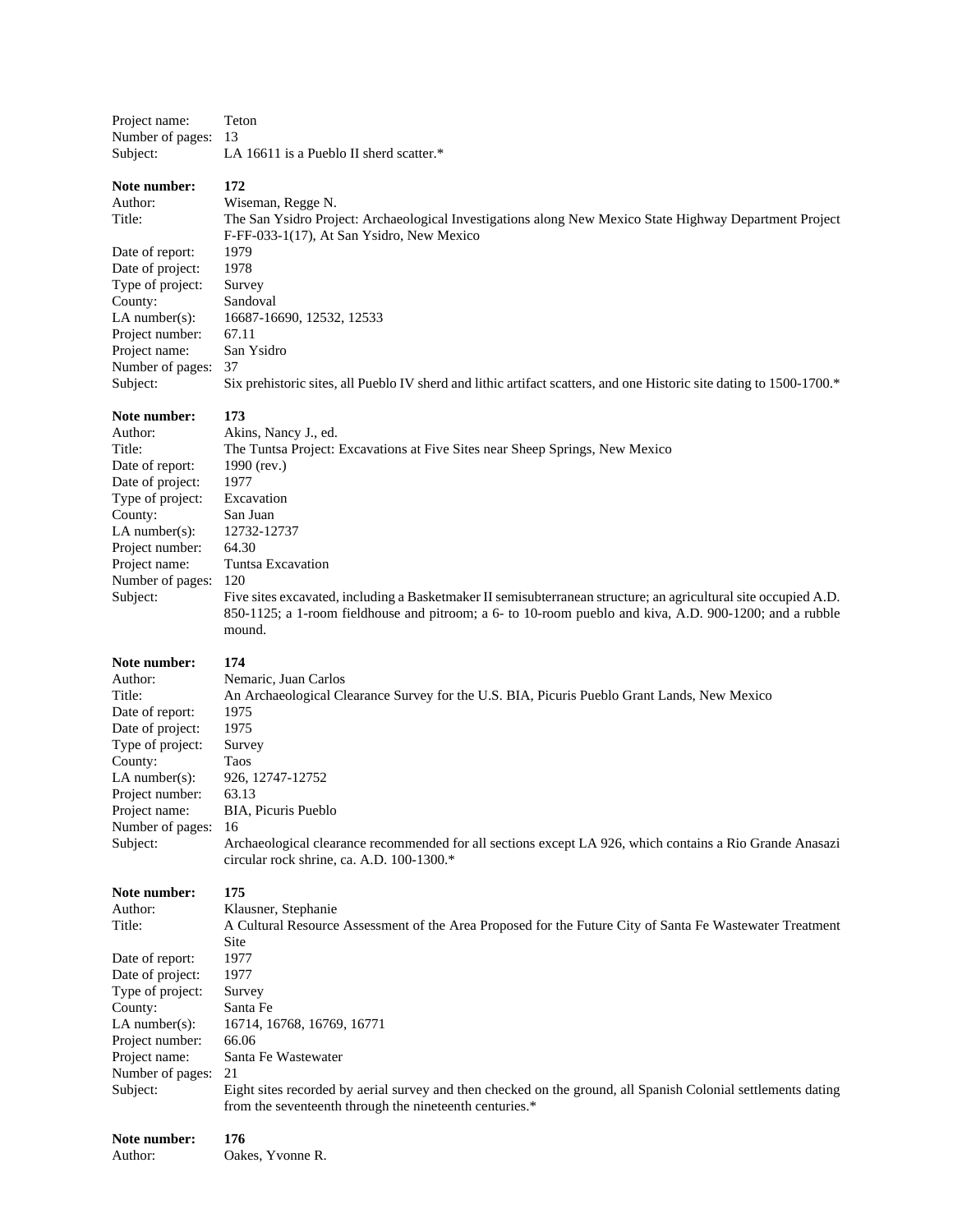Project name: Teton
Number of pages: 13
Subject: LA 16611 is a Pueblo II sherd scatter.*

**Note number: 172**
Author: Wiseman, Regge N.
Title: The San Ysidro Project: Archaeological Investigations along New Mexico State Highway Department Project F-FF-033-1(17), At San Ysidro, New Mexico
Date of report: 1979
Date of project: 1978
Type of project: Survey
County: Sandoval
LA number(s): 16687-16690, 12532, 12533
Project number: 67.11
Project name: San Ysidro
Number of pages: 37
Subject: Six prehistoric sites, all Pueblo IV sherd and lithic artifact scatters, and one Historic site dating to 1500-1700.*

**Note number: 173**
Author: Akins, Nancy J., ed.
Title: The Tuntsa Project: Excavations at Five Sites near Sheep Springs, New Mexico
Date of report: 1990 (rev.)
Date of project: 1977
Type of project: Excavation
County: San Juan
LA number(s): 12732-12737
Project number: 64.30
Project name: Tuntsa Excavation
Number of pages: 120
Subject: Five sites excavated, including a Basketmaker II semisubterranean structure; an agricultural site occupied A.D. 850-1125; a 1-room fieldhouse and pitroom; a 6- to 10-room pueblo and kiva, A.D. 900-1200; and a rubble mound.

**Note number: 174**
Author: Nemaric, Juan Carlos
Title: An Archaeological Clearance Survey for the U.S. BIA, Picuris Pueblo Grant Lands, New Mexico
Date of report: 1975
Date of project: 1975
Type of project: Survey
County: Taos
LA number(s): 926, 12747-12752
Project number: 63.13
Project name: BIA, Picuris Pueblo
Number of pages: 16
Subject: Archaeological clearance recommended for all sections except LA 926, which contains a Rio Grande Anasazi circular rock shrine, ca. A.D. 100-1300.*

**Note number: 175**
Author: Klausner, Stephanie
Title: A Cultural Resource Assessment of the Area Proposed for the Future City of Santa Fe Wastewater Treatment Site
Date of report: 1977
Date of project: 1977
Type of project: Survey
County: Santa Fe
LA number(s): 16714, 16768, 16769, 16771
Project number: 66.06
Project name: Santa Fe Wastewater
Number of pages: 21
Subject: Eight sites recorded by aerial survey and then checked on the ground, all Spanish Colonial settlements dating from the seventeenth through the nineteenth centuries.*

**Note number: 176**
Author: Oakes, Yvonne R.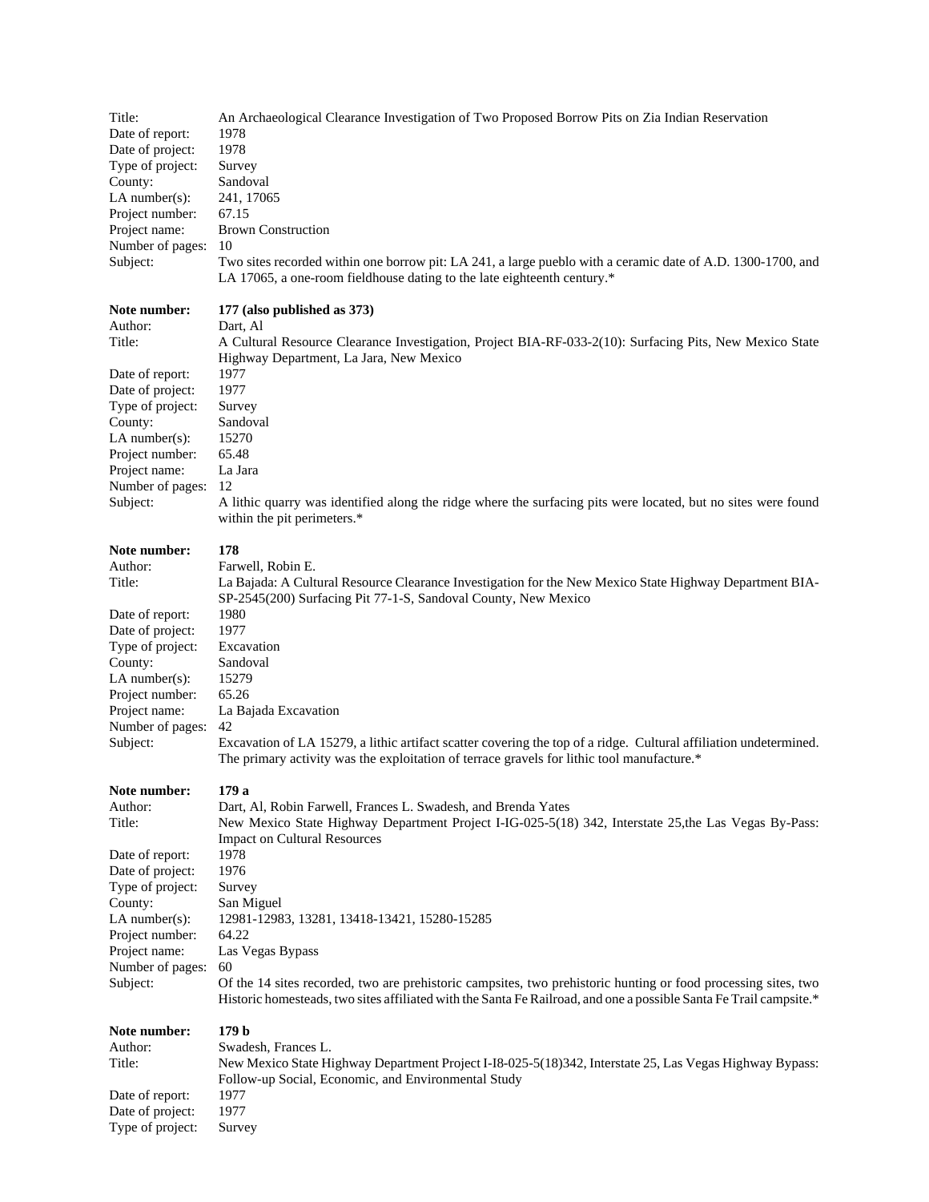Title: An Archaeological Clearance Investigation of Two Proposed Borrow Pits on Zia Indian Reservation
Date of report: 1978
Date of project: 1978
Type of project: Survey
County: Sandoval
LA number(s): 241, 17065
Project number: 67.15
Project name: Brown Construction
Number of pages: 10
Subject: Two sites recorded within one borrow pit: LA 241, a large pueblo with a ceramic date of A.D. 1300-1700, and LA 17065, a one-room fieldhouse dating to the late eighteenth century.*

**Note number: 177 (also published as 373)**
Author: Dart, Al
Title: A Cultural Resource Clearance Investigation, Project BIA-RF-033-2(10): Surfacing Pits, New Mexico State Highway Department, La Jara, New Mexico
Date of report: 1977
Date of project: 1977
Type of project: Survey
County: Sandoval
LA number(s): 15270
Project number: 65.48
Project name: La Jara
Number of pages: 12
Subject: A lithic quarry was identified along the ridge where the surfacing pits were located, but no sites were found within the pit perimeters.*

**Note number: 178**
Author: Farwell, Robin E.
Title: La Bajada: A Cultural Resource Clearance Investigation for the New Mexico State Highway Department BIA-SP-2545(200) Surfacing Pit 77-1-S, Sandoval County, New Mexico
Date of report: 1980
Date of project: 1977
Type of project: Excavation
County: Sandoval
LA number(s): 15279
Project number: 65.26
Project name: La Bajada Excavation
Number of pages: 42
Subject: Excavation of LA 15279, a lithic artifact scatter covering the top of a ridge. Cultural affiliation undetermined. The primary activity was the exploitation of terrace gravels for lithic tool manufacture.*

**Note number: 179 a**
Author: Dart, Al, Robin Farwell, Frances L. Swadesh, and Brenda Yates
Title: New Mexico State Highway Department Project I-IG-025-5(18) 342, Interstate 25,the Las Vegas By-Pass: Impact on Cultural Resources
Date of report: 1978
Date of project: 1976
Type of project: Survey
County: San Miguel
LA number(s): 12981-12983, 13281, 13418-13421, 15280-15285
Project number: 64.22
Project name: Las Vegas Bypass
Number of pages: 60
Subject: Of the 14 sites recorded, two are prehistoric campsites, two prehistoric hunting or food processing sites, two Historic homesteads, two sites affiliated with the Santa Fe Railroad, and one a possible Santa Fe Trail campsite.*

**Note number: 179 b**
Author: Swadesh, Frances L.
Title: New Mexico State Highway Department Project I-I8-025-5(18)342, Interstate 25, Las Vegas Highway Bypass: Follow-up Social, Economic, and Environmental Study
Date of report: 1977
Date of project: 1977
Type of project: Survey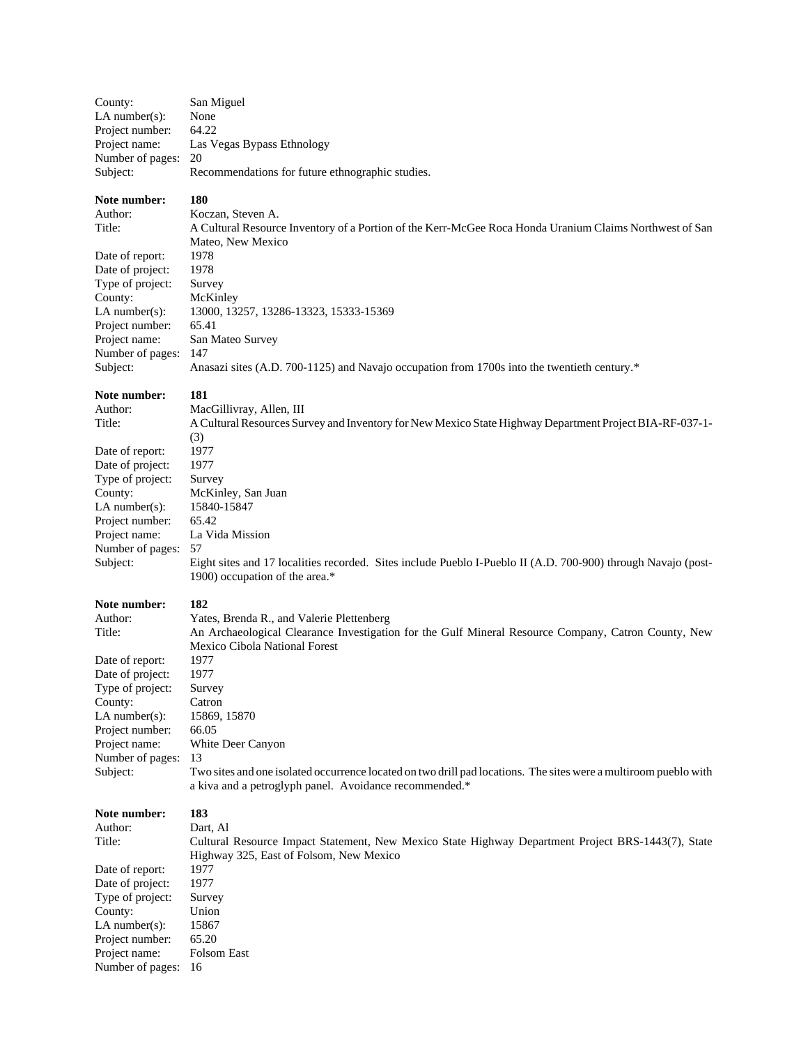County: San Miguel
LA number(s): None
Project number: 64.22
Project name: Las Vegas Bypass Ethnology
Number of pages: 20
Subject: Recommendations for future ethnographic studies.

**Note number: 180**
Author: Koczan, Steven A.
Title: A Cultural Resource Inventory of a Portion of the Kerr-McGee Roca Honda Uranium Claims Northwest of San Mateo, New Mexico
Date of report: 1978
Date of project: 1978
Type of project: Survey
County: McKinley
LA number(s): 13000, 13257, 13286-13323, 15333-15369
Project number: 65.41
Project name: San Mateo Survey
Number of pages: 147
Subject: Anasazi sites (A.D. 700-1125) and Navajo occupation from 1700s into the twentieth century.*

**Note number: 181**
Author: MacGillivray, Allen, III
Title: A Cultural Resources Survey and Inventory for New Mexico State Highway Department Project BIA-RF-037-1-(3)
Date of report: 1977
Date of project: 1977
Type of project: Survey
County: McKinley, San Juan
LA number(s): 15840-15847
Project number: 65.42
Project name: La Vida Mission
Number of pages: 57
Subject: Eight sites and 17 localities recorded. Sites include Pueblo I-Pueblo II (A.D. 700-900) through Navajo (post-1900) occupation of the area.*

**Note number: 182**
Author: Yates, Brenda R., and Valerie Plettenberg
Title: An Archaeological Clearance Investigation for the Gulf Mineral Resource Company, Catron County, New Mexico Cibola National Forest
Date of report: 1977
Date of project: 1977
Type of project: Survey
County: Catron
LA number(s): 15869, 15870
Project number: 66.05
Project name: White Deer Canyon
Number of pages: 13
Subject: Two sites and one isolated occurrence located on two drill pad locations. The sites were a multiroom pueblo with a kiva and a petroglyph panel. Avoidance recommended.*

**Note number: 183**
Author: Dart, Al
Title: Cultural Resource Impact Statement, New Mexico State Highway Department Project BRS-1443(7), State Highway 325, East of Folsom, New Mexico
Date of report: 1977
Date of project: 1977
Type of project: Survey
County: Union
LA number(s): 15867
Project number: 65.20
Project name: Folsom East
Number of pages: 16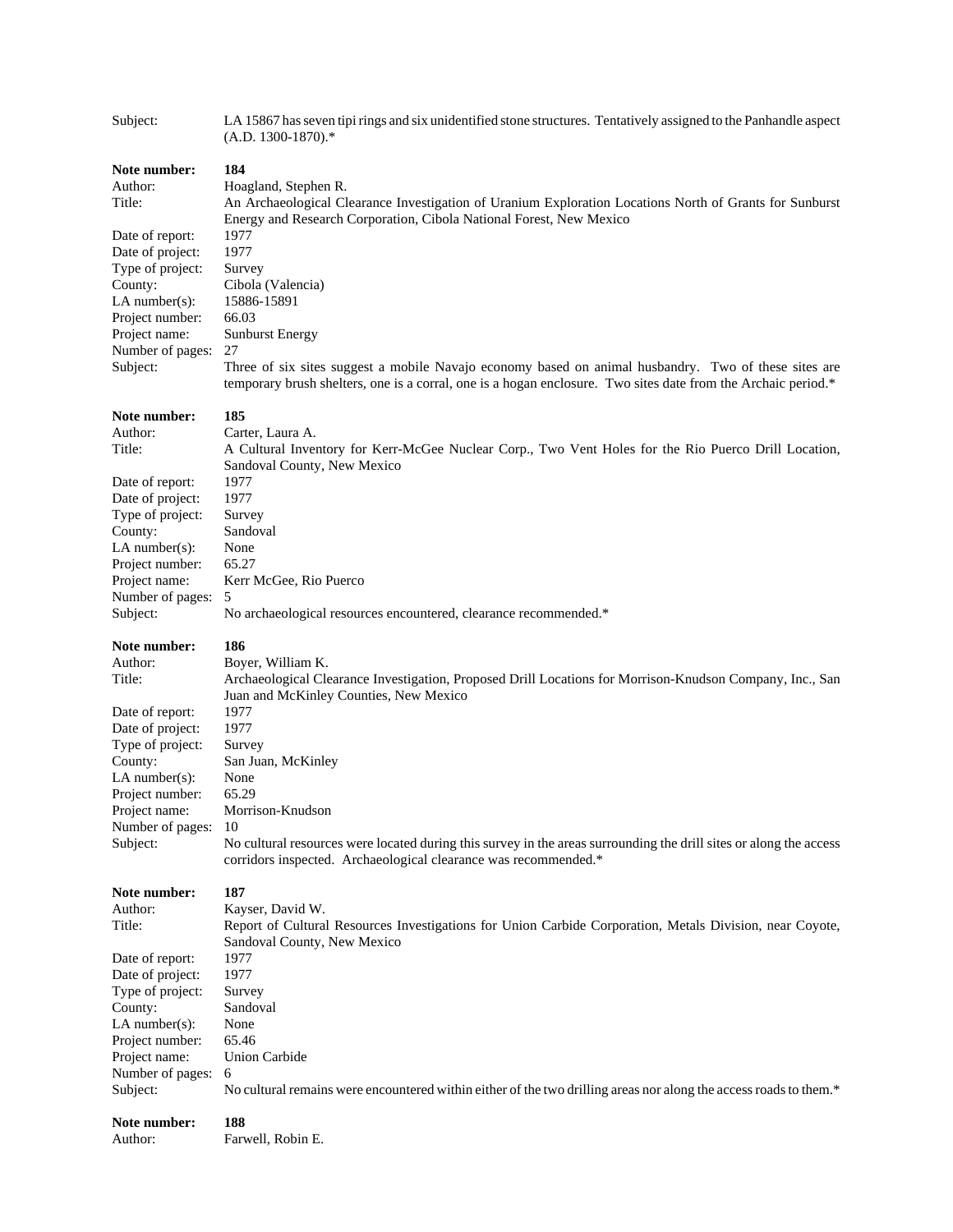Subject: LA 15867 has seven tipi rings and six unidentified stone structures. Tentatively assigned to the Panhandle aspect (A.D. 1300-1870).*

**Note number:** **184**
Author: Hoagland, Stephen R.
Title: An Archaeological Clearance Investigation of Uranium Exploration Locations North of Grants for Sunburst Energy and Research Corporation, Cibola National Forest, New Mexico
Date of report: 1977
Date of project: 1977
Type of project: Survey
County: Cibola (Valencia)
LA number(s): 15886-15891
Project number: 66.03
Project name: Sunburst Energy
Number of pages: 27
Subject: Three of six sites suggest a mobile Navajo economy based on animal husbandry. Two of these sites are temporary brush shelters, one is a corral, one is a hogan enclosure. Two sites date from the Archaic period.*

**Note number:** **185**
Author: Carter, Laura A.
Title: A Cultural Inventory for Kerr-McGee Nuclear Corp., Two Vent Holes for the Rio Puerco Drill Location, Sandoval County, New Mexico
Date of report: 1977
Date of project: 1977
Type of project: Survey
County: Sandoval
LA number(s): None
Project number: 65.27
Project name: Kerr McGee, Rio Puerco
Number of pages: 5
Subject: No archaeological resources encountered, clearance recommended.*

**Note number:** **186**
Author: Boyer, William K.
Title: Archaeological Clearance Investigation, Proposed Drill Locations for Morrison-Knudson Company, Inc., San Juan and McKinley Counties, New Mexico
Date of report: 1977
Date of project: 1977
Type of project: Survey
County: San Juan, McKinley
LA number(s): None
Project number: 65.29
Project name: Morrison-Knudson
Number of pages: 10
Subject: No cultural resources were located during this survey in the areas surrounding the drill sites or along the access corridors inspected. Archaeological clearance was recommended.*

**Note number:** **187**
Author: Kayser, David W.
Title: Report of Cultural Resources Investigations for Union Carbide Corporation, Metals Division, near Coyote, Sandoval County, New Mexico
Date of report: 1977
Date of project: 1977
Type of project: Survey
County: Sandoval
LA number(s): None
Project number: 65.46
Project name: Union Carbide
Number of pages: 6
Subject: No cultural remains were encountered within either of the two drilling areas nor along the access roads to them.*

**Note number:** **188**
Author: Farwell, Robin E.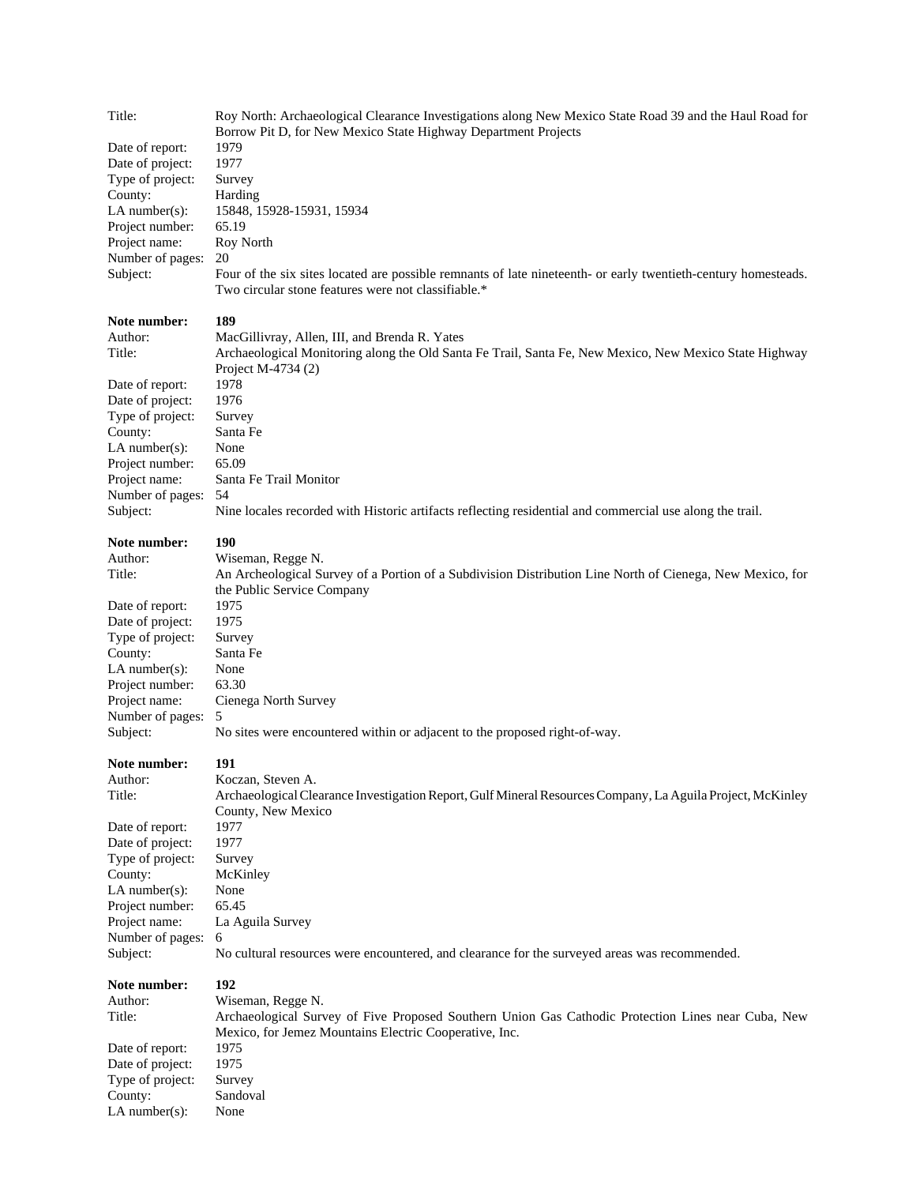Title: Roy North: Archaeological Clearance Investigations along New Mexico State Road 39 and the Haul Road for Borrow Pit D, for New Mexico State Highway Department Projects
Date of report: 1979
Date of project: 1977
Type of project: Survey
County: Harding
LA number(s): 15848, 15928-15931, 15934
Project number: 65.19
Project name: Roy North
Number of pages: 20
Subject: Four of the six sites located are possible remnants of late nineteenth- or early twentieth-century homesteads. Two circular stone features were not classifiable.*

**Note number: 189**
Author: MacGillivray, Allen, III, and Brenda R. Yates
Title: Archaeological Monitoring along the Old Santa Fe Trail, Santa Fe, New Mexico, New Mexico State Highway Project M-4734 (2)
Date of report: 1978
Date of project: 1976
Type of project: Survey
County: Santa Fe
LA number(s): None
Project number: 65.09
Project name: Santa Fe Trail Monitor
Number of pages: 54
Subject: Nine locales recorded with Historic artifacts reflecting residential and commercial use along the trail.

**Note number: 190**
Author: Wiseman, Regge N.
Title: An Archeological Survey of a Portion of a Subdivision Distribution Line North of Cienega, New Mexico, for the Public Service Company
Date of report: 1975
Date of project: 1975
Type of project: Survey
County: Santa Fe
LA number(s): None
Project number: 63.30
Project name: Cienega North Survey
Number of pages: 5
Subject: No sites were encountered within or adjacent to the proposed right-of-way.

**Note number: 191**
Author: Koczan, Steven A.
Title: Archaeological Clearance Investigation Report, Gulf Mineral Resources Company, La Aguila Project, McKinley County, New Mexico
Date of report: 1977
Date of project: 1977
Type of project: Survey
County: McKinley
LA number(s): None
Project number: 65.45
Project name: La Aguila Survey
Number of pages: 6
Subject: No cultural resources were encountered, and clearance for the surveyed areas was recommended.

**Note number: 192**
Author: Wiseman, Regge N.
Title: Archaeological Survey of Five Proposed Southern Union Gas Cathodic Protection Lines near Cuba, New Mexico, for Jemez Mountains Electric Cooperative, Inc.
Date of report: 1975
Date of project: 1975
Type of project: Survey
County: Sandoval
LA number(s): None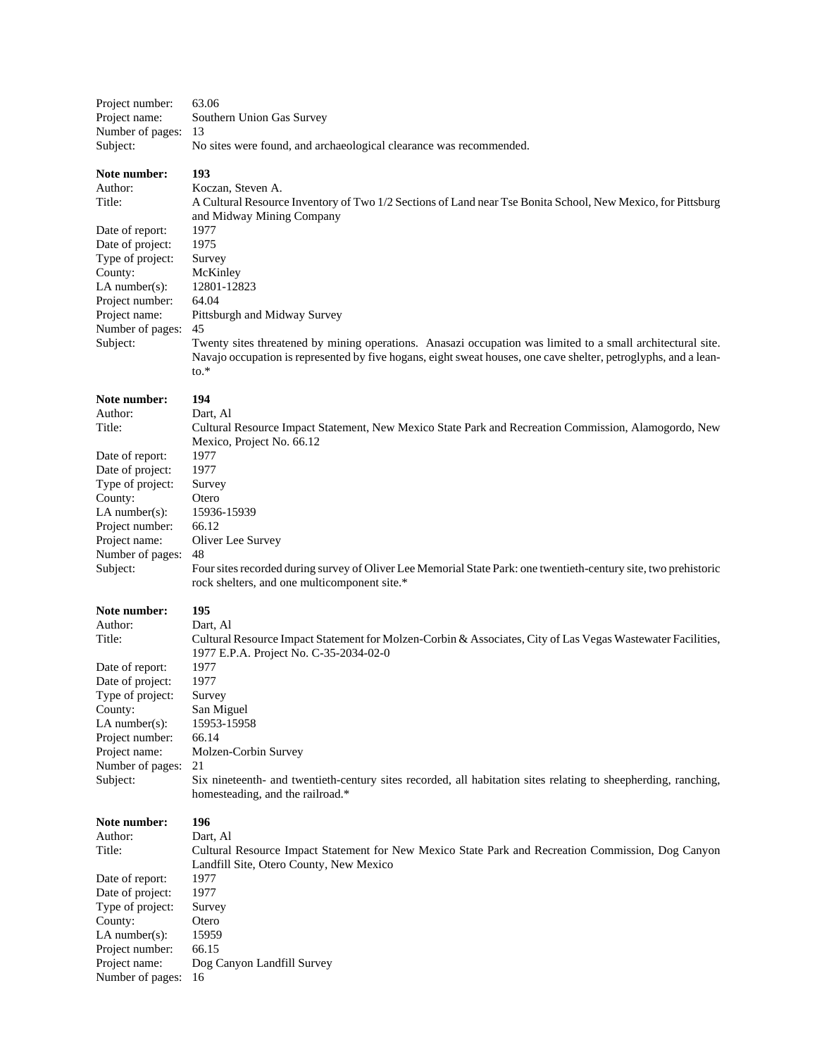Project number: 63.06
Project name: Southern Union Gas Survey
Number of pages: 13
Subject: No sites were found, and archaeological clearance was recommended.

**Note number: 193**
Author: Koczan, Steven A.
Title: A Cultural Resource Inventory of Two 1/2 Sections of Land near Tse Bonita School, New Mexico, for Pittsburg and Midway Mining Company
Date of report: 1977
Date of project: 1975
Type of project: Survey
County: McKinley
LA number(s): 12801-12823
Project number: 64.04
Project name: Pittsburgh and Midway Survey
Number of pages: 45
Subject: Twenty sites threatened by mining operations. Anasazi occupation was limited to a small architectural site. Navajo occupation is represented by five hogans, eight sweat houses, one cave shelter, petroglyphs, and a lean-to.*

**Note number: 194**
Author: Dart, Al
Title: Cultural Resource Impact Statement, New Mexico State Park and Recreation Commission, Alamogordo, New Mexico, Project No. 66.12
Date of report: 1977
Date of project: 1977
Type of project: Survey
County: Otero
LA number(s): 15936-15939
Project number: 66.12
Project name: Oliver Lee Survey
Number of pages: 48
Subject: Four sites recorded during survey of Oliver Lee Memorial State Park: one twentieth-century site, two prehistoric rock shelters, and one multicomponent site.*

**Note number: 195**
Author: Dart, Al
Title: Cultural Resource Impact Statement for Molzen-Corbin & Associates, City of Las Vegas Wastewater Facilities, 1977 E.P.A. Project No. C-35-2034-02-0
Date of report: 1977
Date of project: 1977
Type of project: Survey
County: San Miguel
LA number(s): 15953-15958
Project number: 66.14
Project name: Molzen-Corbin Survey
Number of pages: 21
Subject: Six nineteenth- and twentieth-century sites recorded, all habitation sites relating to sheepherding, ranching, homesteading, and the railroad.*

**Note number: 196**
Author: Dart, Al
Title: Cultural Resource Impact Statement for New Mexico State Park and Recreation Commission, Dog Canyon Landfill Site, Otero County, New Mexico
Date of report: 1977
Date of project: 1977
Type of project: Survey
County: Otero
LA number(s): 15959
Project number: 66.15
Project name: Dog Canyon Landfill Survey
Number of pages: 16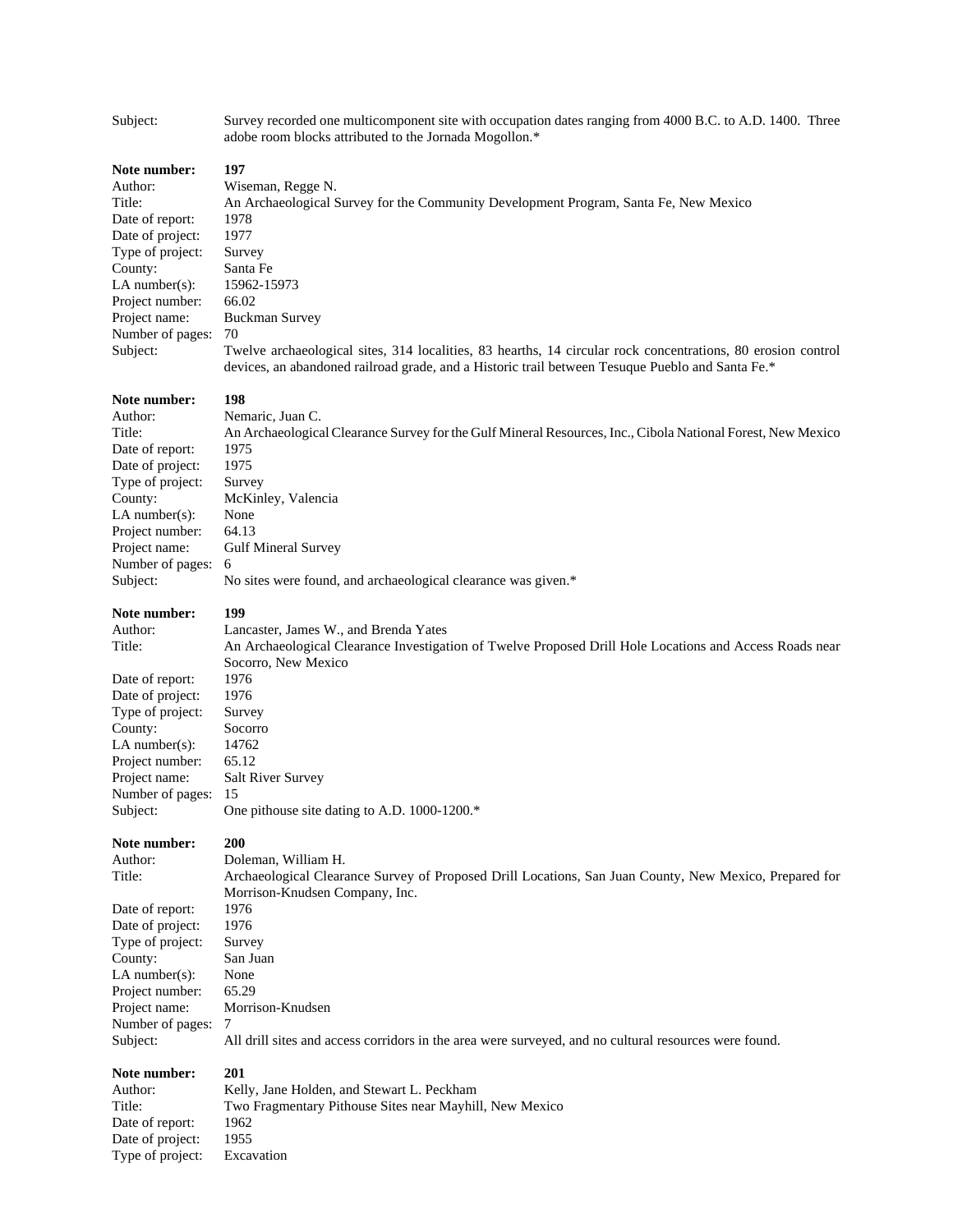Subject: Survey recorded one multicomponent site with occupation dates ranging from 4000 B.C. to A.D. 1400. Three adobe room blocks attributed to the Jornada Mogollon.*

**Note number:** **197**
Author: Wiseman, Regge N.
Title: An Archaeological Survey for the Community Development Program, Santa Fe, New Mexico
Date of report: 1978
Date of project: 1977
Type of project: Survey
County: Santa Fe
LA number(s): 15962-15973
Project number: 66.02
Project name: Buckman Survey
Number of pages: 70
Subject: Twelve archaeological sites, 314 localities, 83 hearths, 14 circular rock concentrations, 80 erosion control devices, an abandoned railroad grade, and a Historic trail between Tesuque Pueblo and Santa Fe.*

**Note number:** **198**
Author: Nemaric, Juan C.
Title: An Archaeological Clearance Survey for the Gulf Mineral Resources, Inc., Cibola National Forest, New Mexico
Date of report: 1975
Date of project: 1975
Type of project: Survey
County: McKinley, Valencia
LA number(s): None
Project number: 64.13
Project name: Gulf Mineral Survey
Number of pages: 6
Subject: No sites were found, and archaeological clearance was given.*

**Note number:** **199**
Author: Lancaster, James W., and Brenda Yates
Title: An Archaeological Clearance Investigation of Twelve Proposed Drill Hole Locations and Access Roads near Socorro, New Mexico
Date of report: 1976
Date of project: 1976
Type of project: Survey
County: Socorro
LA number(s): 14762
Project number: 65.12
Project name: Salt River Survey
Number of pages: 15
Subject: One pithouse site dating to A.D. 1000-1200.*

**Note number:** **200**
Author: Doleman, William H.
Title: Archaeological Clearance Survey of Proposed Drill Locations, San Juan County, New Mexico, Prepared for Morrison-Knudsen Company, Inc.
Date of report: 1976
Date of project: 1976
Type of project: Survey
County: San Juan
LA number(s): None
Project number: 65.29
Project name: Morrison-Knudsen
Number of pages: 7
Subject: All drill sites and access corridors in the area were surveyed, and no cultural resources were found.

**Note number:** **201**
Author: Kelly, Jane Holden, and Stewart L. Peckham
Title: Two Fragmentary Pithouse Sites near Mayhill, New Mexico
Date of report: 1962
Date of project: 1955
Type of project: Excavation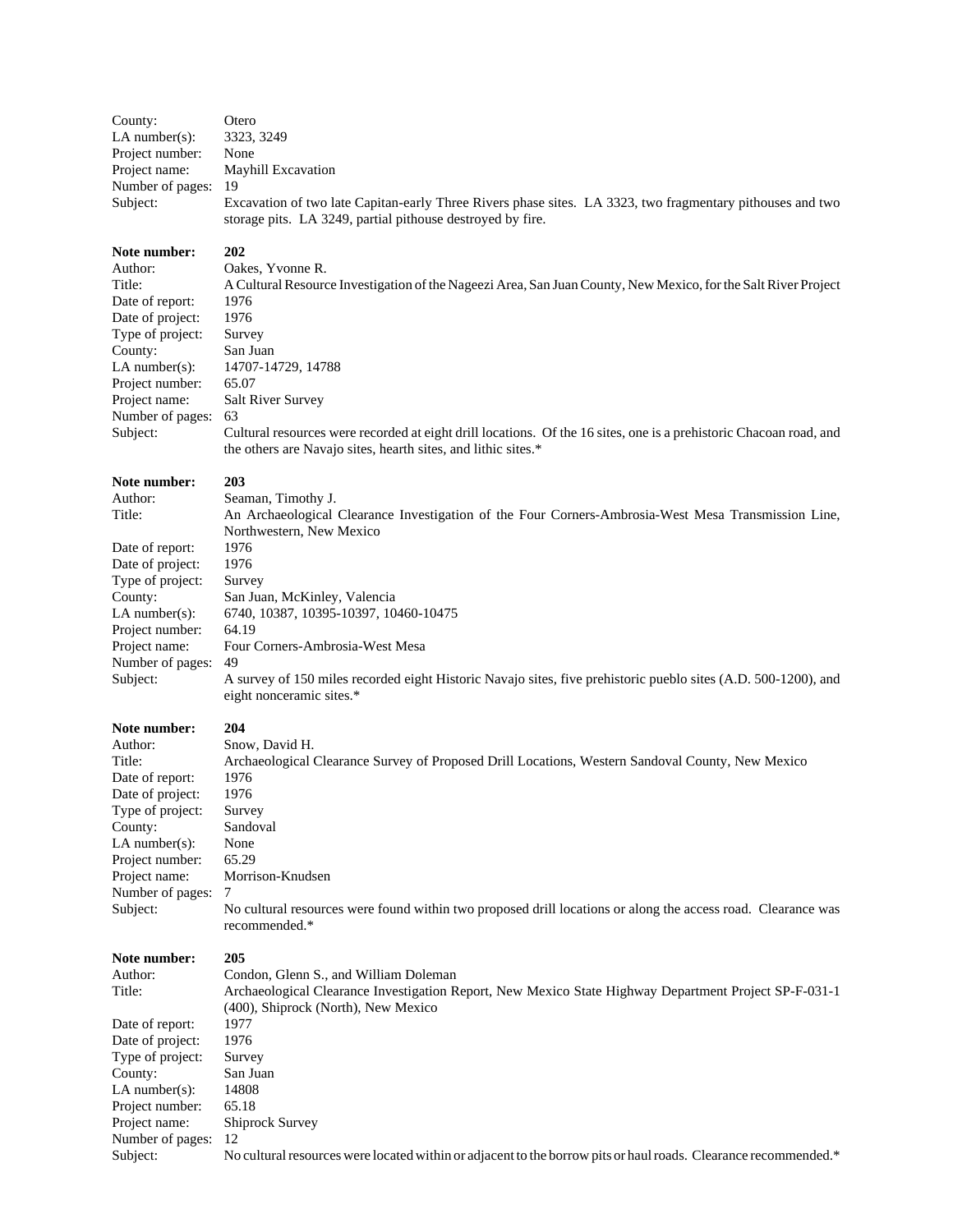County: Otero
LA number(s): 3323, 3249
Project number: None
Project name: Mayhill Excavation
Number of pages: 19
Subject: Excavation of two late Capitan-early Three Rivers phase sites. LA 3323, two fragmentary pithouses and two storage pits. LA 3249, partial pithouse destroyed by fire.

**Note number:** **202**
Author: Oakes, Yvonne R.
Title: A Cultural Resource Investigation of the Nageezi Area, San Juan County, New Mexico, for the Salt River Project
Date of report: 1976
Date of project: 1976
Type of project: Survey
County: San Juan
LA number(s): 14707-14729, 14788
Project number: 65.07
Project name: Salt River Survey
Number of pages: 63
Subject: Cultural resources were recorded at eight drill locations. Of the 16 sites, one is a prehistoric Chacoan road, and the others are Navajo sites, hearth sites, and lithic sites.*

**Note number:** **203**
Author: Seaman, Timothy J.
Title: An Archaeological Clearance Investigation of the Four Corners-Ambrosia-West Mesa Transmission Line, Northwestern, New Mexico
Date of report: 1976
Date of project: 1976
Type of project: Survey
County: San Juan, McKinley, Valencia
LA number(s): 6740, 10387, 10395-10397, 10460-10475
Project number: 64.19
Project name: Four Corners-Ambrosia-West Mesa
Number of pages: 49
Subject: A survey of 150 miles recorded eight Historic Navajo sites, five prehistoric pueblo sites (A.D. 500-1200), and eight nonceramic sites.*

**Note number:** **204**
Author: Snow, David H.
Title: Archaeological Clearance Survey of Proposed Drill Locations, Western Sandoval County, New Mexico
Date of report: 1976
Date of project: 1976
Type of project: Survey
County: Sandoval
LA number(s): None
Project number: 65.29
Project name: Morrison-Knudsen
Number of pages: 7
Subject: No cultural resources were found within two proposed drill locations or along the access road. Clearance was recommended.*

**Note number:** **205**
Author: Condon, Glenn S., and William Doleman
Title: Archaeological Clearance Investigation Report, New Mexico State Highway Department Project SP-F-031-1 (400), Shiprock (North), New Mexico
Date of report: 1977
Date of project: 1976
Type of project: Survey
County: San Juan
LA number(s): 14808
Project number: 65.18
Project name: Shiprock Survey
Number of pages: 12
Subject: No cultural resources were located within or adjacent to the borrow pits or haul roads. Clearance recommended.*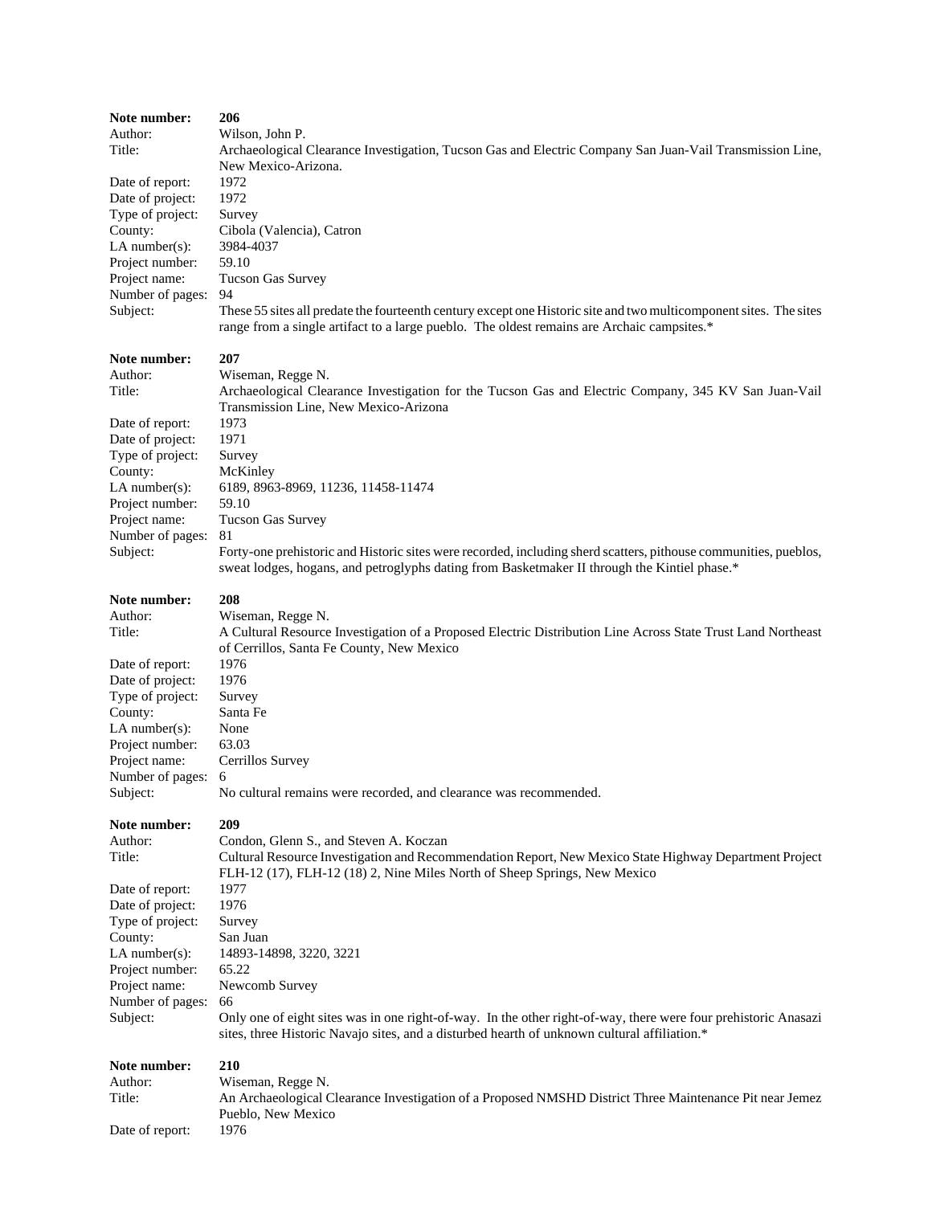**Note number:** 206
Author: Wilson, John P.
Title: Archaeological Clearance Investigation, Tucson Gas and Electric Company San Juan-Vail Transmission Line, New Mexico-Arizona.
Date of report: 1972
Date of project: 1972
Type of project: Survey
County: Cibola (Valencia), Catron
LA number(s): 3984-4037
Project number: 59.10
Project name: Tucson Gas Survey
Number of pages: 94
Subject: These 55 sites all predate the fourteenth century except one Historic site and two multicomponent sites. The sites range from a single artifact to a large pueblo. The oldest remains are Archaic campsites.*

**Note number:** 207
Author: Wiseman, Regge N.
Title: Archaeological Clearance Investigation for the Tucson Gas and Electric Company, 345 KV San Juan-Vail Transmission Line, New Mexico-Arizona
Date of report: 1973
Date of project: 1971
Type of project: Survey
County: McKinley
LA number(s): 6189, 8963-8969, 11236, 11458-11474
Project number: 59.10
Project name: Tucson Gas Survey
Number of pages: 81
Subject: Forty-one prehistoric and Historic sites were recorded, including sherd scatters, pithouse communities, pueblos, sweat lodges, hogans, and petroglyphs dating from Basketmaker II through the Kintiel phase.*

**Note number:** 208
Author: Wiseman, Regge N.
Title: A Cultural Resource Investigation of a Proposed Electric Distribution Line Across State Trust Land Northeast of Cerrillos, Santa Fe County, New Mexico
Date of report: 1976
Date of project: 1976
Type of project: Survey
County: Santa Fe
LA number(s): None
Project number: 63.03
Project name: Cerrillos Survey
Number of pages: 6
Subject: No cultural remains were recorded, and clearance was recommended.

**Note number:** 209
Author: Condon, Glenn S., and Steven A. Koczan
Title: Cultural Resource Investigation and Recommendation Report, New Mexico State Highway Department Project FLH-12 (17), FLH-12 (18) 2, Nine Miles North of Sheep Springs, New Mexico
Date of report: 1977
Date of project: 1976
Type of project: Survey
County: San Juan
LA number(s): 14893-14898, 3220, 3221
Project number: 65.22
Project name: Newcomb Survey
Number of pages: 66
Subject: Only one of eight sites was in one right-of-way. In the other right-of-way, there were four prehistoric Anasazi sites, three Historic Navajo sites, and a disturbed hearth of unknown cultural affiliation.*

**Note number:** 210
Author: Wiseman, Regge N.
Title: An Archaeological Clearance Investigation of a Proposed NMSHD District Three Maintenance Pit near Jemez Pueblo, New Mexico
Date of report: 1976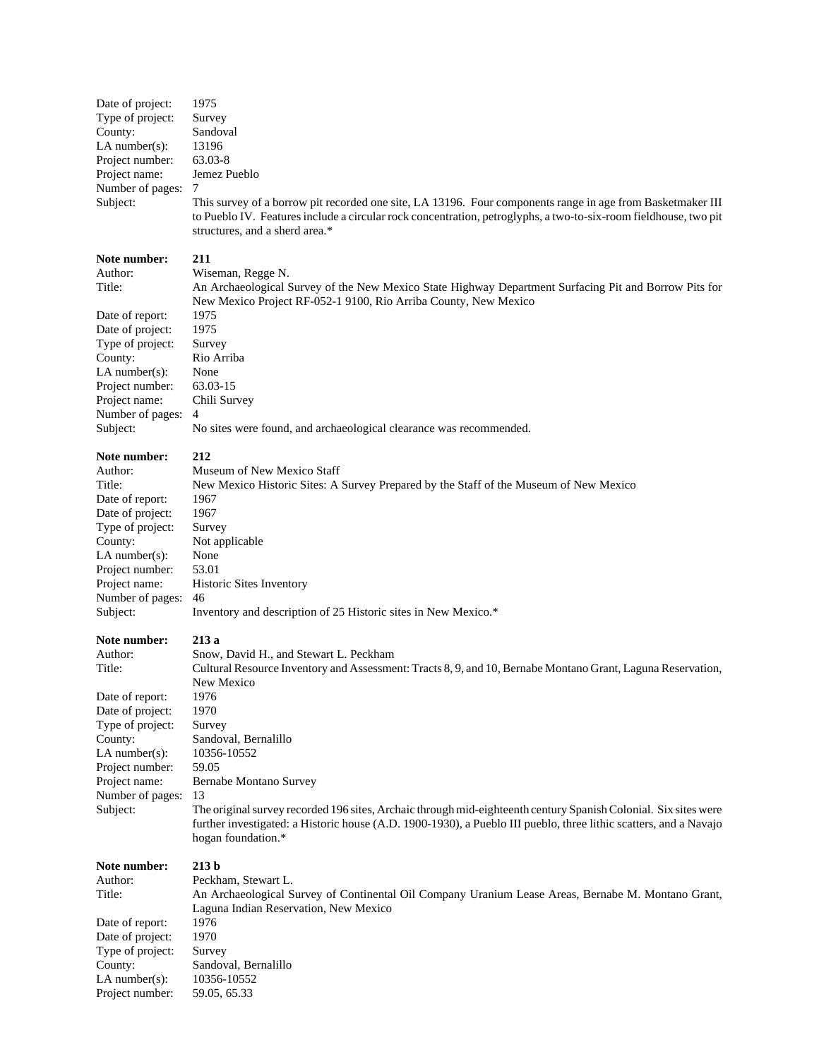Date of project: 1975
Type of project: Survey
County: Sandoval
LA number(s): 13196
Project number: 63.03-8
Project name: Jemez Pueblo
Number of pages: 7
Subject: This survey of a borrow pit recorded one site, LA 13196. Four components range in age from Basketmaker III to Pueblo IV. Features include a circular rock concentration, petroglyphs, a two-to-six-room fieldhouse, two pit structures, and a sherd area.*

**Note number: 211**
Author: Wiseman, Regge N.
Title: An Archaeological Survey of the New Mexico State Highway Department Surfacing Pit and Borrow Pits for New Mexico Project RF-052-1 9100, Rio Arriba County, New Mexico
Date of report: 1975
Date of project: 1975
Type of project: Survey
County: Rio Arriba
LA number(s): None
Project number: 63.03-15
Project name: Chili Survey
Number of pages: 4
Subject: No sites were found, and archaeological clearance was recommended.

**Note number: 212**
Author: Museum of New Mexico Staff
Title: New Mexico Historic Sites: A Survey Prepared by the Staff of the Museum of New Mexico
Date of report: 1967
Date of project: 1967
Type of project: Survey
County: Not applicable
LA number(s): None
Project number: 53.01
Project name: Historic Sites Inventory
Number of pages: 46
Subject: Inventory and description of 25 Historic sites in New Mexico.*

**Note number: 213 a**
Author: Snow, David H., and Stewart L. Peckham
Title: Cultural Resource Inventory and Assessment: Tracts 8, 9, and 10, Bernabe Montano Grant, Laguna Reservation, New Mexico
Date of report: 1976
Date of project: 1970
Type of project: Survey
County: Sandoval, Bernalillo
LA number(s): 10356-10552
Project number: 59.05
Project name: Bernabe Montano Survey
Number of pages: 13
Subject: The original survey recorded 196 sites, Archaic through mid-eighteenth century Spanish Colonial. Six sites were further investigated: a Historic house (A.D. 1900-1930), a Pueblo III pueblo, three lithic scatters, and a Navajo hogan foundation.*

**Note number: 213 b**
Author: Peckham, Stewart L.
Title: An Archaeological Survey of Continental Oil Company Uranium Lease Areas, Bernabe M. Montano Grant, Laguna Indian Reservation, New Mexico
Date of report: 1976
Date of project: 1970
Type of project: Survey
County: Sandoval, Bernalillo
LA number(s): 10356-10552
Project number: 59.05, 65.33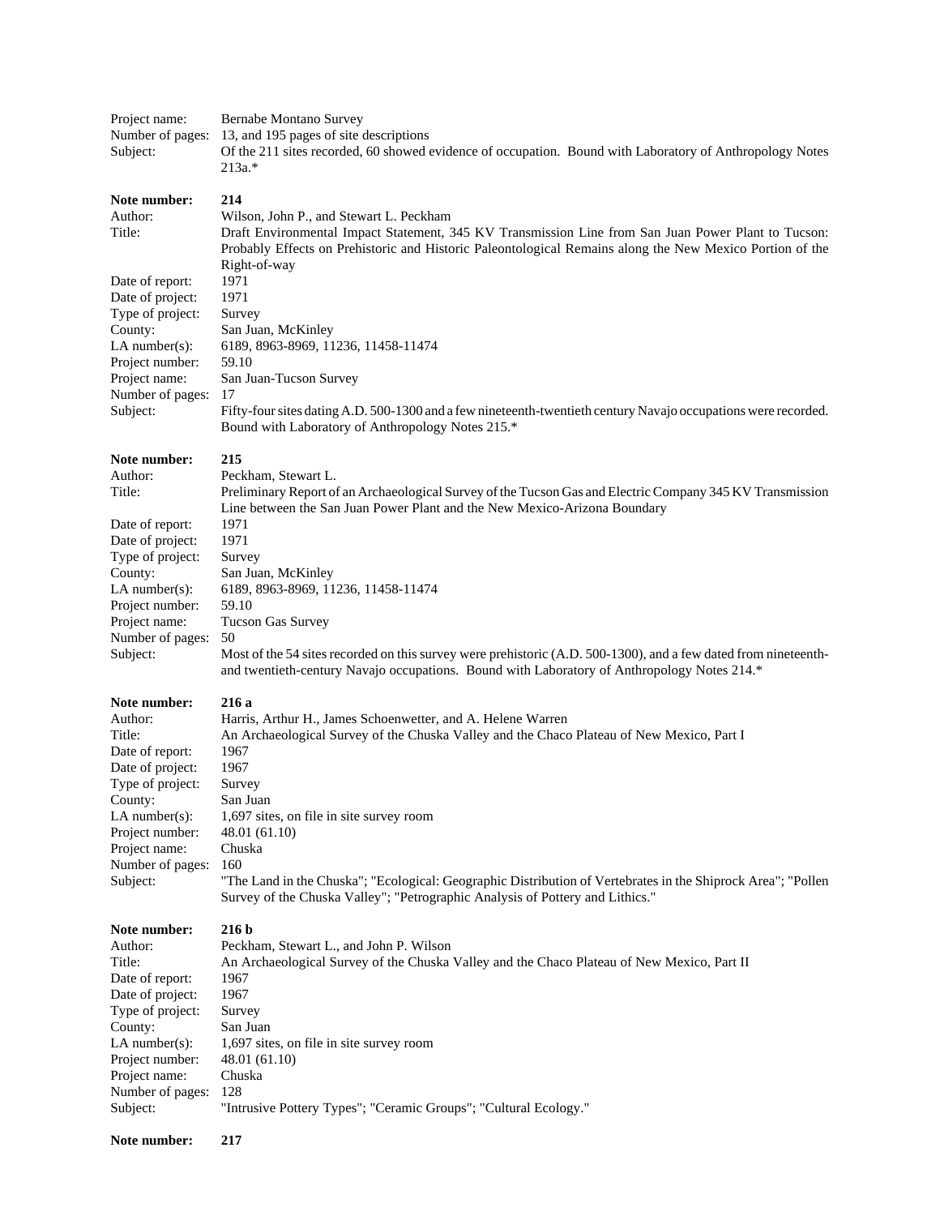Project name: Bernabe Montano Survey
Number of pages: 13, and 195 pages of site descriptions
Subject: Of the 211 sites recorded, 60 showed evidence of occupation. Bound with Laboratory of Anthropology Notes 213a.*

**Note number: 214**
Author: Wilson, John P., and Stewart L. Peckham
Title: Draft Environmental Impact Statement, 345 KV Transmission Line from San Juan Power Plant to Tucson: Probably Effects on Prehistoric and Historic Paleontological Remains along the New Mexico Portion of the Right-of-way
Date of report: 1971
Date of project: 1971
Type of project: Survey
County: San Juan, McKinley
LA number(s): 6189, 8963-8969, 11236, 11458-11474
Project number: 59.10
Project name: San Juan-Tucson Survey
Number of pages: 17
Subject: Fifty-four sites dating A.D. 500-1300 and a few nineteenth-twentieth century Navajo occupations were recorded. Bound with Laboratory of Anthropology Notes 215.*

**Note number: 215**
Author: Peckham, Stewart L.
Title: Preliminary Report of an Archaeological Survey of the Tucson Gas and Electric Company 345 KV Transmission Line between the San Juan Power Plant and the New Mexico-Arizona Boundary
Date of report: 1971
Date of project: 1971
Type of project: Survey
County: San Juan, McKinley
LA number(s): 6189, 8963-8969, 11236, 11458-11474
Project number: 59.10
Project name: Tucson Gas Survey
Number of pages: 50
Subject: Most of the 54 sites recorded on this survey were prehistoric (A.D. 500-1300), and a few dated from nineteenth- and twentieth-century Navajo occupations. Bound with Laboratory of Anthropology Notes 214.*

**Note number: 216 a**
Author: Harris, Arthur H., James Schoenwetter, and A. Helene Warren
Title: An Archaeological Survey of the Chuska Valley and the Chaco Plateau of New Mexico, Part I
Date of report: 1967
Date of project: 1967
Type of project: Survey
County: San Juan
LA number(s): 1,697 sites, on file in site survey room
Project number: 48.01 (61.10)
Project name: Chuska
Number of pages: 160
Subject: "The Land in the Chuska"; "Ecological: Geographic Distribution of Vertebrates in the Shiprock Area"; "Pollen Survey of the Chuska Valley"; "Petrographic Analysis of Pottery and Lithics."

**Note number: 216 b**
Author: Peckham, Stewart L., and John P. Wilson
Title: An Archaeological Survey of the Chuska Valley and the Chaco Plateau of New Mexico, Part II
Date of report: 1967
Date of project: 1967
Type of project: Survey
County: San Juan
LA number(s): 1,697 sites, on file in site survey room
Project number: 48.01 (61.10)
Project name: Chuska
Number of pages: 128
Subject: "Intrusive Pottery Types"; "Ceramic Groups"; "Cultural Ecology."

**Note number: 217**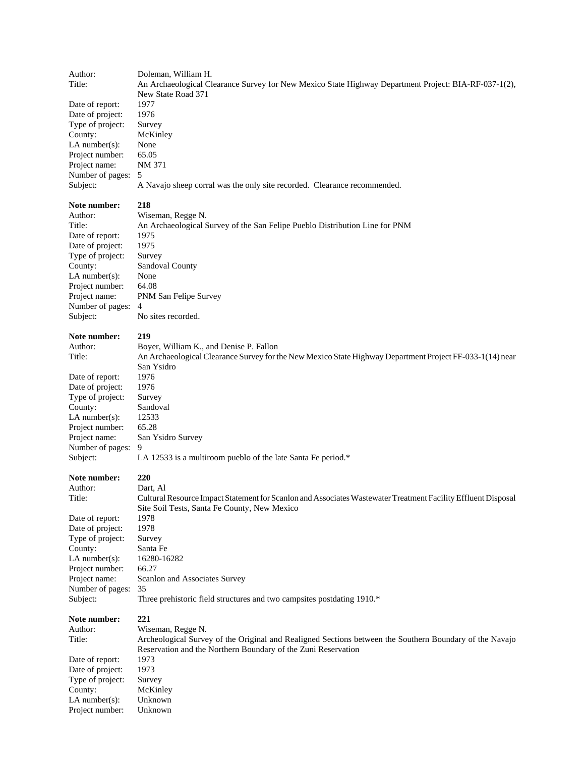Author: Doleman, William H.
Title: An Archaeological Clearance Survey for New Mexico State Highway Department Project: BIA-RF-037-1(2), New State Road 371
Date of report: 1977
Date of project: 1976
Type of project: Survey
County: McKinley
LA number(s): None
Project number: 65.05
Project name: NM 371
Number of pages: 5
Subject: A Navajo sheep corral was the only site recorded. Clearance recommended.

**Note number: 218**
Author: Wiseman, Regge N.
Title: An Archaeological Survey of the San Felipe Pueblo Distribution Line for PNM
Date of report: 1975
Date of project: 1975
Type of project: Survey
County: Sandoval County
LA number(s): None
Project number: 64.08
Project name: PNM San Felipe Survey
Number of pages: 4
Subject: No sites recorded.

**Note number: 219**
Author: Boyer, William K., and Denise P. Fallon
Title: An Archaeological Clearance Survey for the New Mexico State Highway Department Project FF-033-1(14) near San Ysidro
Date of report: 1976
Date of project: 1976
Type of project: Survey
County: Sandoval
LA number(s): 12533
Project number: 65.28
Project name: San Ysidro Survey
Number of pages: 9
Subject: LA 12533 is a multiroom pueblo of the late Santa Fe period.*

**Note number: 220**
Author: Dart, Al
Title: Cultural Resource Impact Statement for Scanlon and Associates Wastewater Treatment Facility Effluent Disposal Site Soil Tests, Santa Fe County, New Mexico
Date of report: 1978
Date of project: 1978
Type of project: Survey
County: Santa Fe
LA number(s): 16280-16282
Project number: 66.27
Project name: Scanlon and Associates Survey
Number of pages: 35
Subject: Three prehistoric field structures and two campsites postdating 1910.*

**Note number: 221**
Author: Wiseman, Regge N.
Title: Archeological Survey of the Original and Realigned Sections between the Southern Boundary of the Navajo Reservation and the Northern Boundary of the Zuni Reservation
Date of report: 1973
Date of project: 1973
Type of project: Survey
County: McKinley
LA number(s): Unknown
Project number: Unknown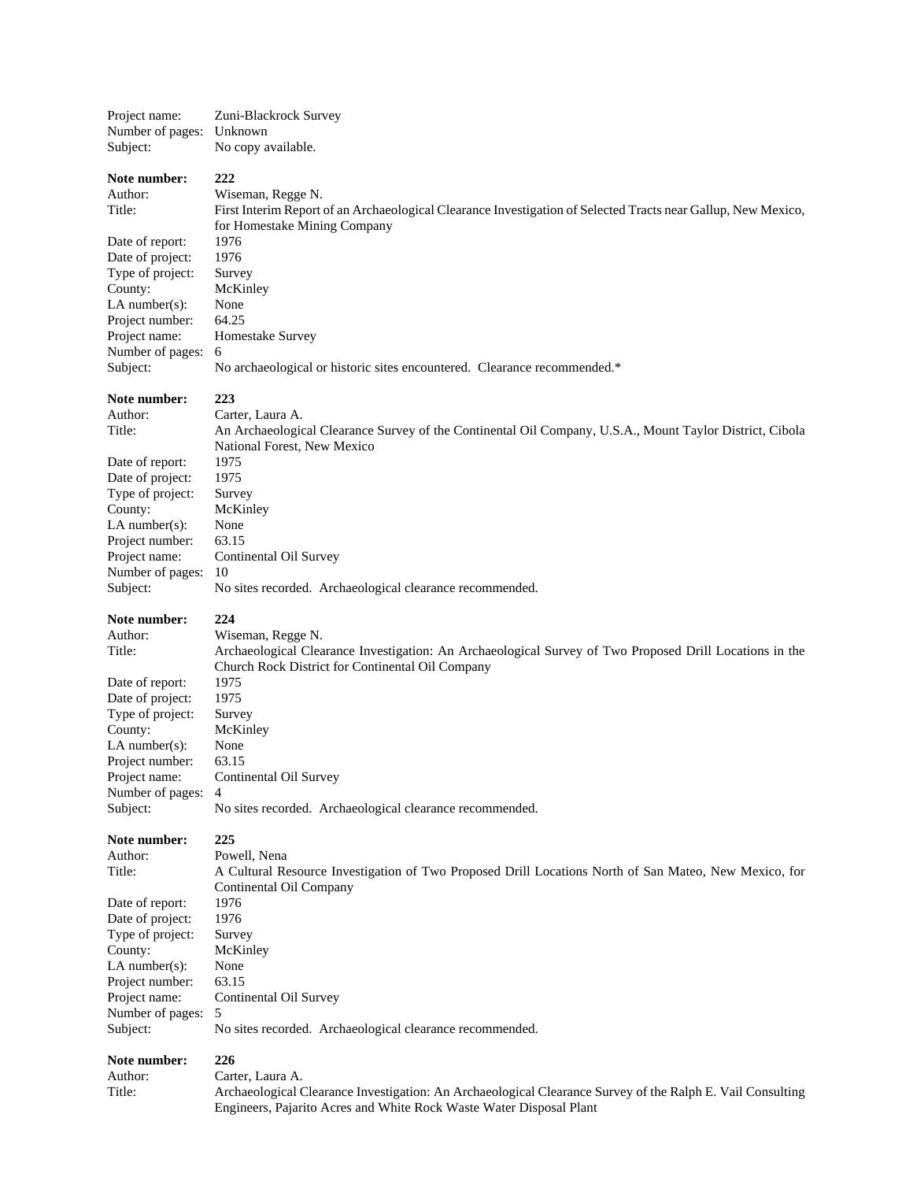Project name: Zuni-Blackrock Survey
Number of pages: Unknown
Subject: No copy available.

**Note number: 222**
Author: Wiseman, Regge N.
Title: First Interim Report of an Archaeological Clearance Investigation of Selected Tracts near Gallup, New Mexico, for Homestake Mining Company
Date of report: 1976
Date of project: 1976
Type of project: Survey
County: McKinley
LA number(s): None
Project number: 64.25
Project name: Homestake Survey
Number of pages: 6
Subject: No archaeological or historic sites encountered. Clearance recommended.*

**Note number: 223**
Author: Carter, Laura A.
Title: An Archaeological Clearance Survey of the Continental Oil Company, U.S.A., Mount Taylor District, Cibola National Forest, New Mexico
Date of report: 1975
Date of project: 1975
Type of project: Survey
County: McKinley
LA number(s): None
Project number: 63.15
Project name: Continental Oil Survey
Number of pages: 10
Subject: No sites recorded. Archaeological clearance recommended.

**Note number: 224**
Author: Wiseman, Regge N.
Title: Archaeological Clearance Investigation: An Archaeological Survey of Two Proposed Drill Locations in the Church Rock District for Continental Oil Company
Date of report: 1975
Date of project: 1975
Type of project: Survey
County: McKinley
LA number(s): None
Project number: 63.15
Project name: Continental Oil Survey
Number of pages: 4
Subject: No sites recorded. Archaeological clearance recommended.

**Note number: 225**
Author: Powell, Nena
Title: A Cultural Resource Investigation of Two Proposed Drill Locations North of San Mateo, New Mexico, for Continental Oil Company
Date of report: 1976
Date of project: 1976
Type of project: Survey
County: McKinley
LA number(s): None
Project number: 63.15
Project name: Continental Oil Survey
Number of pages: 5
Subject: No sites recorded. Archaeological clearance recommended.

**Note number: 226**
Author: Carter, Laura A.
Title: Archaeological Clearance Investigation: An Archaeological Clearance Survey of the Ralph E. Vail Consulting Engineers, Pajarito Acres and White Rock Waste Water Disposal Plant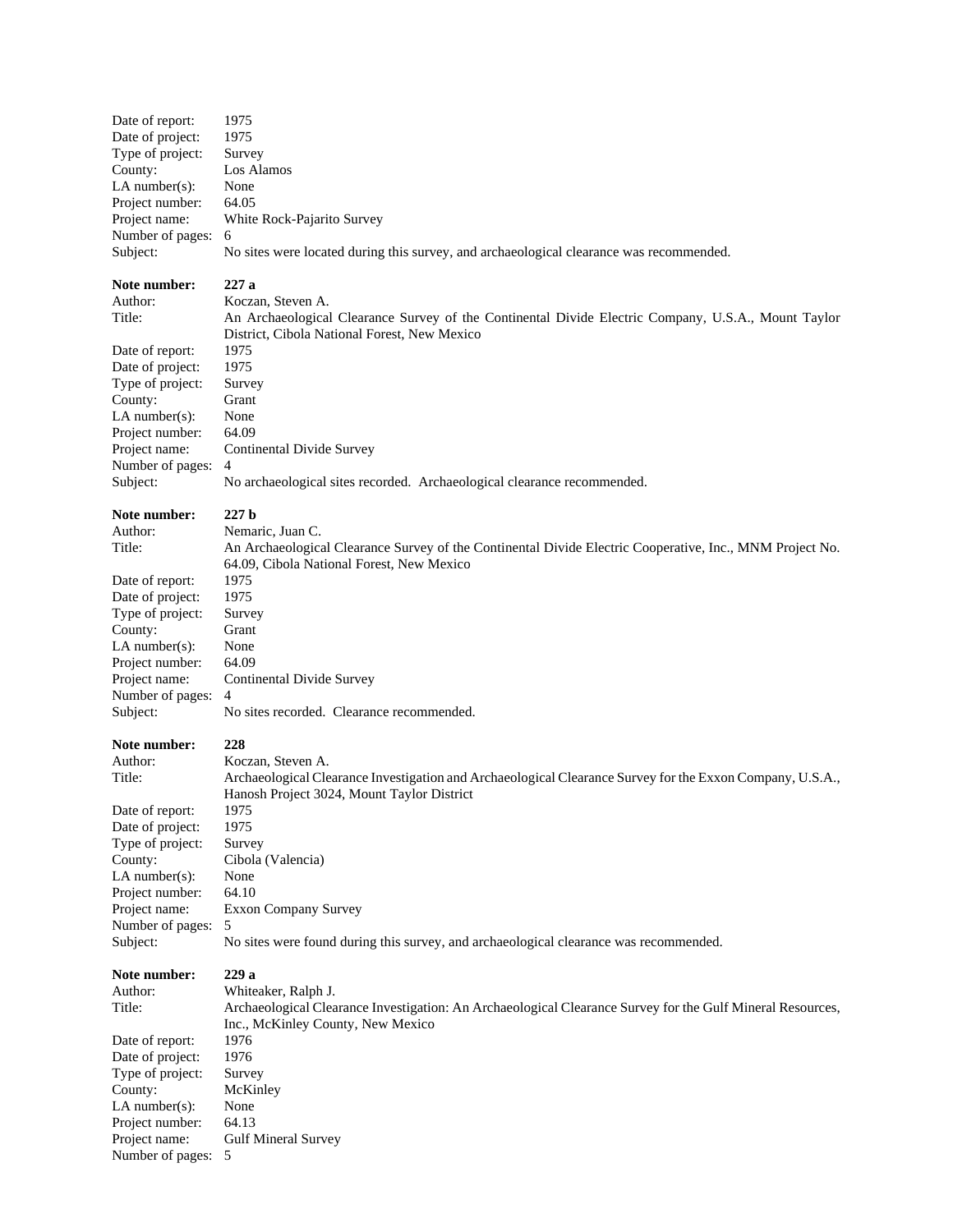Date of report: 1975
Date of project: 1975
Type of project: Survey
County: Los Alamos
LA number(s): None
Project number: 64.05
Project name: White Rock-Pajarito Survey
Number of pages: 6
Subject: No sites were located during this survey, and archaeological clearance was recommended.

**Note number: 227 a**
Author: Koczan, Steven A.
Title: An Archaeological Clearance Survey of the Continental Divide Electric Company, U.S.A., Mount Taylor District, Cibola National Forest, New Mexico
Date of report: 1975
Date of project: 1975
Type of project: Survey
County: Grant
LA number(s): None
Project number: 64.09
Project name: Continental Divide Survey
Number of pages: 4
Subject: No archaeological sites recorded. Archaeological clearance recommended.

**Note number: 227 b**
Author: Nemaric, Juan C.
Title: An Archaeological Clearance Survey of the Continental Divide Electric Cooperative, Inc., MNM Project No. 64.09, Cibola National Forest, New Mexico
Date of report: 1975
Date of project: 1975
Type of project: Survey
County: Grant
LA number(s): None
Project number: 64.09
Project name: Continental Divide Survey
Number of pages: 4
Subject: No sites recorded. Clearance recommended.

**Note number: 228**
Author: Koczan, Steven A.
Title: Archaeological Clearance Investigation and Archaeological Clearance Survey for the Exxon Company, U.S.A., Hanosh Project 3024, Mount Taylor District
Date of report: 1975
Date of project: 1975
Type of project: Survey
County: Cibola (Valencia)
LA number(s): None
Project number: 64.10
Project name: Exxon Company Survey
Number of pages: 5
Subject: No sites were found during this survey, and archaeological clearance was recommended.

**Note number: 229 a**
Author: Whiteaker, Ralph J.
Title: Archaeological Clearance Investigation: An Archaeological Clearance Survey for the Gulf Mineral Resources, Inc., McKinley County, New Mexico
Date of report: 1976
Date of project: 1976
Type of project: Survey
County: McKinley
LA number(s): None
Project number: 64.13
Project name: Gulf Mineral Survey
Number of pages: 5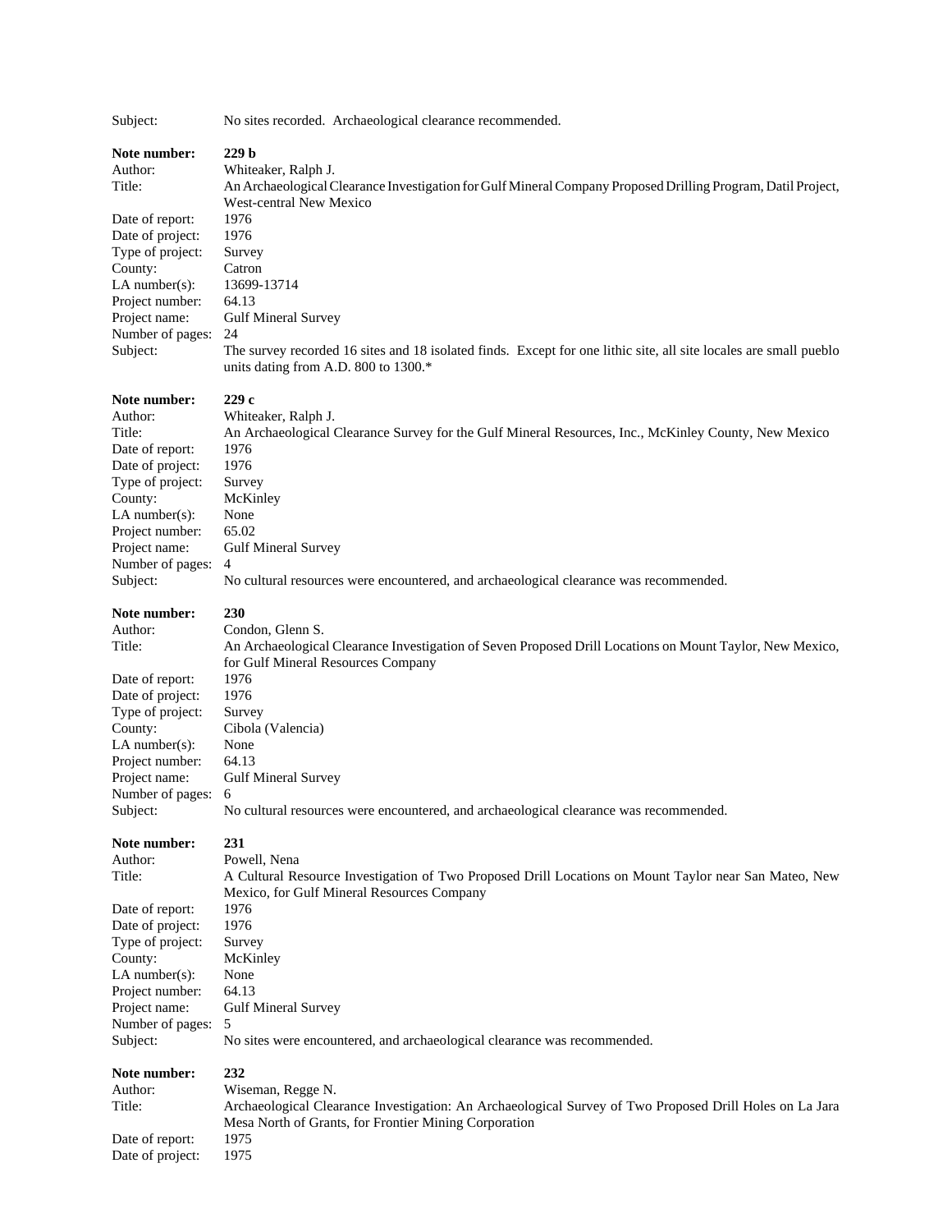Subject: No sites recorded. Archaeological clearance recommended.

**Note number:** **229 b**
Author: Whiteaker, Ralph J.
Title: An Archaeological Clearance Investigation for Gulf Mineral Company Proposed Drilling Program, Datil Project, West-central New Mexico
Date of report: 1976
Date of project: 1976
Type of project: Survey
County: Catron
LA number(s): 13699-13714
Project number: 64.13
Project name: Gulf Mineral Survey
Number of pages: 24
Subject: The survey recorded 16 sites and 18 isolated finds. Except for one lithic site, all site locales are small pueblo units dating from A.D. 800 to 1300.*

**Note number:** **229 c**
Author: Whiteaker, Ralph J.
Title: An Archaeological Clearance Survey for the Gulf Mineral Resources, Inc., McKinley County, New Mexico
Date of report: 1976
Date of project: 1976
Type of project: Survey
County: McKinley
LA number(s): None
Project number: 65.02
Project name: Gulf Mineral Survey
Number of pages: 4
Subject: No cultural resources were encountered, and archaeological clearance was recommended.

**Note number:** **230**
Author: Condon, Glenn S.
Title: An Archaeological Clearance Investigation of Seven Proposed Drill Locations on Mount Taylor, New Mexico, for Gulf Mineral Resources Company
Date of report: 1976
Date of project: 1976
Type of project: Survey
County: Cibola (Valencia)
LA number(s): None
Project number: 64.13
Project name: Gulf Mineral Survey
Number of pages: 6
Subject: No cultural resources were encountered, and archaeological clearance was recommended.

**Note number:** **231**
Author: Powell, Nena
Title: A Cultural Resource Investigation of Two Proposed Drill Locations on Mount Taylor near San Mateo, New Mexico, for Gulf Mineral Resources Company
Date of report: 1976
Date of project: 1976
Type of project: Survey
County: McKinley
LA number(s): None
Project number: 64.13
Project name: Gulf Mineral Survey
Number of pages: 5
Subject: No sites were encountered, and archaeological clearance was recommended.

**Note number:** **232**
Author: Wiseman, Regge N.
Title: Archaeological Clearance Investigation: An Archaeological Survey of Two Proposed Drill Holes on La Jara Mesa North of Grants, for Frontier Mining Corporation
Date of report: 1975
Date of project: 1975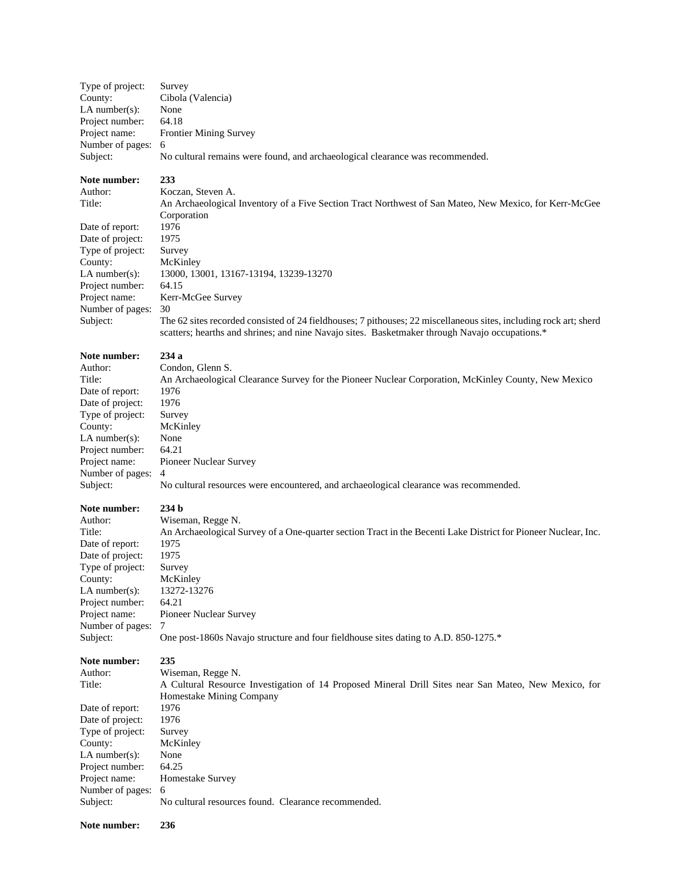Type of project: Survey
County: Cibola (Valencia)
LA number(s): None
Project number: 64.18
Project name: Frontier Mining Survey
Number of pages: 6
Subject: No cultural remains were found, and archaeological clearance was recommended.

**Note number:** **233**
Author: Koczan, Steven A.
Title: An Archaeological Inventory of a Five Section Tract Northwest of San Mateo, New Mexico, for Kerr-McGee Corporation
Date of report: 1976
Date of project: 1975
Type of project: Survey
County: McKinley
LA number(s): 13000, 13001, 13167-13194, 13239-13270
Project number: 64.15
Project name: Kerr-McGee Survey
Number of pages: 30
Subject: The 62 sites recorded consisted of 24 fieldhouses; 7 pithouses; 22 miscellaneous sites, including rock art; sherd scatters; hearths and shrines; and nine Navajo sites. Basketmaker through Navajo occupations.*

**Note number:** **234 a**
Author: Condon, Glenn S.
Title: An Archaeological Clearance Survey for the Pioneer Nuclear Corporation, McKinley County, New Mexico
Date of report: 1976
Date of project: 1976
Type of project: Survey
County: McKinley
LA number(s): None
Project number: 64.21
Project name: Pioneer Nuclear Survey
Number of pages: 4
Subject: No cultural resources were encountered, and archaeological clearance was recommended.

**Note number:** **234 b**
Author: Wiseman, Regge N.
Title: An Archaeological Survey of a One-quarter section Tract in the Becenti Lake District for Pioneer Nuclear, Inc.
Date of report: 1975
Date of project: 1975
Type of project: Survey
County: McKinley
LA number(s): 13272-13276
Project number: 64.21
Project name: Pioneer Nuclear Survey
Number of pages: 7
Subject: One post-1860s Navajo structure and four fieldhouse sites dating to A.D. 850-1275.*

**Note number:** **235**
Author: Wiseman, Regge N.
Title: A Cultural Resource Investigation of 14 Proposed Mineral Drill Sites near San Mateo, New Mexico, for Homestake Mining Company
Date of report: 1976
Date of project: 1976
Type of project: Survey
County: McKinley
LA number(s): None
Project number: 64.25
Project name: Homestake Survey
Number of pages: 6
Subject: No cultural resources found. Clearance recommended.

**Note number:** **236**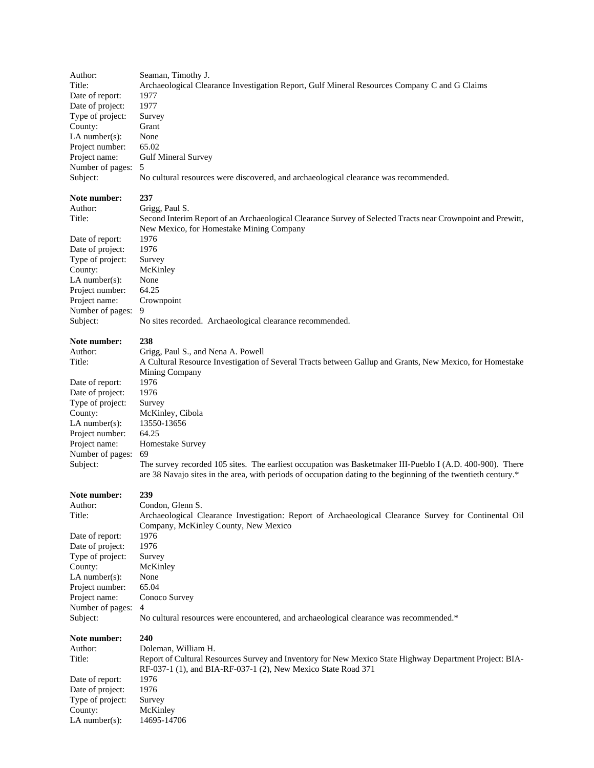Author: Seaman, Timothy J.
Title: Archaeological Clearance Investigation Report, Gulf Mineral Resources Company C and G Claims
Date of report: 1977
Date of project: 1977
Type of project: Survey
County: Grant
LA number(s): None
Project number: 65.02
Project name: Gulf Mineral Survey
Number of pages: 5
Subject: No cultural resources were discovered, and archaeological clearance was recommended.

**Note number: 237**
Author: Grigg, Paul S.
Title: Second Interim Report of an Archaeological Clearance Survey of Selected Tracts near Crownpoint and Prewitt, New Mexico, for Homestake Mining Company
Date of report: 1976
Date of project: 1976
Type of project: Survey
County: McKinley
LA number(s): None
Project number: 64.25
Project name: Crownpoint
Number of pages: 9
Subject: No sites recorded. Archaeological clearance recommended.

**Note number: 238**
Author: Grigg, Paul S., and Nena A. Powell
Title: A Cultural Resource Investigation of Several Tracts between Gallup and Grants, New Mexico, for Homestake Mining Company
Date of report: 1976
Date of project: 1976
Type of project: Survey
County: McKinley, Cibola
LA number(s): 13550-13656
Project number: 64.25
Project name: Homestake Survey
Number of pages: 69
Subject: The survey recorded 105 sites. The earliest occupation was Basketmaker III-Pueblo I (A.D. 400-900). There are 38 Navajo sites in the area, with periods of occupation dating to the beginning of the twentieth century.*

**Note number: 239**
Author: Condon, Glenn S.
Title: Archaeological Clearance Investigation: Report of Archaeological Clearance Survey for Continental Oil Company, McKinley County, New Mexico
Date of report: 1976
Date of project: 1976
Type of project: Survey
County: McKinley
LA number(s): None
Project number: 65.04
Project name: Conoco Survey
Number of pages: 4
Subject: No cultural resources were encountered, and archaeological clearance was recommended.*

**Note number: 240**
Author: Doleman, William H.
Title: Report of Cultural Resources Survey and Inventory for New Mexico State Highway Department Project: BIA-RF-037-1 (1), and BIA-RF-037-1 (2), New Mexico State Road 371
Date of report: 1976
Date of project: 1976
Type of project: Survey
County: McKinley
LA number(s): 14695-14706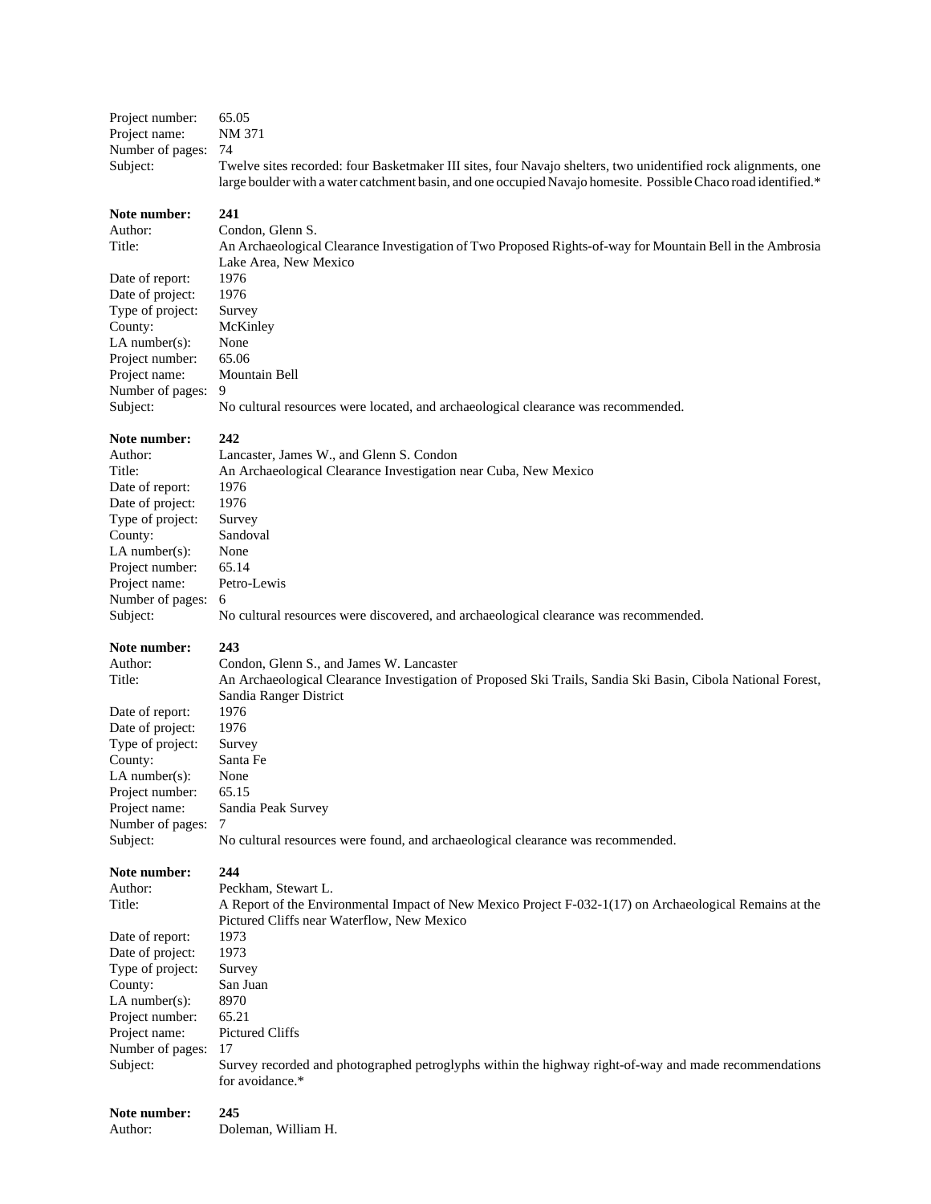Project number: 65.05
Project name: NM 371
Number of pages: 74
Subject: Twelve sites recorded: four Basketmaker III sites, four Navajo shelters, two unidentified rock alignments, one large boulder with a water catchment basin, and one occupied Navajo homesite. Possible Chaco road identified.*

**Note number:** **241**
Author: Condon, Glenn S.
Title: An Archaeological Clearance Investigation of Two Proposed Rights-of-way for Mountain Bell in the Ambrosia Lake Area, New Mexico
Date of report: 1976
Date of project: 1976
Type of project: Survey
County: McKinley
LA number(s): None
Project number: 65.06
Project name: Mountain Bell
Number of pages: 9
Subject: No cultural resources were located, and archaeological clearance was recommended.

**Note number:** **242**
Author: Lancaster, James W., and Glenn S. Condon
Title: An Archaeological Clearance Investigation near Cuba, New Mexico
Date of report: 1976
Date of project: 1976
Type of project: Survey
County: Sandoval
LA number(s): None
Project number: 65.14
Project name: Petro-Lewis
Number of pages: 6
Subject: No cultural resources were discovered, and archaeological clearance was recommended.

**Note number:** **243**
Author: Condon, Glenn S., and James W. Lancaster
Title: An Archaeological Clearance Investigation of Proposed Ski Trails, Sandia Ski Basin, Cibola National Forest, Sandia Ranger District
Date of report: 1976
Date of project: 1976
Type of project: Survey
County: Santa Fe
LA number(s): None
Project number: 65.15
Project name: Sandia Peak Survey
Number of pages: 7
Subject: No cultural resources were found, and archaeological clearance was recommended.

**Note number:** **244**
Author: Peckham, Stewart L.
Title: A Report of the Environmental Impact of New Mexico Project F-032-1(17) on Archaeological Remains at the Pictured Cliffs near Waterflow, New Mexico
Date of report: 1973
Date of project: 1973
Type of project: Survey
County: San Juan
LA number(s): 8970
Project number: 65.21
Project name: Pictured Cliffs
Number of pages: 17
Subject: Survey recorded and photographed petroglyphs within the highway right-of-way and made recommendations for avoidance.*

**Note number:** **245**
Author: Doleman, William H.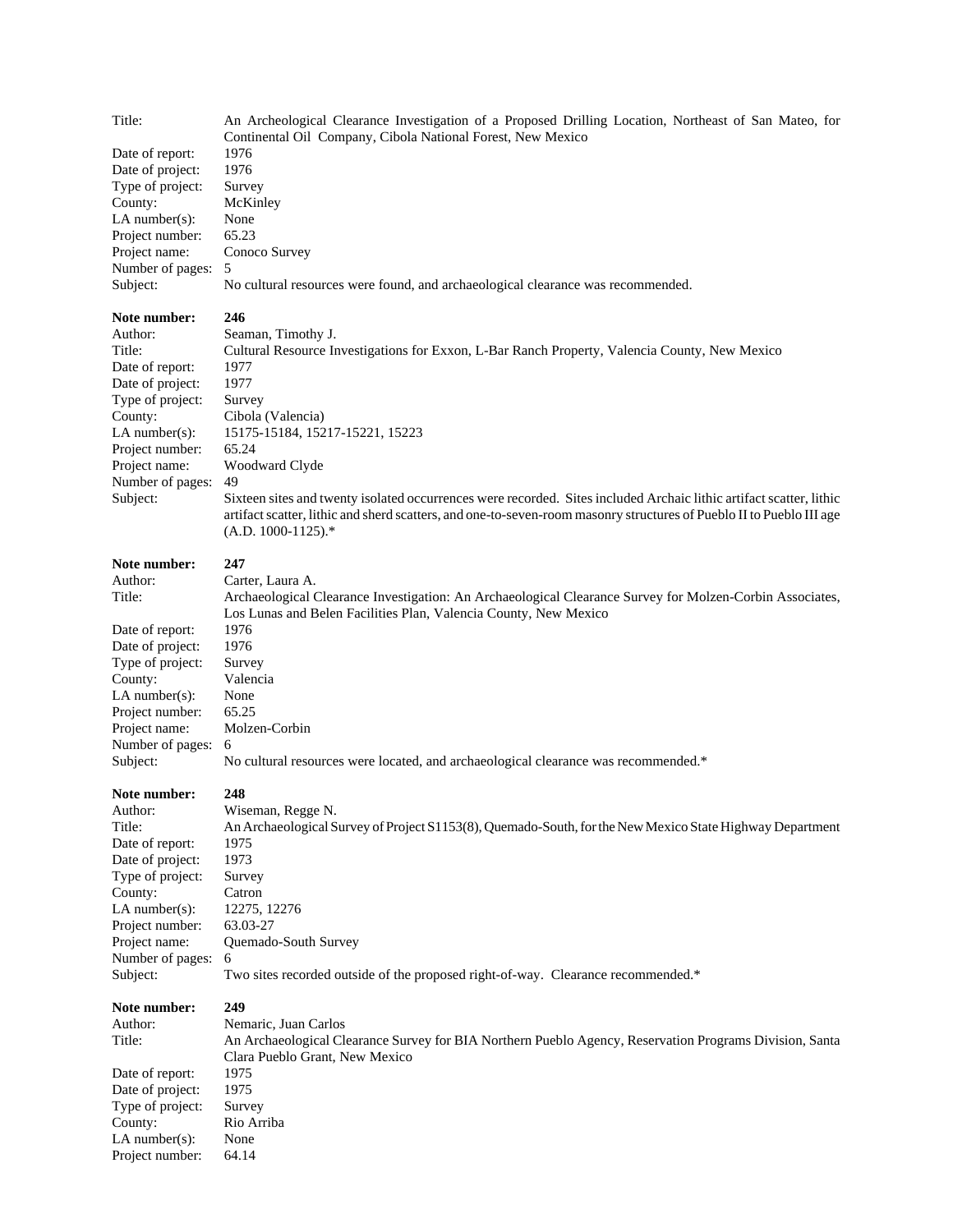Title: An Archeological Clearance Investigation of a Proposed Drilling Location, Northeast of San Mateo, for Continental Oil Company, Cibola National Forest, New Mexico
Date of report: 1976
Date of project: 1976
Type of project: Survey
County: McKinley
LA number(s): None
Project number: 65.23
Project name: Conoco Survey
Number of pages: 5
Subject: No cultural resources were found, and archaeological clearance was recommended.

**Note number: 246**
Author: Seaman, Timothy J.
Title: Cultural Resource Investigations for Exxon, L-Bar Ranch Property, Valencia County, New Mexico
Date of report: 1977
Date of project: 1977
Type of project: Survey
County: Cibola (Valencia)
LA number(s): 15175-15184, 15217-15221, 15223
Project number: 65.24
Project name: Woodward Clyde
Number of pages: 49
Subject: Sixteen sites and twenty isolated occurrences were recorded. Sites included Archaic lithic artifact scatter, lithic artifact scatter, lithic and sherd scatters, and one-to-seven-room masonry structures of Pueblo II to Pueblo III age (A.D. 1000-1125).*

**Note number: 247**
Author: Carter, Laura A.
Title: Archaeological Clearance Investigation: An Archaeological Clearance Survey for Molzen-Corbin Associates, Los Lunas and Belen Facilities Plan, Valencia County, New Mexico
Date of report: 1976
Date of project: 1976
Type of project: Survey
County: Valencia
LA number(s): None
Project number: 65.25
Project name: Molzen-Corbin
Number of pages: 6
Subject: No cultural resources were located, and archaeological clearance was recommended.*

**Note number: 248**
Author: Wiseman, Regge N.
Title: An Archaeological Survey of Project S1153(8), Quemado-South, for the New Mexico State Highway Department
Date of report: 1975
Date of project: 1973
Type of project: Survey
County: Catron
LA number(s): 12275, 12276
Project number: 63.03-27
Project name: Quemado-South Survey
Number of pages: 6
Subject: Two sites recorded outside of the proposed right-of-way. Clearance recommended.*

**Note number: 249**
Author: Nemaric, Juan Carlos
Title: An Archaeological Clearance Survey for BIA Northern Pueblo Agency, Reservation Programs Division, Santa Clara Pueblo Grant, New Mexico
Date of report: 1975
Date of project: 1975
Type of project: Survey
County: Rio Arriba
LA number(s): None
Project number: 64.14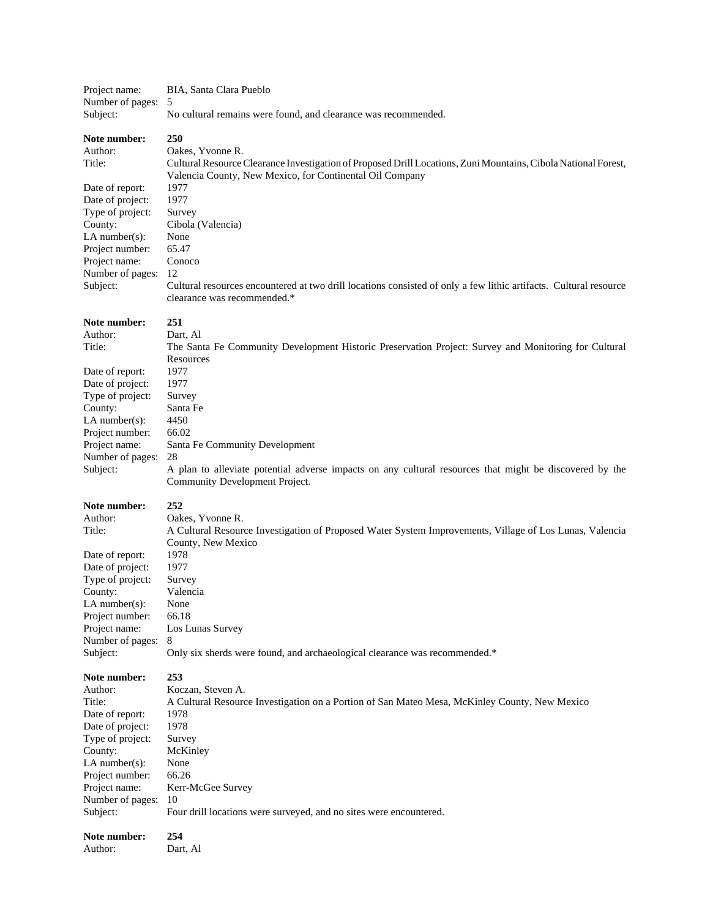Project name: BIA, Santa Clara Pueblo
Number of pages: 5
Subject: No cultural remains were found, and clearance was recommended.

**Note number:** **250**
Author: Oakes, Yvonne R.
Title: Cultural Resource Clearance Investigation of Proposed Drill Locations, Zuni Mountains, Cibola National Forest, Valencia County, New Mexico, for Continental Oil Company
Date of report: 1977
Date of project: 1977
Type of project: Survey
County: Cibola (Valencia)
LA number(s): None
Project number: 65.47
Project name: Conoco
Number of pages: 12
Subject: Cultural resources encountered at two drill locations consisted of only a few lithic artifacts. Cultural resource clearance was recommended.*

**Note number:** **251**
Author: Dart, Al
Title: The Santa Fe Community Development Historic Preservation Project: Survey and Monitoring for Cultural Resources
Date of report: 1977
Date of project: 1977
Type of project: Survey
County: Santa Fe
LA number(s): 4450
Project number: 66.02
Project name: Santa Fe Community Development
Number of pages: 28
Subject: A plan to alleviate potential adverse impacts on any cultural resources that might be discovered by the Community Development Project.

**Note number:** **252**
Author: Oakes, Yvonne R.
Title: A Cultural Resource Investigation of Proposed Water System Improvements, Village of Los Lunas, Valencia County, New Mexico
Date of report: 1978
Date of project: 1977
Type of project: Survey
County: Valencia
LA number(s): None
Project number: 66.18
Project name: Los Lunas Survey
Number of pages: 8
Subject: Only six sherds were found, and archaeological clearance was recommended.*

**Note number:** **253**
Author: Koczan, Steven A.
Title: A Cultural Resource Investigation on a Portion of San Mateo Mesa, McKinley County, New Mexico
Date of report: 1978
Date of project: 1978
Type of project: Survey
County: McKinley
LA number(s): None
Project number: 66.26
Project name: Kerr-McGee Survey
Number of pages: 10
Subject: Four drill locations were surveyed, and no sites were encountered.

**Note number:** **254**
Author: Dart, Al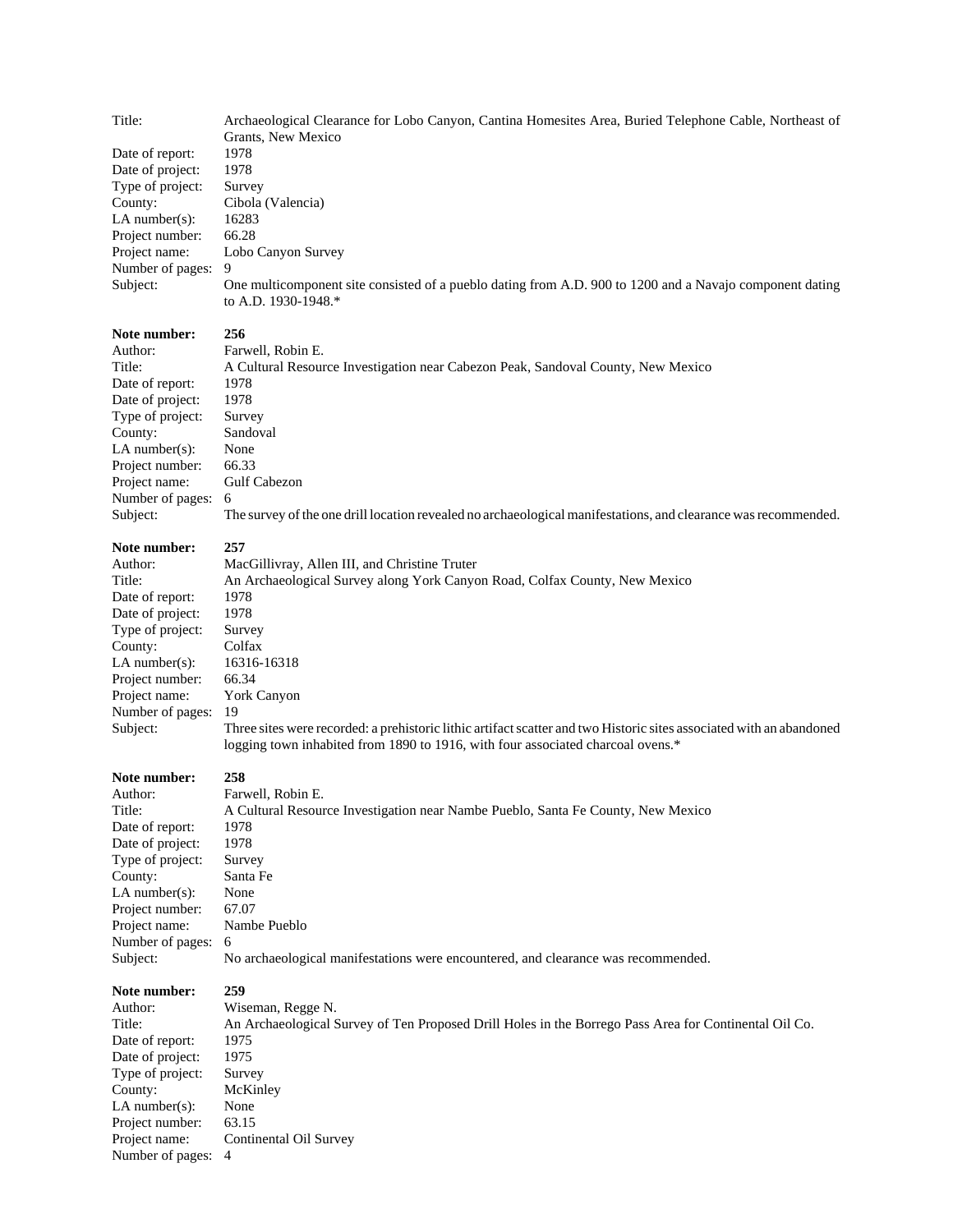Title: Archaeological Clearance for Lobo Canyon, Cantina Homesites Area, Buried Telephone Cable, Northeast of Grants, New Mexico
Date of report: 1978
Date of project: 1978
Type of project: Survey
County: Cibola (Valencia)
LA number(s): 16283
Project number: 66.28
Project name: Lobo Canyon Survey
Number of pages: 9
Subject: One multicomponent site consisted of a pueblo dating from A.D. 900 to 1200 and a Navajo component dating to A.D. 1930-1948.*

**Note number:** **256**
Author: Farwell, Robin E.
Title: A Cultural Resource Investigation near Cabezon Peak, Sandoval County, New Mexico
Date of report: 1978
Date of project: 1978
Type of project: Survey
County: Sandoval
LA number(s): None
Project number: 66.33
Project name: Gulf Cabezon
Number of pages: 6
Subject: The survey of the one drill location revealed no archaeological manifestations, and clearance was recommended.

**Note number:** **257**
Author: MacGillivray, Allen III, and Christine Truter
Title: An Archaeological Survey along York Canyon Road, Colfax County, New Mexico
Date of report: 1978
Date of project: 1978
Type of project: Survey
County: Colfax
LA number(s): 16316-16318
Project number: 66.34
Project name: York Canyon
Number of pages: 19
Subject: Three sites were recorded: a prehistoric lithic artifact scatter and two Historic sites associated with an abandoned logging town inhabited from 1890 to 1916, with four associated charcoal ovens.*

**Note number:** **258**
Author: Farwell, Robin E.
Title: A Cultural Resource Investigation near Nambe Pueblo, Santa Fe County, New Mexico
Date of report: 1978
Date of project: 1978
Type of project: Survey
County: Santa Fe
LA number(s): None
Project number: 67.07
Project name: Nambe Pueblo
Number of pages: 6
Subject: No archaeological manifestations were encountered, and clearance was recommended.

**Note number:** **259**
Author: Wiseman, Regge N.
Title: An Archaeological Survey of Ten Proposed Drill Holes in the Borrego Pass Area for Continental Oil Co.
Date of report: 1975
Date of project: 1975
Type of project: Survey
County: McKinley
LA number(s): None
Project number: 63.15
Project name: Continental Oil Survey
Number of pages: 4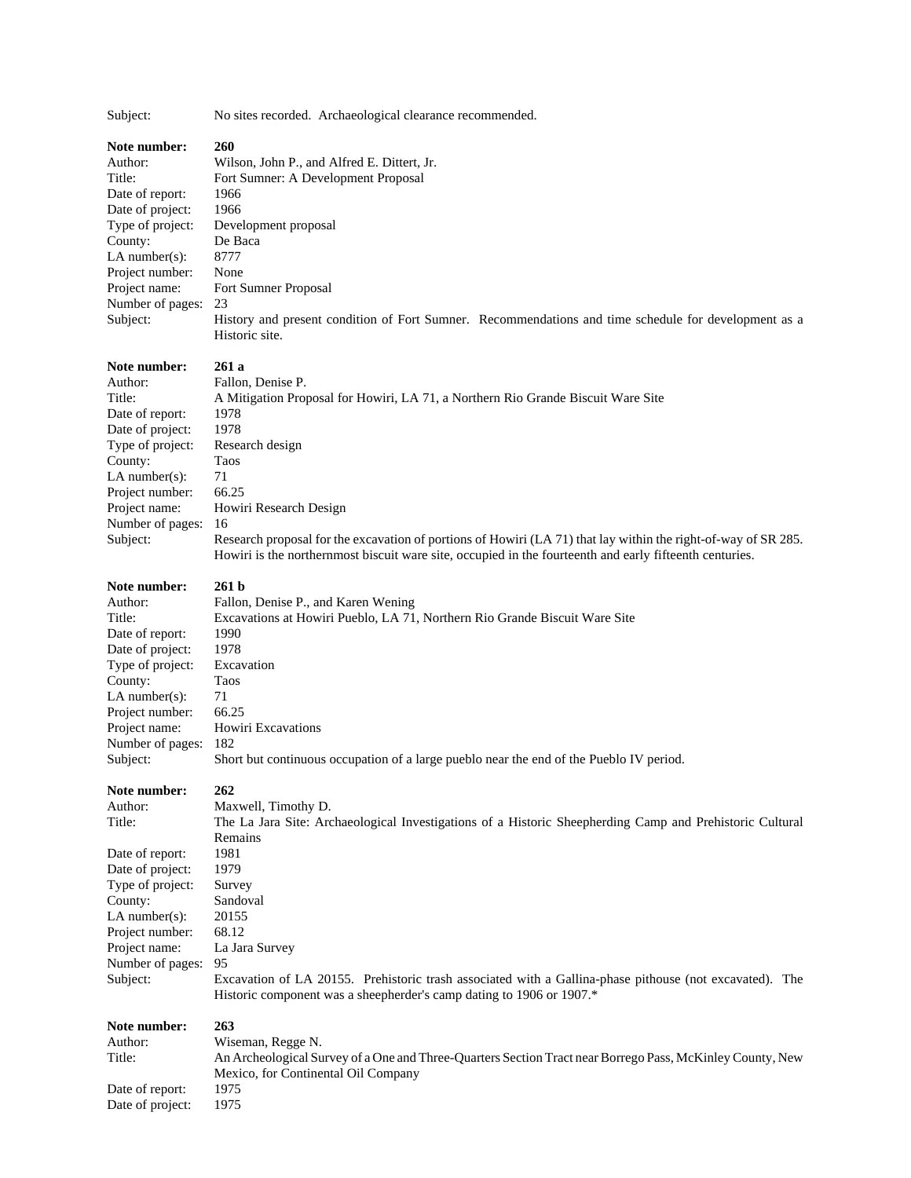Subject: No sites recorded. Archaeological clearance recommended.

**Note number:** **260**
Author: Wilson, John P., and Alfred E. Dittert, Jr.
Title: Fort Sumner: A Development Proposal
Date of report: 1966
Date of project: 1966
Type of project: Development proposal
County: De Baca
LA number(s): 8777
Project number: None
Project name: Fort Sumner Proposal
Number of pages: 23
Subject: History and present condition of Fort Sumner. Recommendations and time schedule for development as a Historic site.

**Note number:** **261 a**
Author: Fallon, Denise P.
Title: A Mitigation Proposal for Howiri, LA 71, a Northern Rio Grande Biscuit Ware Site
Date of report: 1978
Date of project: 1978
Type of project: Research design
County: Taos
LA number(s): 71
Project number: 66.25
Project name: Howiri Research Design
Number of pages: 16
Subject: Research proposal for the excavation of portions of Howiri (LA 71) that lay within the right-of-way of SR 285. Howiri is the northernmost biscuit ware site, occupied in the fourteenth and early fifteenth centuries.

**Note number:** **261 b**
Author: Fallon, Denise P., and Karen Wening
Title: Excavations at Howiri Pueblo, LA 71, Northern Rio Grande Biscuit Ware Site
Date of report: 1990
Date of project: 1978
Type of project: Excavation
County: Taos
LA number(s): 71
Project number: 66.25
Project name: Howiri Excavations
Number of pages: 182
Subject: Short but continuous occupation of a large pueblo near the end of the Pueblo IV period.

**Note number:** **262**
Author: Maxwell, Timothy D.
Title: The La Jara Site: Archaeological Investigations of a Historic Sheepherding Camp and Prehistoric Cultural Remains
Date of report: 1981
Date of project: 1979
Type of project: Survey
County: Sandoval
LA number(s): 20155
Project number: 68.12
Project name: La Jara Survey
Number of pages: 95
Subject: Excavation of LA 20155. Prehistoric trash associated with a Gallina-phase pithouse (not excavated). The Historic component was a sheepherder's camp dating to 1906 or 1907.*

**Note number:** **263**
Author: Wiseman, Regge N.
Title: An Archeological Survey of a One and Three-Quarters Section Tract near Borrego Pass, McKinley County, New Mexico, for Continental Oil Company
Date of report: 1975
Date of project: 1975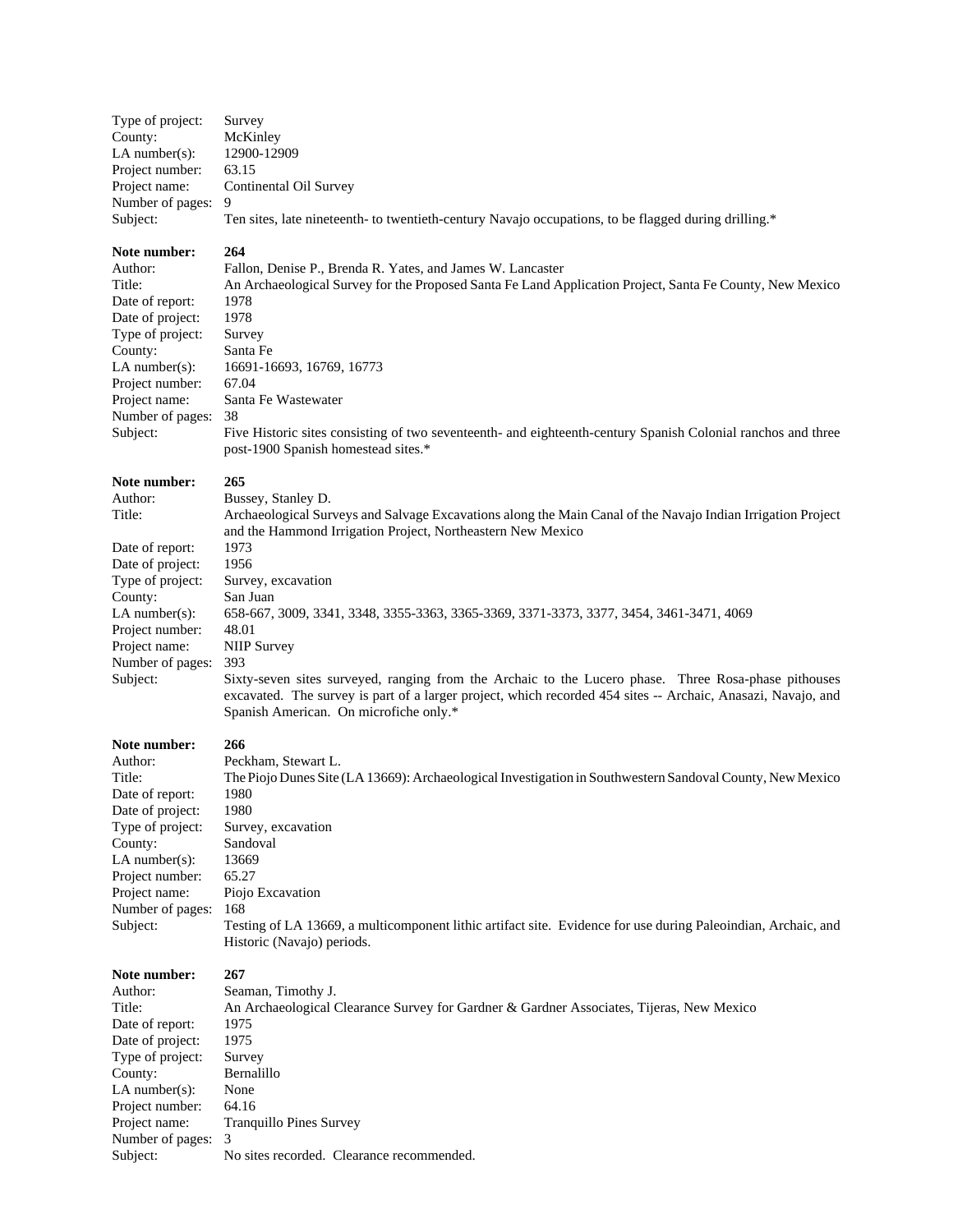Type of project: Survey
County: McKinley
LA number(s): 12900-12909
Project number: 63.15
Project name: Continental Oil Survey
Number of pages: 9
Subject: Ten sites, late nineteenth- to twentieth-century Navajo occupations, to be flagged during drilling.*

**Note number: 264**
Author: Fallon, Denise P., Brenda R. Yates, and James W. Lancaster
Title: An Archaeological Survey for the Proposed Santa Fe Land Application Project, Santa Fe County, New Mexico
Date of report: 1978
Date of project: 1978
Type of project: Survey
County: Santa Fe
LA number(s): 16691-16693, 16769, 16773
Project number: 67.04
Project name: Santa Fe Wastewater
Number of pages: 38
Subject: Five Historic sites consisting of two seventeenth- and eighteenth-century Spanish Colonial ranchos and three post-1900 Spanish homestead sites.*

**Note number: 265**
Author: Bussey, Stanley D.
Title: Archaeological Surveys and Salvage Excavations along the Main Canal of the Navajo Indian Irrigation Project and the Hammond Irrigation Project, Northeastern New Mexico
Date of report: 1973
Date of project: 1956
Type of project: Survey, excavation
County: San Juan
LA number(s): 658-667, 3009, 3341, 3348, 3355-3363, 3365-3369, 3371-3373, 3377, 3454, 3461-3471, 4069
Project number: 48.01
Project name: NIIP Survey
Number of pages: 393
Subject: Sixty-seven sites surveyed, ranging from the Archaic to the Lucero phase. Three Rosa-phase pithouses excavated. The survey is part of a larger project, which recorded 454 sites -- Archaic, Anasazi, Navajo, and Spanish American. On microfiche only.*

**Note number: 266**
Author: Peckham, Stewart L.
Title: The Piojo Dunes Site (LA 13669): Archaeological Investigation in Southwestern Sandoval County, New Mexico
Date of report: 1980
Date of project: 1980
Type of project: Survey, excavation
County: Sandoval
LA number(s): 13669
Project number: 65.27
Project name: Piojo Excavation
Number of pages: 168
Subject: Testing of LA 13669, a multicomponent lithic artifact site. Evidence for use during Paleoindian, Archaic, and Historic (Navajo) periods.

**Note number: 267**
Author: Seaman, Timothy J.
Title: An Archaeological Clearance Survey for Gardner & Gardner Associates, Tijeras, New Mexico
Date of report: 1975
Date of project: 1975
Type of project: Survey
County: Bernalillo
LA number(s): None
Project number: 64.16
Project name: Tranquillo Pines Survey
Number of pages: 3
Subject: No sites recorded. Clearance recommended.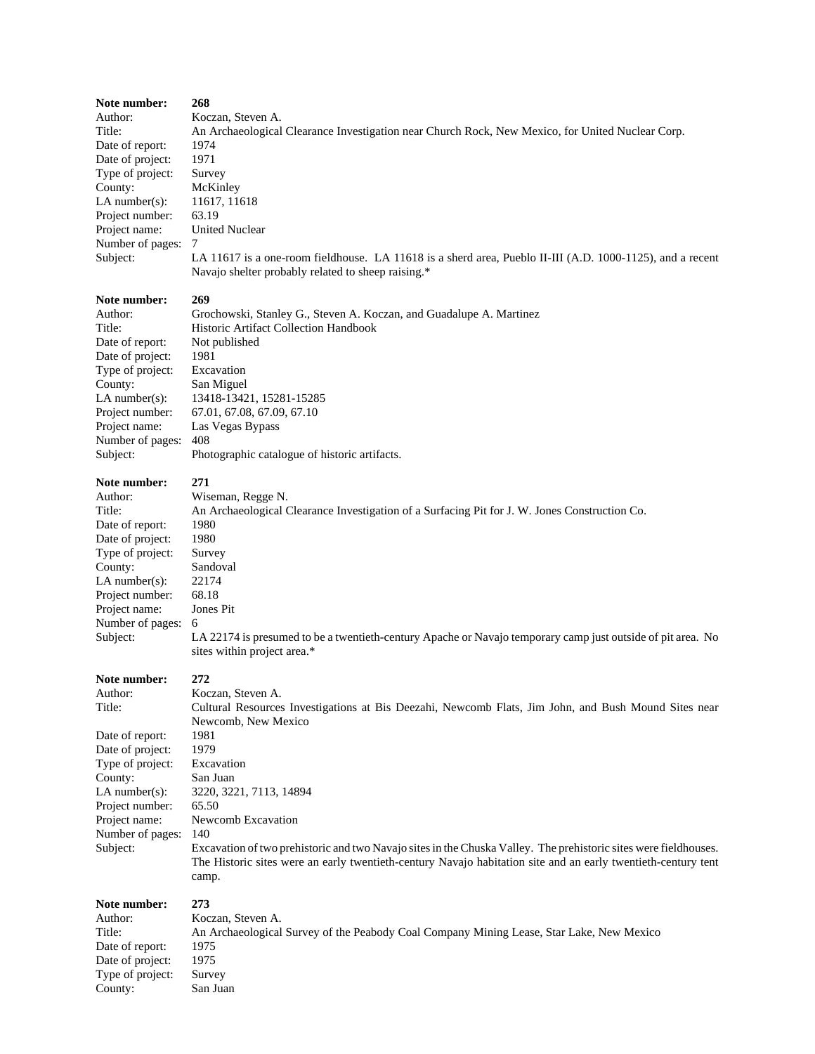**Note number:** **268**
Author: Koczan, Steven A.
Title: An Archaeological Clearance Investigation near Church Rock, New Mexico, for United Nuclear Corp.
Date of report: 1974
Date of project: 1971
Type of project: Survey
County: McKinley
LA number(s): 11617, 11618
Project number: 63.19
Project name: United Nuclear
Number of pages: 7
Subject: LA 11617 is a one-room fieldhouse. LA 11618 is a sherd area, Pueblo II-III (A.D. 1000-1125), and a recent Navajo shelter probably related to sheep raising.*

**Note number:** **269**
Author: Grochowski, Stanley G., Steven A. Koczan, and Guadalupe A. Martinez
Title: Historic Artifact Collection Handbook
Date of report: Not published
Date of project: 1981
Type of project: Excavation
County: San Miguel
LA number(s): 13418-13421, 15281-15285
Project number: 67.01, 67.08, 67.09, 67.10
Project name: Las Vegas Bypass
Number of pages: 408
Subject: Photographic catalogue of historic artifacts.

**Note number:** **271**
Author: Wiseman, Regge N.
Title: An Archaeological Clearance Investigation of a Surfacing Pit for J. W. Jones Construction Co.
Date of report: 1980
Date of project: 1980
Type of project: Survey
County: Sandoval
LA number(s): 22174
Project number: 68.18
Project name: Jones Pit
Number of pages: 6
Subject: LA 22174 is presumed to be a twentieth-century Apache or Navajo temporary camp just outside of pit area. No sites within project area.*

**Note number:** **272**
Author: Koczan, Steven A.
Title: Cultural Resources Investigations at Bis Deezahi, Newcomb Flats, Jim John, and Bush Mound Sites near Newcomb, New Mexico
Date of report: 1981
Date of project: 1979
Type of project: Excavation
County: San Juan
LA number(s): 3220, 3221, 7113, 14894
Project number: 65.50
Project name: Newcomb Excavation
Number of pages: 140
Subject: Excavation of two prehistoric and two Navajo sites in the Chuska Valley. The prehistoric sites were fieldhouses. The Historic sites were an early twentieth-century Navajo habitation site and an early twentieth-century tent camp.

**Note number:** **273**
Author: Koczan, Steven A.
Title: An Archaeological Survey of the Peabody Coal Company Mining Lease, Star Lake, New Mexico
Date of report: 1975
Date of project: 1975
Type of project: Survey
County: San Juan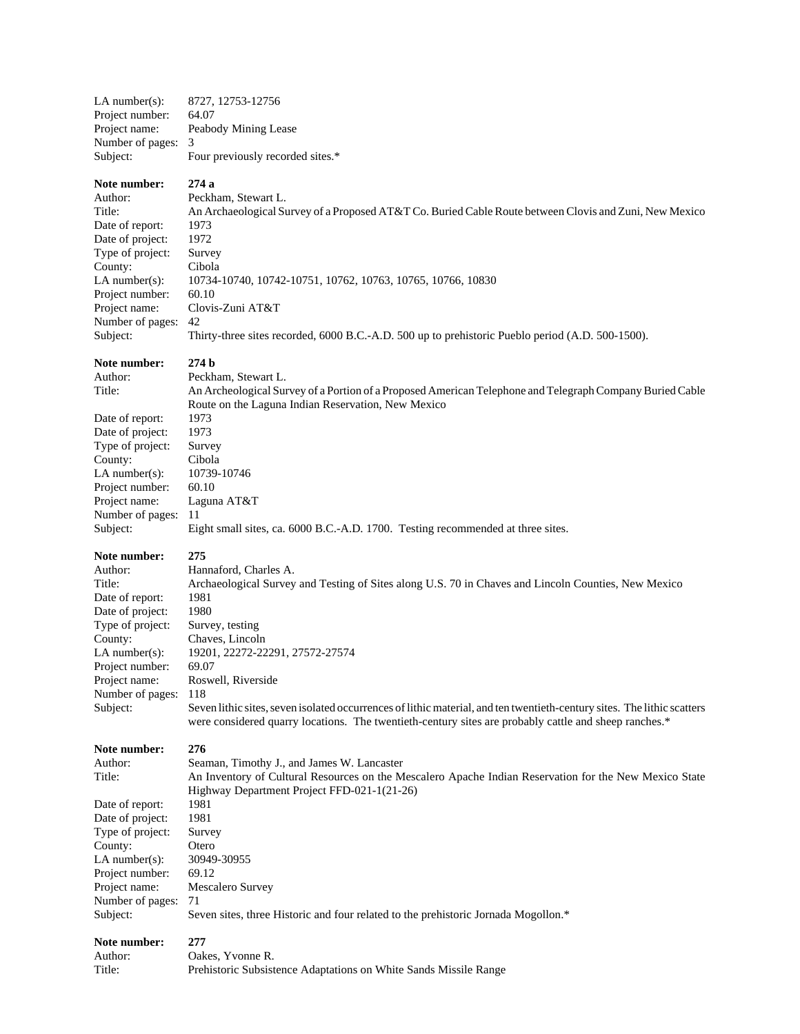LA number(s): 8727, 12753-12756
Project number: 64.07
Project name: Peabody Mining Lease
Number of pages: 3
Subject: Four previously recorded sites.*

**Note number:** **274 a**
Author: Peckham, Stewart L.
Title: An Archaeological Survey of a Proposed AT&T Co. Buried Cable Route between Clovis and Zuni, New Mexico
Date of report: 1973
Date of project: 1972
Type of project: Survey
County: Cibola
LA number(s): 10734-10740, 10742-10751, 10762, 10763, 10765, 10766, 10830
Project number: 60.10
Project name: Clovis-Zuni AT&T
Number of pages: 42
Subject: Thirty-three sites recorded, 6000 B.C.-A.D. 500 up to prehistoric Pueblo period (A.D. 500-1500).

**Note number:** **274 b**
Author: Peckham, Stewart L.
Title: An Archeological Survey of a Portion of a Proposed American Telephone and Telegraph Company Buried Cable Route on the Laguna Indian Reservation, New Mexico
Date of report: 1973
Date of project: 1973
Type of project: Survey
County: Cibola
LA number(s): 10739-10746
Project number: 60.10
Project name: Laguna AT&T
Number of pages: 11
Subject: Eight small sites, ca. 6000 B.C.-A.D. 1700. Testing recommended at three sites.

**Note number:** **275**
Author: Hannaford, Charles A.
Title: Archaeological Survey and Testing of Sites along U.S. 70 in Chaves and Lincoln Counties, New Mexico
Date of report: 1981
Date of project: 1980
Type of project: Survey, testing
County: Chaves, Lincoln
LA number(s): 19201, 22272-22291, 27572-27574
Project number: 69.07
Project name: Roswell, Riverside
Number of pages: 118
Subject: Seven lithic sites, seven isolated occurrences of lithic material, and ten twentieth-century sites. The lithic scatters were considered quarry locations. The twentieth-century sites are probably cattle and sheep ranches.*

**Note number:** **276**
Author: Seaman, Timothy J., and James W. Lancaster
Title: An Inventory of Cultural Resources on the Mescalero Apache Indian Reservation for the New Mexico State Highway Department Project FFD-021-1(21-26)
Date of report: 1981
Date of project: 1981
Type of project: Survey
County: Otero
LA number(s): 30949-30955
Project number: 69.12
Project name: Mescalero Survey
Number of pages: 71
Subject: Seven sites, three Historic and four related to the prehistoric Jornada Mogollon.*

**Note number:** **277**
Author: Oakes, Yvonne R.
Title: Prehistoric Subsistence Adaptations on White Sands Missile Range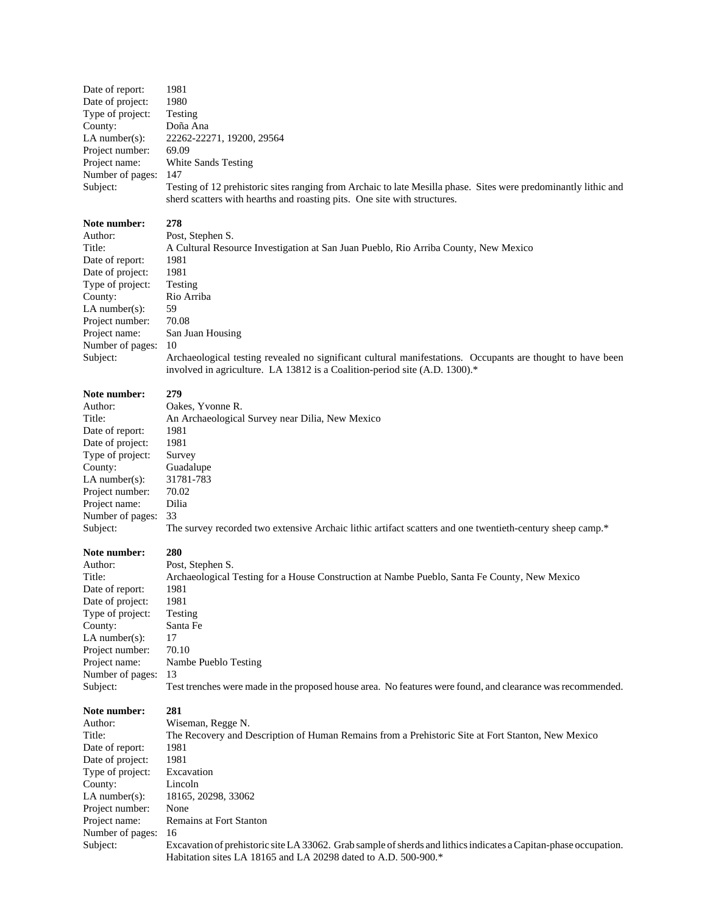Date of report: 1981
Date of project: 1980
Type of project: Testing
County: Doña Ana
LA number(s): 22262-22271, 19200, 29564
Project number: 69.09
Project name: White Sands Testing
Number of pages: 147
Subject: Testing of 12 prehistoric sites ranging from Archaic to late Mesilla phase. Sites were predominantly lithic and sherd scatters with hearths and roasting pits. One site with structures.

**Note number:** **278**
Author: Post, Stephen S.
Title: A Cultural Resource Investigation at San Juan Pueblo, Rio Arriba County, New Mexico
Date of report: 1981
Date of project: 1981
Type of project: Testing
County: Rio Arriba
LA number(s): 59
Project number: 70.08
Project name: San Juan Housing
Number of pages: 10
Subject: Archaeological testing revealed no significant cultural manifestations. Occupants are thought to have been involved in agriculture. LA 13812 is a Coalition-period site (A.D. 1300).*

**Note number:** **279**
Author: Oakes, Yvonne R.
Title: An Archaeological Survey near Dilia, New Mexico
Date of report: 1981
Date of project: 1981
Type of project: Survey
County: Guadalupe
LA number(s): 31781-783
Project number: 70.02
Project name: Dilia
Number of pages: 33
Subject: The survey recorded two extensive Archaic lithic artifact scatters and one twentieth-century sheep camp.*

**Note number:** **280**
Author: Post, Stephen S.
Title: Archaeological Testing for a House Construction at Nambe Pueblo, Santa Fe County, New Mexico
Date of report: 1981
Date of project: 1981
Type of project: Testing
County: Santa Fe
LA number(s): 17
Project number: 70.10
Project name: Nambe Pueblo Testing
Number of pages: 13
Subject: Test trenches were made in the proposed house area. No features were found, and clearance was recommended.

**Note number:** **281**
Author: Wiseman, Regge N.
Title: The Recovery and Description of Human Remains from a Prehistoric Site at Fort Stanton, New Mexico
Date of report: 1981
Date of project: 1981
Type of project: Excavation
County: Lincoln
LA number(s): 18165, 20298, 33062
Project number: None
Project name: Remains at Fort Stanton
Number of pages: 16
Subject: Excavation of prehistoric site LA 33062. Grab sample of sherds and lithics indicates a Capitan-phase occupation. Habitation sites LA 18165 and LA 20298 dated to A.D. 500-900.*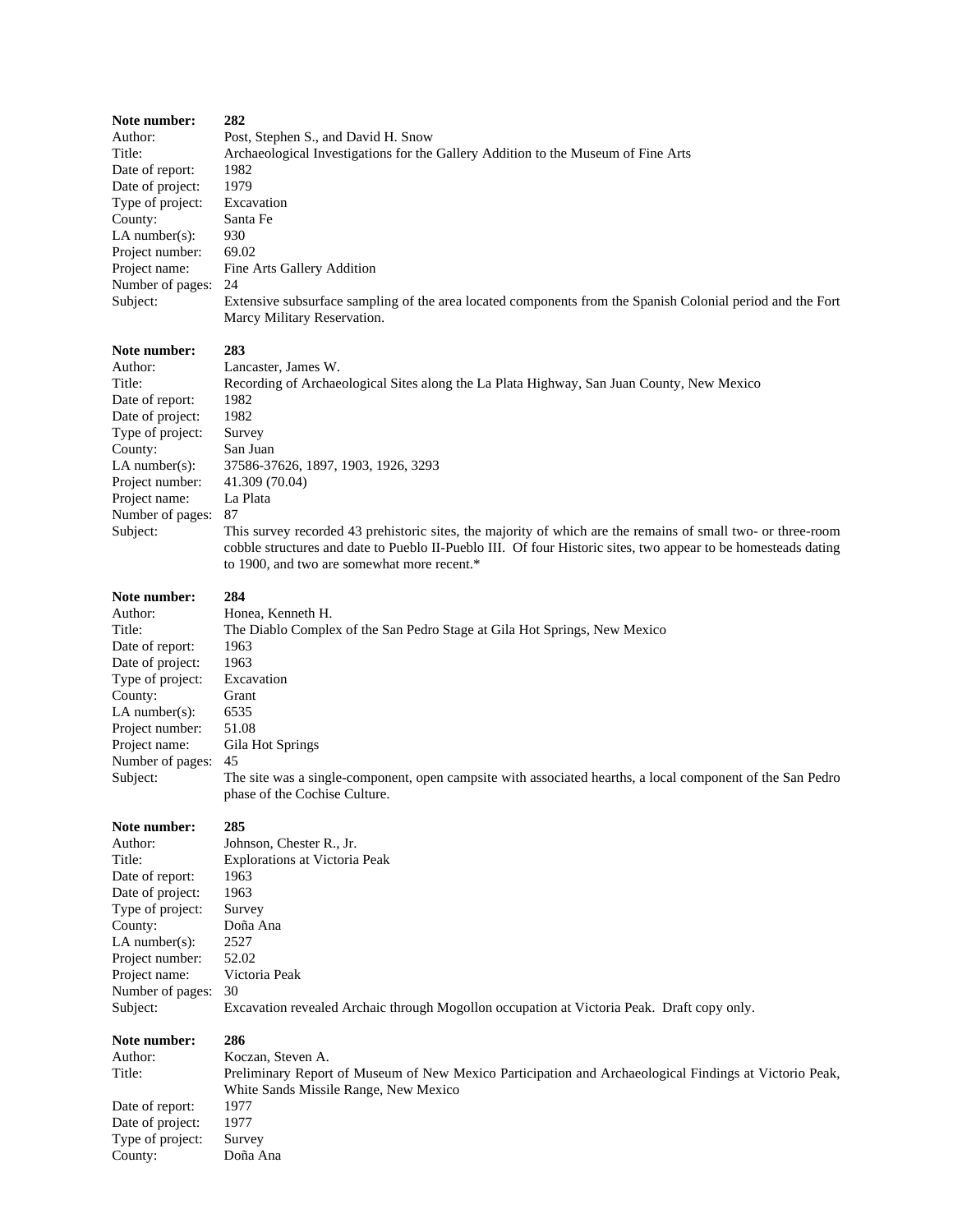**Note number:** **282**
Author: Post, Stephen S., and David H. Snow
Title: Archaeological Investigations for the Gallery Addition to the Museum of Fine Arts
Date of report: 1982
Date of project: 1979
Type of project: Excavation
County: Santa Fe
LA number(s): 930
Project number: 69.02
Project name: Fine Arts Gallery Addition
Number of pages: 24
Subject: Extensive subsurface sampling of the area located components from the Spanish Colonial period and the Fort Marcy Military Reservation.

**Note number:** **283**
Author: Lancaster, James W.
Title: Recording of Archaeological Sites along the La Plata Highway, San Juan County, New Mexico
Date of report: 1982
Date of project: 1982
Type of project: Survey
County: San Juan
LA number(s): 37586-37626, 1897, 1903, 1926, 3293
Project number: 41.309 (70.04)
Project name: La Plata
Number of pages: 87
Subject: This survey recorded 43 prehistoric sites, the majority of which are the remains of small two- or three-room cobble structures and date to Pueblo II-Pueblo III. Of four Historic sites, two appear to be homesteads dating to 1900, and two are somewhat more recent.*

**Note number:** **284**
Author: Honea, Kenneth H.
Title: The Diablo Complex of the San Pedro Stage at Gila Hot Springs, New Mexico
Date of report: 1963
Date of project: 1963
Type of project: Excavation
County: Grant
LA number(s): 6535
Project number: 51.08
Project name: Gila Hot Springs
Number of pages: 45
Subject: The site was a single-component, open campsite with associated hearths, a local component of the San Pedro phase of the Cochise Culture.

**Note number:** **285**
Author: Johnson, Chester R., Jr.
Title: Explorations at Victoria Peak
Date of report: 1963
Date of project: 1963
Type of project: Survey
County: Doña Ana
LA number(s): 2527
Project number: 52.02
Project name: Victoria Peak
Number of pages: 30
Subject: Excavation revealed Archaic through Mogollon occupation at Victoria Peak. Draft copy only.

**Note number:** **286**
Author: Koczan, Steven A.
Title: Preliminary Report of Museum of New Mexico Participation and Archaeological Findings at Victorio Peak, White Sands Missile Range, New Mexico
Date of report: 1977
Date of project: 1977
Type of project: Survey
County: Doña Ana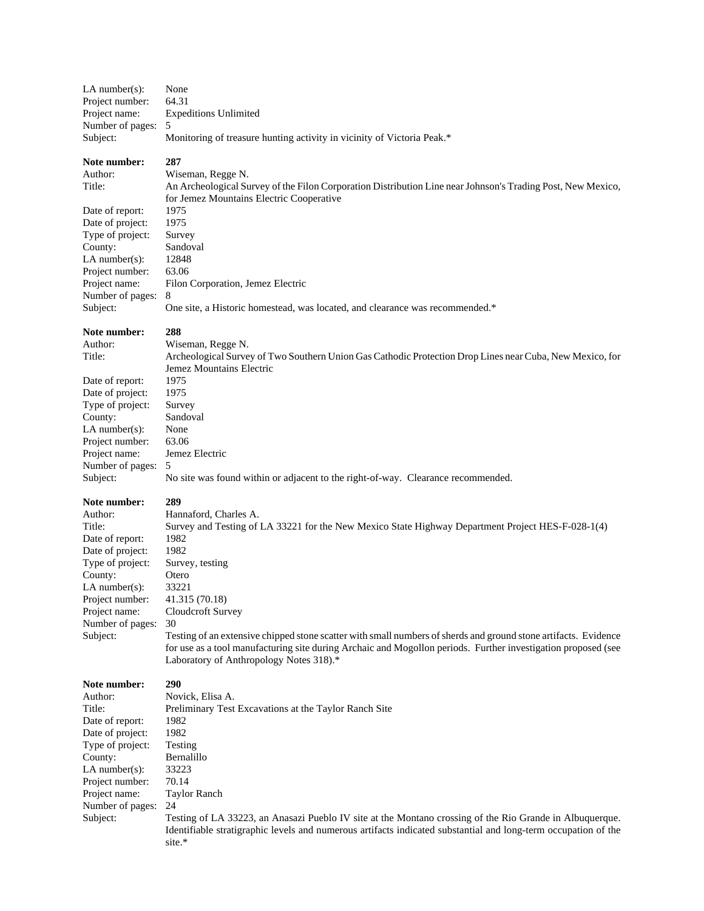LA number(s): None
Project number: 64.31
Project name: Expeditions Unlimited
Number of pages: 5
Subject: Monitoring of treasure hunting activity in vicinity of Victoria Peak.*

**Note number: 287**
Author: Wiseman, Regge N.
Title: An Archeological Survey of the Filon Corporation Distribution Line near Johnson's Trading Post, New Mexico, for Jemez Mountains Electric Cooperative
Date of report: 1975
Date of project: 1975
Type of project: Survey
County: Sandoval
LA number(s): 12848
Project number: 63.06
Project name: Filon Corporation, Jemez Electric
Number of pages: 8
Subject: One site, a Historic homestead, was located, and clearance was recommended.*

**Note number: 288**
Author: Wiseman, Regge N.
Title: Archeological Survey of Two Southern Union Gas Cathodic Protection Drop Lines near Cuba, New Mexico, for Jemez Mountains Electric
Date of report: 1975
Date of project: 1975
Type of project: Survey
County: Sandoval
LA number(s): None
Project number: 63.06
Project name: Jemez Electric
Number of pages: 5
Subject: No site was found within or adjacent to the right-of-way. Clearance recommended.

**Note number: 289**
Author: Hannaford, Charles A.
Title: Survey and Testing of LA 33221 for the New Mexico State Highway Department Project HES-F-028-1(4)
Date of report: 1982
Date of project: 1982
Type of project: Survey, testing
County: Otero
LA number(s): 33221
Project number: 41.315 (70.18)
Project name: Cloudcroft Survey
Number of pages: 30
Subject: Testing of an extensive chipped stone scatter with small numbers of sherds and ground stone artifacts. Evidence for use as a tool manufacturing site during Archaic and Mogollon periods. Further investigation proposed (see Laboratory of Anthropology Notes 318).*

**Note number: 290**
Author: Novick, Elisa A.
Title: Preliminary Test Excavations at the Taylor Ranch Site
Date of report: 1982
Date of project: 1982
Type of project: Testing
County: Bernalillo
LA number(s): 33223
Project number: 70.14
Project name: Taylor Ranch
Number of pages: 24
Subject: Testing of LA 33223, an Anasazi Pueblo IV site at the Montano crossing of the Rio Grande in Albuquerque. Identifiable stratigraphic levels and numerous artifacts indicated substantial and long-term occupation of the site.*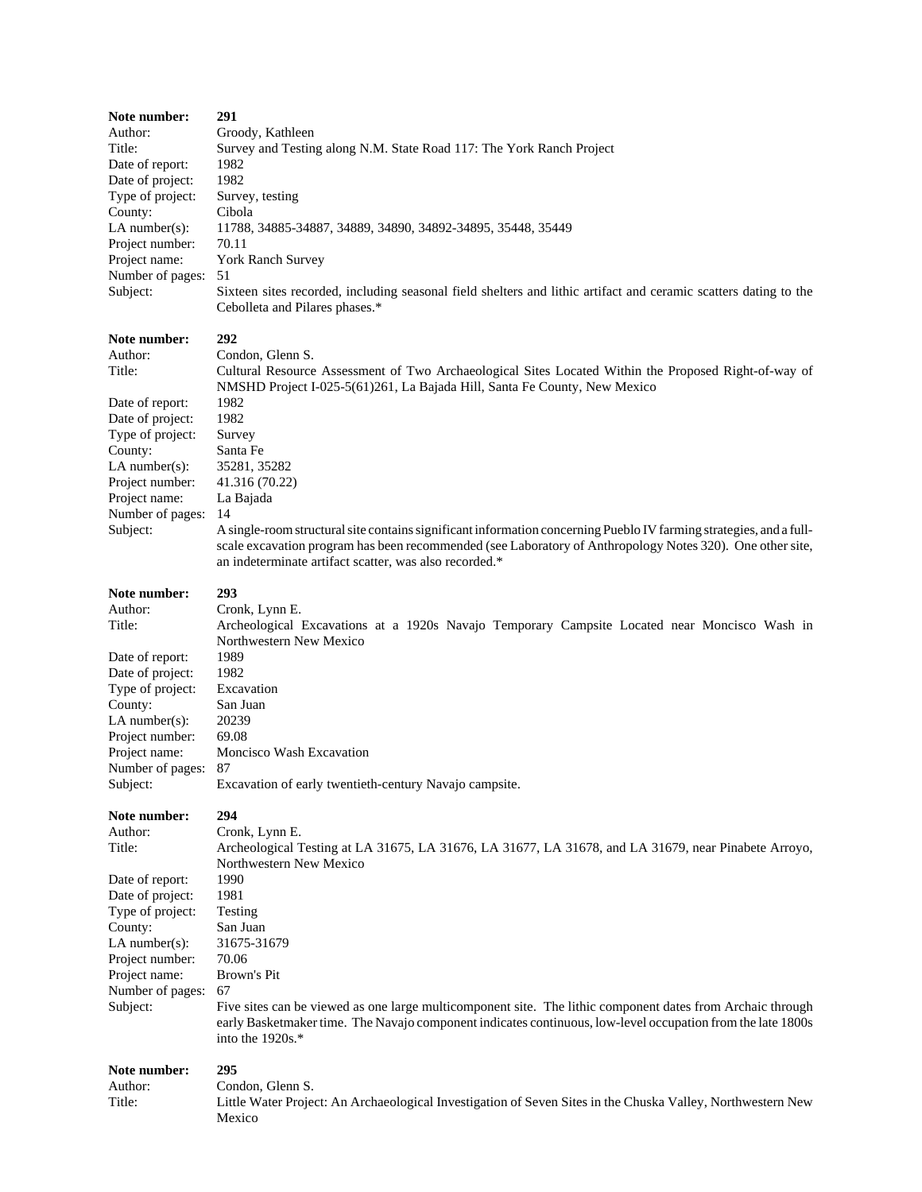**Note number:** **291**
Author: Groody, Kathleen
Title: Survey and Testing along N.M. State Road 117: The York Ranch Project
Date of report: 1982
Date of project: 1982
Type of project: Survey, testing
County: Cibola
LA number(s): 11788, 34885-34887, 34889, 34890, 34892-34895, 35448, 35449
Project number: 70.11
Project name: York Ranch Survey
Number of pages: 51
Subject: Sixteen sites recorded, including seasonal field shelters and lithic artifact and ceramic scatters dating to the Cebolleta and Pilares phases.*

**Note number:** **292**
Author: Condon, Glenn S.
Title: Cultural Resource Assessment of Two Archaeological Sites Located Within the Proposed Right-of-way of NMSHD Project I-025-5(61)261, La Bajada Hill, Santa Fe County, New Mexico
Date of report: 1982
Date of project: 1982
Type of project: Survey
County: Santa Fe
LA number(s): 35281, 35282
Project number: 41.316 (70.22)
Project name: La Bajada
Number of pages: 14
Subject: A single-room structural site contains significant information concerning Pueblo IV farming strategies, and a full-scale excavation program has been recommended (see Laboratory of Anthropology Notes 320). One other site, an indeterminate artifact scatter, was also recorded.*

**Note number:** **293**
Author: Cronk, Lynn E.
Title: Archeological Excavations at a 1920s Navajo Temporary Campsite Located near Moncisco Wash in Northwestern New Mexico
Date of report: 1989
Date of project: 1982
Type of project: Excavation
County: San Juan
LA number(s): 20239
Project number: 69.08
Project name: Moncisco Wash Excavation
Number of pages: 87
Subject: Excavation of early twentieth-century Navajo campsite.

**Note number:** **294**
Author: Cronk, Lynn E.
Title: Archeological Testing at LA 31675, LA 31676, LA 31677, LA 31678, and LA 31679, near Pinabete Arroyo, Northwestern New Mexico
Date of report: 1990
Date of project: 1981
Type of project: Testing
County: San Juan
LA number(s): 31675-31679
Project number: 70.06
Project name: Brown's Pit
Number of pages: 67
Subject: Five sites can be viewed as one large multicomponent site. The lithic component dates from Archaic through early Basketmaker time. The Navajo component indicates continuous, low-level occupation from the late 1800s into the 1920s.*

**Note number:** **295**
Author: Condon, Glenn S.
Title: Little Water Project: An Archaeological Investigation of Seven Sites in the Chuska Valley, Northwestern New Mexico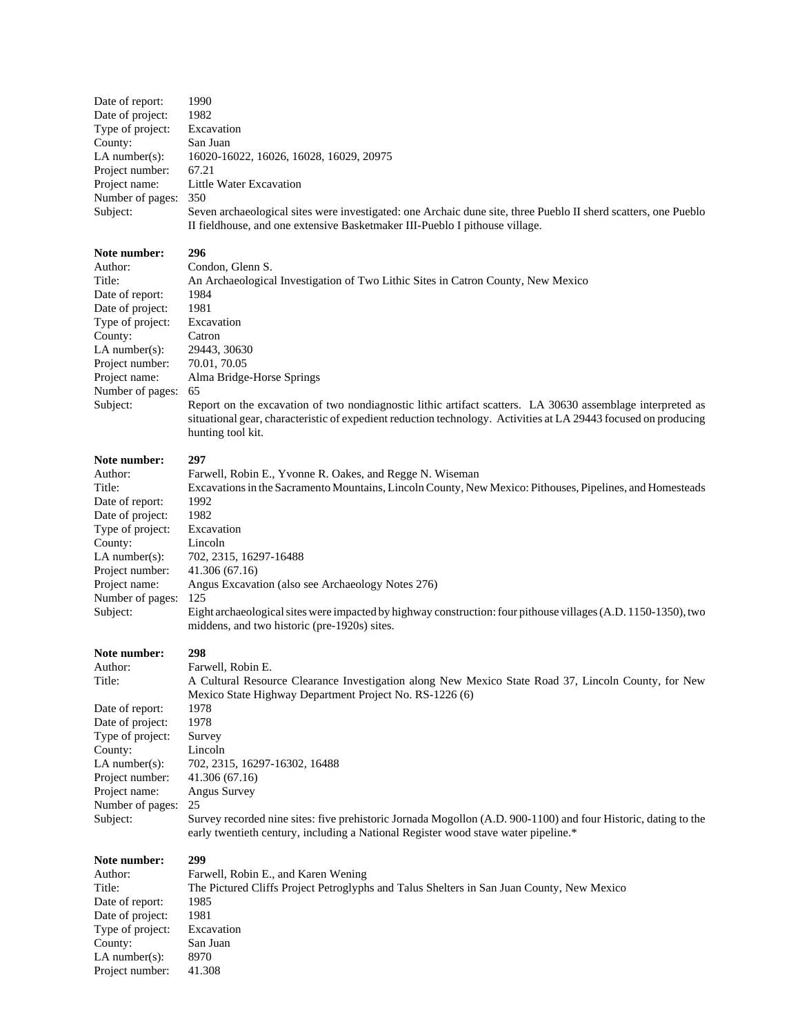Date of report: 1990
Date of project: 1982
Type of project: Excavation
County: San Juan
LA number(s): 16020-16022, 16026, 16028, 16029, 20975
Project number: 67.21
Project name: Little Water Excavation
Number of pages: 350
Subject: Seven archaeological sites were investigated: one Archaic dune site, three Pueblo II sherd scatters, one Pueblo II fieldhouse, and one extensive Basketmaker III-Pueblo I pithouse village.

**Note number: 296**
Author: Condon, Glenn S.
Title: An Archaeological Investigation of Two Lithic Sites in Catron County, New Mexico
Date of report: 1984
Date of project: 1981
Type of project: Excavation
County: Catron
LA number(s): 29443, 30630
Project number: 70.01, 70.05
Project name: Alma Bridge-Horse Springs
Number of pages: 65
Subject: Report on the excavation of two nondiagnostic lithic artifact scatters. LA 30630 assemblage interpreted as situational gear, characteristic of expedient reduction technology. Activities at LA 29443 focused on producing hunting tool kit.

**Note number: 297**
Author: Farwell, Robin E., Yvonne R. Oakes, and Regge N. Wiseman
Title: Excavations in the Sacramento Mountains, Lincoln County, New Mexico: Pithouses, Pipelines, and Homesteads
Date of report: 1992
Date of project: 1982
Type of project: Excavation
County: Lincoln
LA number(s): 702, 2315, 16297-16488
Project number: 41.306 (67.16)
Project name: Angus Excavation (also see Archaeology Notes 276)
Number of pages: 125
Subject: Eight archaeological sites were impacted by highway construction: four pithouse villages (A.D. 1150-1350), two middens, and two historic (pre-1920s) sites.

**Note number: 298**
Author: Farwell, Robin E.
Title: A Cultural Resource Clearance Investigation along New Mexico State Road 37, Lincoln County, for New Mexico State Highway Department Project No. RS-1226 (6)
Date of report: 1978
Date of project: 1978
Type of project: Survey
County: Lincoln
LA number(s): 702, 2315, 16297-16302, 16488
Project number: 41.306 (67.16)
Project name: Angus Survey
Number of pages: 25
Subject: Survey recorded nine sites: five prehistoric Jornada Mogollon (A.D. 900-1100) and four Historic, dating to the early twentieth century, including a National Register wood stave water pipeline.*

**Note number: 299**
Author: Farwell, Robin E., and Karen Wening
Title: The Pictured Cliffs Project Petroglyphs and Talus Shelters in San Juan County, New Mexico
Date of report: 1985
Date of project: 1981
Type of project: Excavation
County: San Juan
LA number(s): 8970
Project number: 41.308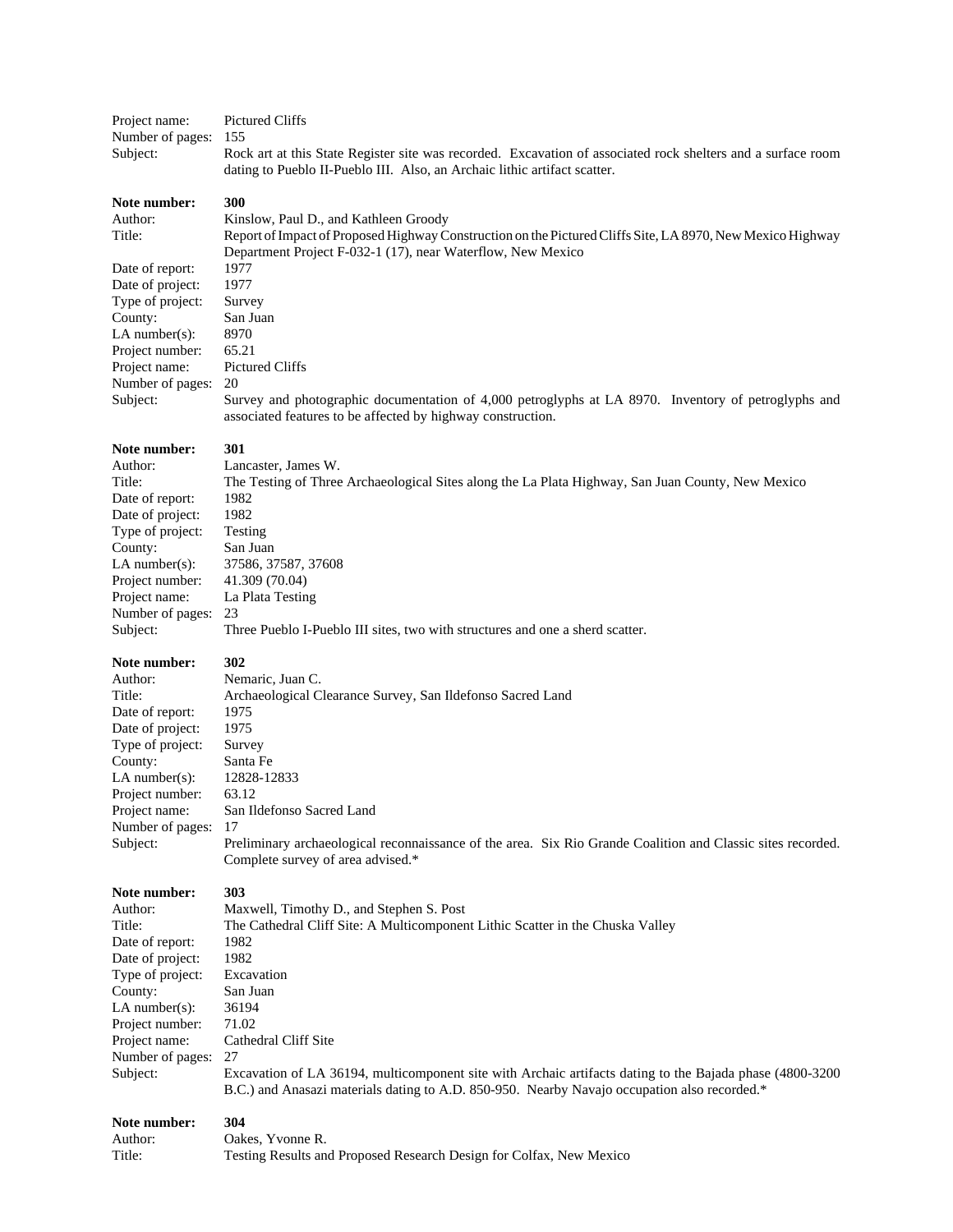Project name: Pictured Cliffs
Number of pages: 155
Subject: Rock art at this State Register site was recorded. Excavation of associated rock shelters and a surface room dating to Pueblo II-Pueblo III. Also, an Archaic lithic artifact scatter.

**Note number:** **300**
Author: Kinslow, Paul D., and Kathleen Groody
Title: Report of Impact of Proposed Highway Construction on the Pictured Cliffs Site, LA 8970, New Mexico Highway Department Project F-032-1 (17), near Waterflow, New Mexico
Date of report: 1977
Date of project: 1977
Type of project: Survey
County: San Juan
LA number(s): 8970
Project number: 65.21
Project name: Pictured Cliffs
Number of pages: 20
Subject: Survey and photographic documentation of 4,000 petroglyphs at LA 8970. Inventory of petroglyphs and associated features to be affected by highway construction.

**Note number:** **301**
Author: Lancaster, James W.
Title: The Testing of Three Archaeological Sites along the La Plata Highway, San Juan County, New Mexico
Date of report: 1982
Date of project: 1982
Type of project: Testing
County: San Juan
LA number(s): 37586, 37587, 37608
Project number: 41.309 (70.04)
Project name: La Plata Testing
Number of pages: 23
Subject: Three Pueblo I-Pueblo III sites, two with structures and one a sherd scatter.

**Note number:** **302**
Author: Nemaric, Juan C.
Title: Archaeological Clearance Survey, San Ildefonso Sacred Land
Date of report: 1975
Date of project: 1975
Type of project: Survey
County: Santa Fe
LA number(s): 12828-12833
Project number: 63.12
Project name: San Ildefonso Sacred Land
Number of pages: 17
Subject: Preliminary archaeological reconnaissance of the area. Six Rio Grande Coalition and Classic sites recorded. Complete survey of area advised.*

**Note number:** **303**
Author: Maxwell, Timothy D., and Stephen S. Post
Title: The Cathedral Cliff Site: A Multicomponent Lithic Scatter in the Chuska Valley
Date of report: 1982
Date of project: 1982
Type of project: Excavation
County: San Juan
LA number(s): 36194
Project number: 71.02
Project name: Cathedral Cliff Site
Number of pages: 27
Subject: Excavation of LA 36194, multicomponent site with Archaic artifacts dating to the Bajada phase (4800-3200 B.C.) and Anasazi materials dating to A.D. 850-950. Nearby Navajo occupation also recorded.*

**Note number:** **304**
Author: Oakes, Yvonne R.
Title: Testing Results and Proposed Research Design for Colfax, New Mexico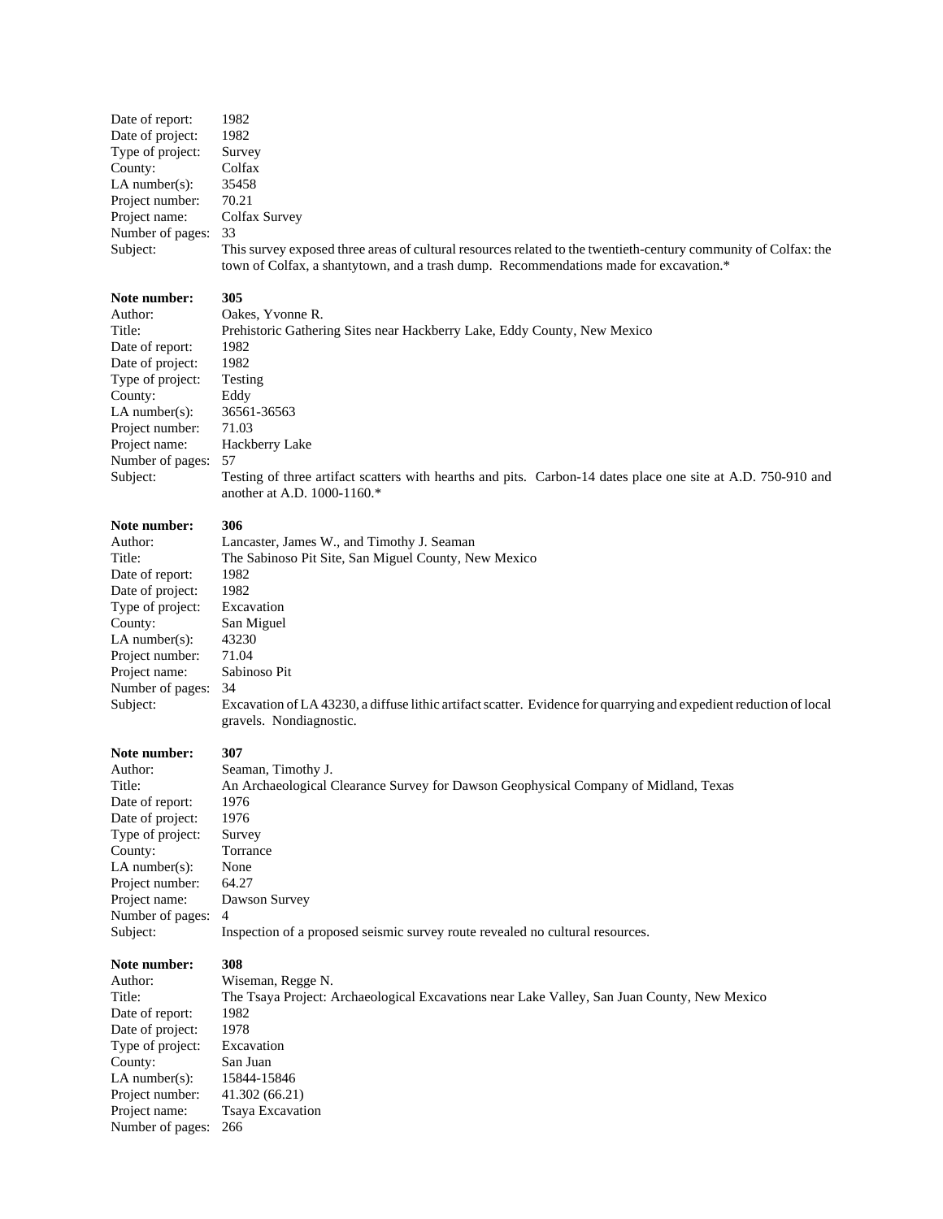Date of report: 1982
Date of project: 1982
Type of project: Survey
County: Colfax
LA number(s): 35458
Project number: 70.21
Project name: Colfax Survey
Number of pages: 33
Subject: This survey exposed three areas of cultural resources related to the twentieth-century community of Colfax: the town of Colfax, a shantytown, and a trash dump. Recommendations made for excavation.*

**Note number:** **305**
Author: Oakes, Yvonne R.
Title: Prehistoric Gathering Sites near Hackberry Lake, Eddy County, New Mexico
Date of report: 1982
Date of project: 1982
Type of project: Testing
County: Eddy
LA number(s): 36561-36563
Project number: 71.03
Project name: Hackberry Lake
Number of pages: 57
Subject: Testing of three artifact scatters with hearths and pits. Carbon-14 dates place one site at A.D. 750-910 and another at A.D. 1000-1160.*

**Note number:** **306**
Author: Lancaster, James W., and Timothy J. Seaman
Title: The Sabinoso Pit Site, San Miguel County, New Mexico
Date of report: 1982
Date of project: 1982
Type of project: Excavation
County: San Miguel
LA number(s): 43230
Project number: 71.04
Project name: Sabinoso Pit
Number of pages: 34
Subject: Excavation of LA 43230, a diffuse lithic artifact scatter. Evidence for quarrying and expedient reduction of local gravels. Nondiagnostic.

**Note number:** **307**
Author: Seaman, Timothy J.
Title: An Archaeological Clearance Survey for Dawson Geophysical Company of Midland, Texas
Date of report: 1976
Date of project: 1976
Type of project: Survey
County: Torrance
LA number(s): None
Project number: 64.27
Project name: Dawson Survey
Number of pages: 4
Subject: Inspection of a proposed seismic survey route revealed no cultural resources.

**Note number:** **308**
Author: Wiseman, Regge N.
Title: The Tsaya Project: Archaeological Excavations near Lake Valley, San Juan County, New Mexico
Date of report: 1982
Date of project: 1978
Type of project: Excavation
County: San Juan
LA number(s): 15844-15846
Project number: 41.302 (66.21)
Project name: Tsaya Excavation
Number of pages: 266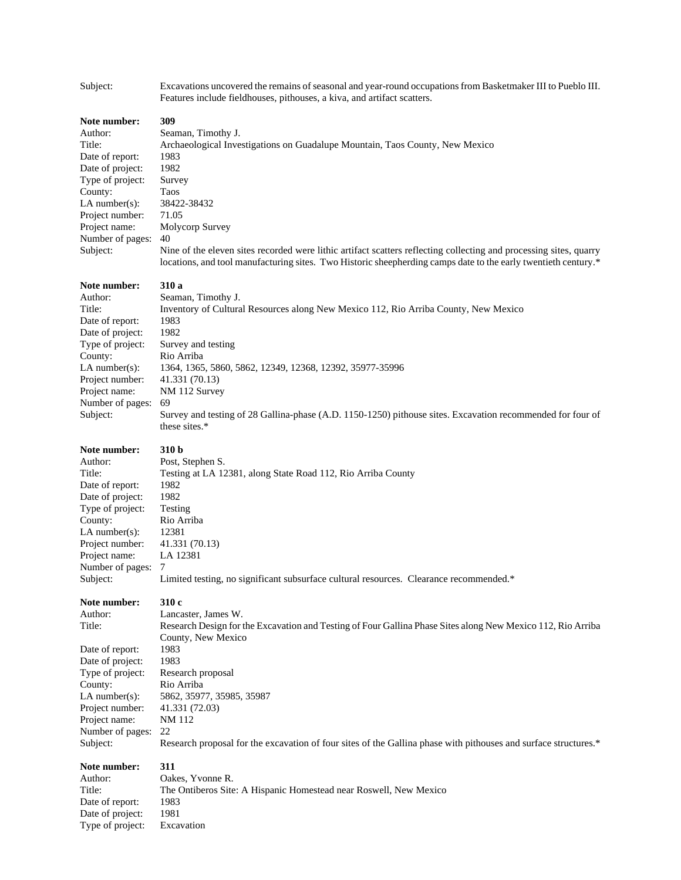Subject: Excavations uncovered the remains of seasonal and year-round occupations from Basketmaker III to Pueblo III. Features include fieldhouses, pithouses, a kiva, and artifact scatters.

**Note number:** 309
Author: Seaman, Timothy J.
Title: Archaeological Investigations on Guadalupe Mountain, Taos County, New Mexico
Date of report: 1983
Date of project: 1982
Type of project: Survey
County: Taos
LA number(s): 38422-38432
Project number: 71.05
Project name: Molycorp Survey
Number of pages: 40
Subject: Nine of the eleven sites recorded were lithic artifact scatters reflecting collecting and processing sites, quarry locations, and tool manufacturing sites. Two Historic sheepherding camps date to the early twentieth century.*

**Note number:** 310 a
Author: Seaman, Timothy J.
Title: Inventory of Cultural Resources along New Mexico 112, Rio Arriba County, New Mexico
Date of report: 1983
Date of project: 1982
Type of project: Survey and testing
County: Rio Arriba
LA number(s): 1364, 1365, 5860, 5862, 12349, 12368, 12392, 35977-35996
Project number: 41.331 (70.13)
Project name: NM 112 Survey
Number of pages: 69
Subject: Survey and testing of 28 Gallina-phase (A.D. 1150-1250) pithouse sites. Excavation recommended for four of these sites.*

**Note number:** 310 b
Author: Post, Stephen S.
Title: Testing at LA 12381, along State Road 112, Rio Arriba County
Date of report: 1982
Date of project: 1982
Type of project: Testing
County: Rio Arriba
LA number(s): 12381
Project number: 41.331 (70.13)
Project name: LA 12381
Number of pages: 7
Subject: Limited testing, no significant subsurface cultural resources. Clearance recommended.*

**Note number:** 310 c
Author: Lancaster, James W.
Title: Research Design for the Excavation and Testing of Four Gallina Phase Sites along New Mexico 112, Rio Arriba County, New Mexico
Date of report: 1983
Date of project: 1983
Type of project: Research proposal
County: Rio Arriba
LA number(s): 5862, 35977, 35985, 35987
Project number: 41.331 (72.03)
Project name: NM 112
Number of pages: 22
Subject: Research proposal for the excavation of four sites of the Gallina phase with pithouses and surface structures.*

**Note number:** 311
Author: Oakes, Yvonne R.
Title: The Ontiberos Site: A Hispanic Homestead near Roswell, New Mexico
Date of report: 1983
Date of project: 1981
Type of project: Excavation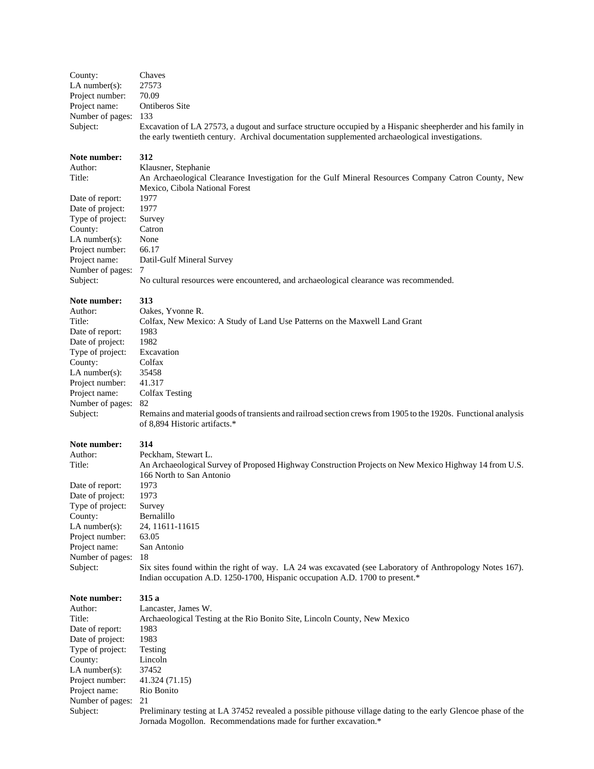County: Chaves
LA number(s): 27573
Project number: 70.09
Project name: Ontiberos Site
Number of pages: 133
Subject: Excavation of LA 27573, a dugout and surface structure occupied by a Hispanic sheepherder and his family in the early twentieth century. Archival documentation supplemented archaeological investigations.

**Note number:** **312**
Author: Klausner, Stephanie
Title: An Archaeological Clearance Investigation for the Gulf Mineral Resources Company Catron County, New Mexico, Cibola National Forest
Date of report: 1977
Date of project: 1977
Type of project: Survey
County: Catron
LA number(s): None
Project number: 66.17
Project name: Datil-Gulf Mineral Survey
Number of pages: 7
Subject: No cultural resources were encountered, and archaeological clearance was recommended.

**Note number:** **313**
Author: Oakes, Yvonne R.
Title: Colfax, New Mexico: A Study of Land Use Patterns on the Maxwell Land Grant
Date of report: 1983
Date of project: 1982
Type of project: Excavation
County: Colfax
LA number(s): 35458
Project number: 41.317
Project name: Colfax Testing
Number of pages: 82
Subject: Remains and material goods of transients and railroad section crews from 1905 to the 1920s. Functional analysis of 8,894 Historic artifacts.*

**Note number:** **314**
Author: Peckham, Stewart L.
Title: An Archaeological Survey of Proposed Highway Construction Projects on New Mexico Highway 14 from U.S. 166 North to San Antonio
Date of report: 1973
Date of project: 1973
Type of project: Survey
County: Bernalillo
LA number(s): 24, 11611-11615
Project number: 63.05
Project name: San Antonio
Number of pages: 18
Subject: Six sites found within the right of way. LA 24 was excavated (see Laboratory of Anthropology Notes 167). Indian occupation A.D. 1250-1700, Hispanic occupation A.D. 1700 to present.*

**Note number:** **315 a**
Author: Lancaster, James W.
Title: Archaeological Testing at the Rio Bonito Site, Lincoln County, New Mexico
Date of report: 1983
Date of project: 1983
Type of project: Testing
County: Lincoln
LA number(s): 37452
Project number: 41.324 (71.15)
Project name: Rio Bonito
Number of pages: 21
Subject: Preliminary testing at LA 37452 revealed a possible pithouse village dating to the early Glencoe phase of the Jornada Mogollon. Recommendations made for further excavation.*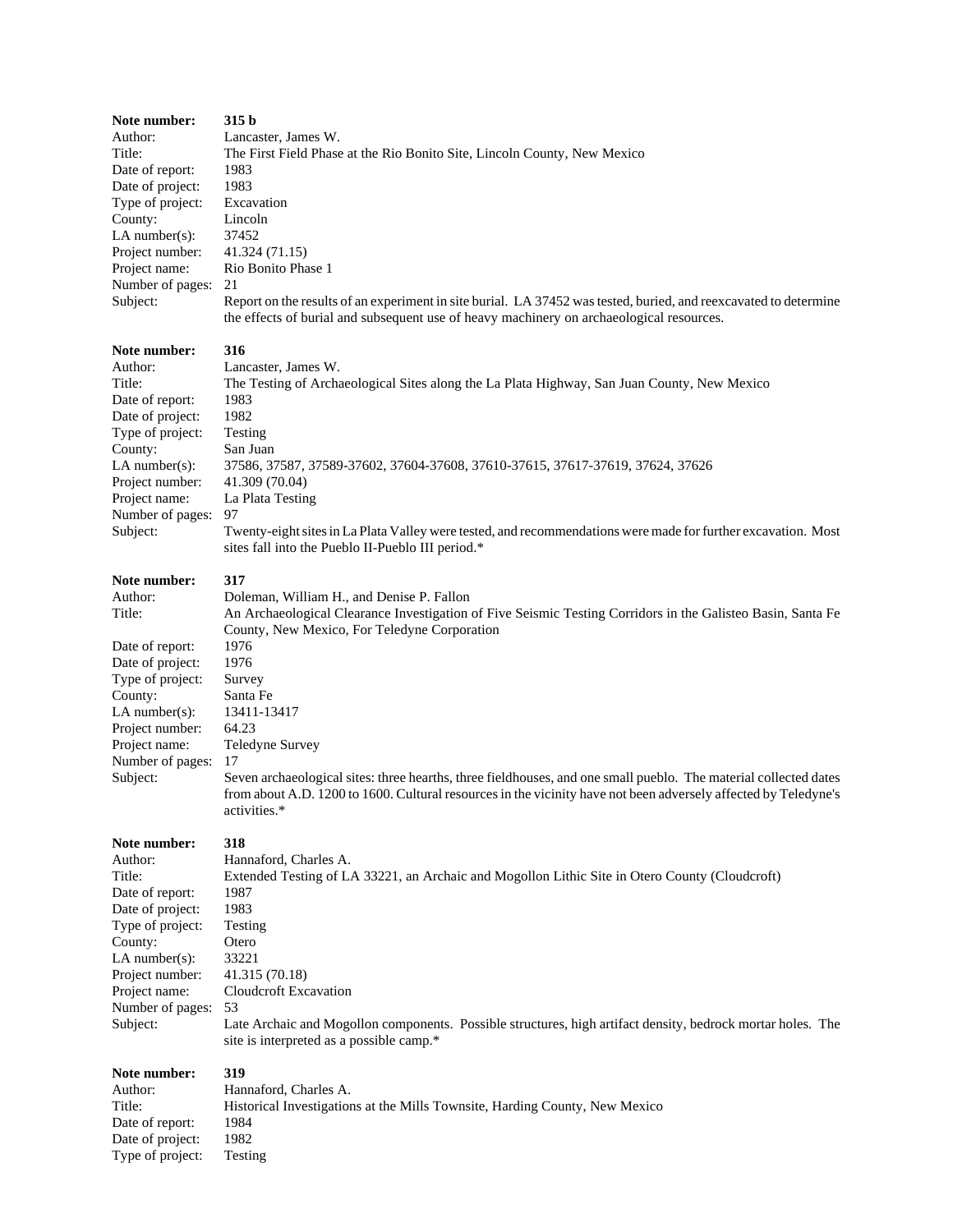**Note number:** **315 b**
Author: Lancaster, James W.
Title: The First Field Phase at the Rio Bonito Site, Lincoln County, New Mexico
Date of report: 1983
Date of project: 1983
Type of project: Excavation
County: Lincoln
LA number(s): 37452
Project number: 41.324 (71.15)
Project name: Rio Bonito Phase 1
Number of pages: 21
Subject: Report on the results of an experiment in site burial. LA 37452 was tested, buried, and reexcavated to determine the effects of burial and subsequent use of heavy machinery on archaeological resources.

**Note number:** **316**
Author: Lancaster, James W.
Title: The Testing of Archaeological Sites along the La Plata Highway, San Juan County, New Mexico
Date of report: 1983
Date of project: 1982
Type of project: Testing
County: San Juan
LA number(s): 37586, 37587, 37589-37602, 37604-37608, 37610-37615, 37617-37619, 37624, 37626
Project number: 41.309 (70.04)
Project name: La Plata Testing
Number of pages: 97
Subject: Twenty-eight sites in La Plata Valley were tested, and recommendations were made for further excavation. Most sites fall into the Pueblo II-Pueblo III period.*

**Note number:** **317**
Author: Doleman, William H., and Denise P. Fallon
Title: An Archaeological Clearance Investigation of Five Seismic Testing Corridors in the Galisteo Basin, Santa Fe County, New Mexico, For Teledyne Corporation
Date of report: 1976
Date of project: 1976
Type of project: Survey
County: Santa Fe
LA number(s): 13411-13417
Project number: 64.23
Project name: Teledyne Survey
Number of pages: 17
Subject: Seven archaeological sites: three hearths, three fieldhouses, and one small pueblo. The material collected dates from about A.D. 1200 to 1600. Cultural resources in the vicinity have not been adversely affected by Teledyne's activities.*

**Note number:** **318**
Author: Hannaford, Charles A.
Title: Extended Testing of LA 33221, an Archaic and Mogollon Lithic Site in Otero County (Cloudcroft)
Date of report: 1987
Date of project: 1983
Type of project: Testing
County: Otero
LA number(s): 33221
Project number: 41.315 (70.18)
Project name: Cloudcroft Excavation
Number of pages: 53
Subject: Late Archaic and Mogollon components. Possible structures, high artifact density, bedrock mortar holes. The site is interpreted as a possible camp.*

**Note number:** **319**
Author: Hannaford, Charles A.
Title: Historical Investigations at the Mills Townsite, Harding County, New Mexico
Date of report: 1984
Date of project: 1982
Type of project: Testing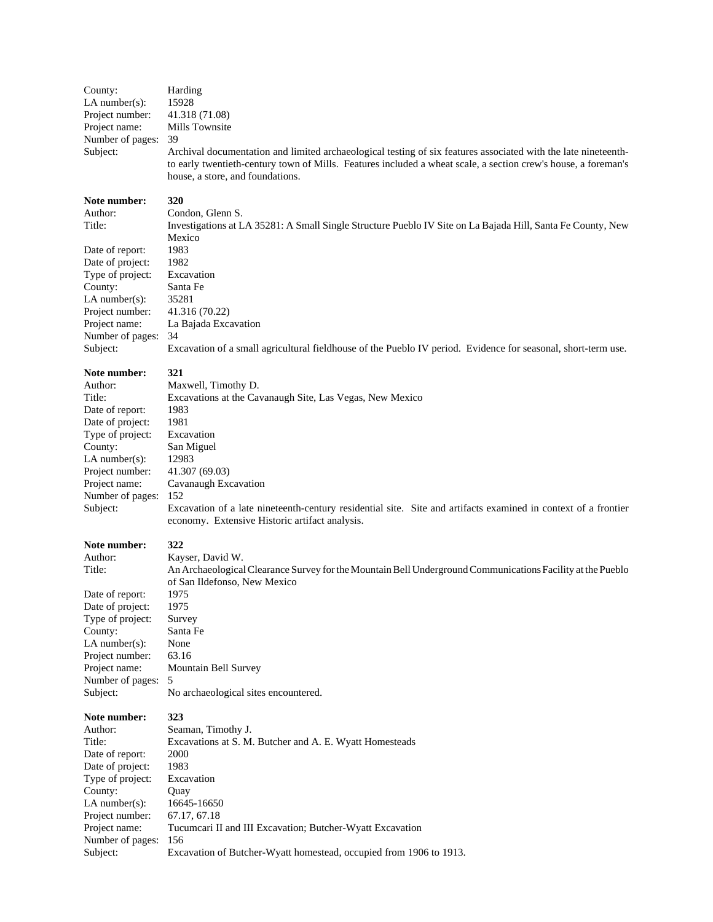County: Harding
LA number(s): 15928
Project number: 41.318 (71.08)
Project name: Mills Townsite
Number of pages: 39
Subject: Archival documentation and limited archaeological testing of six features associated with the late nineteenth- to early twentieth-century town of Mills. Features included a wheat scale, a section crew's house, a foreman's house, a store, and foundations.

**Note number: 320**
Author: Condon, Glenn S.
Title: Investigations at LA 35281: A Small Single Structure Pueblo IV Site on La Bajada Hill, Santa Fe County, New Mexico
Date of report: 1983
Date of project: 1982
Type of project: Excavation
County: Santa Fe
LA number(s): 35281
Project number: 41.316 (70.22)
Project name: La Bajada Excavation
Number of pages: 34
Subject: Excavation of a small agricultural fieldhouse of the Pueblo IV period. Evidence for seasonal, short-term use.

**Note number: 321**
Author: Maxwell, Timothy D.
Title: Excavations at the Cavanaugh Site, Las Vegas, New Mexico
Date of report: 1983
Date of project: 1981
Type of project: Excavation
County: San Miguel
LA number(s): 12983
Project number: 41.307 (69.03)
Project name: Cavanaugh Excavation
Number of pages: 152
Subject: Excavation of a late nineteenth-century residential site. Site and artifacts examined in context of a frontier economy. Extensive Historic artifact analysis.

**Note number: 322**
Author: Kayser, David W.
Title: An Archaeological Clearance Survey for the Mountain Bell Underground Communications Facility at the Pueblo of San Ildefonso, New Mexico
Date of report: 1975
Date of project: 1975
Type of project: Survey
County: Santa Fe
LA number(s): None
Project number: 63.16
Project name: Mountain Bell Survey
Number of pages: 5
Subject: No archaeological sites encountered.

**Note number: 323**
Author: Seaman, Timothy J.
Title: Excavations at S. M. Butcher and A. E. Wyatt Homesteads
Date of report: 2000
Date of project: 1983
Type of project: Excavation
County: Quay
LA number(s): 16645-16650
Project number: 67.17, 67.18
Project name: Tucumcari II and III Excavation; Butcher-Wyatt Excavation
Number of pages: 156
Subject: Excavation of Butcher-Wyatt homestead, occupied from 1906 to 1913.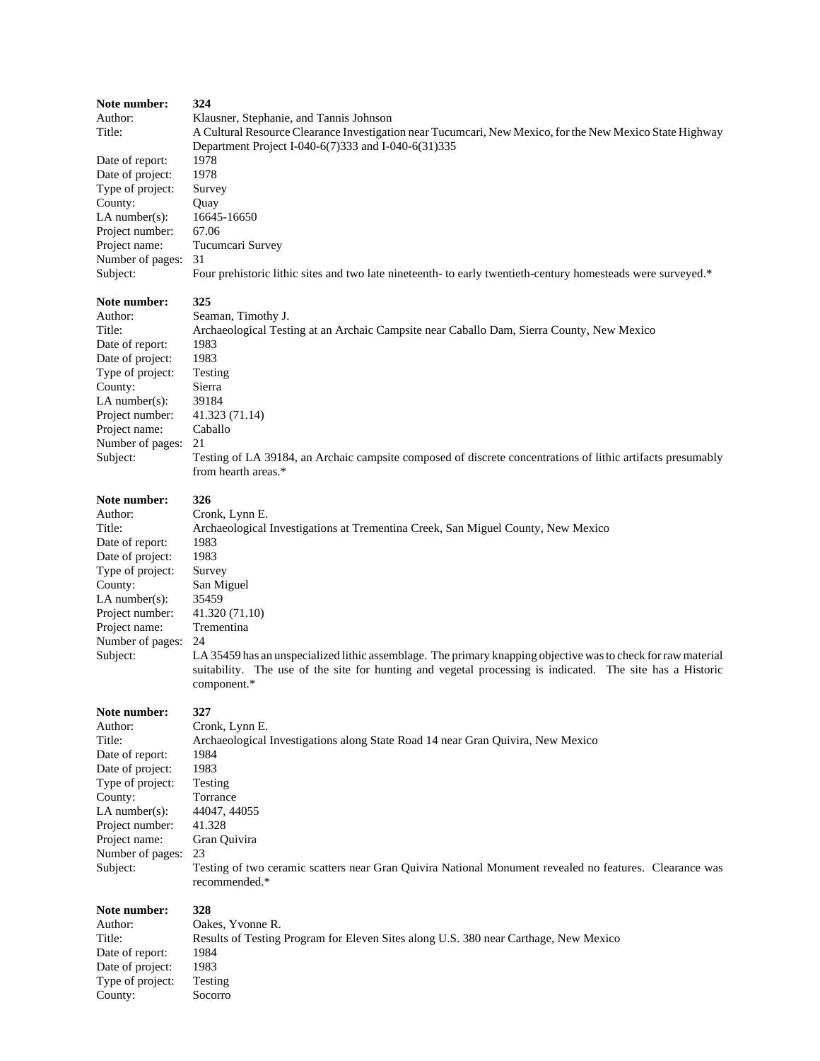**Note number:** **324**
Author: Klausner, Stephanie, and Tannis Johnson
Title: A Cultural Resource Clearance Investigation near Tucumcari, New Mexico, for the New Mexico State Highway Department Project I-040-6(7)333 and I-040-6(31)335
Date of report: 1978
Date of project: 1978
Type of project: Survey
County: Quay
LA number(s): 16645-16650
Project number: 67.06
Project name: Tucumcari Survey
Number of pages: 31
Subject: Four prehistoric lithic sites and two late nineteenth- to early twentieth-century homesteads were surveyed.*

**Note number:** **325**
Author: Seaman, Timothy J.
Title: Archaeological Testing at an Archaic Campsite near Caballo Dam, Sierra County, New Mexico
Date of report: 1983
Date of project: 1983
Type of project: Testing
County: Sierra
LA number(s): 39184
Project number: 41.323 (71.14)
Project name: Caballo
Number of pages: 21
Subject: Testing of LA 39184, an Archaic campsite composed of discrete concentrations of lithic artifacts presumably from hearth areas.*

**Note number:** **326**
Author: Cronk, Lynn E.
Title: Archaeological Investigations at Trementina Creek, San Miguel County, New Mexico
Date of report: 1983
Date of project: 1983
Type of project: Survey
County: San Miguel
LA number(s): 35459
Project number: 41.320 (71.10)
Project name: Trementina
Number of pages: 24
Subject: LA 35459 has an unspecialized lithic assemblage. The primary knapping objective was to check for raw material suitability. The use of the site for hunting and vegetal processing is indicated. The site has a Historic component.*

**Note number:** **327**
Author: Cronk, Lynn E.
Title: Archaeological Investigations along State Road 14 near Gran Quivira, New Mexico
Date of report: 1984
Date of project: 1983
Type of project: Testing
County: Torrance
LA number(s): 44047, 44055
Project number: 41.328
Project name: Gran Quivira
Number of pages: 23
Subject: Testing of two ceramic scatters near Gran Quivira National Monument revealed no features. Clearance was recommended.*

**Note number:** **328**
Author: Oakes, Yvonne R.
Title: Results of Testing Program for Eleven Sites along U.S. 380 near Carthage, New Mexico
Date of report: 1984
Date of project: 1983
Type of project: Testing
County: Socorro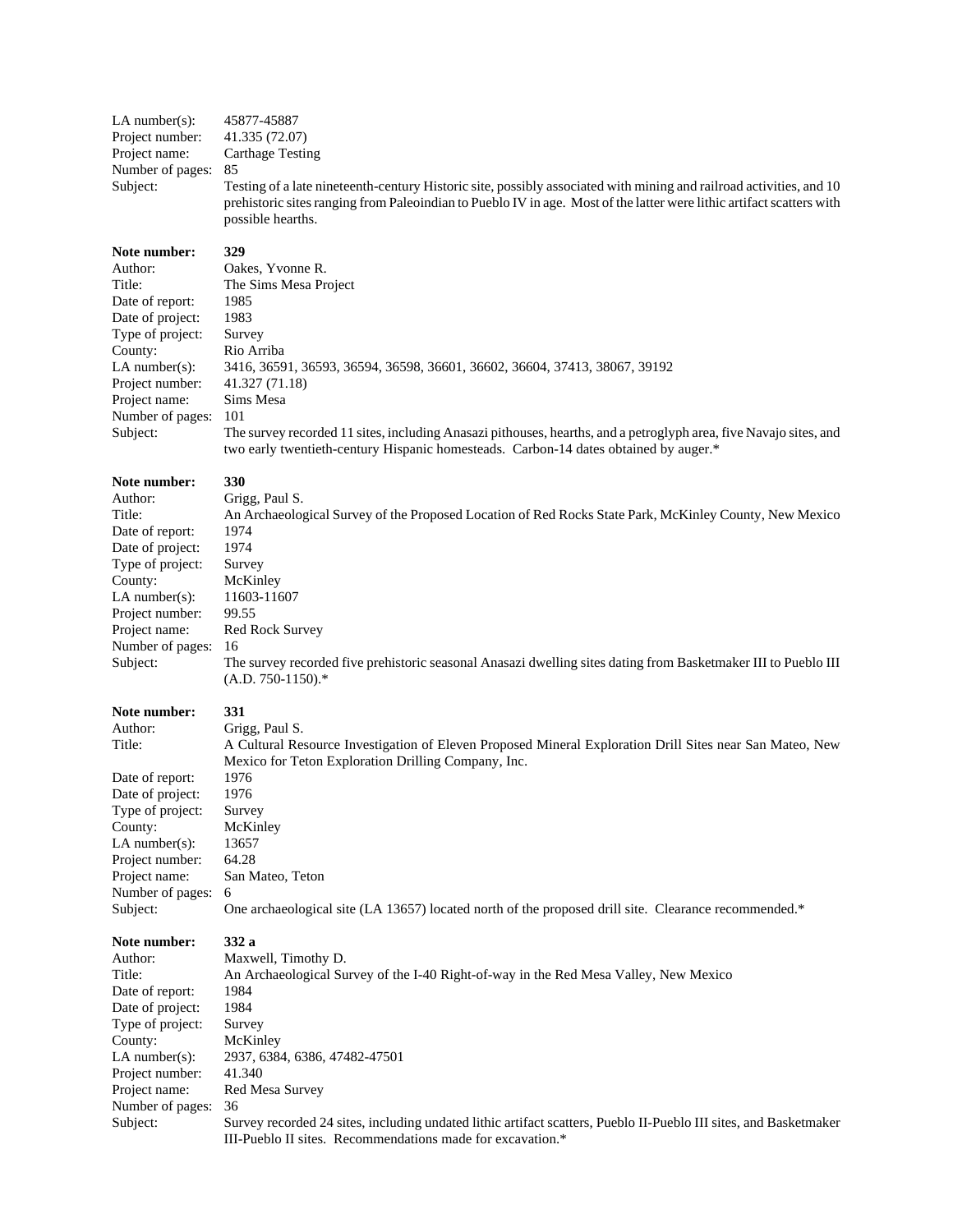LA number(s): 45877-45887
Project number: 41.335 (72.07)
Project name: Carthage Testing
Number of pages: 85
Subject: Testing of a late nineteenth-century Historic site, possibly associated with mining and railroad activities, and 10 prehistoric sites ranging from Paleoindian to Pueblo IV in age. Most of the latter were lithic artifact scatters with possible hearths.

**Note number: 329**
Author: Oakes, Yvonne R.
Title: The Sims Mesa Project
Date of report: 1985
Date of project: 1983
Type of project: Survey
County: Rio Arriba
LA number(s): 3416, 36591, 36593, 36594, 36598, 36601, 36602, 36604, 37413, 38067, 39192
Project number: 41.327 (71.18)
Project name: Sims Mesa
Number of pages: 101
Subject: The survey recorded 11 sites, including Anasazi pithouses, hearths, and a petroglyph area, five Navajo sites, and two early twentieth-century Hispanic homesteads. Carbon-14 dates obtained by auger.*

**Note number: 330**
Author: Grigg, Paul S.
Title: An Archaeological Survey of the Proposed Location of Red Rocks State Park, McKinley County, New Mexico
Date of report: 1974
Date of project: 1974
Type of project: Survey
County: McKinley
LA number(s): 11603-11607
Project number: 99.55
Project name: Red Rock Survey
Number of pages: 16
Subject: The survey recorded five prehistoric seasonal Anasazi dwelling sites dating from Basketmaker III to Pueblo III (A.D. 750-1150).*

**Note number: 331**
Author: Grigg, Paul S.
Title: A Cultural Resource Investigation of Eleven Proposed Mineral Exploration Drill Sites near San Mateo, New Mexico for Teton Exploration Drilling Company, Inc.
Date of report: 1976
Date of project: 1976
Type of project: Survey
County: McKinley
LA number(s): 13657
Project number: 64.28
Project name: San Mateo, Teton
Number of pages: 6
Subject: One archaeological site (LA 13657) located north of the proposed drill site. Clearance recommended.*

**Note number: 332 a**
Author: Maxwell, Timothy D.
Title: An Archaeological Survey of the I-40 Right-of-way in the Red Mesa Valley, New Mexico
Date of report: 1984
Date of project: 1984
Type of project: Survey
County: McKinley
LA number(s): 2937, 6384, 6386, 47482-47501
Project number: 41.340
Project name: Red Mesa Survey
Number of pages: 36
Subject: Survey recorded 24 sites, including undated lithic artifact scatters, Pueblo II-Pueblo III sites, and Basketmaker III-Pueblo II sites. Recommendations made for excavation.*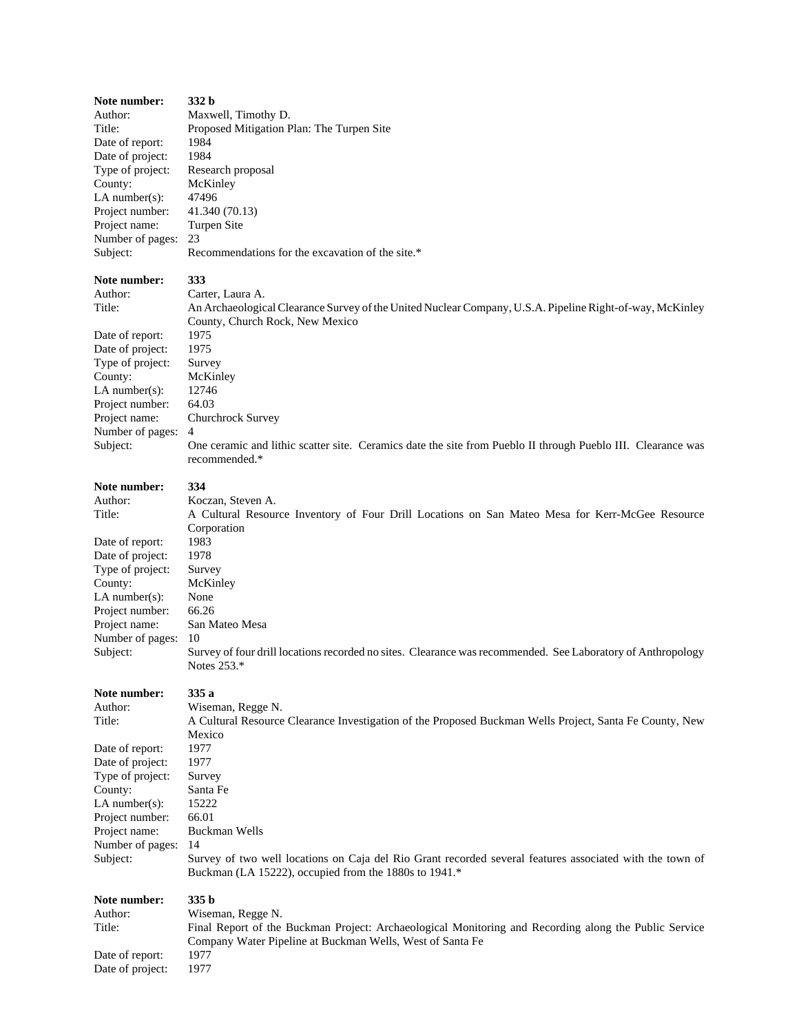**Note number:** **332 b**
Author: Maxwell, Timothy D.
Title: Proposed Mitigation Plan: The Turpen Site
Date of report: 1984
Date of project: 1984
Type of project: Research proposal
County: McKinley
LA number(s): 47496
Project number: 41.340 (70.13)
Project name: Turpen Site
Number of pages: 23
Subject: Recommendations for the excavation of the site.*

**Note number:** **333**
Author: Carter, Laura A.
Title: An Archaeological Clearance Survey of the United Nuclear Company, U.S.A. Pipeline Right-of-way, McKinley County, Church Rock, New Mexico
Date of report: 1975
Date of project: 1975
Type of project: Survey
County: McKinley
LA number(s): 12746
Project number: 64.03
Project name: Churchrock Survey
Number of pages: 4
Subject: One ceramic and lithic scatter site. Ceramics date the site from Pueblo II through Pueblo III. Clearance was recommended.*

**Note number:** **334**
Author: Koczan, Steven A.
Title: A Cultural Resource Inventory of Four Drill Locations on San Mateo Mesa for Kerr-McGee Resource Corporation
Date of report: 1983
Date of project: 1978
Type of project: Survey
County: McKinley
LA number(s): None
Project number: 66.26
Project name: San Mateo Mesa
Number of pages: 10
Subject: Survey of four drill locations recorded no sites. Clearance was recommended. See Laboratory of Anthropology Notes 253.*

**Note number:** **335 a**
Author: Wiseman, Regge N.
Title: A Cultural Resource Clearance Investigation of the Proposed Buckman Wells Project, Santa Fe County, New Mexico
Date of report: 1977
Date of project: 1977
Type of project: Survey
County: Santa Fe
LA number(s): 15222
Project number: 66.01
Project name: Buckman Wells
Number of pages: 14
Subject: Survey of two well locations on Caja del Rio Grant recorded several features associated with the town of Buckman (LA 15222), occupied from the 1880s to 1941.*

**Note number:** **335 b**
Author: Wiseman, Regge N.
Title: Final Report of the Buckman Project: Archaeological Monitoring and Recording along the Public Service Company Water Pipeline at Buckman Wells, West of Santa Fe
Date of report: 1977
Date of project: 1977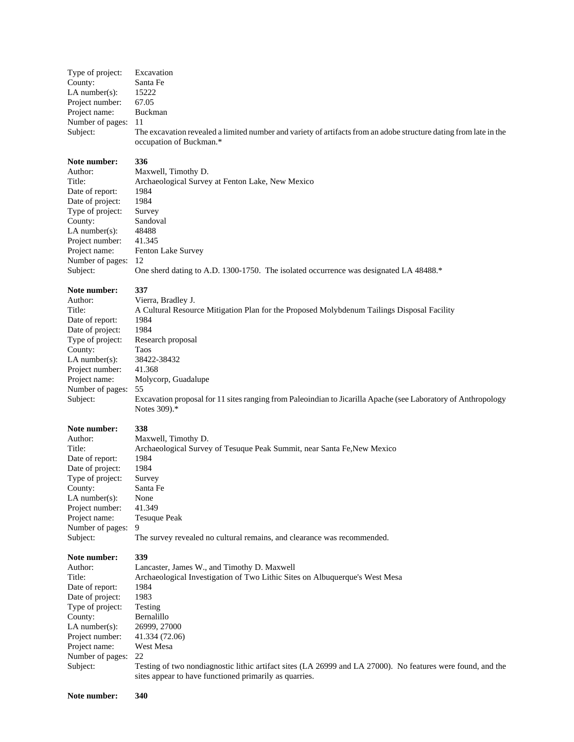Type of project: Excavation
County: Santa Fe
LA number(s): 15222
Project number: 67.05
Project name: Buckman
Number of pages: 11
Subject: The excavation revealed a limited number and variety of artifacts from an adobe structure dating from late in the occupation of Buckman.*

**Note number: 336**
Author: Maxwell, Timothy D.
Title: Archaeological Survey at Fenton Lake, New Mexico
Date of report: 1984
Date of project: 1984
Type of project: Survey
County: Sandoval
LA number(s): 48488
Project number: 41.345
Project name: Fenton Lake Survey
Number of pages: 12
Subject: One sherd dating to A.D. 1300-1750. The isolated occurrence was designated LA 48488.*

**Note number: 337**
Author: Vierra, Bradley J.
Title: A Cultural Resource Mitigation Plan for the Proposed Molybdenum Tailings Disposal Facility
Date of report: 1984
Date of project: 1984
Type of project: Research proposal
County: Taos
LA number(s): 38422-38432
Project number: 41.368
Project name: Molycorp, Guadalupe
Number of pages: 55
Subject: Excavation proposal for 11 sites ranging from Paleoindian to Jicarilla Apache (see Laboratory of Anthropology Notes 309).*

**Note number: 338**
Author: Maxwell, Timothy D.
Title: Archaeological Survey of Tesuque Peak Summit, near Santa Fe,New Mexico
Date of report: 1984
Date of project: 1984
Type of project: Survey
County: Santa Fe
LA number(s): None
Project number: 41.349
Project name: Tesuque Peak
Number of pages: 9
Subject: The survey revealed no cultural remains, and clearance was recommended.

**Note number: 339**
Author: Lancaster, James W., and Timothy D. Maxwell
Title: Archaeological Investigation of Two Lithic Sites on Albuquerque's West Mesa
Date of report: 1984
Date of project: 1983
Type of project: Testing
County: Bernalillo
LA number(s): 26999, 27000
Project number: 41.334 (72.06)
Project name: West Mesa
Number of pages: 22
Subject: Testing of two nondiagnostic lithic artifact sites (LA 26999 and LA 27000). No features were found, and the sites appear to have functioned primarily as quarries.

**Note number: 340**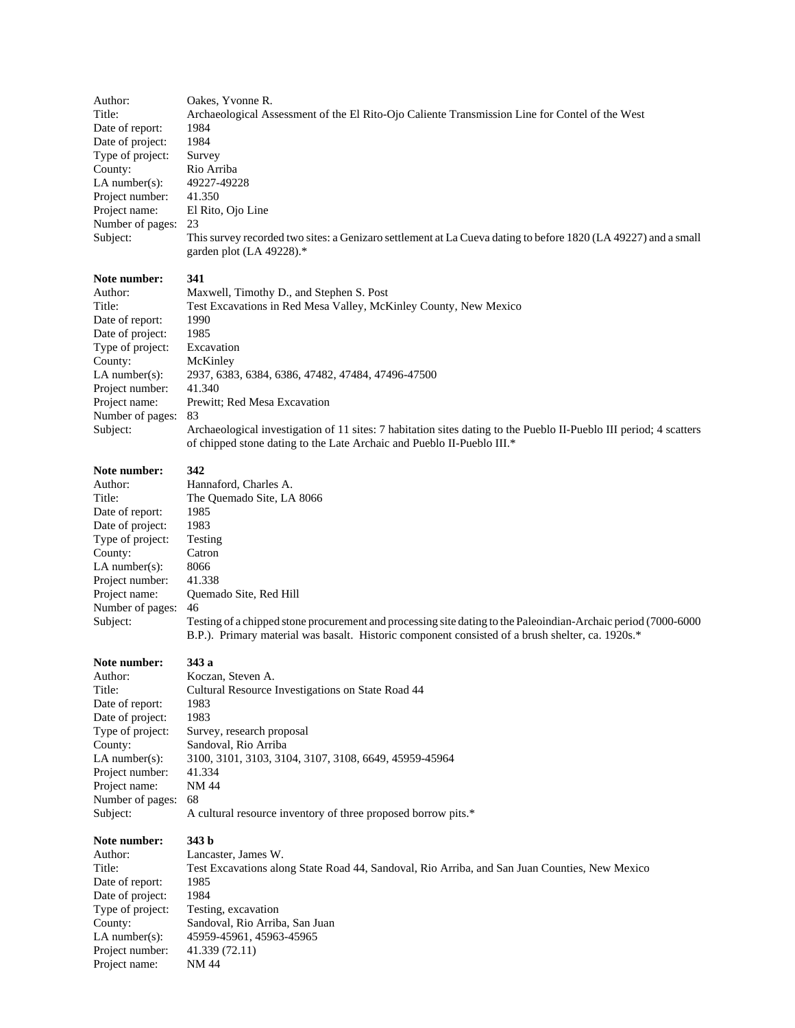Author: Oakes, Yvonne R.
Title: Archaeological Assessment of the El Rito-Ojo Caliente Transmission Line for Contel of the West
Date of report: 1984
Date of project: 1984
Type of project: Survey
County: Rio Arriba
LA number(s): 49227-49228
Project number: 41.350
Project name: El Rito, Ojo Line
Number of pages: 23
Subject: This survey recorded two sites: a Genizaro settlement at La Cueva dating to before 1820 (LA 49227) and a small garden plot (LA 49228).*

**Note number: 341**
Author: Maxwell, Timothy D., and Stephen S. Post
Title: Test Excavations in Red Mesa Valley, McKinley County, New Mexico
Date of report: 1990
Date of project: 1985
Type of project: Excavation
County: McKinley
LA number(s): 2937, 6383, 6384, 6386, 47482, 47484, 47496-47500
Project number: 41.340
Project name: Prewitt; Red Mesa Excavation
Number of pages: 83
Subject: Archaeological investigation of 11 sites: 7 habitation sites dating to the Pueblo II-Pueblo III period; 4 scatters of chipped stone dating to the Late Archaic and Pueblo II-Pueblo III.*

**Note number: 342**
Author: Hannaford, Charles A.
Title: The Quemado Site, LA 8066
Date of report: 1985
Date of project: 1983
Type of project: Testing
County: Catron
LA number(s): 8066
Project number: 41.338
Project name: Quemado Site, Red Hill
Number of pages: 46
Subject: Testing of a chipped stone procurement and processing site dating to the Paleoindian-Archaic period (7000-6000 B.P.). Primary material was basalt. Historic component consisted of a brush shelter, ca. 1920s.*

**Note number: 343 a**
Author: Koczan, Steven A.
Title: Cultural Resource Investigations on State Road 44
Date of report: 1983
Date of project: 1983
Type of project: Survey, research proposal
County: Sandoval, Rio Arriba
LA number(s): 3100, 3101, 3103, 3104, 3107, 3108, 6649, 45959-45964
Project number: 41.334
Project name: NM 44
Number of pages: 68
Subject: A cultural resource inventory of three proposed borrow pits.*

**Note number: 343 b**
Author: Lancaster, James W.
Title: Test Excavations along State Road 44, Sandoval, Rio Arriba, and San Juan Counties, New Mexico
Date of report: 1985
Date of project: 1984
Type of project: Testing, excavation
County: Sandoval, Rio Arriba, San Juan
LA number(s): 45959-45961, 45963-45965
Project number: 41.339 (72.11)
Project name: NM 44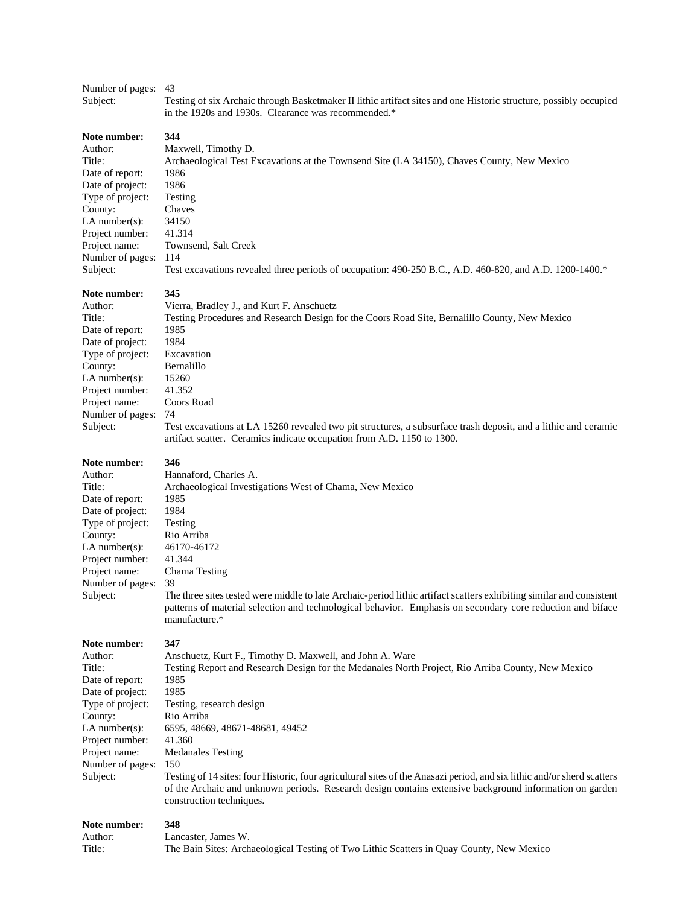Number of pages: 43
Subject: Testing of six Archaic through Basketmaker II lithic artifact sites and one Historic structure, possibly occupied in the 1920s and 1930s. Clearance was recommended.*

**Note number: 344**
Author: Maxwell, Timothy D.
Title: Archaeological Test Excavations at the Townsend Site (LA 34150), Chaves County, New Mexico
Date of report: 1986
Date of project: 1986
Type of project: Testing
County: Chaves
LA number(s): 34150
Project number: 41.314
Project name: Townsend, Salt Creek
Number of pages: 114
Subject: Test excavations revealed three periods of occupation: 490-250 B.C., A.D. 460-820, and A.D. 1200-1400.*

**Note number: 345**
Author: Vierra, Bradley J., and Kurt F. Anschuetz
Title: Testing Procedures and Research Design for the Coors Road Site, Bernalillo County, New Mexico
Date of report: 1985
Date of project: 1984
Type of project: Excavation
County: Bernalillo
LA number(s): 15260
Project number: 41.352
Project name: Coors Road
Number of pages: 74
Subject: Test excavations at LA 15260 revealed two pit structures, a subsurface trash deposit, and a lithic and ceramic artifact scatter. Ceramics indicate occupation from A.D. 1150 to 1300.

**Note number: 346**
Author: Hannaford, Charles A.
Title: Archaeological Investigations West of Chama, New Mexico
Date of report: 1985
Date of project: 1984
Type of project: Testing
County: Rio Arriba
LA number(s): 46170-46172
Project number: 41.344
Project name: Chama Testing
Number of pages: 39
Subject: The three sites tested were middle to late Archaic-period lithic artifact scatters exhibiting similar and consistent patterns of material selection and technological behavior. Emphasis on secondary core reduction and biface manufacture.*

**Note number: 347**
Author: Anschuetz, Kurt F., Timothy D. Maxwell, and John A. Ware
Title: Testing Report and Research Design for the Medanales North Project, Rio Arriba County, New Mexico
Date of report: 1985
Date of project: 1985
Type of project: Testing, research design
County: Rio Arriba
LA number(s): 6595, 48669, 48671-48681, 49452
Project number: 41.360
Project name: Medanales Testing
Number of pages: 150
Subject: Testing of 14 sites: four Historic, four agricultural sites of the Anasazi period, and six lithic and/or sherd scatters of the Archaic and unknown periods. Research design contains extensive background information on garden construction techniques.

**Note number: 348**
Author: Lancaster, James W.
Title: The Bain Sites: Archaeological Testing of Two Lithic Scatters in Quay County, New Mexico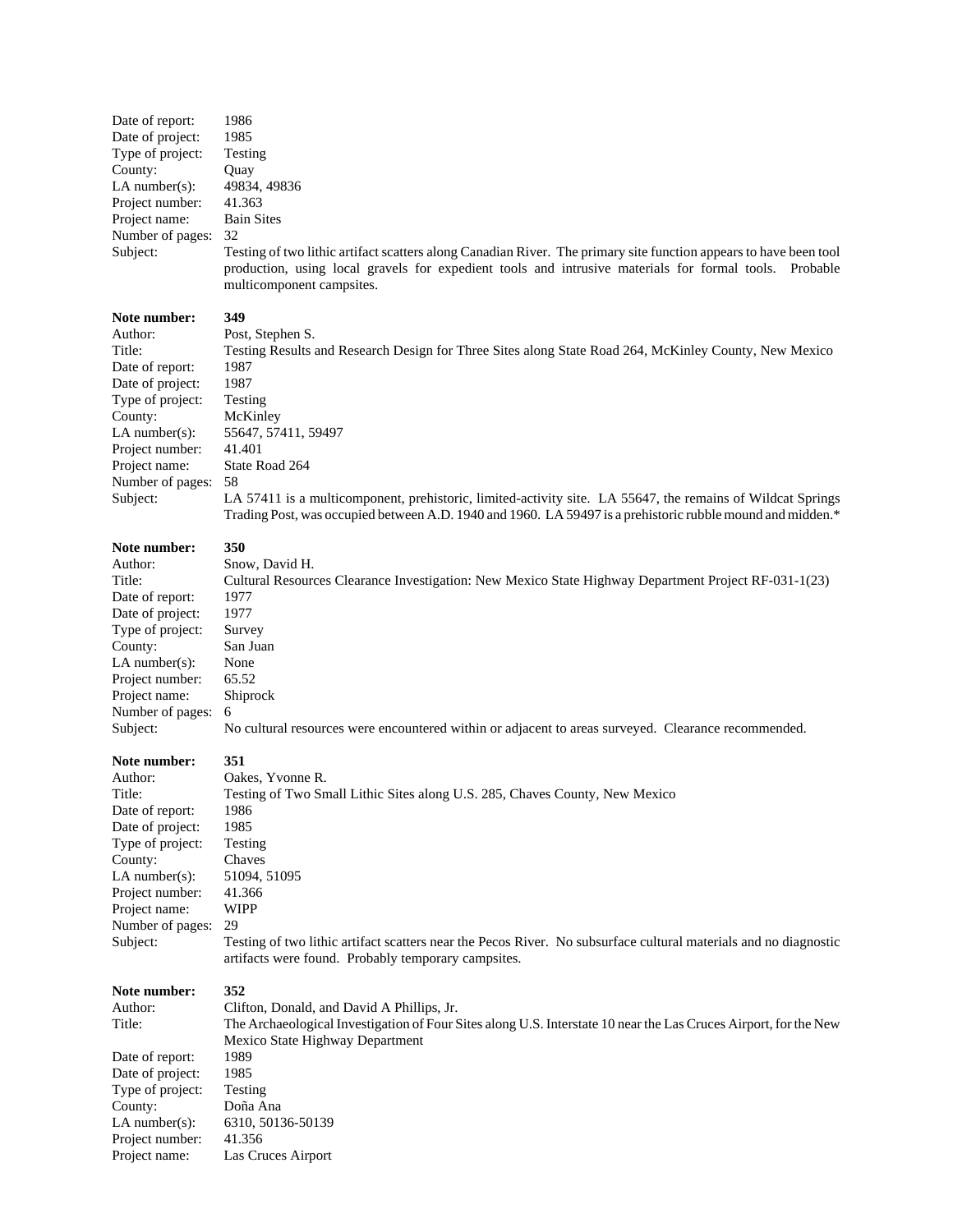Date of report: 1986
Date of project: 1985
Type of project: Testing
County: Quay
LA number(s): 49834, 49836
Project number: 41.363
Project name: Bain Sites
Number of pages: 32
Subject: Testing of two lithic artifact scatters along Canadian River. The primary site function appears to have been tool production, using local gravels for expedient tools and intrusive materials for formal tools. Probable multicomponent campsites.

**Note number: 349**
Author: Post, Stephen S.
Title: Testing Results and Research Design for Three Sites along State Road 264, McKinley County, New Mexico
Date of report: 1987
Date of project: 1987
Type of project: Testing
County: McKinley
LA number(s): 55647, 57411, 59497
Project number: 41.401
Project name: State Road 264
Number of pages: 58
Subject: LA 57411 is a multicomponent, prehistoric, limited-activity site. LA 55647, the remains of Wildcat Springs Trading Post, was occupied between A.D. 1940 and 1960. LA 59497 is a prehistoric rubble mound and midden.*

**Note number: 350**
Author: Snow, David H.
Title: Cultural Resources Clearance Investigation: New Mexico State Highway Department Project RF-031-1(23)
Date of report: 1977
Date of project: 1977
Type of project: Survey
County: San Juan
LA number(s): None
Project number: 65.52
Project name: Shiprock
Number of pages: 6
Subject: No cultural resources were encountered within or adjacent to areas surveyed. Clearance recommended.

**Note number: 351**
Author: Oakes, Yvonne R.
Title: Testing of Two Small Lithic Sites along U.S. 285, Chaves County, New Mexico
Date of report: 1986
Date of project: 1985
Type of project: Testing
County: Chaves
LA number(s): 51094, 51095
Project number: 41.366
Project name: WIPP
Number of pages: 29
Subject: Testing of two lithic artifact scatters near the Pecos River. No subsurface cultural materials and no diagnostic artifacts were found. Probably temporary campsites.

**Note number: 352**
Author: Clifton, Donald, and David A Phillips, Jr.
Title: The Archaeological Investigation of Four Sites along U.S. Interstate 10 near the Las Cruces Airport, for the New Mexico State Highway Department
Date of report: 1989
Date of project: 1985
Type of project: Testing
County: Doña Ana
LA number(s): 6310, 50136-50139
Project number: 41.356
Project name: Las Cruces Airport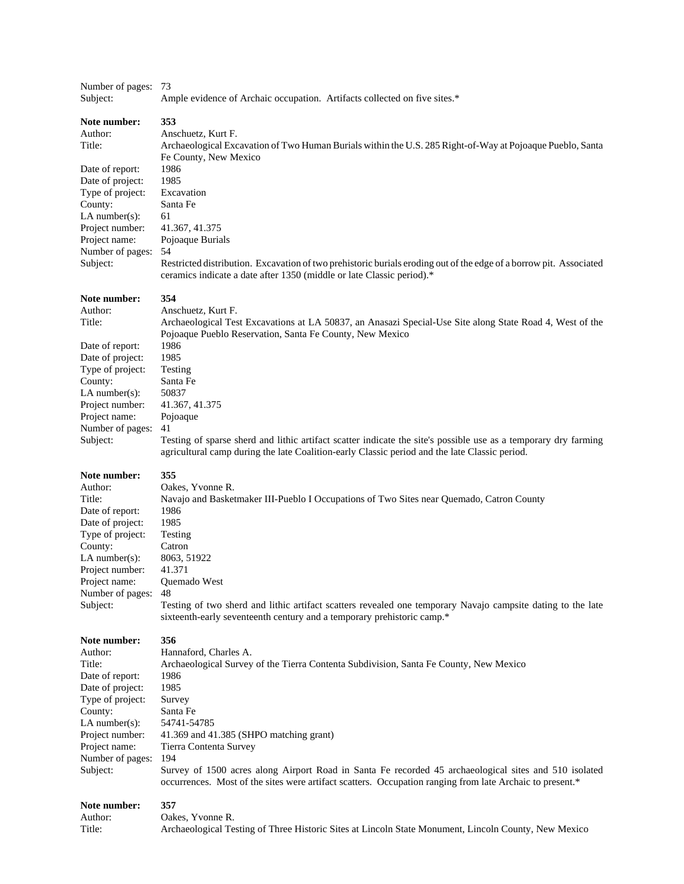Number of pages: 73
Subject: Ample evidence of Archaic occupation. Artifacts collected on five sites.*

**Note number:** **353**
Author: Anschuetz, Kurt F.
Title: Archaeological Excavation of Two Human Burials within the U.S. 285 Right-of-Way at Pojoaque Pueblo, Santa Fe County, New Mexico
Date of report: 1986
Date of project: 1985
Type of project: Excavation
County: Santa Fe
LA number(s): 61
Project number: 41.367, 41.375
Project name: Pojoaque Burials
Number of pages: 54
Subject: Restricted distribution. Excavation of two prehistoric burials eroding out of the edge of a borrow pit. Associated ceramics indicate a date after 1350 (middle or late Classic period).*

**Note number:** **354**
Author: Anschuetz, Kurt F.
Title: Archaeological Test Excavations at LA 50837, an Anasazi Special-Use Site along State Road 4, West of the Pojoaque Pueblo Reservation, Santa Fe County, New Mexico
Date of report: 1986
Date of project: 1985
Type of project: Testing
County: Santa Fe
LA number(s): 50837
Project number: 41.367, 41.375
Project name: Pojoaque
Number of pages: 41
Subject: Testing of sparse sherd and lithic artifact scatter indicate the site's possible use as a temporary dry farming agricultural camp during the late Coalition-early Classic period and the late Classic period.

**Note number:** **355**
Author: Oakes, Yvonne R.
Title: Navajo and Basketmaker III-Pueblo I Occupations of Two Sites near Quemado, Catron County
Date of report: 1986
Date of project: 1985
Type of project: Testing
County: Catron
LA number(s): 8063, 51922
Project number: 41.371
Project name: Quemado West
Number of pages: 48
Subject: Testing of two sherd and lithic artifact scatters revealed one temporary Navajo campsite dating to the late sixteenth-early seventeenth century and a temporary prehistoric camp.*

**Note number:** **356**
Author: Hannaford, Charles A.
Title: Archaeological Survey of the Tierra Contenta Subdivision, Santa Fe County, New Mexico
Date of report: 1986
Date of project: 1985
Type of project: Survey
County: Santa Fe
LA number(s): 54741-54785
Project number: 41.369 and 41.385 (SHPO matching grant)
Project name: Tierra Contenta Survey
Number of pages: 194
Subject: Survey of 1500 acres along Airport Road in Santa Fe recorded 45 archaeological sites and 510 isolated occurrences. Most of the sites were artifact scatters. Occupation ranging from late Archaic to present.*

**Note number:** **357**
Author: Oakes, Yvonne R.
Title: Archaeological Testing of Three Historic Sites at Lincoln State Monument, Lincoln County, New Mexico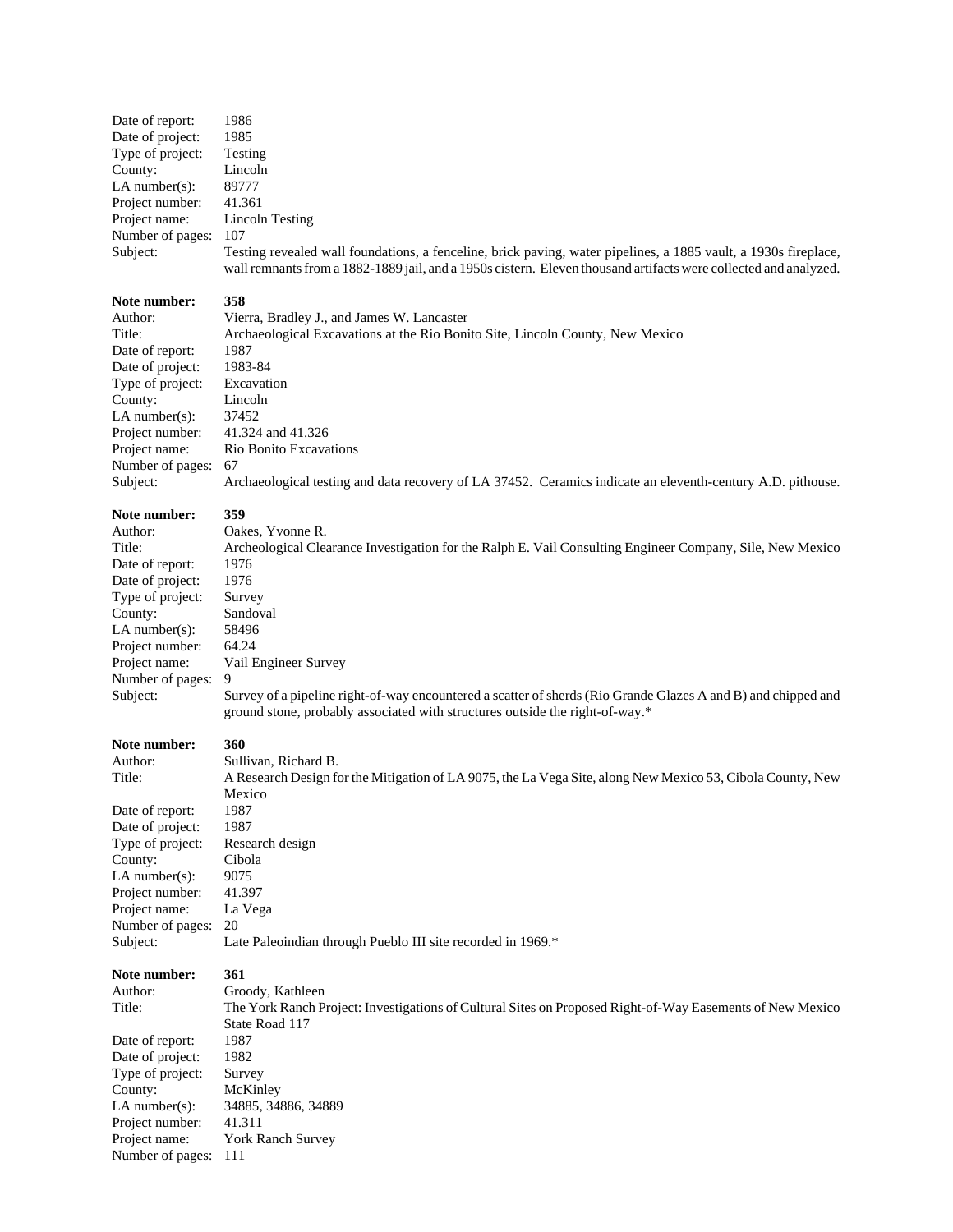Date of report: 1986
Date of project: 1985
Type of project: Testing
County: Lincoln
LA number(s): 89777
Project number: 41.361
Project name: Lincoln Testing
Number of pages: 107
Subject: Testing revealed wall foundations, a fenceline, brick paving, water pipelines, a 1885 vault, a 1930s fireplace, wall remnants from a 1882-1889 jail, and a 1950s cistern. Eleven thousand artifacts were collected and analyzed.

**Note number: 358**
Author: Vierra, Bradley J., and James W. Lancaster
Title: Archaeological Excavations at the Rio Bonito Site, Lincoln County, New Mexico
Date of report: 1987
Date of project: 1983-84
Type of project: Excavation
County: Lincoln
LA number(s): 37452
Project number: 41.324 and 41.326
Project name: Rio Bonito Excavations
Number of pages: 67
Subject: Archaeological testing and data recovery of LA 37452. Ceramics indicate an eleventh-century A.D. pithouse.

**Note number: 359**
Author: Oakes, Yvonne R.
Title: Archeological Clearance Investigation for the Ralph E. Vail Consulting Engineer Company, Sile, New Mexico
Date of report: 1976
Date of project: 1976
Type of project: Survey
County: Sandoval
LA number(s): 58496
Project number: 64.24
Project name: Vail Engineer Survey
Number of pages: 9
Subject: Survey of a pipeline right-of-way encountered a scatter of sherds (Rio Grande Glazes A and B) and chipped and ground stone, probably associated with structures outside the right-of-way.*

**Note number: 360**
Author: Sullivan, Richard B.
Title: A Research Design for the Mitigation of LA 9075, the La Vega Site, along New Mexico 53, Cibola County, New Mexico
Date of report: 1987
Date of project: 1987
Type of project: Research design
County: Cibola
LA number(s): 9075
Project number: 41.397
Project name: La Vega
Number of pages: 20
Subject: Late Paleoindian through Pueblo III site recorded in 1969.*

**Note number: 361**
Author: Groody, Kathleen
Title: The York Ranch Project: Investigations of Cultural Sites on Proposed Right-of-Way Easements of New Mexico State Road 117
Date of report: 1987
Date of project: 1982
Type of project: Survey
County: McKinley
LA number(s): 34885, 34886, 34889
Project number: 41.311
Project name: York Ranch Survey
Number of pages: 111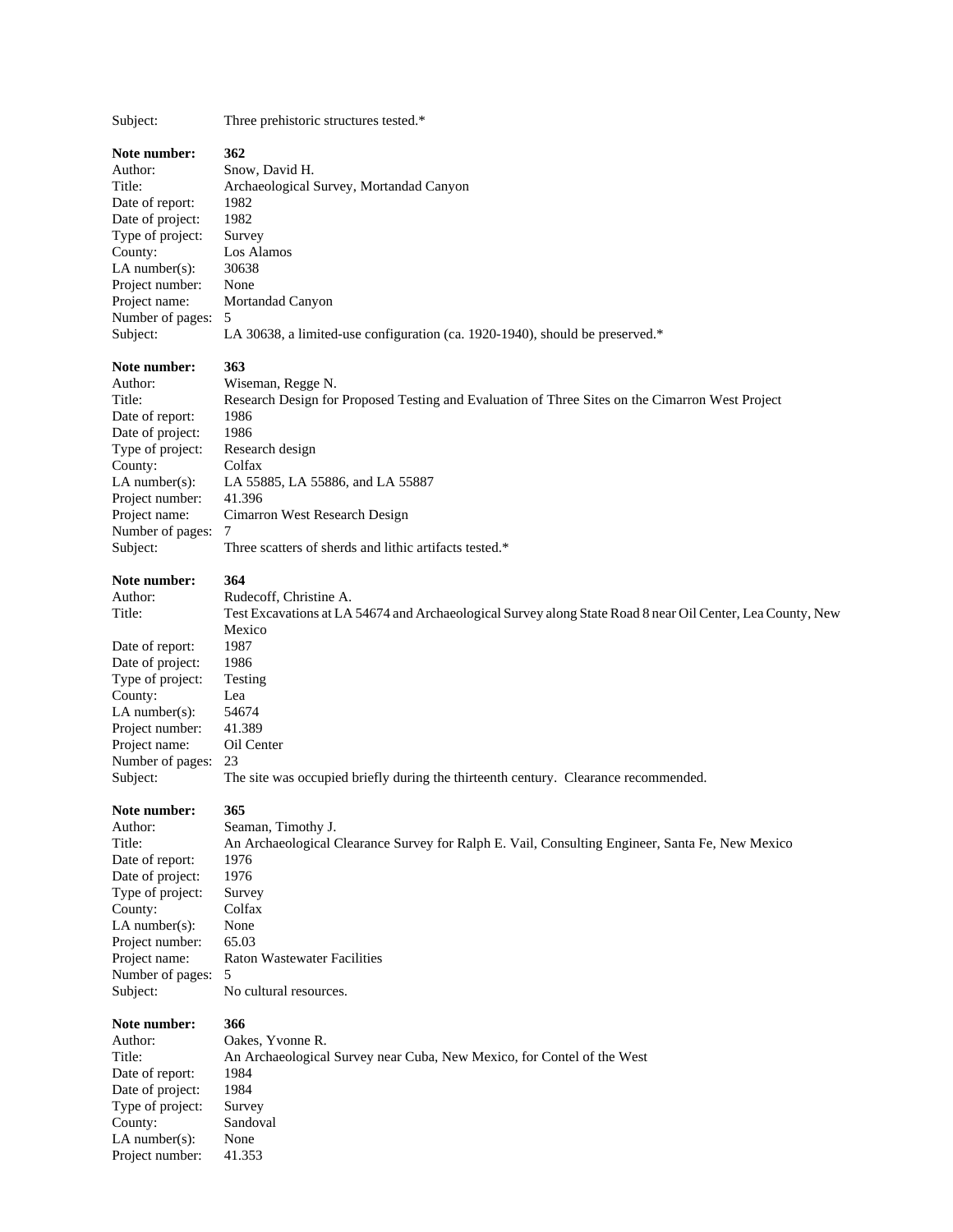Subject: Three prehistoric structures tested.*

**Note number:** **362**
Author: Snow, David H.
Title: Archaeological Survey, Mortandad Canyon
Date of report: 1982
Date of project: 1982
Type of project: Survey
County: Los Alamos
LA number(s): 30638
Project number: None
Project name: Mortandad Canyon
Number of pages: 5
Subject: LA 30638, a limited-use configuration (ca. 1920-1940), should be preserved.*

**Note number:** **363**
Author: Wiseman, Regge N.
Title: Research Design for Proposed Testing and Evaluation of Three Sites on the Cimarron West Project
Date of report: 1986
Date of project: 1986
Type of project: Research design
County: Colfax
LA number(s): LA 55885, LA 55886, and LA 55887
Project number: 41.396
Project name: Cimarron West Research Design
Number of pages: 7
Subject: Three scatters of sherds and lithic artifacts tested.*

**Note number:** **364**
Author: Rudecoff, Christine A.
Title: Test Excavations at LA 54674 and Archaeological Survey along State Road 8 near Oil Center, Lea County, New Mexico
Date of report: 1987
Date of project: 1986
Type of project: Testing
County: Lea
LA number(s): 54674
Project number: 41.389
Project name: Oil Center
Number of pages: 23
Subject: The site was occupied briefly during the thirteenth century. Clearance recommended.

**Note number:** **365**
Author: Seaman, Timothy J.
Title: An Archaeological Clearance Survey for Ralph E. Vail, Consulting Engineer, Santa Fe, New Mexico
Date of report: 1976
Date of project: 1976
Type of project: Survey
County: Colfax
LA number(s): None
Project number: 65.03
Project name: Raton Wastewater Facilities
Number of pages: 5
Subject: No cultural resources.

**Note number:** **366**
Author: Oakes, Yvonne R.
Title: An Archaeological Survey near Cuba, New Mexico, for Contel of the West
Date of report: 1984
Date of project: 1984
Type of project: Survey
County: Sandoval
LA number(s): None
Project number: 41.353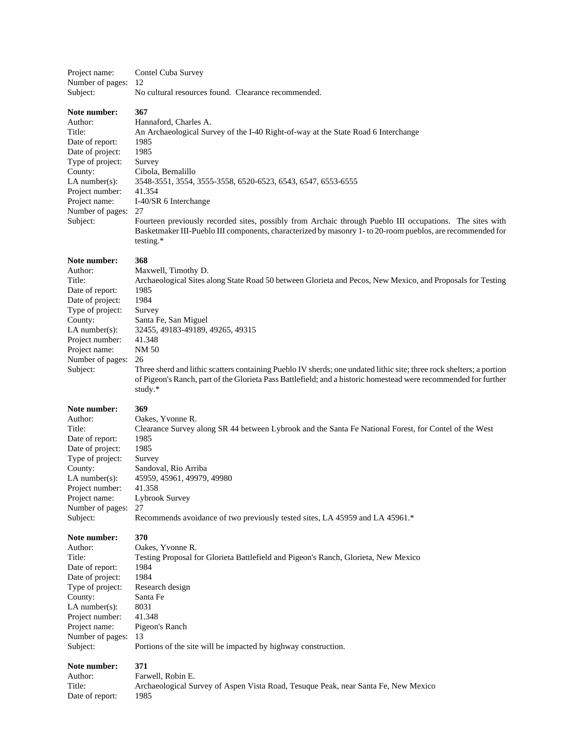Project name: Contel Cuba Survey
Number of pages: 12
Subject: No cultural resources found. Clearance recommended.

**Note number: 367**
Author: Hannaford, Charles A.
Title: An Archaeological Survey of the I-40 Right-of-way at the State Road 6 Interchange
Date of report: 1985
Date of project: 1985
Type of project: Survey
County: Cibola, Bernalillo
LA number(s): 3548-3551, 3554, 3555-3558, 6520-6523, 6543, 6547, 6553-6555
Project number: 41.354
Project name: I-40/SR 6 Interchange
Number of pages: 27
Subject: Fourteen previously recorded sites, possibly from Archaic through Pueblo III occupations. The sites with Basketmaker III-Pueblo III components, characterized by masonry 1- to 20-room pueblos, are recommended for testing.*

**Note number: 368**
Author: Maxwell, Timothy D.
Title: Archaeological Sites along State Road 50 between Glorieta and Pecos, New Mexico, and Proposals for Testing
Date of report: 1985
Date of project: 1984
Type of project: Survey
County: Santa Fe, San Miguel
LA number(s): 32455, 49183-49189, 49265, 49315
Project number: 41.348
Project name: NM 50
Number of pages: 26
Subject: Three sherd and lithic scatters containing Pueblo IV sherds; one undated lithic site; three rock shelters; a portion of Pigeon's Ranch, part of the Glorieta Pass Battlefield; and a historic homestead were recommended for further study.*

**Note number: 369**
Author: Oakes, Yvonne R.
Title: Clearance Survey along SR 44 between Lybrook and the Santa Fe National Forest, for Contel of the West
Date of report: 1985
Date of project: 1985
Type of project: Survey
County: Sandoval, Rio Arriba
LA number(s): 45959, 45961, 49979, 49980
Project number: 41.358
Project name: Lybrook Survey
Number of pages: 27
Subject: Recommends avoidance of two previously tested sites, LA 45959 and LA 45961.*

**Note number: 370**
Author: Oakes, Yvonne R.
Title: Testing Proposal for Glorieta Battlefield and Pigeon's Ranch, Glorieta, New Mexico
Date of report: 1984
Date of project: 1984
Type of project: Research design
County: Santa Fe
LA number(s): 8031
Project number: 41.348
Project name: Pigeon's Ranch
Number of pages: 13
Subject: Portions of the site will be impacted by highway construction.

**Note number: 371**
Author: Farwell, Robin E.
Title: Archaeological Survey of Aspen Vista Road, Tesuque Peak, near Santa Fe, New Mexico
Date of report: 1985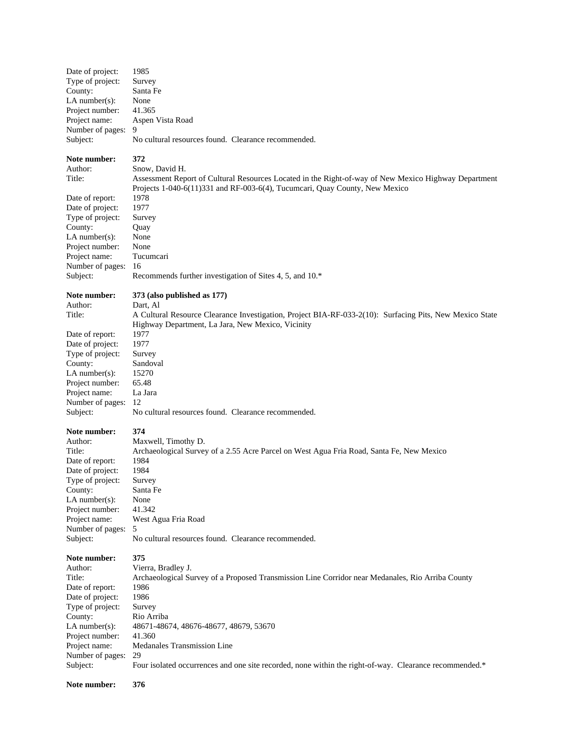Date of project: 1985
Type of project: Survey
County: Santa Fe
LA number(s): None
Project number: 41.365
Project name: Aspen Vista Road
Number of pages: 9
Subject: No cultural resources found. Clearance recommended.

**Note number: 372**
Author: Snow, David H.
Title: Assessment Report of Cultural Resources Located in the Right-of-way of New Mexico Highway Department Projects 1-040-6(11)331 and RF-003-6(4), Tucumcari, Quay County, New Mexico
Date of report: 1978
Date of project: 1977
Type of project: Survey
County: Quay
LA number(s): None
Project number: None
Project name: Tucumcari
Number of pages: 16
Subject: Recommends further investigation of Sites 4, 5, and 10.*

**Note number: 373 (also published as 177)**
Author: Dart, Al
Title: A Cultural Resource Clearance Investigation, Project BIA-RF-033-2(10): Surfacing Pits, New Mexico State Highway Department, La Jara, New Mexico, Vicinity
Date of report: 1977
Date of project: 1977
Type of project: Survey
County: Sandoval
LA number(s): 15270
Project number: 65.48
Project name: La Jara
Number of pages: 12
Subject: No cultural resources found. Clearance recommended.

**Note number: 374**
Author: Maxwell, Timothy D.
Title: Archaeological Survey of a 2.55 Acre Parcel on West Agua Fria Road, Santa Fe, New Mexico
Date of report: 1984
Date of project: 1984
Type of project: Survey
County: Santa Fe
LA number(s): None
Project number: 41.342
Project name: West Agua Fria Road
Number of pages: 5
Subject: No cultural resources found. Clearance recommended.

**Note number: 375**
Author: Vierra, Bradley J.
Title: Archaeological Survey of a Proposed Transmission Line Corridor near Medanales, Rio Arriba County
Date of report: 1986
Date of project: 1986
Type of project: Survey
County: Rio Arriba
LA number(s): 48671-48674, 48676-48677, 48679, 53670
Project number: 41.360
Project name: Medanales Transmission Line
Number of pages: 29
Subject: Four isolated occurrences and one site recorded, none within the right-of-way. Clearance recommended.*

**Note number: 376**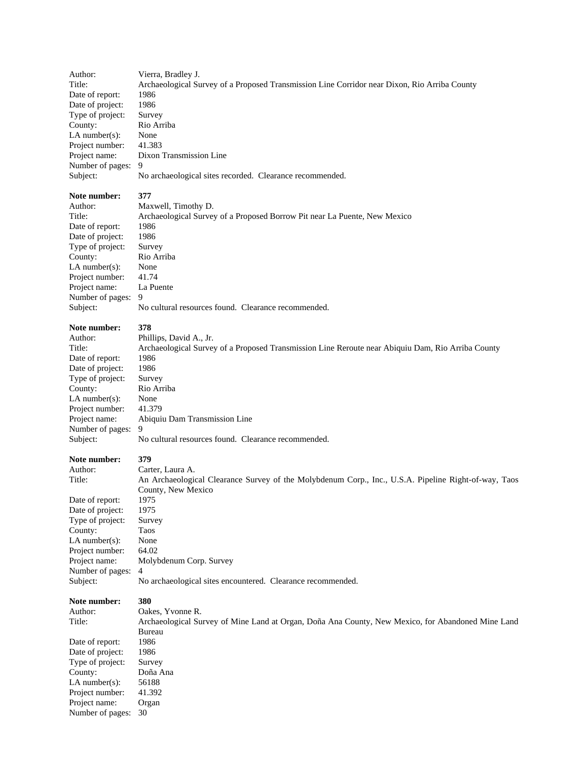Author: Vierra, Bradley J.
Title: Archaeological Survey of a Proposed Transmission Line Corridor near Dixon, Rio Arriba County
Date of report: 1986
Date of project: 1986
Type of project: Survey
County: Rio Arriba
LA number(s): None
Project number: 41.383
Project name: Dixon Transmission Line
Number of pages: 9
Subject: No archaeological sites recorded. Clearance recommended.

**Note number: 377**
Author: Maxwell, Timothy D.
Title: Archaeological Survey of a Proposed Borrow Pit near La Puente, New Mexico
Date of report: 1986
Date of project: 1986
Type of project: Survey
County: Rio Arriba
LA number(s): None
Project number: 41.74
Project name: La Puente
Number of pages: 9
Subject: No cultural resources found. Clearance recommended.

**Note number: 378**
Author: Phillips, David A., Jr.
Title: Archaeological Survey of a Proposed Transmission Line Reroute near Abiquiu Dam, Rio Arriba County
Date of report: 1986
Date of project: 1986
Type of project: Survey
County: Rio Arriba
LA number(s): None
Project number: 41.379
Project name: Abiquiu Dam Transmission Line
Number of pages: 9
Subject: No cultural resources found. Clearance recommended.

**Note number: 379**
Author: Carter, Laura A.
Title: An Archaeological Clearance Survey of the Molybdenum Corp., Inc., U.S.A. Pipeline Right-of-way, Taos County, New Mexico
Date of report: 1975
Date of project: 1975
Type of project: Survey
County: Taos
LA number(s): None
Project number: 64.02
Project name: Molybdenum Corp. Survey
Number of pages: 4
Subject: No archaeological sites encountered. Clearance recommended.

**Note number: 380**
Author: Oakes, Yvonne R.
Title: Archaeological Survey of Mine Land at Organ, Doña Ana County, New Mexico, for Abandoned Mine Land Bureau
Date of report: 1986
Date of project: 1986
Type of project: Survey
County: Doña Ana
LA number(s): 56188
Project number: 41.392
Project name: Organ
Number of pages: 30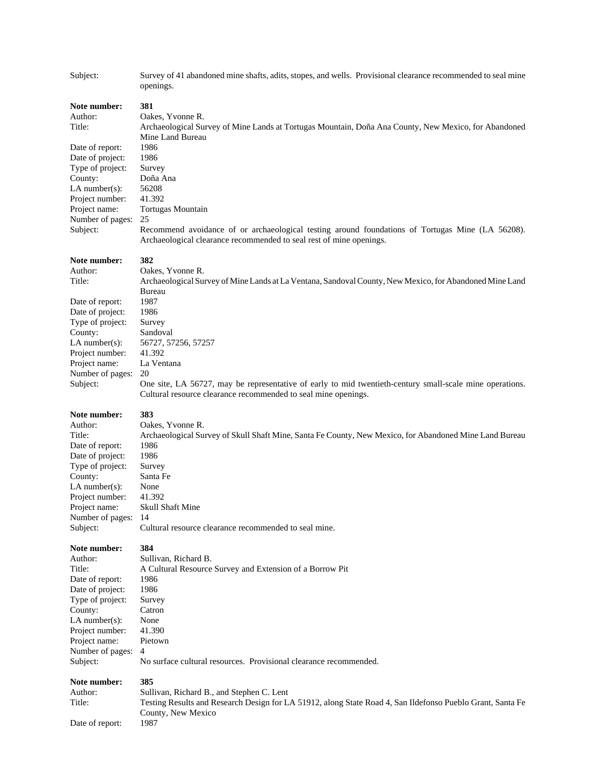Subject: Survey of 41 abandoned mine shafts, adits, stopes, and wells. Provisional clearance recommended to seal mine openings.

**Note number:** **381**
Author: Oakes, Yvonne R.
Title: Archaeological Survey of Mine Lands at Tortugas Mountain, Doña Ana County, New Mexico, for Abandoned Mine Land Bureau
Date of report: 1986
Date of project: 1986
Type of project: Survey
County: Doña Ana
LA number(s): 56208
Project number: 41.392
Project name: Tortugas Mountain
Number of pages: 25
Subject: Recommend avoidance of or archaeological testing around foundations of Tortugas Mine (LA 56208). Archaeological clearance recommended to seal rest of mine openings.

**Note number:** **382**
Author: Oakes, Yvonne R.
Title: Archaeological Survey of Mine Lands at La Ventana, Sandoval County, New Mexico, for Abandoned Mine Land Bureau
Date of report: 1987
Date of project: 1986
Type of project: Survey
County: Sandoval
LA number(s): 56727, 57256, 57257
Project number: 41.392
Project name: La Ventana
Number of pages: 20
Subject: One site, LA 56727, may be representative of early to mid twentieth-century small-scale mine operations. Cultural resource clearance recommended to seal mine openings.

**Note number:** **383**
Author: Oakes, Yvonne R.
Title: Archaeological Survey of Skull Shaft Mine, Santa Fe County, New Mexico, for Abandoned Mine Land Bureau
Date of report: 1986
Date of project: 1986
Type of project: Survey
County: Santa Fe
LA number(s): None
Project number: 41.392
Project name: Skull Shaft Mine
Number of pages: 14
Subject: Cultural resource clearance recommended to seal mine.

**Note number:** **384**
Author: Sullivan, Richard B.
Title: A Cultural Resource Survey and Extension of a Borrow Pit
Date of report: 1986
Date of project: 1986
Type of project: Survey
County: Catron
LA number(s): None
Project number: 41.390
Project name: Pietown
Number of pages: 4
Subject: No surface cultural resources. Provisional clearance recommended.

**Note number:** **385**
Author: Sullivan, Richard B., and Stephen C. Lent
Title: Testing Results and Research Design for LA 51912, along State Road 4, San Ildefonso Pueblo Grant, Santa Fe County, New Mexico
Date of report: 1987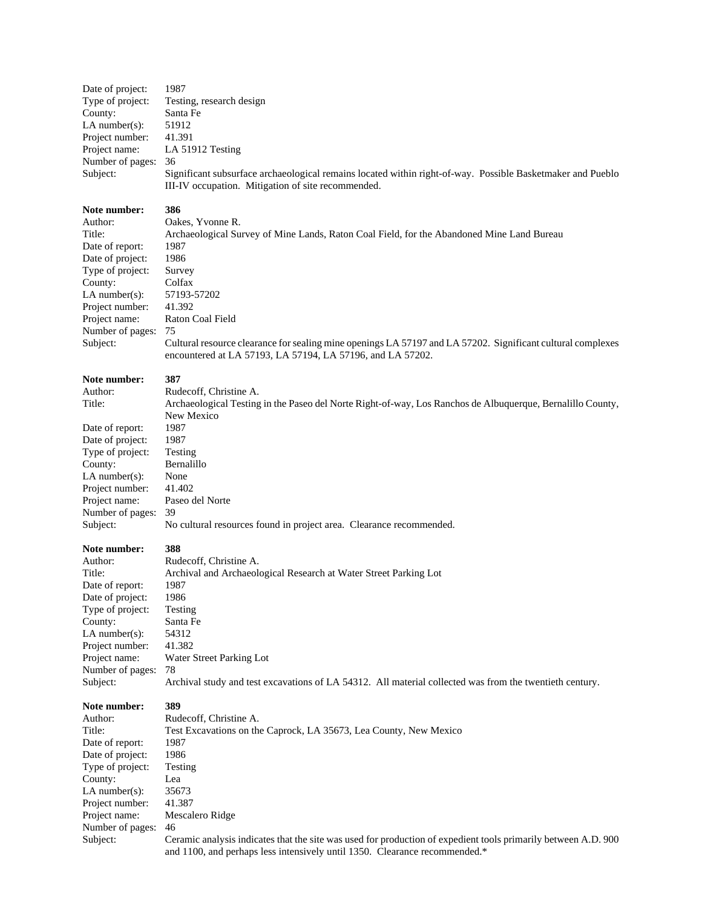Date of project: 1987
Type of project: Testing, research design
County: Santa Fe
LA number(s): 51912
Project number: 41.391
Project name: LA 51912 Testing
Number of pages: 36
Subject: Significant subsurface archaeological remains located within right-of-way. Possible Basketmaker and Pueblo III-IV occupation. Mitigation of site recommended.

**Note number: 386**
Author: Oakes, Yvonne R.
Title: Archaeological Survey of Mine Lands, Raton Coal Field, for the Abandoned Mine Land Bureau
Date of report: 1987
Date of project: 1986
Type of project: Survey
County: Colfax
LA number(s): 57193-57202
Project number: 41.392
Project name: Raton Coal Field
Number of pages: 75
Subject: Cultural resource clearance for sealing mine openings LA 57197 and LA 57202. Significant cultural complexes encountered at LA 57193, LA 57194, LA 57196, and LA 57202.

**Note number: 387**
Author: Rudecoff, Christine A.
Title: Archaeological Testing in the Paseo del Norte Right-of-way, Los Ranchos de Albuquerque, Bernalillo County, New Mexico
Date of report: 1987
Date of project: 1987
Type of project: Testing
County: Bernalillo
LA number(s): None
Project number: 41.402
Project name: Paseo del Norte
Number of pages: 39
Subject: No cultural resources found in project area. Clearance recommended.

**Note number: 388**
Author: Rudecoff, Christine A.
Title: Archival and Archaeological Research at Water Street Parking Lot
Date of report: 1987
Date of project: 1986
Type of project: Testing
County: Santa Fe
LA number(s): 54312
Project number: 41.382
Project name: Water Street Parking Lot
Number of pages: 78
Subject: Archival study and test excavations of LA 54312. All material collected was from the twentieth century.

**Note number: 389**
Author: Rudecoff, Christine A.
Title: Test Excavations on the Caprock, LA 35673, Lea County, New Mexico
Date of report: 1987
Date of project: 1986
Type of project: Testing
County: Lea
LA number(s): 35673
Project number: 41.387
Project name: Mescalero Ridge
Number of pages: 46
Subject: Ceramic analysis indicates that the site was used for production of expedient tools primarily between A.D. 900 and 1100, and perhaps less intensively until 1350. Clearance recommended.*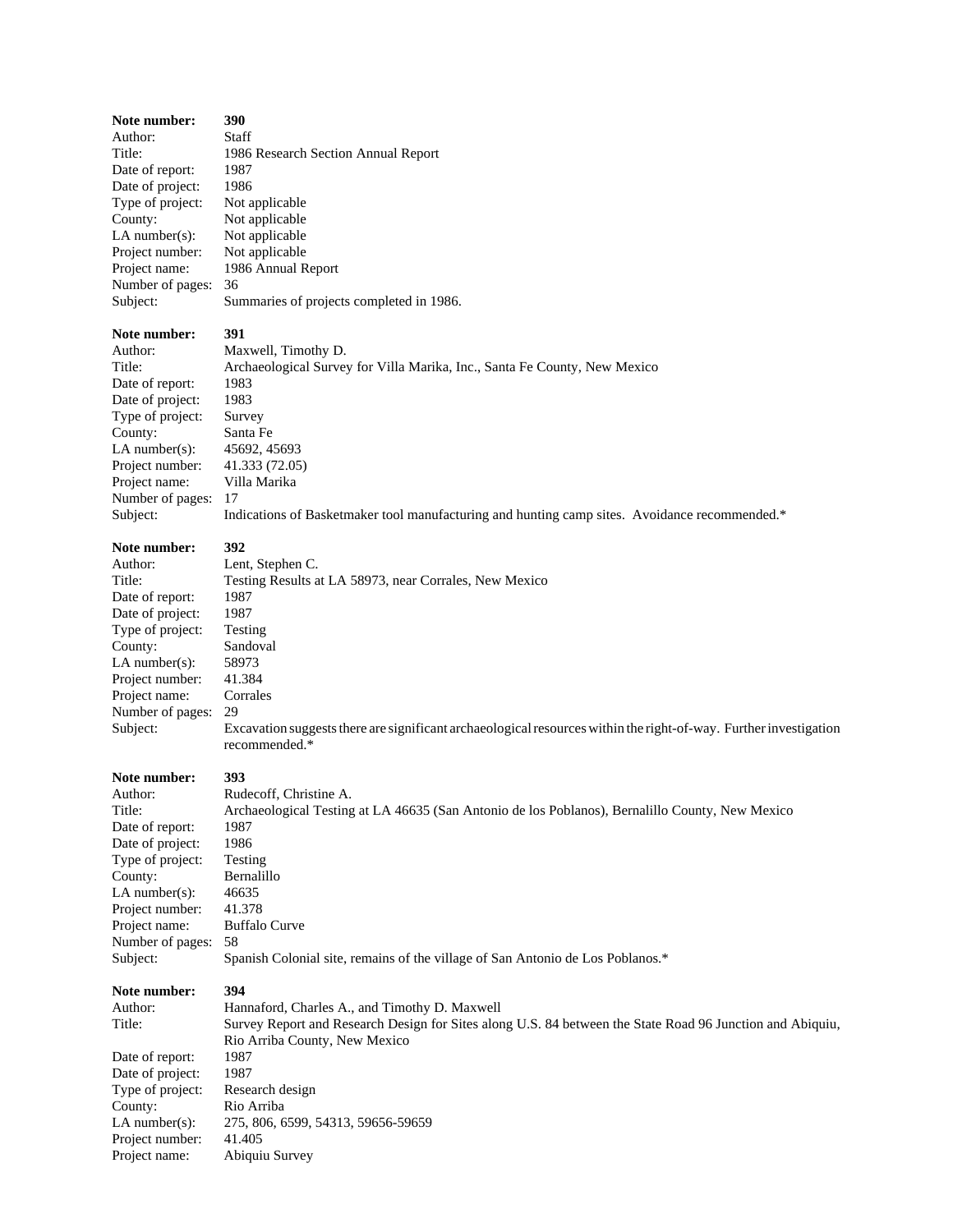**Note number:** **390**
Author: Staff
Title: 1986 Research Section Annual Report
Date of report: 1987
Date of project: 1986
Type of project: Not applicable
County: Not applicable
LA number(s): Not applicable
Project number: Not applicable
Project name: 1986 Annual Report
Number of pages: 36
Subject: Summaries of projects completed in 1986.

**Note number:** **391**
Author: Maxwell, Timothy D.
Title: Archaeological Survey for Villa Marika, Inc., Santa Fe County, New Mexico
Date of report: 1983
Date of project: 1983
Type of project: Survey
County: Santa Fe
LA number(s): 45692, 45693
Project number: 41.333 (72.05)
Project name: Villa Marika
Number of pages: 17
Subject: Indications of Basketmaker tool manufacturing and hunting camp sites. Avoidance recommended.*

**Note number:** **392**
Author: Lent, Stephen C.
Title: Testing Results at LA 58973, near Corrales, New Mexico
Date of report: 1987
Date of project: 1987
Type of project: Testing
County: Sandoval
LA number(s): 58973
Project number: 41.384
Project name: Corrales
Number of pages: 29
Subject: Excavation suggests there are significant archaeological resources within the right-of-way. Further investigation recommended.*

**Note number:** **393**
Author: Rudecoff, Christine A.
Title: Archaeological Testing at LA 46635 (San Antonio de los Poblanos), Bernalillo County, New Mexico
Date of report: 1987
Date of project: 1986
Type of project: Testing
County: Bernalillo
LA number(s): 46635
Project number: 41.378
Project name: Buffalo Curve
Number of pages: 58
Subject: Spanish Colonial site, remains of the village of San Antonio de Los Poblanos.*

**Note number:** **394**
Author: Hannaford, Charles A., and Timothy D. Maxwell
Title: Survey Report and Research Design for Sites along U.S. 84 between the State Road 96 Junction and Abiquiu, Rio Arriba County, New Mexico
Date of report: 1987
Date of project: 1987
Type of project: Research design
County: Rio Arriba
LA number(s): 275, 806, 6599, 54313, 59656-59659
Project number: 41.405
Project name: Abiquiu Survey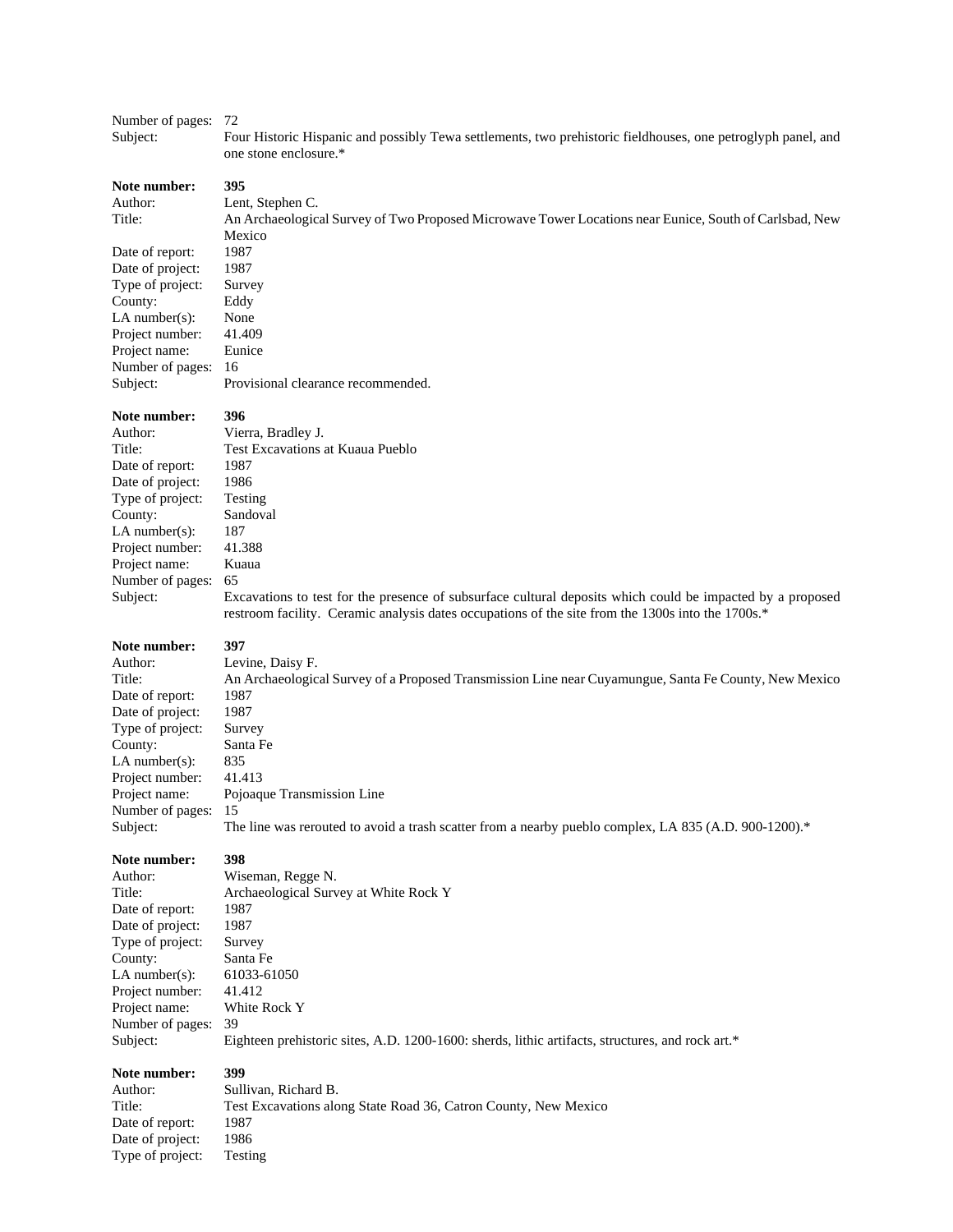Number of pages: 72
Subject: Four Historic Hispanic and possibly Tewa settlements, two prehistoric fieldhouses, one petroglyph panel, and one stone enclosure.*

**Note number:** **395**
Author: Lent, Stephen C.
Title: An Archaeological Survey of Two Proposed Microwave Tower Locations near Eunice, South of Carlsbad, New Mexico
Date of report: 1987
Date of project: 1987
Type of project: Survey
County: Eddy
LA number(s): None
Project number: 41.409
Project name: Eunice
Number of pages: 16
Subject: Provisional clearance recommended.

**Note number:** **396**
Author: Vierra, Bradley J.
Title: Test Excavations at Kuaua Pueblo
Date of report: 1987
Date of project: 1986
Type of project: Testing
County: Sandoval
LA number(s): 187
Project number: 41.388
Project name: Kuaua
Number of pages: 65
Subject: Excavations to test for the presence of subsurface cultural deposits which could be impacted by a proposed restroom facility. Ceramic analysis dates occupations of the site from the 1300s into the 1700s.*

**Note number:** **397**
Author: Levine, Daisy F.
Title: An Archaeological Survey of a Proposed Transmission Line near Cuyamungue, Santa Fe County, New Mexico
Date of report: 1987
Date of project: 1987
Type of project: Survey
County: Santa Fe
LA number(s): 835
Project number: 41.413
Project name: Pojoaque Transmission Line
Number of pages: 15
Subject: The line was rerouted to avoid a trash scatter from a nearby pueblo complex, LA 835 (A.D. 900-1200).*

**Note number:** **398**
Author: Wiseman, Regge N.
Title: Archaeological Survey at White Rock Y
Date of report: 1987
Date of project: 1987
Type of project: Survey
County: Santa Fe
LA number(s): 61033-61050
Project number: 41.412
Project name: White Rock Y
Number of pages: 39
Subject: Eighteen prehistoric sites, A.D. 1200-1600: sherds, lithic artifacts, structures, and rock art.*

**Note number:** **399**
Author: Sullivan, Richard B.
Title: Test Excavations along State Road 36, Catron County, New Mexico
Date of report: 1987
Date of project: 1986
Type of project: Testing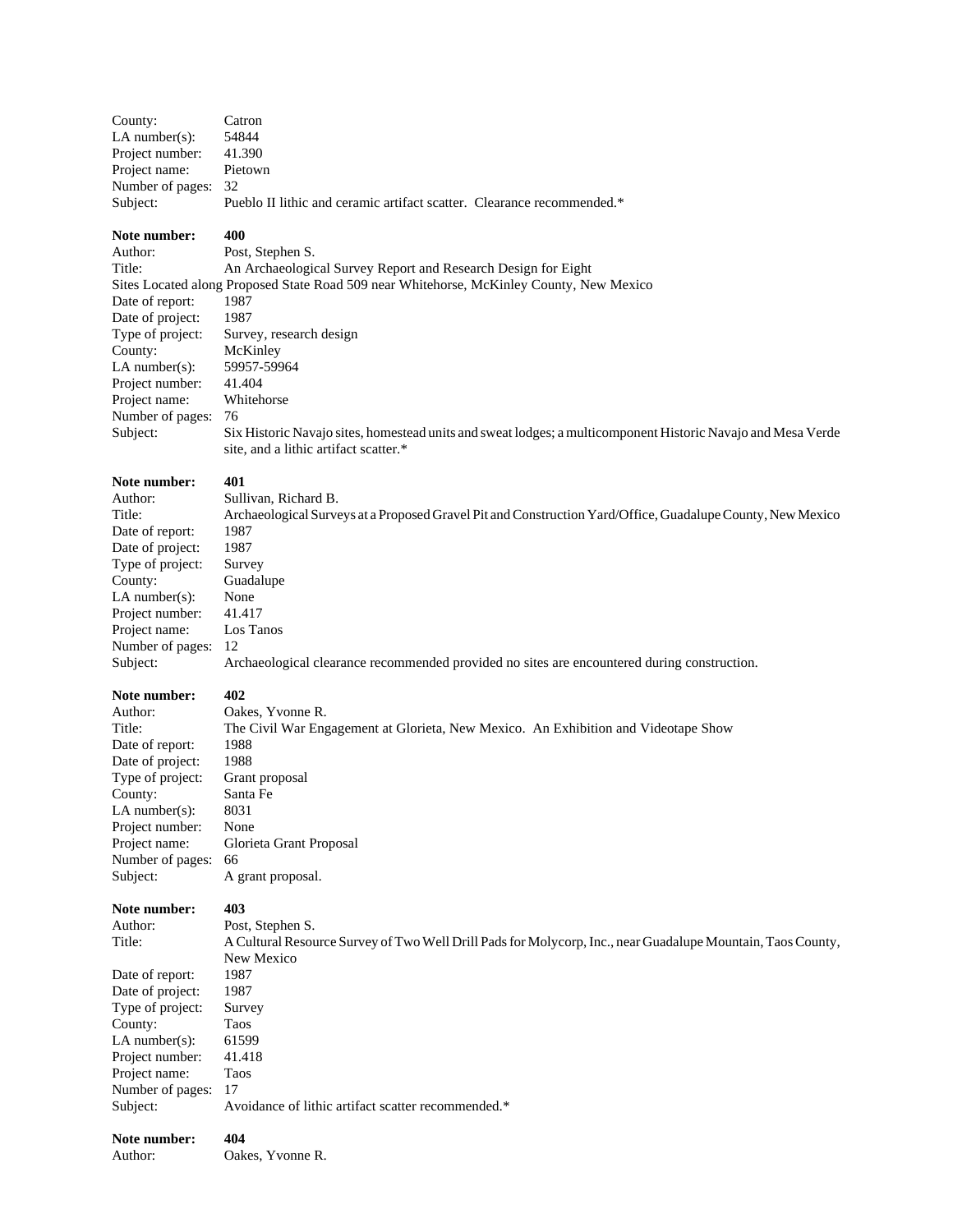County: Catron
LA number(s): 54844
Project number: 41.390
Project name: Pietown
Number of pages: 32
Subject: Pueblo II lithic and ceramic artifact scatter. Clearance recommended.*

**Note number:** **400**
Author: Post, Stephen S.
Title: An Archaeological Survey Report and Research Design for Eight Sites Located along Proposed State Road 509 near Whitehorse, McKinley County, New Mexico
Date of report: 1987
Date of project: 1987
Type of project: Survey, research design
County: McKinley
LA number(s): 59957-59964
Project number: 41.404
Project name: Whitehorse
Number of pages: 76
Subject: Six Historic Navajo sites, homestead units and sweat lodges; a multicomponent Historic Navajo and Mesa Verde site, and a lithic artifact scatter.*

**Note number:** **401**
Author: Sullivan, Richard B.
Title: Archaeological Surveys at a Proposed Gravel Pit and Construction Yard/Office, Guadalupe County, New Mexico
Date of report: 1987
Date of project: 1987
Type of project: Survey
County: Guadalupe
LA number(s): None
Project number: 41.417
Project name: Los Tanos
Number of pages: 12
Subject: Archaeological clearance recommended provided no sites are encountered during construction.

**Note number:** **402**
Author: Oakes, Yvonne R.
Title: The Civil War Engagement at Glorieta, New Mexico. An Exhibition and Videotape Show
Date of report: 1988
Date of project: 1988
Type of project: Grant proposal
County: Santa Fe
LA number(s): 8031
Project number: None
Project name: Glorieta Grant Proposal
Number of pages: 66
Subject: A grant proposal.

**Note number:** **403**
Author: Post, Stephen S.
Title: A Cultural Resource Survey of Two Well Drill Pads for Molycorp, Inc., near Guadalupe Mountain, Taos County, New Mexico
Date of report: 1987
Date of project: 1987
Type of project: Survey
County: Taos
LA number(s): 61599
Project number: 41.418
Project name: Taos
Number of pages: 17
Subject: Avoidance of lithic artifact scatter recommended.*

**Note number:** **404**
Author: Oakes, Yvonne R.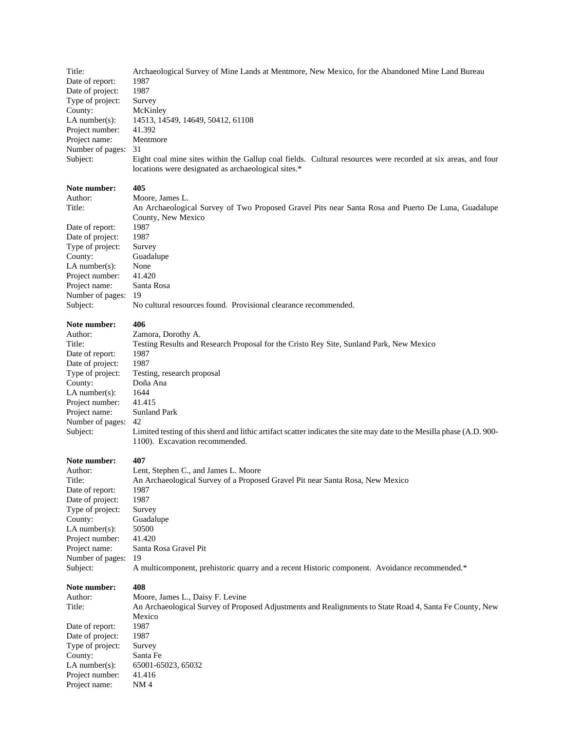Title: Archaeological Survey of Mine Lands at Mentmore, New Mexico, for the Abandoned Mine Land Bureau
Date of report: 1987
Date of project: 1987
Type of project: Survey
County: McKinley
LA number(s): 14513, 14549, 14649, 50412, 61108
Project number: 41.392
Project name: Mentmore
Number of pages: 31
Subject: Eight coal mine sites within the Gallup coal fields. Cultural resources were recorded at six areas, and four locations were designated as archaeological sites.*

**Note number: 405**
Author: Moore, James L.
Title: An Archaeological Survey of Two Proposed Gravel Pits near Santa Rosa and Puerto De Luna, Guadalupe County, New Mexico
Date of report: 1987
Date of project: 1987
Type of project: Survey
County: Guadalupe
LA number(s): None
Project number: 41.420
Project name: Santa Rosa
Number of pages: 19
Subject: No cultural resources found. Provisional clearance recommended.

**Note number: 406**
Author: Zamora, Dorothy A.
Title: Testing Results and Research Proposal for the Cristo Rey Site, Sunland Park, New Mexico
Date of report: 1987
Date of project: 1987
Type of project: Testing, research proposal
County: Doña Ana
LA number(s): 1644
Project number: 41.415
Project name: Sunland Park
Number of pages: 42
Subject: Limited testing of this sherd and lithic artifact scatter indicates the site may date to the Mesilla phase (A.D. 900-1100). Excavation recommended.

**Note number: 407**
Author: Lent, Stephen C., and James L. Moore
Title: An Archaeological Survey of a Proposed Gravel Pit near Santa Rosa, New Mexico
Date of report: 1987
Date of project: 1987
Type of project: Survey
County: Guadalupe
LA number(s): 50500
Project number: 41.420
Project name: Santa Rosa Gravel Pit
Number of pages: 19
Subject: A multicomponent, prehistoric quarry and a recent Historic component. Avoidance recommended.*

**Note number: 408**
Author: Moore, James L., Daisy F. Levine
Title: An Archaeological Survey of Proposed Adjustments and Realignments to State Road 4, Santa Fe County, New Mexico
Date of report: 1987
Date of project: 1987
Type of project: Survey
County: Santa Fe
LA number(s): 65001-65023, 65032
Project number: 41.416
Project name: NM 4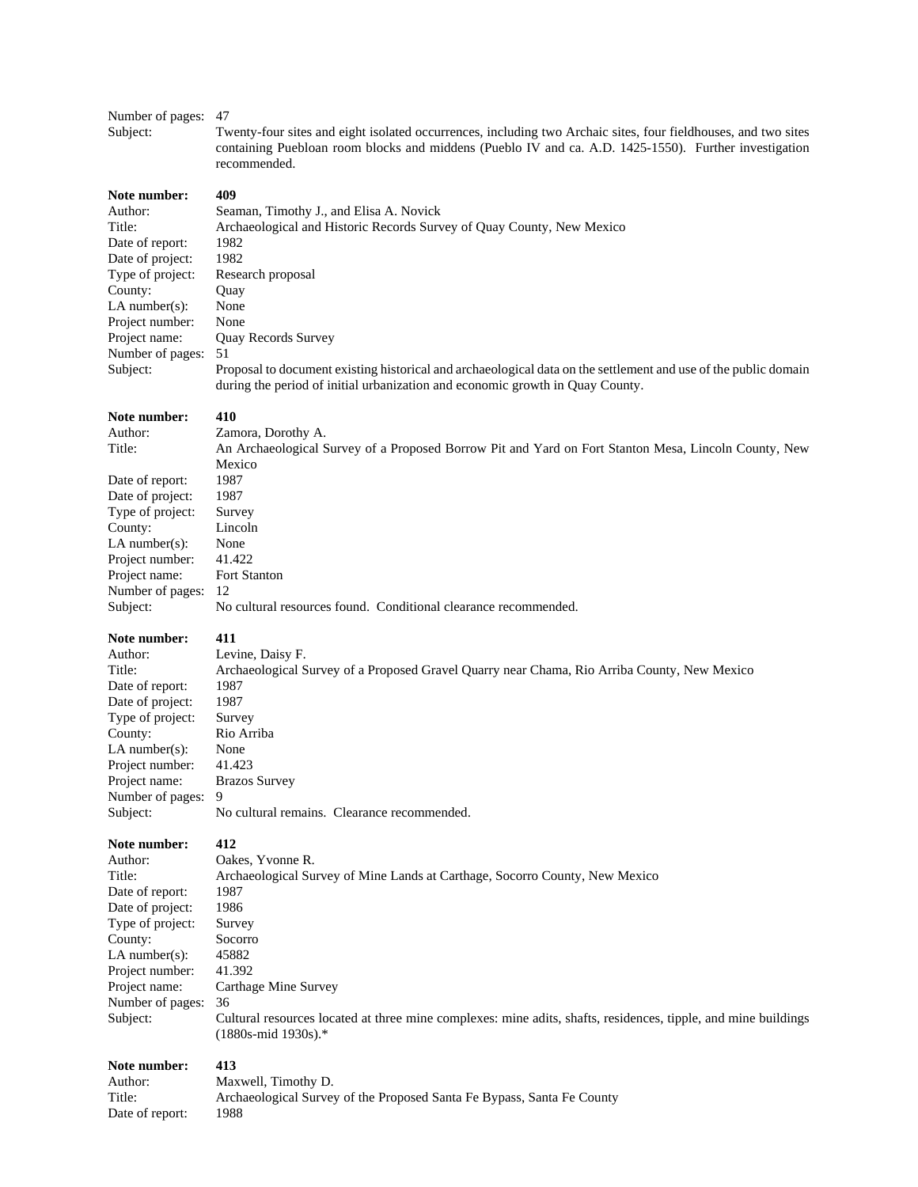Number of pages: 47
Subject: Twenty-four sites and eight isolated occurrences, including two Archaic sites, four fieldhouses, and two sites containing Puebloan room blocks and middens (Pueblo IV and ca. A.D. 1425-1550). Further investigation recommended.

**Note number:** **409**
Author: Seaman, Timothy J., and Elisa A. Novick
Title: Archaeological and Historic Records Survey of Quay County, New Mexico
Date of report: 1982
Date of project: 1982
Type of project: Research proposal
County: Quay
LA number(s): None
Project number: None
Project name: Quay Records Survey
Number of pages: 51
Subject: Proposal to document existing historical and archaeological data on the settlement and use of the public domain during the period of initial urbanization and economic growth in Quay County.

**Note number:** **410**
Author: Zamora, Dorothy A.
Title: An Archaeological Survey of a Proposed Borrow Pit and Yard on Fort Stanton Mesa, Lincoln County, New Mexico
Date of report: 1987
Date of project: 1987
Type of project: Survey
County: Lincoln
LA number(s): None
Project number: 41.422
Project name: Fort Stanton
Number of pages: 12
Subject: No cultural resources found. Conditional clearance recommended.

**Note number:** **411**
Author: Levine, Daisy F.
Title: Archaeological Survey of a Proposed Gravel Quarry near Chama, Rio Arriba County, New Mexico
Date of report: 1987
Date of project: 1987
Type of project: Survey
County: Rio Arriba
LA number(s): None
Project number: 41.423
Project name: Brazos Survey
Number of pages: 9
Subject: No cultural remains. Clearance recommended.

**Note number:** **412**
Author: Oakes, Yvonne R.
Title: Archaeological Survey of Mine Lands at Carthage, Socorro County, New Mexico
Date of report: 1987
Date of project: 1986
Type of project: Survey
County: Socorro
LA number(s): 45882
Project number: 41.392
Project name: Carthage Mine Survey
Number of pages: 36
Subject: Cultural resources located at three mine complexes: mine adits, shafts, residences, tipple, and mine buildings (1880s-mid 1930s).*

**Note number:** **413**
Author: Maxwell, Timothy D.
Title: Archaeological Survey of the Proposed Santa Fe Bypass, Santa Fe County
Date of report: 1988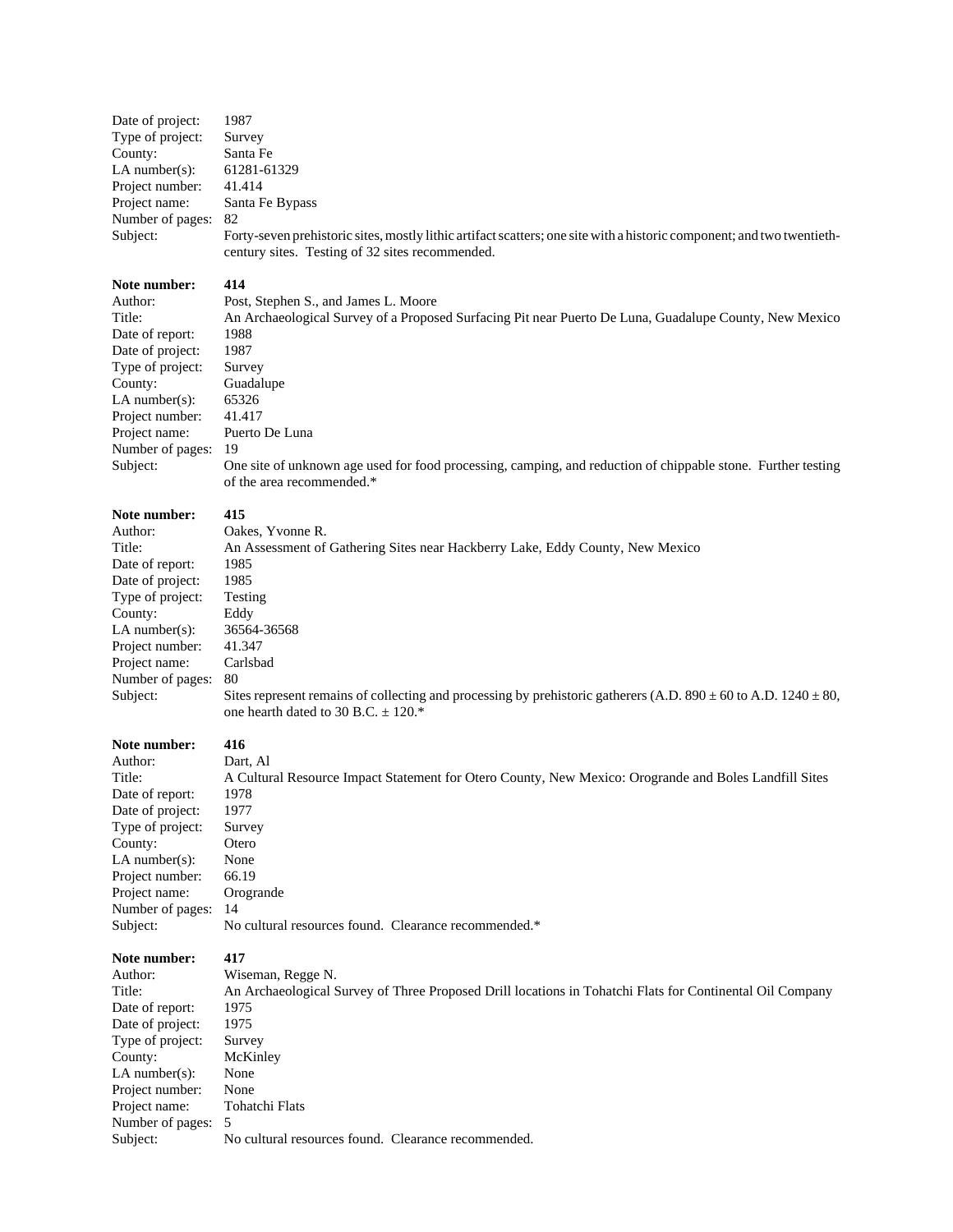Date of project: 1987
Type of project: Survey
County: Santa Fe
LA number(s): 61281-61329
Project number: 41.414
Project name: Santa Fe Bypass
Number of pages: 82
Subject: Forty-seven prehistoric sites, mostly lithic artifact scatters; one site with a historic component; and two twentieth-century sites. Testing of 32 sites recommended.

**Note number: 414**
Author: Post, Stephen S., and James L. Moore
Title: An Archaeological Survey of a Proposed Surfacing Pit near Puerto De Luna, Guadalupe County, New Mexico
Date of report: 1988
Date of project: 1987
Type of project: Survey
County: Guadalupe
LA number(s): 65326
Project number: 41.417
Project name: Puerto De Luna
Number of pages: 19
Subject: One site of unknown age used for food processing, camping, and reduction of chippable stone. Further testing of the area recommended.*

**Note number: 415**
Author: Oakes, Yvonne R.
Title: An Assessment of Gathering Sites near Hackberry Lake, Eddy County, New Mexico
Date of report: 1985
Date of project: 1985
Type of project: Testing
County: Eddy
LA number(s): 36564-36568
Project number: 41.347
Project name: Carlsbad
Number of pages: 80
Subject: Sites represent remains of collecting and processing by prehistoric gatherers (A.D. 890 ± 60 to A.D. 1240 ± 80, one hearth dated to 30 B.C. ± 120.*

**Note number: 416**
Author: Dart, Al
Title: A Cultural Resource Impact Statement for Otero County, New Mexico: Orogrande and Boles Landfill Sites
Date of report: 1978
Date of project: 1977
Type of project: Survey
County: Otero
LA number(s): None
Project number: 66.19
Project name: Orogrande
Number of pages: 14
Subject: No cultural resources found. Clearance recommended.*

**Note number: 417**
Author: Wiseman, Regge N.
Title: An Archaeological Survey of Three Proposed Drill locations in Tohatchi Flats for Continental Oil Company
Date of report: 1975
Date of project: 1975
Type of project: Survey
County: McKinley
LA number(s): None
Project number: None
Project name: Tohatchi Flats
Number of pages: 5
Subject: No cultural resources found. Clearance recommended.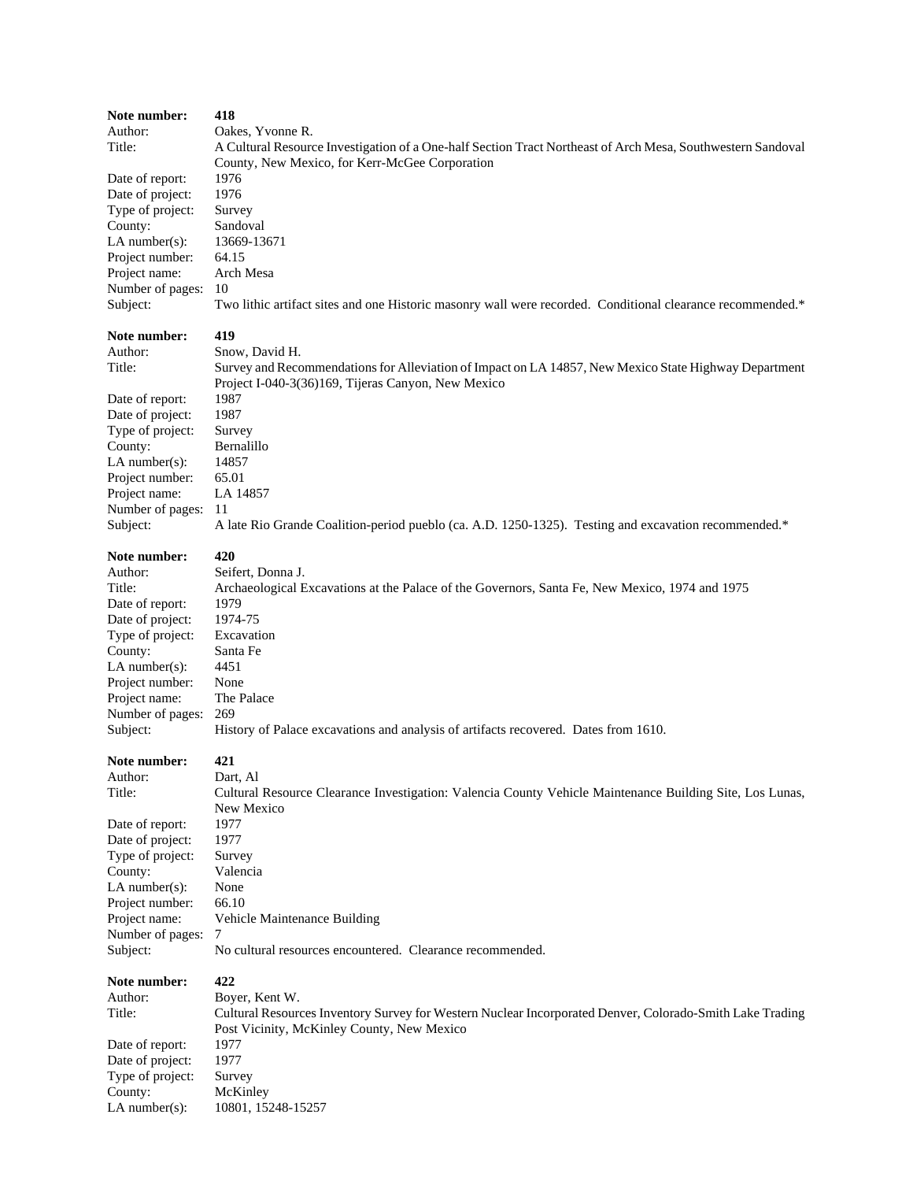**Note number:** 418
Author: Oakes, Yvonne R.
Title: A Cultural Resource Investigation of a One-half Section Tract Northeast of Arch Mesa, Southwestern Sandoval County, New Mexico, for Kerr-McGee Corporation
Date of report: 1976
Date of project: 1976
Type of project: Survey
County: Sandoval
LA number(s): 13669-13671
Project number: 64.15
Project name: Arch Mesa
Number of pages: 10
Subject: Two lithic artifact sites and one Historic masonry wall were recorded. Conditional clearance recommended.*

**Note number:** 419
Author: Snow, David H.
Title: Survey and Recommendations for Alleviation of Impact on LA 14857, New Mexico State Highway Department Project I-040-3(36)169, Tijeras Canyon, New Mexico
Date of report: 1987
Date of project: 1987
Type of project: Survey
County: Bernalillo
LA number(s): 14857
Project number: 65.01
Project name: LA 14857
Number of pages: 11
Subject: A late Rio Grande Coalition-period pueblo (ca. A.D. 1250-1325). Testing and excavation recommended.*

**Note number:** 420
Author: Seifert, Donna J.
Title: Archaeological Excavations at the Palace of the Governors, Santa Fe, New Mexico, 1974 and 1975
Date of report: 1979
Date of project: 1974-75
Type of project: Excavation
County: Santa Fe
LA number(s): 4451
Project number: None
Project name: The Palace
Number of pages: 269
Subject: History of Palace excavations and analysis of artifacts recovered. Dates from 1610.

**Note number:** 421
Author: Dart, Al
Title: Cultural Resource Clearance Investigation: Valencia County Vehicle Maintenance Building Site, Los Lunas, New Mexico
Date of report: 1977
Date of project: 1977
Type of project: Survey
County: Valencia
LA number(s): None
Project number: 66.10
Project name: Vehicle Maintenance Building
Number of pages: 7
Subject: No cultural resources encountered. Clearance recommended.

**Note number:** 422
Author: Boyer, Kent W.
Title: Cultural Resources Inventory Survey for Western Nuclear Incorporated Denver, Colorado-Smith Lake Trading Post Vicinity, McKinley County, New Mexico
Date of report: 1977
Date of project: 1977
Type of project: Survey
County: McKinley
LA number(s): 10801, 15248-15257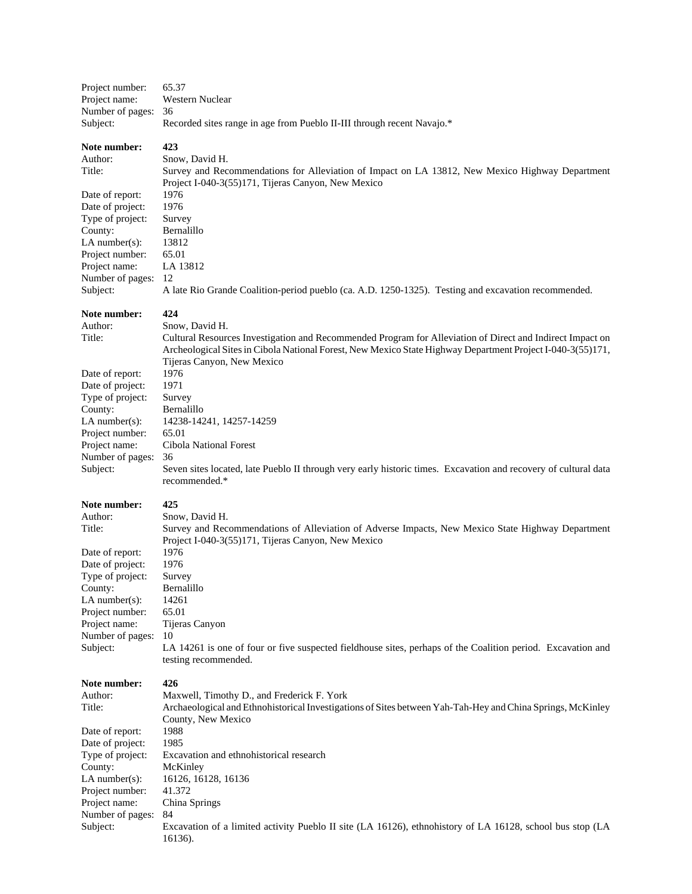Project number: 65.37
Project name: Western Nuclear
Number of pages: 36
Subject: Recorded sites range in age from Pueblo II-III through recent Navajo.*

**Note number: 423**
Author: Snow, David H.
Title: Survey and Recommendations for Alleviation of Impact on LA 13812, New Mexico Highway Department Project I-040-3(55)171, Tijeras Canyon, New Mexico
Date of report: 1976
Date of project: 1976
Type of project: Survey
County: Bernalillo
LA number(s): 13812
Project number: 65.01
Project name: LA 13812
Number of pages: 12
Subject: A late Rio Grande Coalition-period pueblo (ca. A.D. 1250-1325). Testing and excavation recommended.

**Note number: 424**
Author: Snow, David H.
Title: Cultural Resources Investigation and Recommended Program for Alleviation of Direct and Indirect Impact on Archeological Sites in Cibola National Forest, New Mexico State Highway Department Project I-040-3(55)171, Tijeras Canyon, New Mexico
Date of report: 1976
Date of project: 1971
Type of project: Survey
County: Bernalillo
LA number(s): 14238-14241, 14257-14259
Project number: 65.01
Project name: Cibola National Forest
Number of pages: 36
Subject: Seven sites located, late Pueblo II through very early historic times. Excavation and recovery of cultural data recommended.*

**Note number: 425**
Author: Snow, David H.
Title: Survey and Recommendations of Alleviation of Adverse Impacts, New Mexico State Highway Department Project I-040-3(55)171, Tijeras Canyon, New Mexico
Date of report: 1976
Date of project: 1976
Type of project: Survey
County: Bernalillo
LA number(s): 14261
Project number: 65.01
Project name: Tijeras Canyon
Number of pages: 10
Subject: LA 14261 is one of four or five suspected fieldhouse sites, perhaps of the Coalition period. Excavation and testing recommended.

**Note number: 426**
Author: Maxwell, Timothy D., and Frederick F. York
Title: Archaeological and Ethnohistorical Investigations of Sites between Yah-Tah-Hey and China Springs, McKinley County, New Mexico
Date of report: 1988
Date of project: 1985
Type of project: Excavation and ethnohistorical research
County: McKinley
LA number(s): 16126, 16128, 16136
Project number: 41.372
Project name: China Springs
Number of pages: 84
Subject: Excavation of a limited activity Pueblo II site (LA 16126), ethnohistory of LA 16128, school bus stop (LA 16136).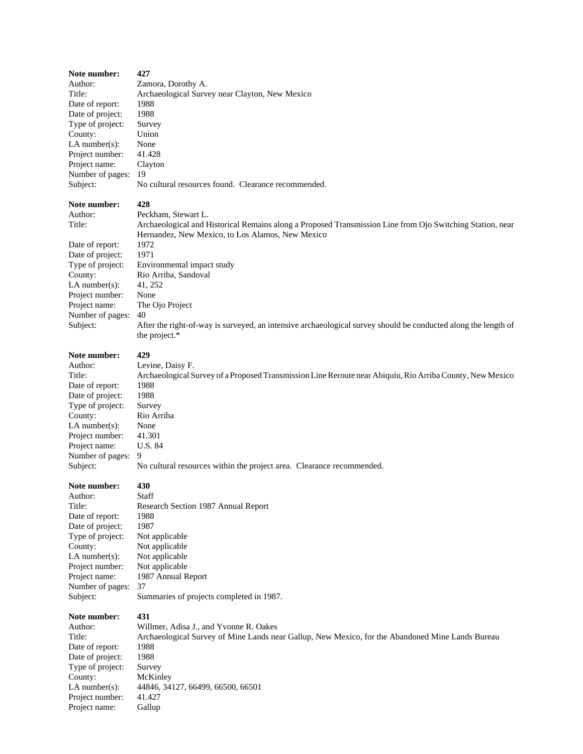**Note number:** **427**
Author: Zamora, Dorothy A.
Title: Archaeological Survey near Clayton, New Mexico
Date of report: 1988
Date of project: 1988
Type of project: Survey
County: Union
LA number(s): None
Project number: 41.428
Project name: Clayton
Number of pages: 19
Subject: No cultural resources found. Clearance recommended.

**Note number:** **428**
Author: Peckham, Stewart L.
Title: Archaeological and Historical Remains along a Proposed Transmission Line from Ojo Switching Station, near Hernandez, New Mexico, to Los Alamos, New Mexico
Date of report: 1972
Date of project: 1971
Type of project: Environmental impact study
County: Rio Arriba, Sandoval
LA number(s): 41, 252
Project number: None
Project name: The Ojo Project
Number of pages: 40
Subject: After the right-of-way is surveyed, an intensive archaeological survey should be conducted along the length of the project.*

**Note number:** **429**
Author: Levine, Daisy F.
Title: Archaeological Survey of a Proposed Transmission Line Reroute near Abiquiu, Rio Arriba County, New Mexico
Date of report: 1988
Date of project: 1988
Type of project: Survey
County: Rio Arriba
LA number(s): None
Project number: 41.301
Project name: U.S. 84
Number of pages: 9
Subject: No cultural resources within the project area. Clearance recommended.

**Note number:** **430**
Author: Staff
Title: Research Section 1987 Annual Report
Date of report: 1988
Date of project: 1987
Type of project: Not applicable
County: Not applicable
LA number(s): Not applicable
Project number: Not applicable
Project name: 1987 Annual Report
Number of pages: 37
Subject: Summaries of projects completed in 1987.

**Note number:** **431**
Author: Willmer, Adisa J., and Yvonne R. Oakes
Title: Archaeological Survey of Mine Lands near Gallup, New Mexico, for the Abandoned Mine Lands Bureau
Date of report: 1988
Date of project: 1988
Type of project: Survey
County: McKinley
LA number(s): 44846, 34127, 66499, 66500, 66501
Project number: 41.427
Project name: Gallup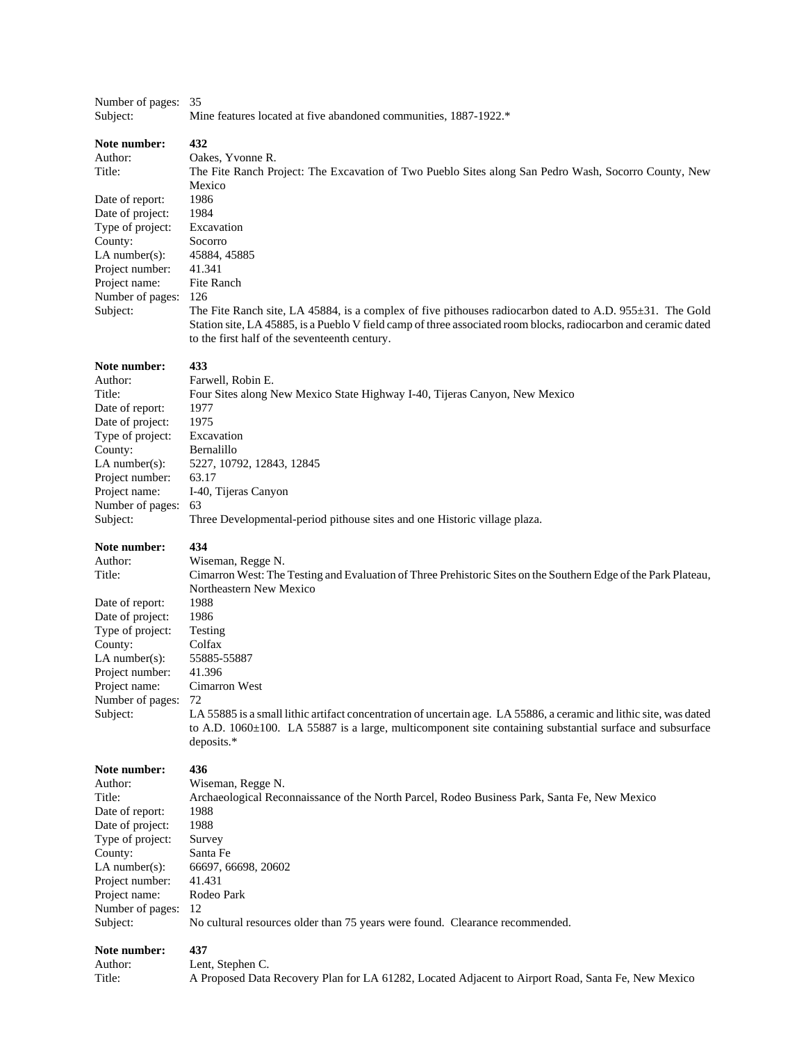Number of pages: 35
Subject: Mine features located at five abandoned communities, 1887-1922.*

**Note number:** **432**
Author: Oakes, Yvonne R.
Title: The Fite Ranch Project: The Excavation of Two Pueblo Sites along San Pedro Wash, Socorro County, New Mexico
Date of report: 1986
Date of project: 1984
Type of project: Excavation
County: Socorro
LA number(s): 45884, 45885
Project number: 41.341
Project name: Fite Ranch
Number of pages: 126
Subject: The Fite Ranch site, LA 45884, is a complex of five pithouses radiocarbon dated to A.D. 955±31. The Gold Station site, LA 45885, is a Pueblo V field camp of three associated room blocks, radiocarbon and ceramic dated to the first half of the seventeenth century.

**Note number:** **433**
Author: Farwell, Robin E.
Title: Four Sites along New Mexico State Highway I-40, Tijeras Canyon, New Mexico
Date of report: 1977
Date of project: 1975
Type of project: Excavation
County: Bernalillo
LA number(s): 5227, 10792, 12843, 12845
Project number: 63.17
Project name: I-40, Tijeras Canyon
Number of pages: 63
Subject: Three Developmental-period pithouse sites and one Historic village plaza.

**Note number:** **434**
Author: Wiseman, Regge N.
Title: Cimarron West: The Testing and Evaluation of Three Prehistoric Sites on the Southern Edge of the Park Plateau, Northeastern New Mexico
Date of report: 1988
Date of project: 1986
Type of project: Testing
County: Colfax
LA number(s): 55885-55887
Project number: 41.396
Project name: Cimarron West
Number of pages: 72
Subject: LA 55885 is a small lithic artifact concentration of uncertain age. LA 55886, a ceramic and lithic site, was dated to A.D. 1060±100. LA 55887 is a large, multicomponent site containing substantial surface and subsurface deposits.*

**Note number:** **436**
Author: Wiseman, Regge N.
Title: Archaeological Reconnaissance of the North Parcel, Rodeo Business Park, Santa Fe, New Mexico
Date of report: 1988
Date of project: 1988
Type of project: Survey
County: Santa Fe
LA number(s): 66697, 66698, 20602
Project number: 41.431
Project name: Rodeo Park
Number of pages: 12
Subject: No cultural resources older than 75 years were found. Clearance recommended.

**Note number:** **437**
Author: Lent, Stephen C.
Title: A Proposed Data Recovery Plan for LA 61282, Located Adjacent to Airport Road, Santa Fe, New Mexico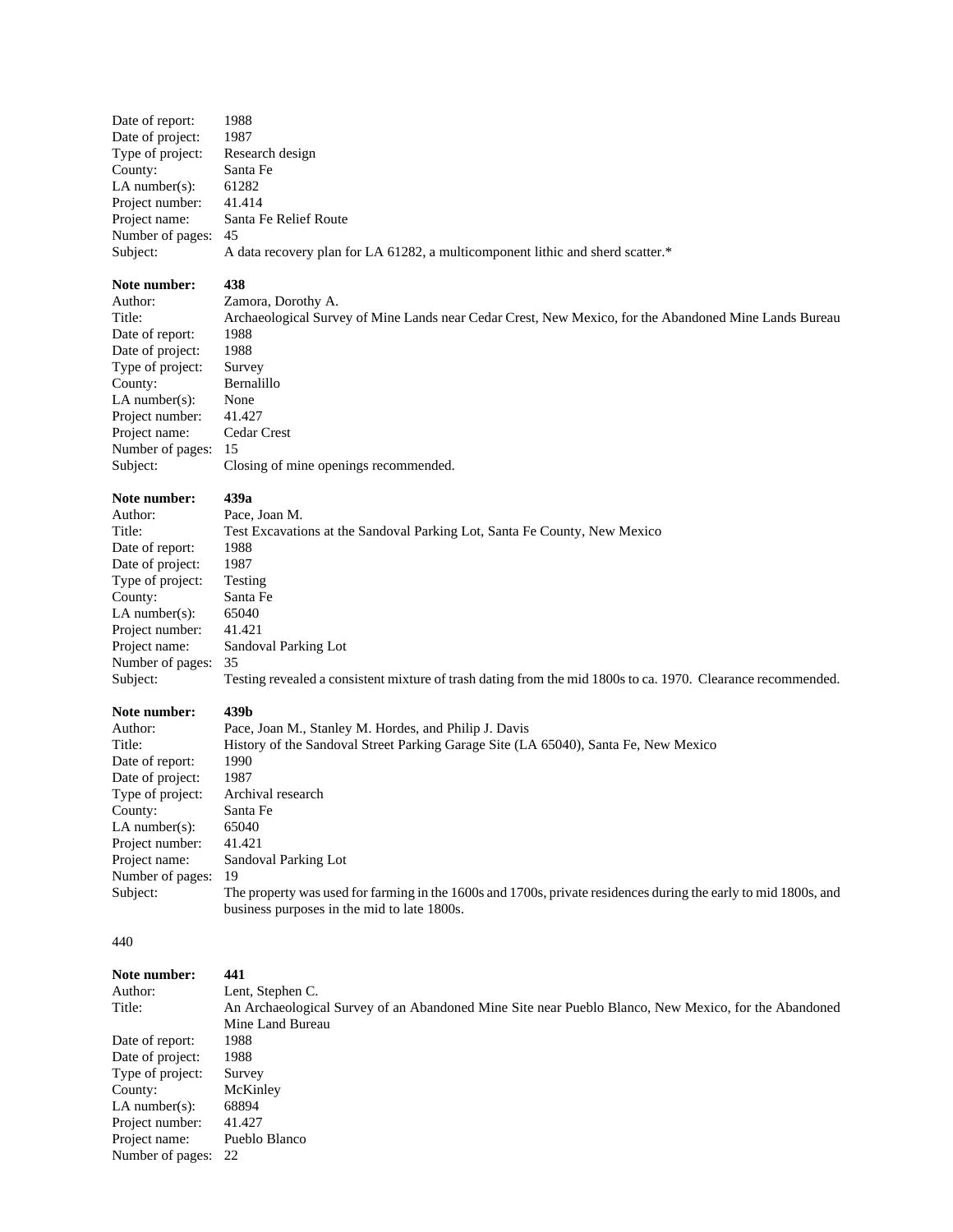Date of report: 1988
Date of project: 1987
Type of project: Research design
County: Santa Fe
LA number(s): 61282
Project number: 41.414
Project name: Santa Fe Relief Route
Number of pages: 45
Subject: A data recovery plan for LA 61282, a multicomponent lithic and sherd scatter.*

**Note number: 438**
Author: Zamora, Dorothy A.
Title: Archaeological Survey of Mine Lands near Cedar Crest, New Mexico, for the Abandoned Mine Lands Bureau
Date of report: 1988
Date of project: 1988
Type of project: Survey
County: Bernalillo
LA number(s): None
Project number: 41.427
Project name: Cedar Crest
Number of pages: 15
Subject: Closing of mine openings recommended.

**Note number: 439a**
Author: Pace, Joan M.
Title: Test Excavations at the Sandoval Parking Lot, Santa Fe County, New Mexico
Date of report: 1988
Date of project: 1987
Type of project: Testing
County: Santa Fe
LA number(s): 65040
Project number: 41.421
Project name: Sandoval Parking Lot
Number of pages: 35
Subject: Testing revealed a consistent mixture of trash dating from the mid 1800s to ca. 1970. Clearance recommended.

**Note number: 439b**
Author: Pace, Joan M., Stanley M. Hordes, and Philip J. Davis
Title: History of the Sandoval Street Parking Garage Site (LA 65040), Santa Fe, New Mexico
Date of report: 1990
Date of project: 1987
Type of project: Archival research
County: Santa Fe
LA number(s): 65040
Project number: 41.421
Project name: Sandoval Parking Lot
Number of pages: 19
Subject: The property was used for farming in the 1600s and 1700s, private residences during the early to mid 1800s, and business purposes in the mid to late 1800s.

440

**Note number: 441**
Author: Lent, Stephen C.
Title: An Archaeological Survey of an Abandoned Mine Site near Pueblo Blanco, New Mexico, for the Abandoned Mine Land Bureau
Date of report: 1988
Date of project: 1988
Type of project: Survey
County: McKinley
LA number(s): 68894
Project number: 41.427
Project name: Pueblo Blanco
Number of pages: 22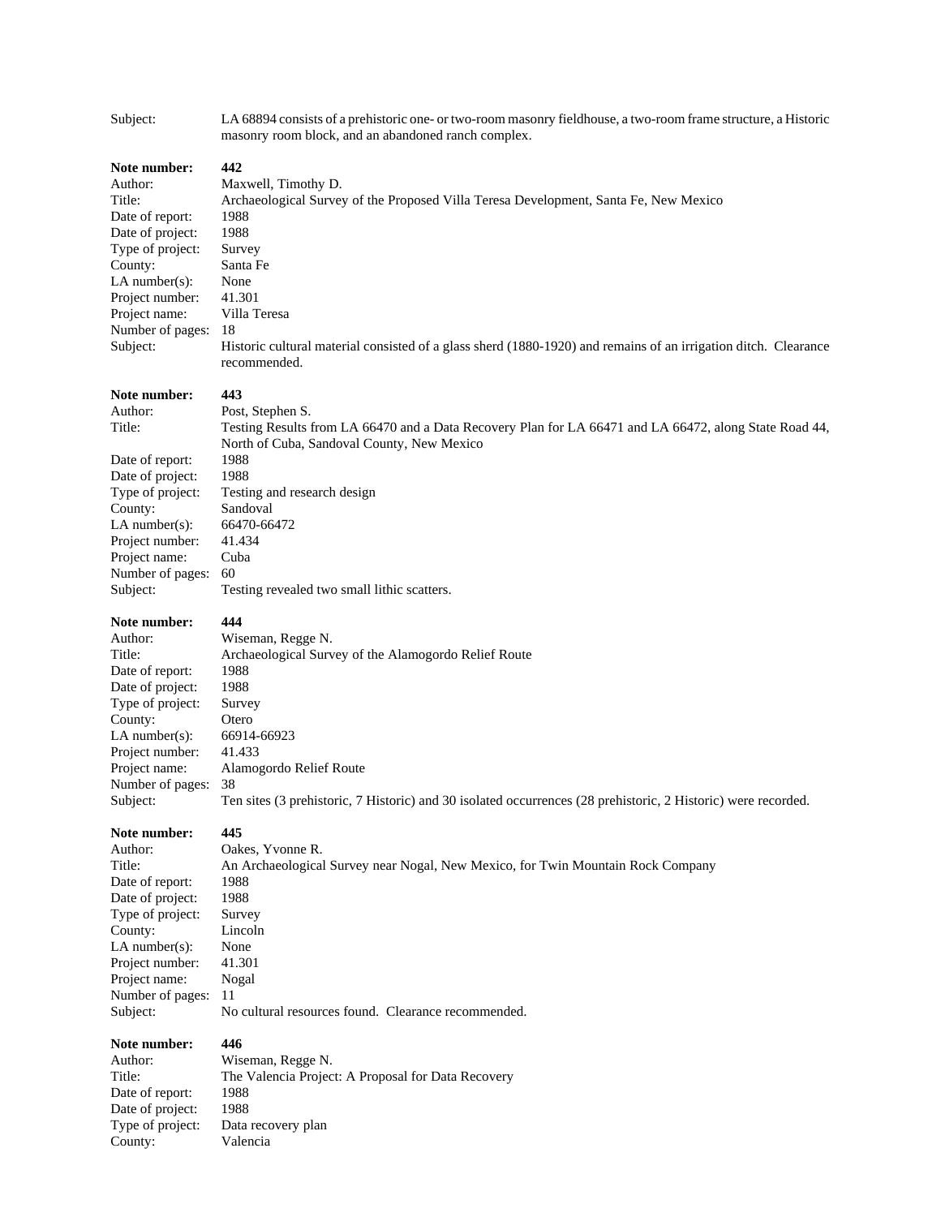Subject: LA 68894 consists of a prehistoric one- or two-room masonry fieldhouse, a two-room frame structure, a Historic masonry room block, and an abandoned ranch complex.

**Note number:** **442**
Author: Maxwell, Timothy D.
Title: Archaeological Survey of the Proposed Villa Teresa Development, Santa Fe, New Mexico
Date of report: 1988
Date of project: 1988
Type of project: Survey
County: Santa Fe
LA number(s): None
Project number: 41.301
Project name: Villa Teresa
Number of pages: 18
Subject: Historic cultural material consisted of a glass sherd (1880-1920) and remains of an irrigation ditch. Clearance recommended.

**Note number:** **443**
Author: Post, Stephen S.
Title: Testing Results from LA 66470 and a Data Recovery Plan for LA 66471 and LA 66472, along State Road 44, North of Cuba, Sandoval County, New Mexico
Date of report: 1988
Date of project: 1988
Type of project: Testing and research design
County: Sandoval
LA number(s): 66470-66472
Project number: 41.434
Project name: Cuba
Number of pages: 60
Subject: Testing revealed two small lithic scatters.

**Note number:** **444**
Author: Wiseman, Regge N.
Title: Archaeological Survey of the Alamogordo Relief Route
Date of report: 1988
Date of project: 1988
Type of project: Survey
County: Otero
LA number(s): 66914-66923
Project number: 41.433
Project name: Alamogordo Relief Route
Number of pages: 38
Subject: Ten sites (3 prehistoric, 7 Historic) and 30 isolated occurrences (28 prehistoric, 2 Historic) were recorded.

**Note number:** **445**
Author: Oakes, Yvonne R.
Title: An Archaeological Survey near Nogal, New Mexico, for Twin Mountain Rock Company
Date of report: 1988
Date of project: 1988
Type of project: Survey
County: Lincoln
LA number(s): None
Project number: 41.301
Project name: Nogal
Number of pages: 11
Subject: No cultural resources found. Clearance recommended.

**Note number:** **446**
Author: Wiseman, Regge N.
Title: The Valencia Project: A Proposal for Data Recovery
Date of report: 1988
Date of project: 1988
Type of project: Data recovery plan
County: Valencia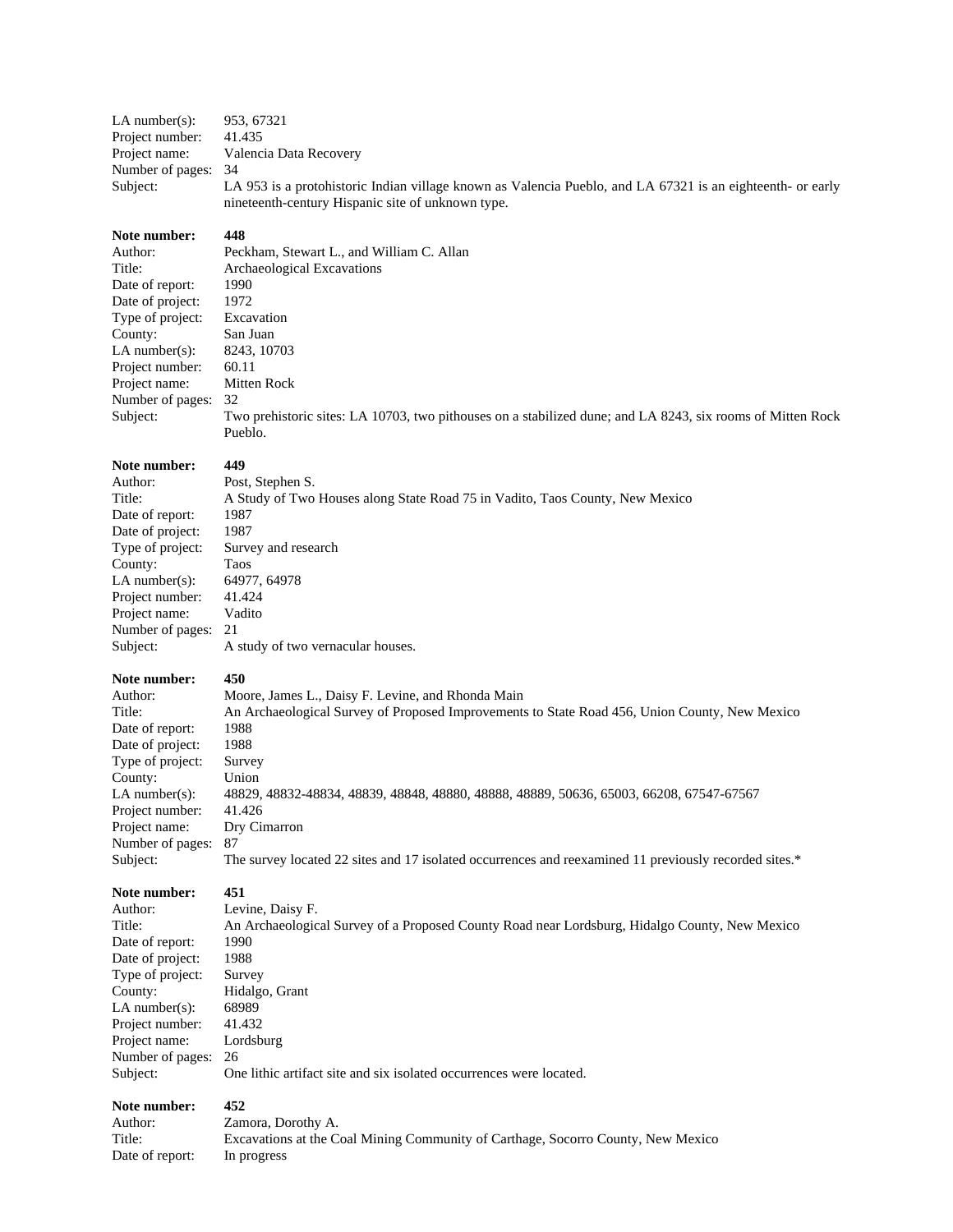LA number(s): 953, 67321
Project number: 41.435
Project name: Valencia Data Recovery
Number of pages: 34
Subject: LA 953 is a protohistoric Indian village known as Valencia Pueblo, and LA 67321 is an eighteenth- or early nineteenth-century Hispanic site of unknown type.

**Note number: 448**
Author: Peckham, Stewart L., and William C. Allan
Title: Archaeological Excavations
Date of report: 1990
Date of project: 1972
Type of project: Excavation
County: San Juan
LA number(s): 8243, 10703
Project number: 60.11
Project name: Mitten Rock
Number of pages: 32
Subject: Two prehistoric sites: LA 10703, two pithouses on a stabilized dune; and LA 8243, six rooms of Mitten Rock Pueblo.

**Note number: 449**
Author: Post, Stephen S.
Title: A Study of Two Houses along State Road 75 in Vadito, Taos County, New Mexico
Date of report: 1987
Date of project: 1987
Type of project: Survey and research
County: Taos
LA number(s): 64977, 64978
Project number: 41.424
Project name: Vadito
Number of pages: 21
Subject: A study of two vernacular houses.

**Note number: 450**
Author: Moore, James L., Daisy F. Levine, and Rhonda Main
Title: An Archaeological Survey of Proposed Improvements to State Road 456, Union County, New Mexico
Date of report: 1988
Date of project: 1988
Type of project: Survey
County: Union
LA number(s): 48829, 48832-48834, 48839, 48848, 48880, 48888, 48889, 50636, 65003, 66208, 67547-67567
Project number: 41.426
Project name: Dry Cimarron
Number of pages: 87
Subject: The survey located 22 sites and 17 isolated occurrences and reexamined 11 previously recorded sites.*

**Note number: 451**
Author: Levine, Daisy F.
Title: An Archaeological Survey of a Proposed County Road near Lordsburg, Hidalgo County, New Mexico
Date of report: 1990
Date of project: 1988
Type of project: Survey
County: Hidalgo, Grant
LA number(s): 68989
Project number: 41.432
Project name: Lordsburg
Number of pages: 26
Subject: One lithic artifact site and six isolated occurrences were located.

**Note number: 452**
Author: Zamora, Dorothy A.
Title: Excavations at the Coal Mining Community of Carthage, Socorro County, New Mexico
Date of report: In progress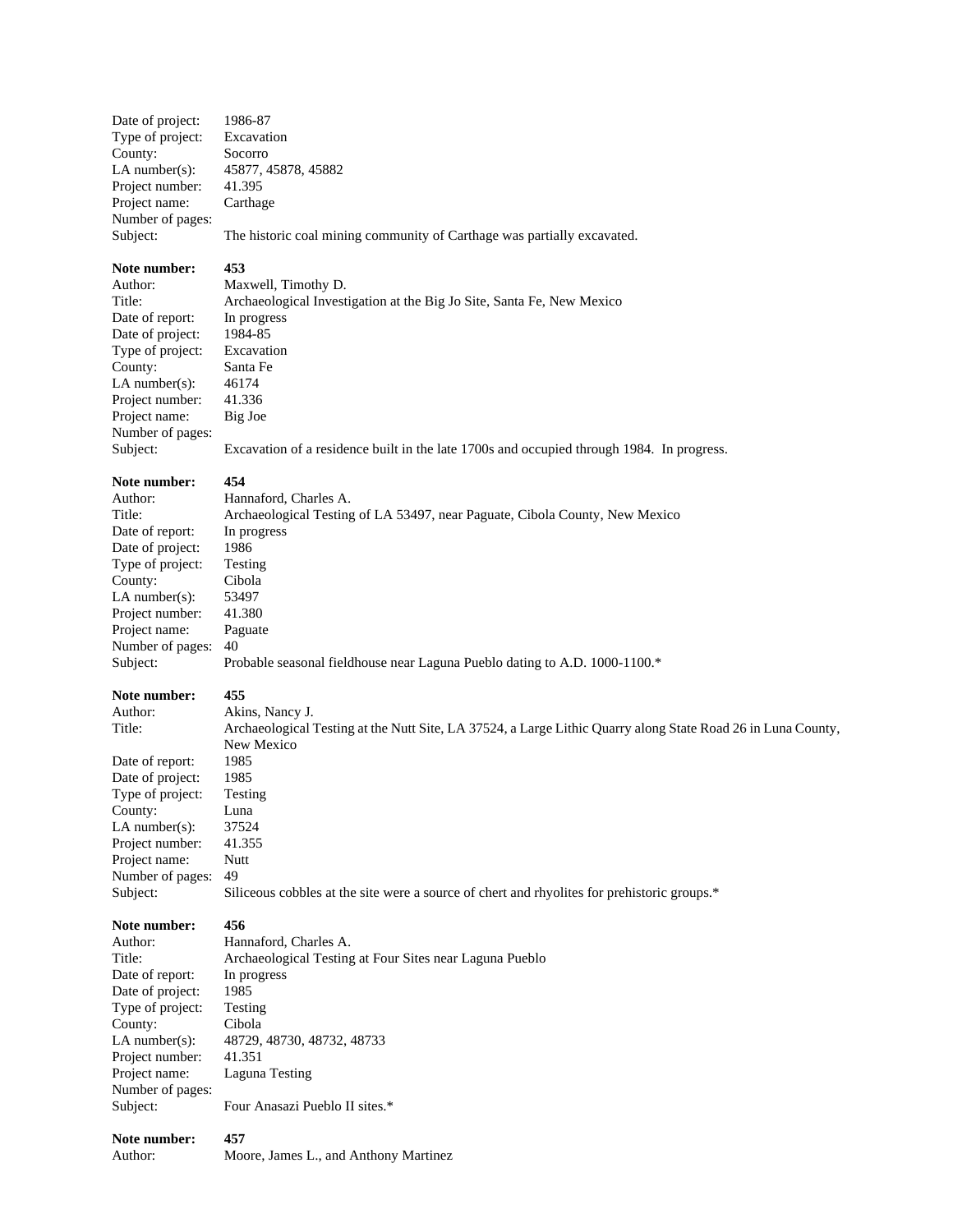Date of project: 1986-87
Type of project: Excavation
County: Socorro
LA number(s): 45877, 45878, 45882
Project number: 41.395
Project name: Carthage
Number of pages:
Subject: The historic coal mining community of Carthage was partially excavated.

**Note number: 453**
Author: Maxwell, Timothy D.
Title: Archaeological Investigation at the Big Jo Site, Santa Fe, New Mexico
Date of report: In progress
Date of project: 1984-85
Type of project: Excavation
County: Santa Fe
LA number(s): 46174
Project number: 41.336
Project name: Big Joe
Number of pages:
Subject: Excavation of a residence built in the late 1700s and occupied through 1984. In progress.

**Note number: 454**
Author: Hannaford, Charles A.
Title: Archaeological Testing of LA 53497, near Paguate, Cibola County, New Mexico
Date of report: In progress
Date of project: 1986
Type of project: Testing
County: Cibola
LA number(s): 53497
Project number: 41.380
Project name: Paguate
Number of pages: 40
Subject: Probable seasonal fieldhouse near Laguna Pueblo dating to A.D. 1000-1100.*

**Note number: 455**
Author: Akins, Nancy J.
Title: Archaeological Testing at the Nutt Site, LA 37524, a Large Lithic Quarry along State Road 26 in Luna County, New Mexico
Date of report: 1985
Date of project: 1985
Type of project: Testing
County: Luna
LA number(s): 37524
Project number: 41.355
Project name: Nutt
Number of pages: 49
Subject: Siliceous cobbles at the site were a source of chert and rhyolites for prehistoric groups.*

**Note number: 456**
Author: Hannaford, Charles A.
Title: Archaeological Testing at Four Sites near Laguna Pueblo
Date of report: In progress
Date of project: 1985
Type of project: Testing
County: Cibola
LA number(s): 48729, 48730, 48732, 48733
Project number: 41.351
Project name: Laguna Testing
Number of pages:
Subject: Four Anasazi Pueblo II sites.*

**Note number: 457**
Author: Moore, James L., and Anthony Martinez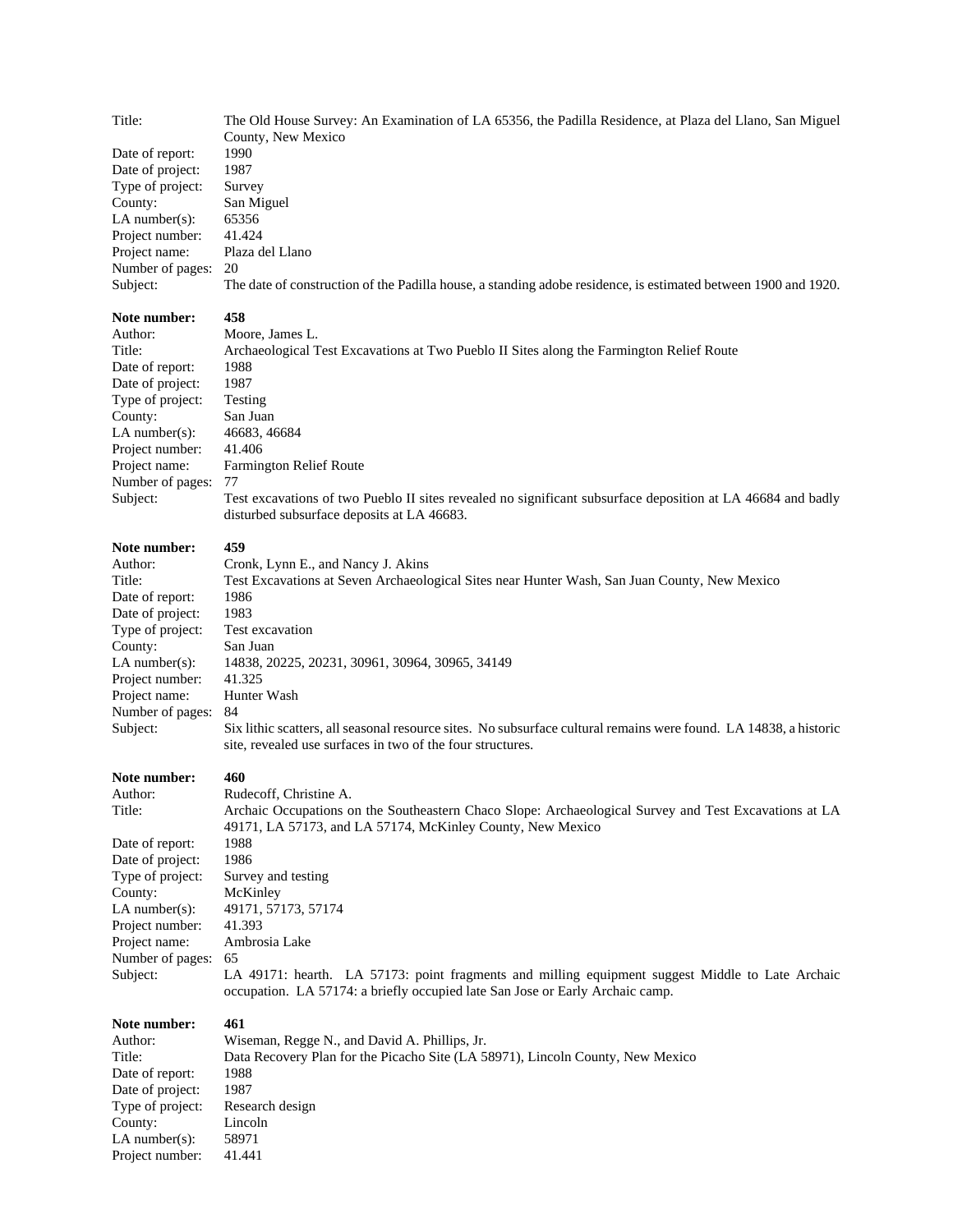Title: The Old House Survey: An Examination of LA 65356, the Padilla Residence, at Plaza del Llano, San Miguel County, New Mexico
Date of report: 1990
Date of project: 1987
Type of project: Survey
County: San Miguel
LA number(s): 65356
Project number: 41.424
Project name: Plaza del Llano
Number of pages: 20
Subject: The date of construction of the Padilla house, a standing adobe residence, is estimated between 1900 and 1920.

**Note number:** **458**
Author: Moore, James L.
Title: Archaeological Test Excavations at Two Pueblo II Sites along the Farmington Relief Route
Date of report: 1988
Date of project: 1987
Type of project: Testing
County: San Juan
LA number(s): 46683, 46684
Project number: 41.406
Project name: Farmington Relief Route
Number of pages: 77
Subject: Test excavations of two Pueblo II sites revealed no significant subsurface deposition at LA 46684 and badly disturbed subsurface deposits at LA 46683.

**Note number:** **459**
Author: Cronk, Lynn E., and Nancy J. Akins
Title: Test Excavations at Seven Archaeological Sites near Hunter Wash, San Juan County, New Mexico
Date of report: 1986
Date of project: 1983
Type of project: Test excavation
County: San Juan
LA number(s): 14838, 20225, 20231, 30961, 30964, 30965, 34149
Project number: 41.325
Project name: Hunter Wash
Number of pages: 84
Subject: Six lithic scatters, all seasonal resource sites. No subsurface cultural remains were found. LA 14838, a historic site, revealed use surfaces in two of the four structures.

**Note number:** **460**
Author: Rudecoff, Christine A.
Title: Archaic Occupations on the Southeastern Chaco Slope: Archaeological Survey and Test Excavations at LA 49171, LA 57173, and LA 57174, McKinley County, New Mexico
Date of report: 1988
Date of project: 1986
Type of project: Survey and testing
County: McKinley
LA number(s): 49171, 57173, 57174
Project number: 41.393
Project name: Ambrosia Lake
Number of pages: 65
Subject: LA 49171: hearth. LA 57173: point fragments and milling equipment suggest Middle to Late Archaic occupation. LA 57174: a briefly occupied late San Jose or Early Archaic camp.

**Note number:** **461**
Author: Wiseman, Regge N., and David A. Phillips, Jr.
Title: Data Recovery Plan for the Picacho Site (LA 58971), Lincoln County, New Mexico
Date of report: 1988
Date of project: 1987
Type of project: Research design
County: Lincoln
LA number(s): 58971
Project number: 41.441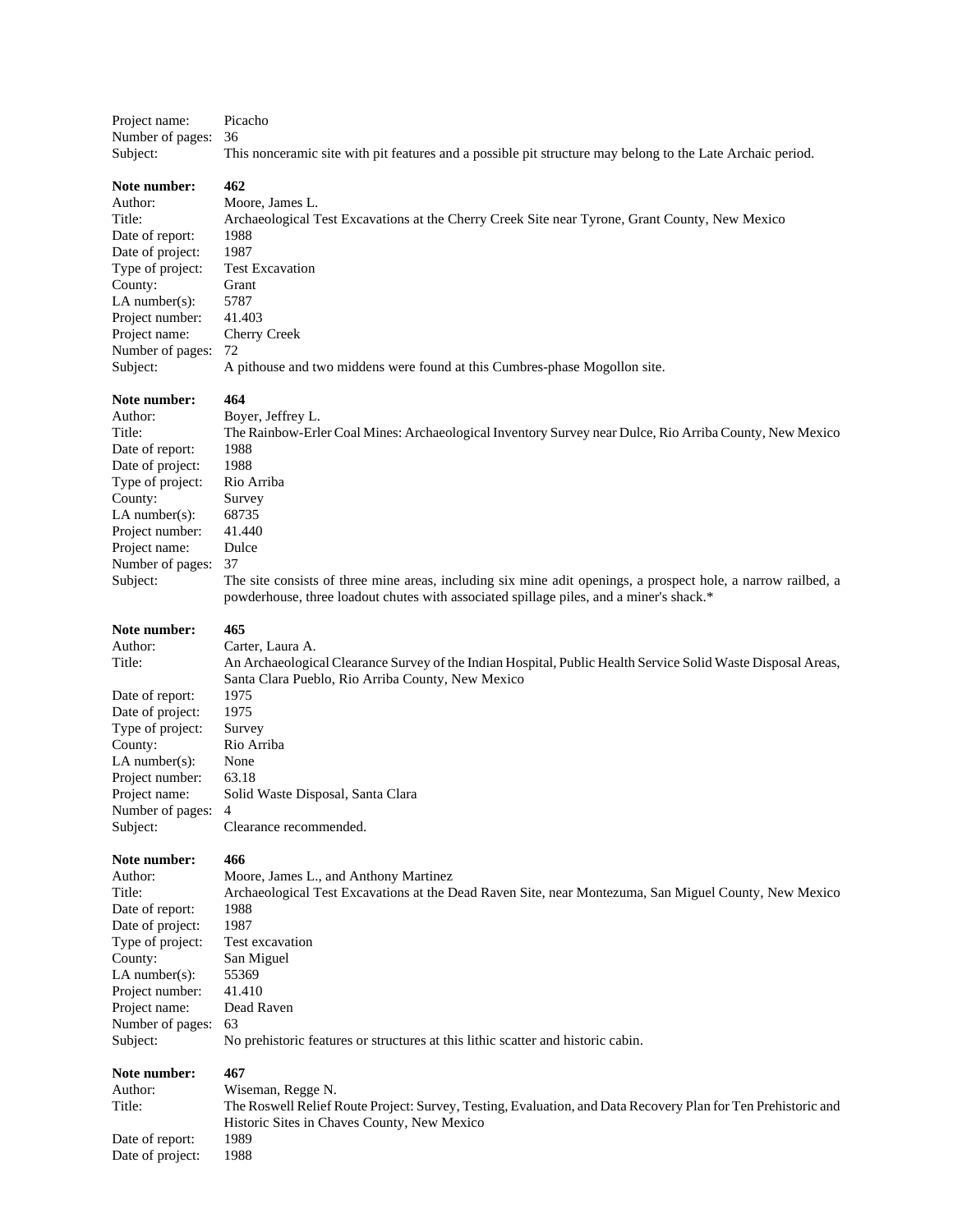Project name: Picacho
Number of pages: 36
Subject: This nonceramic site with pit features and a possible pit structure may belong to the Late Archaic period.

**Note number:** **462**
Author: Moore, James L.
Title: Archaeological Test Excavations at the Cherry Creek Site near Tyrone, Grant County, New Mexico
Date of report: 1988
Date of project: 1987
Type of project: Test Excavation
County: Grant
LA number(s): 5787
Project number: 41.403
Project name: Cherry Creek
Number of pages: 72
Subject: A pithouse and two middens were found at this Cumbres-phase Mogollon site.

**Note number:** **464**
Author: Boyer, Jeffrey L.
Title: The Rainbow-Erler Coal Mines: Archaeological Inventory Survey near Dulce, Rio Arriba County, New Mexico
Date of report: 1988
Date of project: 1988
Type of project: Rio Arriba
County: Survey
LA number(s): 68735
Project number: 41.440
Project name: Dulce
Number of pages: 37
Subject: The site consists of three mine areas, including six mine adit openings, a prospect hole, a narrow railbed, a powderhouse, three loadout chutes with associated spillage piles, and a miner's shack.*

**Note number:** **465**
Author: Carter, Laura A.
Title: An Archaeological Clearance Survey of the Indian Hospital, Public Health Service Solid Waste Disposal Areas, Santa Clara Pueblo, Rio Arriba County, New Mexico
Date of report: 1975
Date of project: 1975
Type of project: Survey
County: Rio Arriba
LA number(s): None
Project number: 63.18
Project name: Solid Waste Disposal, Santa Clara
Number of pages: 4
Subject: Clearance recommended.

**Note number:** **466**
Author: Moore, James L., and Anthony Martinez
Title: Archaeological Test Excavations at the Dead Raven Site, near Montezuma, San Miguel County, New Mexico
Date of report: 1988
Date of project: 1987
Type of project: Test excavation
County: San Miguel
LA number(s): 55369
Project number: 41.410
Project name: Dead Raven
Number of pages: 63
Subject: No prehistoric features or structures at this lithic scatter and historic cabin.

**Note number:** **467**
Author: Wiseman, Regge N.
Title: The Roswell Relief Route Project: Survey, Testing, Evaluation, and Data Recovery Plan for Ten Prehistoric and Historic Sites in Chaves County, New Mexico
Date of report: 1989
Date of project: 1988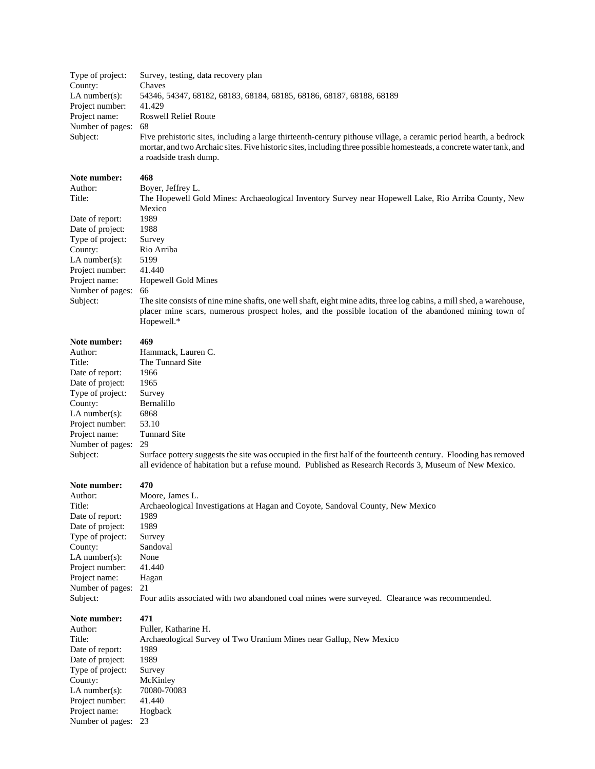Type of project: Survey, testing, data recovery plan
County: Chaves
LA number(s): 54346, 54347, 68182, 68183, 68184, 68185, 68186, 68187, 68188, 68189
Project number: 41.429
Project name: Roswell Relief Route
Number of pages: 68
Subject: Five prehistoric sites, including a large thirteenth-century pithouse village, a ceramic period hearth, a bedrock mortar, and two Archaic sites. Five historic sites, including three possible homesteads, a concrete water tank, and a roadside trash dump.

**Note number: 468**
Author: Boyer, Jeffrey L.
Title: The Hopewell Gold Mines: Archaeological Inventory Survey near Hopewell Lake, Rio Arriba County, New Mexico
Date of report: 1989
Date of project: 1988
Type of project: Survey
County: Rio Arriba
LA number(s): 5199
Project number: 41.440
Project name: Hopewell Gold Mines
Number of pages: 66
Subject: The site consists of nine mine shafts, one well shaft, eight mine adits, three log cabins, a mill shed, a warehouse, placer mine scars, numerous prospect holes, and the possible location of the abandoned mining town of Hopewell.*

**Note number: 469**
Author: Hammack, Lauren C.
Title: The Tunnard Site
Date of report: 1966
Date of project: 1965
Type of project: Survey
County: Bernalillo
LA number(s): 6868
Project number: 53.10
Project name: Tunnard Site
Number of pages: 29
Subject: Surface pottery suggests the site was occupied in the first half of the fourteenth century. Flooding has removed all evidence of habitation but a refuse mound. Published as Research Records 3, Museum of New Mexico.

**Note number: 470**
Author: Moore, James L.
Title: Archaeological Investigations at Hagan and Coyote, Sandoval County, New Mexico
Date of report: 1989
Date of project: 1989
Type of project: Survey
County: Sandoval
LA number(s): None
Project number: 41.440
Project name: Hagan
Number of pages: 21
Subject: Four adits associated with two abandoned coal mines were surveyed. Clearance was recommended.

**Note number: 471**
Author: Fuller, Katharine H.
Title: Archaeological Survey of Two Uranium Mines near Gallup, New Mexico
Date of report: 1989
Date of project: 1989
Type of project: Survey
County: McKinley
LA number(s): 70080-70083
Project number: 41.440
Project name: Hogback
Number of pages: 23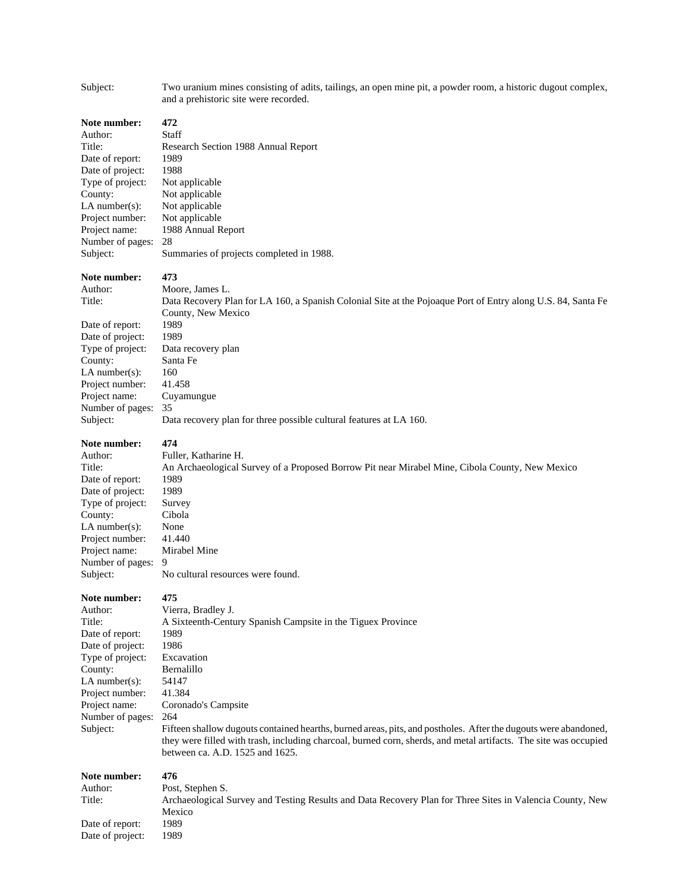Subject: Two uranium mines consisting of adits, tailings, an open mine pit, a powder room, a historic dugout complex, and a prehistoric site were recorded.

**Note number:** **472**
Author: Staff
Title: Research Section 1988 Annual Report
Date of report: 1989
Date of project: 1988
Type of project: Not applicable
County: Not applicable
LA number(s): Not applicable
Project number: Not applicable
Project name: 1988 Annual Report
Number of pages: 28
Subject: Summaries of projects completed in 1988.

**Note number:** **473**
Author: Moore, James L.
Title: Data Recovery Plan for LA 160, a Spanish Colonial Site at the Pojoaque Port of Entry along U.S. 84, Santa Fe County, New Mexico
Date of report: 1989
Date of project: 1989
Type of project: Data recovery plan
County: Santa Fe
LA number(s): 160
Project number: 41.458
Project name: Cuyamungue
Number of pages: 35
Subject: Data recovery plan for three possible cultural features at LA 160.

**Note number:** **474**
Author: Fuller, Katharine H.
Title: An Archaeological Survey of a Proposed Borrow Pit near Mirabel Mine, Cibola County, New Mexico
Date of report: 1989
Date of project: 1989
Type of project: Survey
County: Cibola
LA number(s): None
Project number: 41.440
Project name: Mirabel Mine
Number of pages: 9
Subject: No cultural resources were found.

**Note number:** **475**
Author: Vierra, Bradley J.
Title: A Sixteenth-Century Spanish Campsite in the Tiguex Province
Date of report: 1989
Date of project: 1986
Type of project: Excavation
County: Bernalillo
LA number(s): 54147
Project number: 41.384
Project name: Coronado's Campsite
Number of pages: 264
Subject: Fifteen shallow dugouts contained hearths, burned areas, pits, and postholes. After the dugouts were abandoned, they were filled with trash, including charcoal, burned corn, sherds, and metal artifacts. The site was occupied between ca. A.D. 1525 and 1625.

**Note number:** **476**
Author: Post, Stephen S.
Title: Archaeological Survey and Testing Results and Data Recovery Plan for Three Sites in Valencia County, New Mexico
Date of report: 1989
Date of project: 1989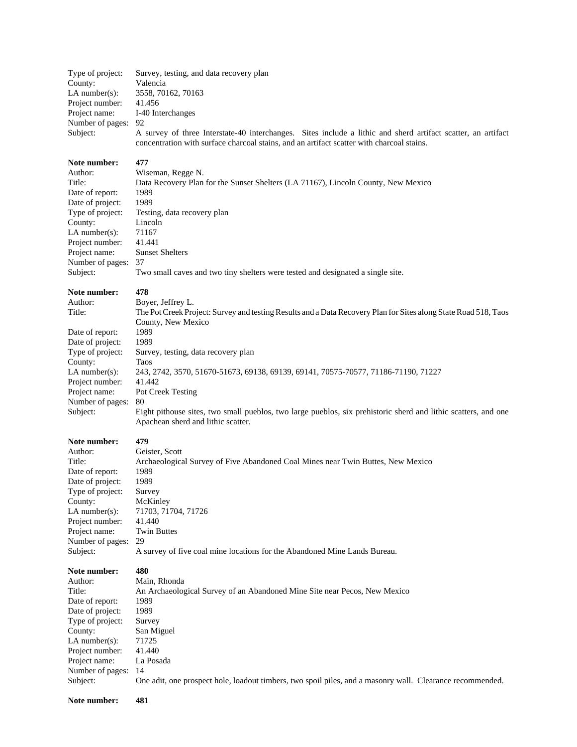Type of project: Survey, testing, and data recovery plan
County: Valencia
LA number(s): 3558, 70162, 70163
Project number: 41.456
Project name: I-40 Interchanges
Number of pages: 92
Subject: A survey of three Interstate-40 interchanges. Sites include a lithic and sherd artifact scatter, an artifact concentration with surface charcoal stains, and an artifact scatter with charcoal stains.

**Note number: 477**
Author: Wiseman, Regge N.
Title: Data Recovery Plan for the Sunset Shelters (LA 71167), Lincoln County, New Mexico
Date of report: 1989
Date of project: 1989
Type of project: Testing, data recovery plan
County: Lincoln
LA number(s): 71167
Project number: 41.441
Project name: Sunset Shelters
Number of pages: 37
Subject: Two small caves and two tiny shelters were tested and designated a single site.

**Note number: 478**
Author: Boyer, Jeffrey L.
Title: The Pot Creek Project: Survey and testing Results and a Data Recovery Plan for Sites along State Road 518, Taos County, New Mexico
Date of report: 1989
Date of project: 1989
Type of project: Survey, testing, data recovery plan
County: Taos
LA number(s): 243, 2742, 3570, 51670-51673, 69138, 69139, 69141, 70575-70577, 71186-71190, 71227
Project number: 41.442
Project name: Pot Creek Testing
Number of pages: 80
Subject: Eight pithouse sites, two small pueblos, two large pueblos, six prehistoric sherd and lithic scatters, and one Apachean sherd and lithic scatter.

**Note number: 479**
Author: Geister, Scott
Title: Archaeological Survey of Five Abandoned Coal Mines near Twin Buttes, New Mexico
Date of report: 1989
Date of project: 1989
Type of project: Survey
County: McKinley
LA number(s): 71703, 71704, 71726
Project number: 41.440
Project name: Twin Buttes
Number of pages: 29
Subject: A survey of five coal mine locations for the Abandoned Mine Lands Bureau.

**Note number: 480**
Author: Main, Rhonda
Title: An Archaeological Survey of an Abandoned Mine Site near Pecos, New Mexico
Date of report: 1989
Date of project: 1989
Type of project: Survey
County: San Miguel
LA number(s): 71725
Project number: 41.440
Project name: La Posada
Number of pages: 14
Subject: One adit, one prospect hole, loadout timbers, two spoil piles, and a masonry wall. Clearance recommended.

**Note number: 481**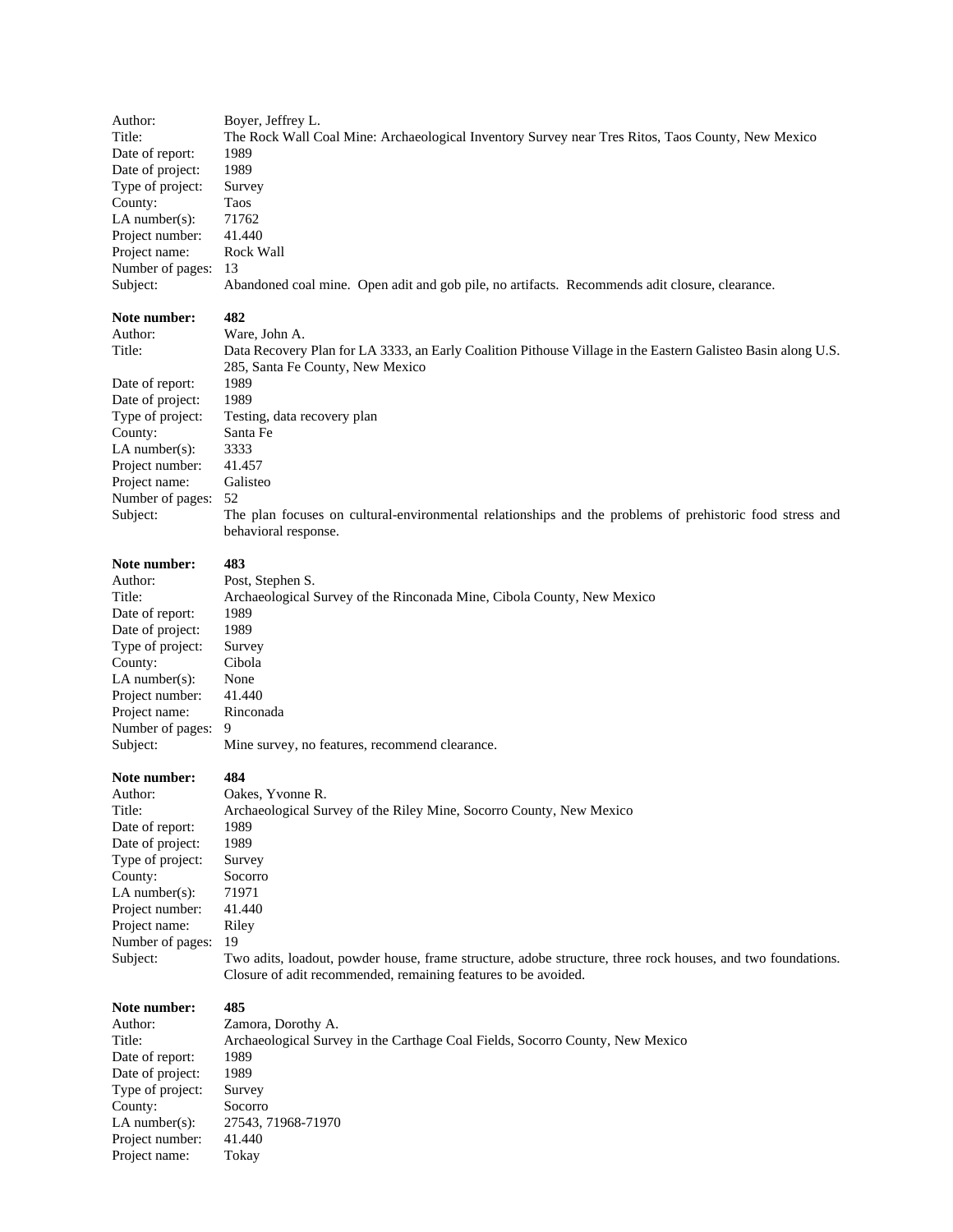Author: Boyer, Jeffrey L.
Title: The Rock Wall Coal Mine: Archaeological Inventory Survey near Tres Ritos, Taos County, New Mexico
Date of report: 1989
Date of project: 1989
Type of project: Survey
County: Taos
LA number(s): 71762
Project number: 41.440
Project name: Rock Wall
Number of pages: 13
Subject: Abandoned coal mine. Open adit and gob pile, no artifacts. Recommends adit closure, clearance.

**Note number: 482**
Author: Ware, John A.
Title: Data Recovery Plan for LA 3333, an Early Coalition Pithouse Village in the Eastern Galisteo Basin along U.S. 285, Santa Fe County, New Mexico
Date of report: 1989
Date of project: 1989
Type of project: Testing, data recovery plan
County: Santa Fe
LA number(s): 3333
Project number: 41.457
Project name: Galisteo
Number of pages: 52
Subject: The plan focuses on cultural-environmental relationships and the problems of prehistoric food stress and behavioral response.

**Note number: 483**
Author: Post, Stephen S.
Title: Archaeological Survey of the Rinconada Mine, Cibola County, New Mexico
Date of report: 1989
Date of project: 1989
Type of project: Survey
County: Cibola
LA number(s): None
Project number: 41.440
Project name: Rinconada
Number of pages: 9
Subject: Mine survey, no features, recommend clearance.

**Note number: 484**
Author: Oakes, Yvonne R.
Title: Archaeological Survey of the Riley Mine, Socorro County, New Mexico
Date of report: 1989
Date of project: 1989
Type of project: Survey
County: Socorro
LA number(s): 71971
Project number: 41.440
Project name: Riley
Number of pages: 19
Subject: Two adits, loadout, powder house, frame structure, adobe structure, three rock houses, and two foundations. Closure of adit recommended, remaining features to be avoided.

**Note number: 485**
Author: Zamora, Dorothy A.
Title: Archaeological Survey in the Carthage Coal Fields, Socorro County, New Mexico
Date of report: 1989
Date of project: 1989
Type of project: Survey
County: Socorro
LA number(s): 27543, 71968-71970
Project number: 41.440
Project name: Tokay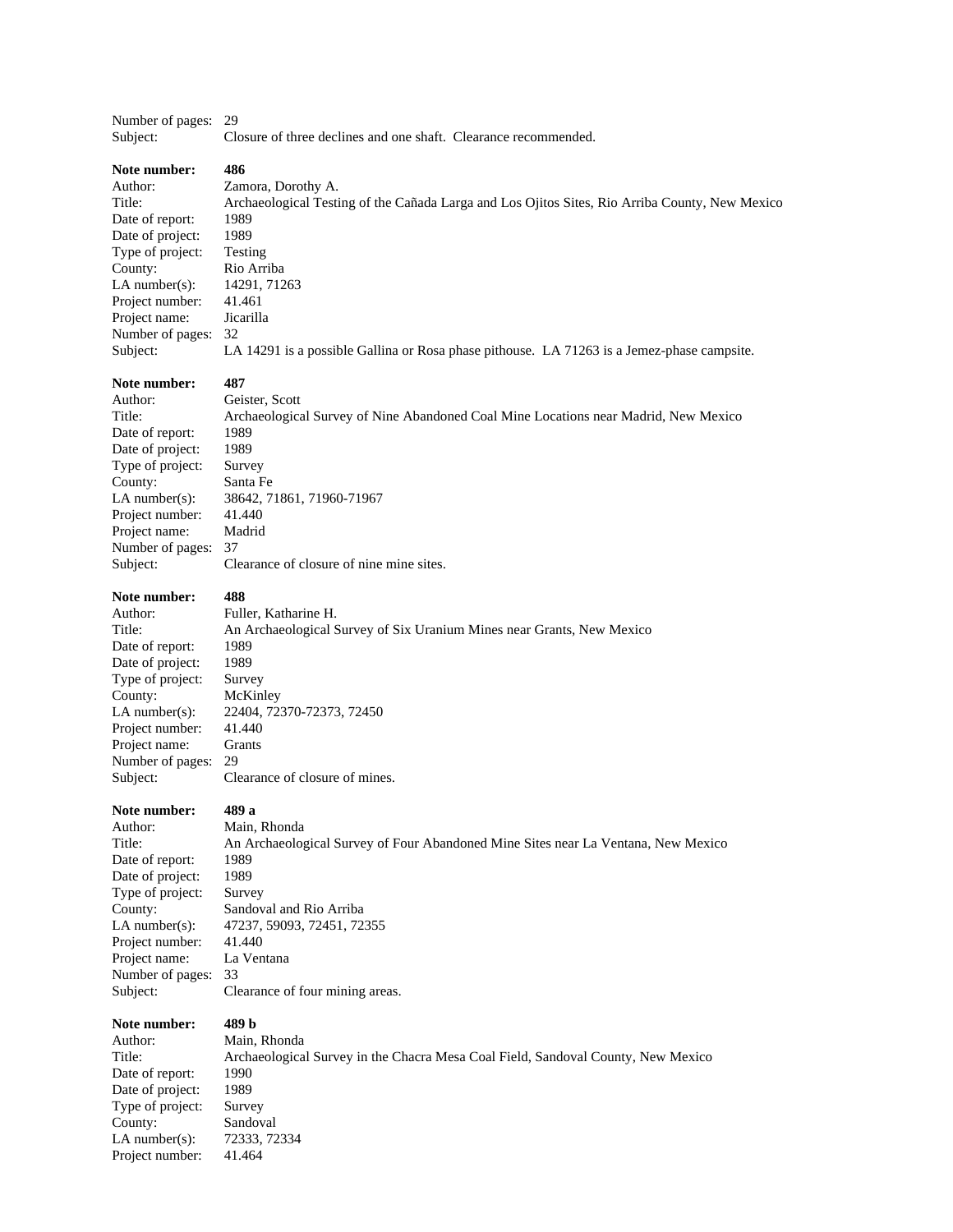Number of pages: 29
Subject: Closure of three declines and one shaft. Clearance recommended.

**Note number:** **486**
Author: Zamora, Dorothy A.
Title: Archaeological Testing of the Cañada Larga and Los Ojitos Sites, Rio Arriba County, New Mexico
Date of report: 1989
Date of project: 1989
Type of project: Testing
County: Rio Arriba
LA number(s): 14291, 71263
Project number: 41.461
Project name: Jicarilla
Number of pages: 32
Subject: LA 14291 is a possible Gallina or Rosa phase pithouse. LA 71263 is a Jemez-phase campsite.

**Note number:** **487**
Author: Geister, Scott
Title: Archaeological Survey of Nine Abandoned Coal Mine Locations near Madrid, New Mexico
Date of report: 1989
Date of project: 1989
Type of project: Survey
County: Santa Fe
LA number(s): 38642, 71861, 71960-71967
Project number: 41.440
Project name: Madrid
Number of pages: 37
Subject: Clearance of closure of nine mine sites.

**Note number:** **488**
Author: Fuller, Katharine H.
Title: An Archaeological Survey of Six Uranium Mines near Grants, New Mexico
Date of report: 1989
Date of project: 1989
Type of project: Survey
County: McKinley
LA number(s): 22404, 72370-72373, 72450
Project number: 41.440
Project name: Grants
Number of pages: 29
Subject: Clearance of closure of mines.

**Note number:** **489 a**
Author: Main, Rhonda
Title: An Archaeological Survey of Four Abandoned Mine Sites near La Ventana, New Mexico
Date of report: 1989
Date of project: 1989
Type of project: Survey
County: Sandoval and Rio Arriba
LA number(s): 47237, 59093, 72451, 72355
Project number: 41.440
Project name: La Ventana
Number of pages: 33
Subject: Clearance of four mining areas.

**Note number:** **489 b**
Author: Main, Rhonda
Title: Archaeological Survey in the Chacra Mesa Coal Field, Sandoval County, New Mexico
Date of report: 1990
Date of project: 1989
Type of project: Survey
County: Sandoval
LA number(s): 72333, 72334
Project number: 41.464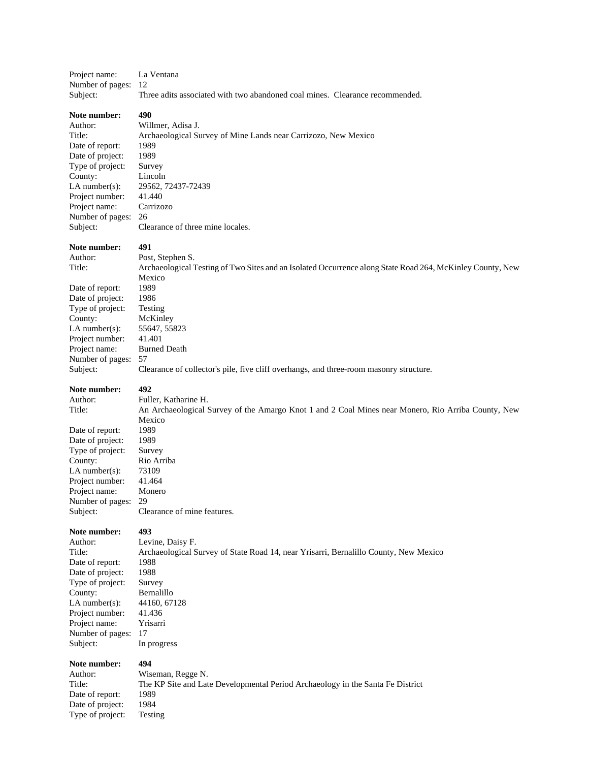Project name: La Ventana
Number of pages: 12
Subject: Three adits associated with two abandoned coal mines. Clearance recommended.

**Note number: 490**
Author: Willmer, Adisa J.
Title: Archaeological Survey of Mine Lands near Carrizozo, New Mexico
Date of report: 1989
Date of project: 1989
Type of project: Survey
County: Lincoln
LA number(s): 29562, 72437-72439
Project number: 41.440
Project name: Carrizozo
Number of pages: 26
Subject: Clearance of three mine locales.

**Note number: 491**
Author: Post, Stephen S.
Title: Archaeological Testing of Two Sites and an Isolated Occurrence along State Road 264, McKinley County, New Mexico
Date of report: 1989
Date of project: 1986
Type of project: Testing
County: McKinley
LA number(s): 55647, 55823
Project number: 41.401
Project name: Burned Death
Number of pages: 57
Subject: Clearance of collector's pile, five cliff overhangs, and three-room masonry structure.

**Note number: 492**
Author: Fuller, Katharine H.
Title: An Archaeological Survey of the Amargo Knot 1 and 2 Coal Mines near Monero, Rio Arriba County, New Mexico
Date of report: 1989
Date of project: 1989
Type of project: Survey
County: Rio Arriba
LA number(s): 73109
Project number: 41.464
Project name: Monero
Number of pages: 29
Subject: Clearance of mine features.

**Note number: 493**
Author: Levine, Daisy F.
Title: Archaeological Survey of State Road 14, near Yrisarri, Bernalillo County, New Mexico
Date of report: 1988
Date of project: 1988
Type of project: Survey
County: Bernalillo
LA number(s): 44160, 67128
Project number: 41.436
Project name: Yrisarri
Number of pages: 17
Subject: In progress

**Note number: 494**
Author: Wiseman, Regge N.
Title: The KP Site and Late Developmental Period Archaeology in the Santa Fe District
Date of report: 1989
Date of project: 1984
Type of project: Testing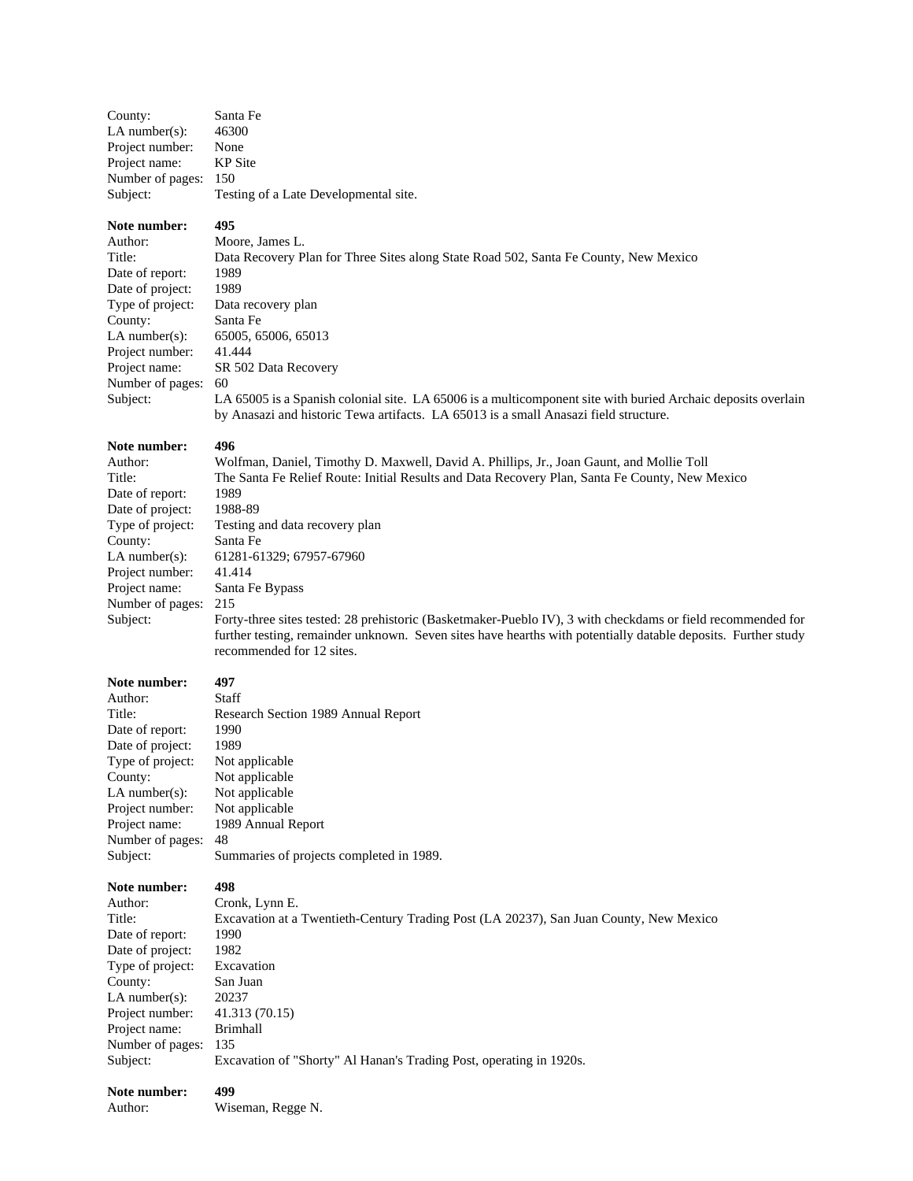County: Santa Fe
LA number(s): 46300
Project number: None
Project name: KP Site
Number of pages: 150
Subject: Testing of a Late Developmental site.

**Note number: 495**
Author: Moore, James L.
Title: Data Recovery Plan for Three Sites along State Road 502, Santa Fe County, New Mexico
Date of report: 1989
Date of project: 1989
Type of project: Data recovery plan
County: Santa Fe
LA number(s): 65005, 65006, 65013
Project number: 41.444
Project name: SR 502 Data Recovery
Number of pages: 60
Subject: LA 65005 is a Spanish colonial site. LA 65006 is a multicomponent site with buried Archaic deposits overlain by Anasazi and historic Tewa artifacts. LA 65013 is a small Anasazi field structure.

**Note number: 496**
Author: Wolfman, Daniel, Timothy D. Maxwell, David A. Phillips, Jr., Joan Gaunt, and Mollie Toll
Title: The Santa Fe Relief Route: Initial Results and Data Recovery Plan, Santa Fe County, New Mexico
Date of report: 1989
Date of project: 1988-89
Type of project: Testing and data recovery plan
County: Santa Fe
LA number(s): 61281-61329; 67957-67960
Project number: 41.414
Project name: Santa Fe Bypass
Number of pages: 215
Subject: Forty-three sites tested: 28 prehistoric (Basketmaker-Pueblo IV), 3 with checkdams or field recommended for further testing, remainder unknown. Seven sites have hearths with potentially datable deposits. Further study recommended for 12 sites.

**Note number: 497**
Author: Staff
Title: Research Section 1989 Annual Report
Date of report: 1990
Date of project: 1989
Type of project: Not applicable
County: Not applicable
LA number(s): Not applicable
Project number: Not applicable
Project name: 1989 Annual Report
Number of pages: 48
Subject: Summaries of projects completed in 1989.

**Note number: 498**
Author: Cronk, Lynn E.
Title: Excavation at a Twentieth-Century Trading Post (LA 20237), San Juan County, New Mexico
Date of report: 1990
Date of project: 1982
Type of project: Excavation
County: San Juan
LA number(s): 20237
Project number: 41.313 (70.15)
Project name: Brimhall
Number of pages: 135
Subject: Excavation of "Shorty" Al Hanan's Trading Post, operating in 1920s.

**Note number: 499**
Author: Wiseman, Regge N.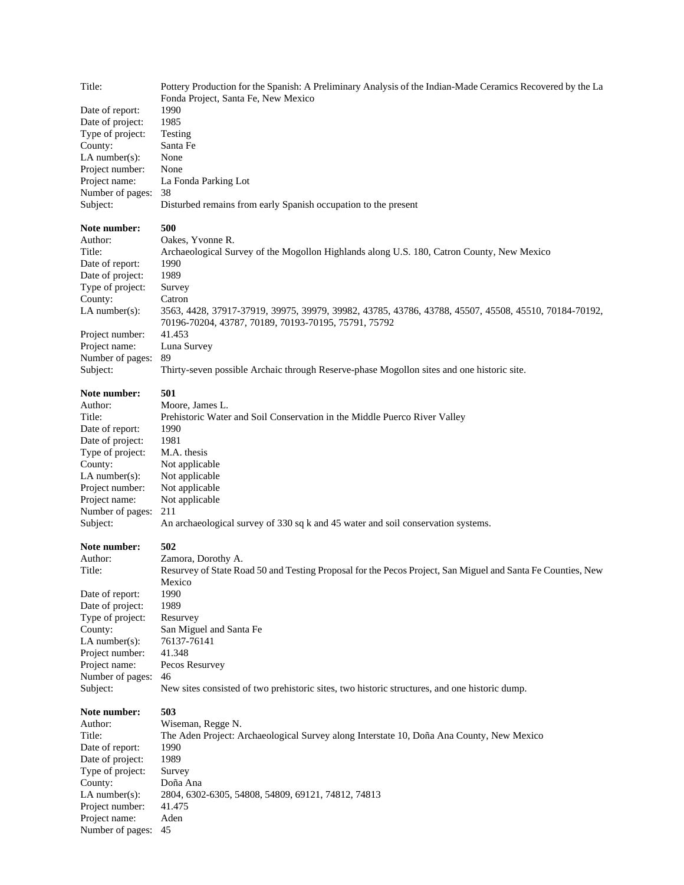Title: Pottery Production for the Spanish: A Preliminary Analysis of the Indian-Made Ceramics Recovered by the La Fonda Project, Santa Fe, New Mexico
Date of report: 1990
Date of project: 1985
Type of project: Testing
County: Santa Fe
LA number(s): None
Project number: None
Project name: La Fonda Parking Lot
Number of pages: 38
Subject: Disturbed remains from early Spanish occupation to the present

**Note number: 500**
Author: Oakes, Yvonne R.
Title: Archaeological Survey of the Mogollon Highlands along U.S. 180, Catron County, New Mexico
Date of report: 1990
Date of project: 1989
Type of project: Survey
County: Catron
LA number(s): 3563, 4428, 37917-37919, 39975, 39979, 39982, 43785, 43786, 43788, 45507, 45508, 45510, 70184-70192, 70196-70204, 43787, 70189, 70193-70195, 75791, 75792
Project number: 41.453
Project name: Luna Survey
Number of pages: 89
Subject: Thirty-seven possible Archaic through Reserve-phase Mogollon sites and one historic site.

**Note number: 501**
Author: Moore, James L.
Title: Prehistoric Water and Soil Conservation in the Middle Puerco River Valley
Date of report: 1990
Date of project: 1981
Type of project: M.A. thesis
County: Not applicable
LA number(s): Not applicable
Project number: Not applicable
Project name: Not applicable
Number of pages: 211
Subject: An archaeological survey of 330 sq k and 45 water and soil conservation systems.

**Note number: 502**
Author: Zamora, Dorothy A.
Title: Resurvey of State Road 50 and Testing Proposal for the Pecos Project, San Miguel and Santa Fe Counties, New Mexico
Date of report: 1990
Date of project: 1989
Type of project: Resurvey
County: San Miguel and Santa Fe
LA number(s): 76137-76141
Project number: 41.348
Project name: Pecos Resurvey
Number of pages: 46
Subject: New sites consisted of two prehistoric sites, two historic structures, and one historic dump.

**Note number: 503**
Author: Wiseman, Regge N.
Title: The Aden Project: Archaeological Survey along Interstate 10, Doña Ana County, New Mexico
Date of report: 1990
Date of project: 1989
Type of project: Survey
County: Doña Ana
LA number(s): 2804, 6302-6305, 54808, 54809, 69121, 74812, 74813
Project number: 41.475
Project name: Aden
Number of pages: 45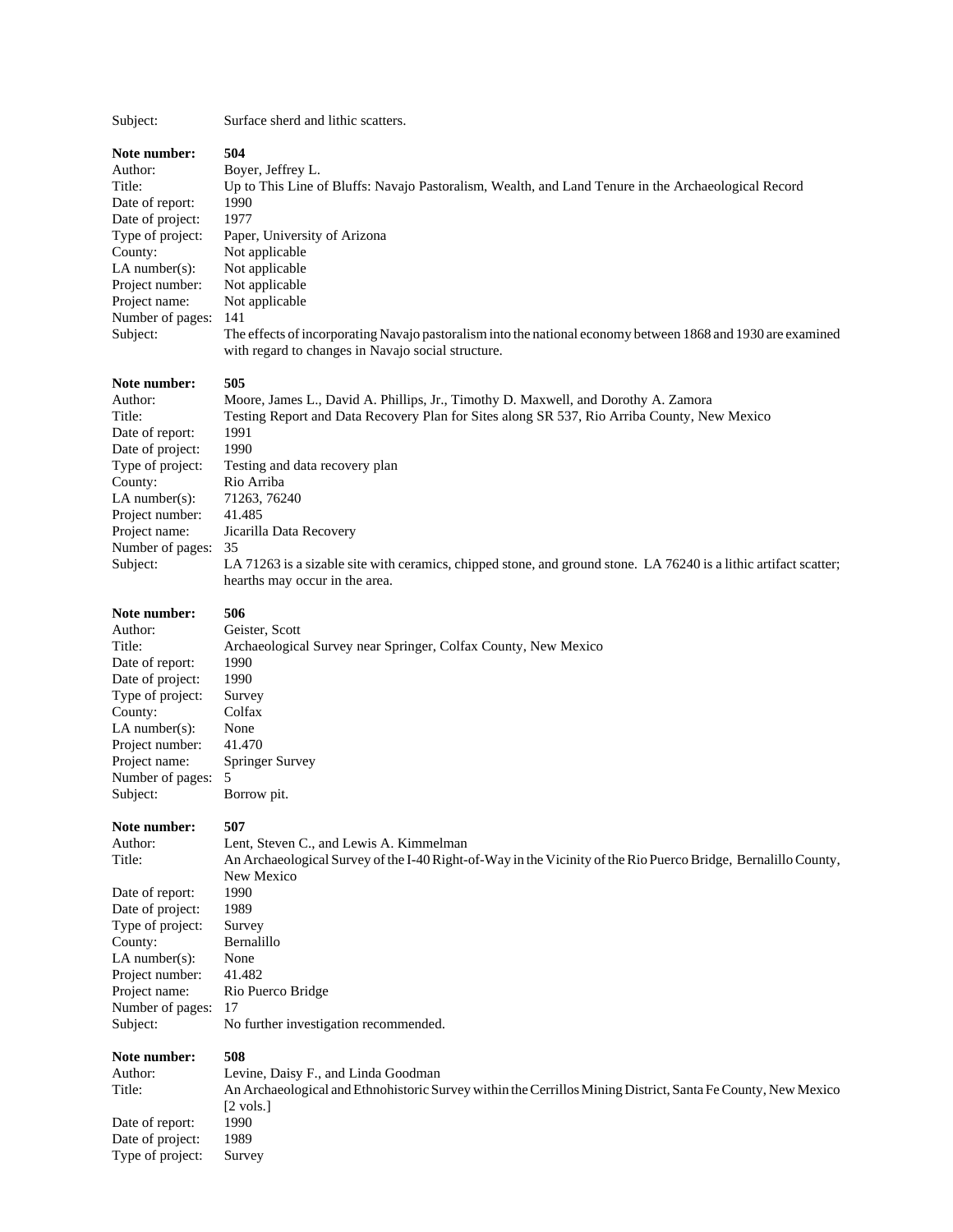Subject: Surface sherd and lithic scatters.

**Note number:** **504**
Author: Boyer, Jeffrey L.
Title: Up to This Line of Bluffs: Navajo Pastoralism, Wealth, and Land Tenure in the Archaeological Record
Date of report: 1990
Date of project: 1977
Type of project: Paper, University of Arizona
County: Not applicable
LA number(s): Not applicable
Project number: Not applicable
Project name: Not applicable
Number of pages: 141
Subject: The effects of incorporating Navajo pastoralism into the national economy between 1868 and 1930 are examined with regard to changes in Navajo social structure.

**Note number:** **505**
Author: Moore, James L., David A. Phillips, Jr., Timothy D. Maxwell, and Dorothy A. Zamora
Title: Testing Report and Data Recovery Plan for Sites along SR 537, Rio Arriba County, New Mexico
Date of report: 1991
Date of project: 1990
Type of project: Testing and data recovery plan
County: Rio Arriba
LA number(s): 71263, 76240
Project number: 41.485
Project name: Jicarilla Data Recovery
Number of pages: 35
Subject: LA 71263 is a sizable site with ceramics, chipped stone, and ground stone. LA 76240 is a lithic artifact scatter; hearths may occur in the area.

**Note number:** **506**
Author: Geister, Scott
Title: Archaeological Survey near Springer, Colfax County, New Mexico
Date of report: 1990
Date of project: 1990
Type of project: Survey
County: Colfax
LA number(s): None
Project number: 41.470
Project name: Springer Survey
Number of pages: 5
Subject: Borrow pit.

**Note number:** **507**
Author: Lent, Steven C., and Lewis A. Kimmelman
Title: An Archaeological Survey of the I-40 Right-of-Way in the Vicinity of the Rio Puerco Bridge, Bernalillo County, New Mexico
Date of report: 1990
Date of project: 1989
Type of project: Survey
County: Bernalillo
LA number(s): None
Project number: 41.482
Project name: Rio Puerco Bridge
Number of pages: 17
Subject: No further investigation recommended.

**Note number:** **508**
Author: Levine, Daisy F., and Linda Goodman
Title: An Archaeological and Ethnohistoric Survey within the Cerrillos Mining District, Santa Fe County, New Mexico [2 vols.]
Date of report: 1990
Date of project: 1989
Type of project: Survey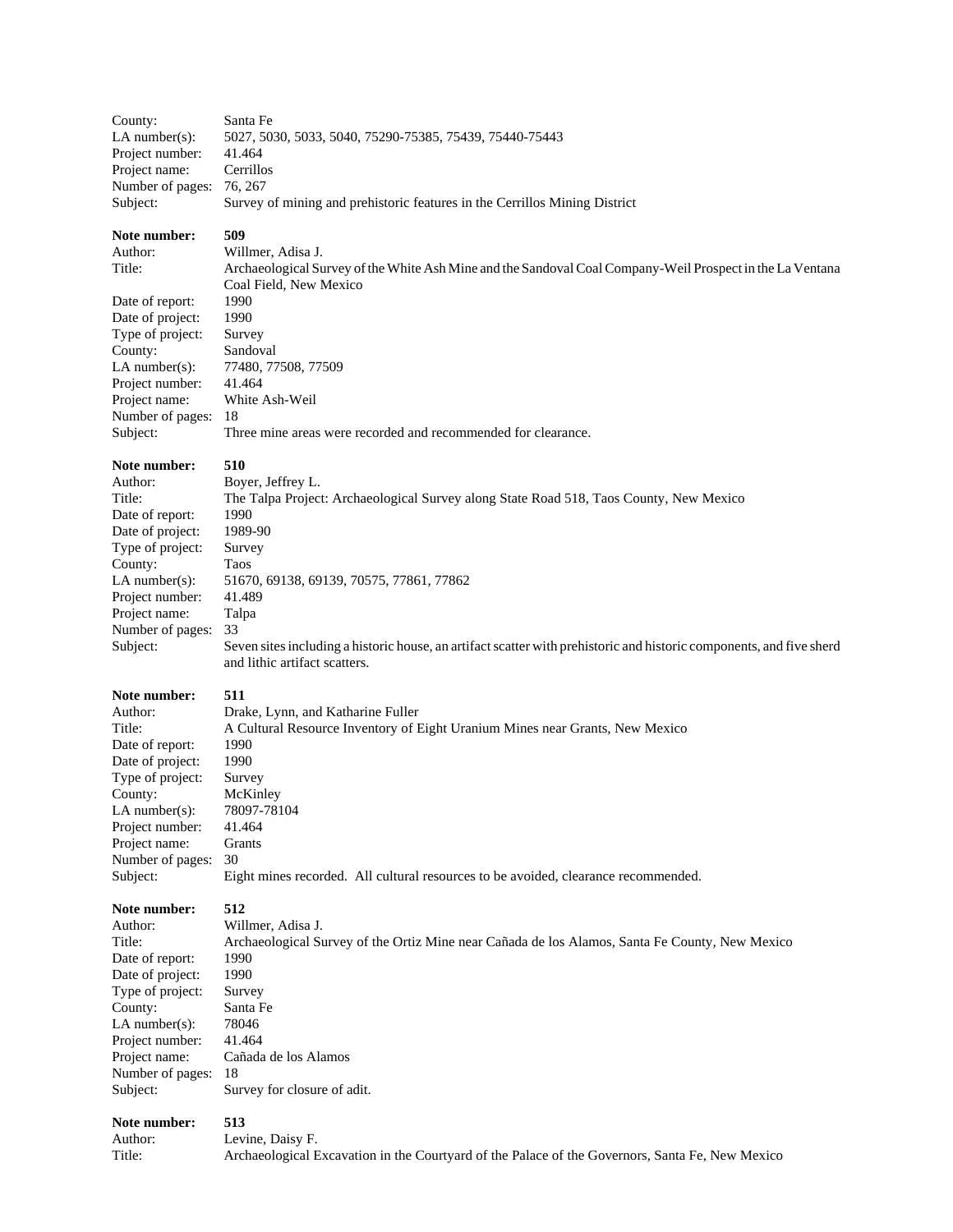County: Santa Fe
LA number(s): 5027, 5030, 5033, 5040, 75290-75385, 75439, 75440-75443
Project number: 41.464
Project name: Cerrillos
Number of pages: 76, 267
Subject: Survey of mining and prehistoric features in the Cerrillos Mining District

**Note number: 509**
Author: Willmer, Adisa J.
Title: Archaeological Survey of the White Ash Mine and the Sandoval Coal Company-Weil Prospect in the La Ventana Coal Field, New Mexico
Date of report: 1990
Date of project: 1990
Type of project: Survey
County: Sandoval
LA number(s): 77480, 77508, 77509
Project number: 41.464
Project name: White Ash-Weil
Number of pages: 18
Subject: Three mine areas were recorded and recommended for clearance.

**Note number: 510**
Author: Boyer, Jeffrey L.
Title: The Talpa Project: Archaeological Survey along State Road 518, Taos County, New Mexico
Date of report: 1990
Date of project: 1989-90
Type of project: Survey
County: Taos
LA number(s): 51670, 69138, 69139, 70575, 77861, 77862
Project number: 41.489
Project name: Talpa
Number of pages: 33
Subject: Seven sites including a historic house, an artifact scatter with prehistoric and historic components, and five sherd and lithic artifact scatters.

**Note number: 511**
Author: Drake, Lynn, and Katharine Fuller
Title: A Cultural Resource Inventory of Eight Uranium Mines near Grants, New Mexico
Date of report: 1990
Date of project: 1990
Type of project: Survey
County: McKinley
LA number(s): 78097-78104
Project number: 41.464
Project name: Grants
Number of pages: 30
Subject: Eight mines recorded. All cultural resources to be avoided, clearance recommended.

**Note number: 512**
Author: Willmer, Adisa J.
Title: Archaeological Survey of the Ortiz Mine near Cañada de los Alamos, Santa Fe County, New Mexico
Date of report: 1990
Date of project: 1990
Type of project: Survey
County: Santa Fe
LA number(s): 78046
Project number: 41.464
Project name: Cañada de los Alamos
Number of pages: 18
Subject: Survey for closure of adit.

**Note number: 513**
Author: Levine, Daisy F.
Title: Archaeological Excavation in the Courtyard of the Palace of the Governors, Santa Fe, New Mexico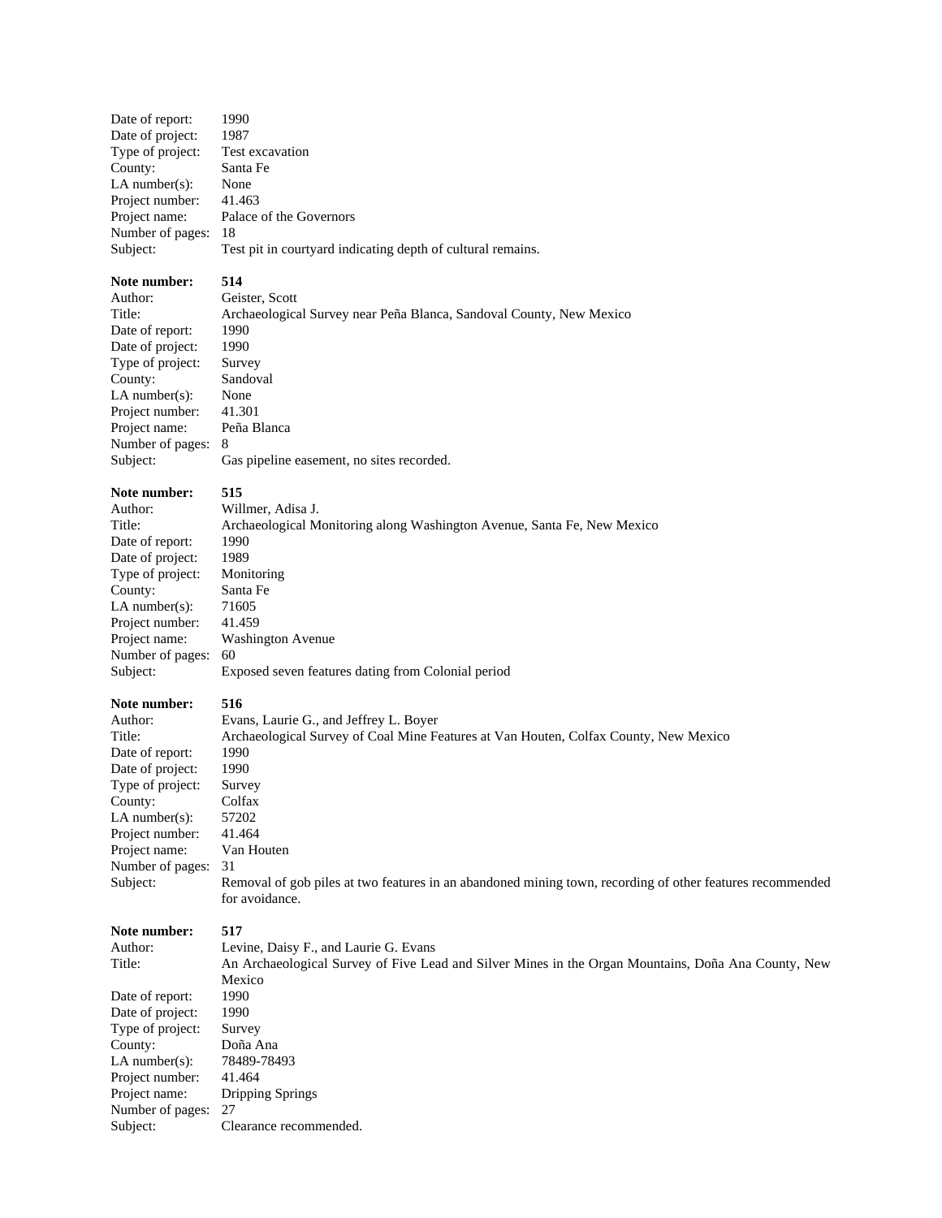Date of report: 1990
Date of project: 1987
Type of project: Test excavation
County: Santa Fe
LA number(s): None
Project number: 41.463
Project name: Palace of the Governors
Number of pages: 18
Subject: Test pit in courtyard indicating depth of cultural remains.

**Note number: 514**
Author: Geister, Scott
Title: Archaeological Survey near Peña Blanca, Sandoval County, New Mexico
Date of report: 1990
Date of project: 1990
Type of project: Survey
County: Sandoval
LA number(s): None
Project number: 41.301
Project name: Peña Blanca
Number of pages: 8
Subject: Gas pipeline easement, no sites recorded.

**Note number: 515**
Author: Willmer, Adisa J.
Title: Archaeological Monitoring along Washington Avenue, Santa Fe, New Mexico
Date of report: 1990
Date of project: 1989
Type of project: Monitoring
County: Santa Fe
LA number(s): 71605
Project number: 41.459
Project name: Washington Avenue
Number of pages: 60
Subject: Exposed seven features dating from Colonial period

**Note number: 516**
Author: Evans, Laurie G., and Jeffrey L. Boyer
Title: Archaeological Survey of Coal Mine Features at Van Houten, Colfax County, New Mexico
Date of report: 1990
Date of project: 1990
Type of project: Survey
County: Colfax
LA number(s): 57202
Project number: 41.464
Project name: Van Houten
Number of pages: 31
Subject: Removal of gob piles at two features in an abandoned mining town, recording of other features recommended for avoidance.

**Note number: 517**
Author: Levine, Daisy F., and Laurie G. Evans
Title: An Archaeological Survey of Five Lead and Silver Mines in the Organ Mountains, Doña Ana County, New Mexico
Date of report: 1990
Date of project: 1990
Type of project: Survey
County: Doña Ana
LA number(s): 78489-78493
Project number: 41.464
Project name: Dripping Springs
Number of pages: 27
Subject: Clearance recommended.